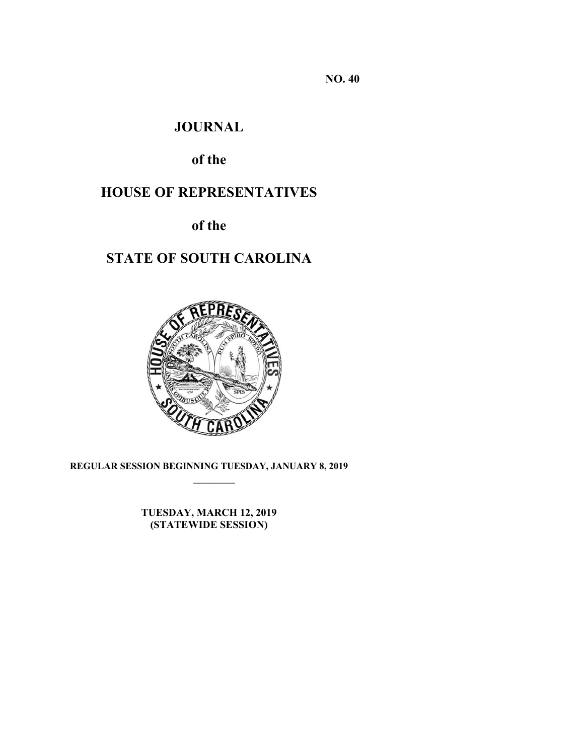**NO. 40**

# JOURNAL

## of the

# HOUSE OF REPRESENTATIVES

## of the

# STATE OF SOUTH CAROLINA

**REGULAR SESSION BEGINNING TUESDAY, JANUARY 8, 2019**

---

**TUESDAY, MARCH 12, 2019**
**(STATEWIDE SESSION)**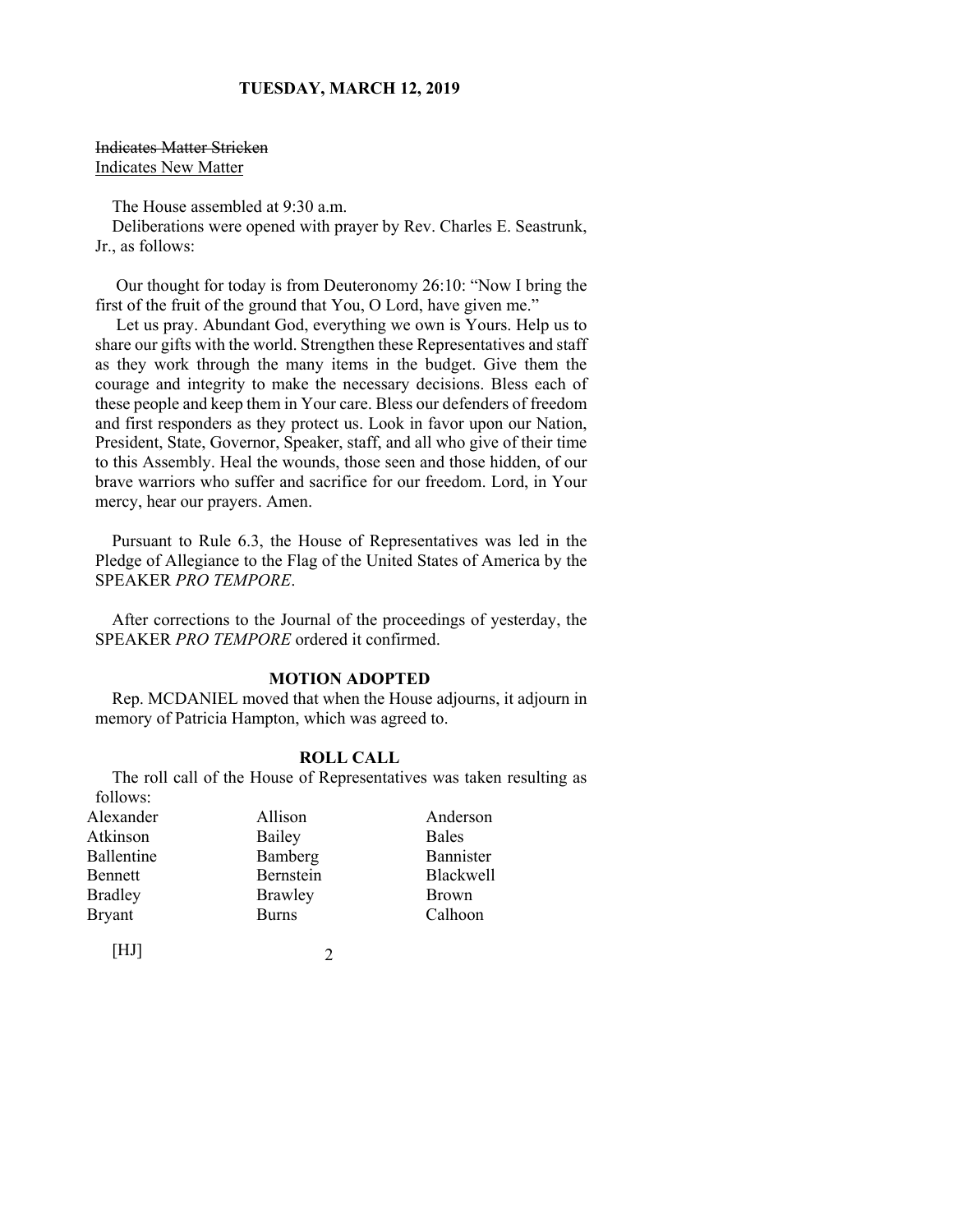**TUESDAY, MARCH 12, 2019**

~~Indicates Matter Stricken~~
<u>Indicates New Matter</u>

The House assembled at 9:30 a.m.
Deliberations were opened with prayer by Rev. Charles E. Seastrunk, Jr., as follows:

Our thought for today is from Deuteronomy 26:10: "Now I bring the first of the fruit of the ground that You, O Lord, have given me."

Let us pray. Abundant God, everything we own is Yours. Help us to share our gifts with the world. Strengthen these Representatives and staff as they work through the many items in the budget. Give them the courage and integrity to make the necessary decisions. Bless each of these people and keep them in Your care. Bless our defenders of freedom and first responders as they protect us. Look in favor upon our Nation, President, State, Governor, Speaker, staff, and all who give of their time to this Assembly. Heal the wounds, those seen and those hidden, of our brave warriors who suffer and sacrifice for our freedom. Lord, in Your mercy, hear our prayers. Amen.

Pursuant to Rule 6.3, the House of Representatives was led in the Pledge of Allegiance to the Flag of the United States of America by the SPEAKER *PRO TEMPORE*.

After corrections to the Journal of the proceedings of yesterday, the SPEAKER *PRO TEMPORE* ordered it confirmed.

### MOTION ADOPTED

Rep. MCDANIEL moved that when the House adjourns, it adjourn in memory of Patricia Hampton, which was agreed to.

### ROLL CALL

The roll call of the House of Representatives was taken resulting as follows:

| | | |
|---|---|---|
| Alexander | Allison | Anderson |
| Atkinson | Bailey | Bales |
| Ballentine | Bamberg | Bannister |
| Bennett | Bernstein | Blackwell |
| Bradley | Brawley | Brown |
| Bryant | Burns | Calhoon |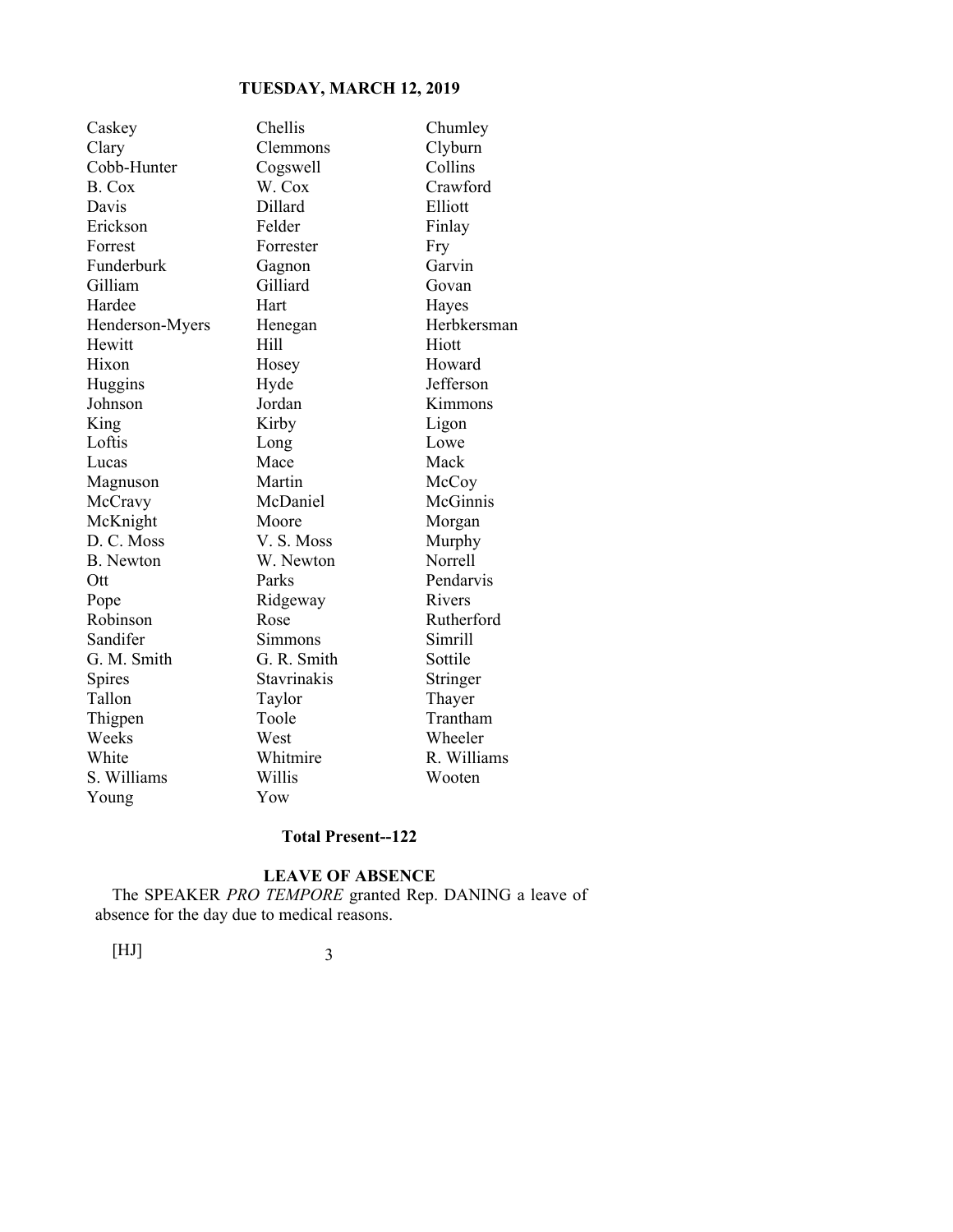| | | |
|---|---|---|
| Caskey | Chellis | Chumley |
| Clary | Clemmons | Clyburn |
| Cobb-Hunter | Cogswell | Collins |
| B. Cox | W. Cox | Crawford |
| Davis | Dillard | Elliott |
| Erickson | Felder | Finlay |
| Forrest | Forrester | Fry |
| Funderburk | Gagnon | Garvin |
| Gilliam | Gilliard | Govan |
| Hardee | Hart | Hayes |
| Henderson-Myers | Henegan | Herbkersman |
| Hewitt | Hill | Hiott |
| Hixon | Hosey | Howard |
| Huggins | Hyde | Jefferson |
| Johnson | Jordan | Kimmons |
| King | Kirby | Ligon |
| Loftis | Long | Lowe |
| Lucas | Mace | Mack |
| Magnuson | Martin | McCoy |
| McCravy | McDaniel | McGinnis |
| McKnight | Moore | Morgan |
| D. C. Moss | V. S. Moss | Murphy |
| B. Newton | W. Newton | Norrell |
| Ott | Parks | Pendarvis |
| Pope | Ridgeway | Rivers |
| Robinson | Rose | Rutherford |
| Sandifer | Simmons | Simrill |
| G. M. Smith | G. R. Smith | Sottile |
| Spires | Stavrinakis | Stringer |
| Tallon | Taylor | Thayer |
| Thigpen | Toole | Trantham |
| Weeks | West | Wheeler |
| White | Whitmire | R. Williams |
| S. Williams | Willis | Wooten |
| Young | Yow | |

**Total Present--122**

**LEAVE OF ABSENCE**

The SPEAKER *PRO TEMPORE* granted Rep. DANING a leave of absence for the day due to medical reasons.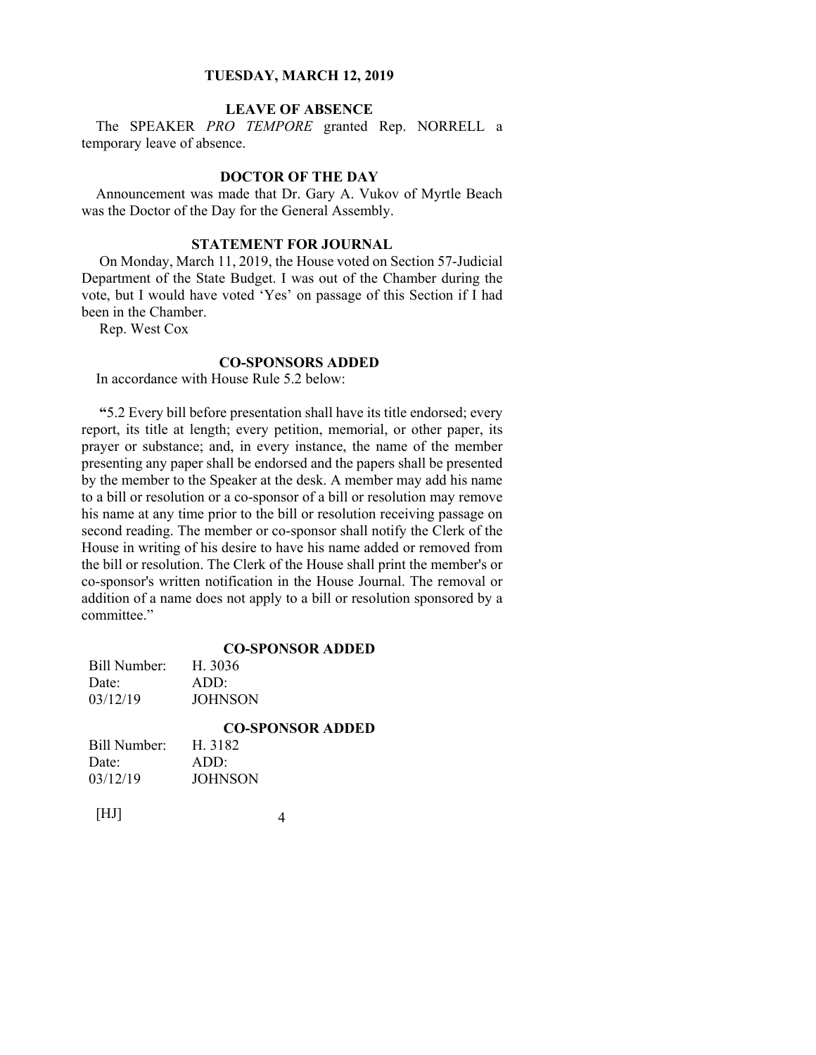## LEAVE OF ABSENCE

The SPEAKER *PRO TEMPORE* granted Rep. NORRELL a temporary leave of absence.

## DOCTOR OF THE DAY

Announcement was made that Dr. Gary A. Vukov of Myrtle Beach was the Doctor of the Day for the General Assembly.

## STATEMENT FOR JOURNAL

On Monday, March 11, 2019, the House voted on Section 57-Judicial Department of the State Budget. I was out of the Chamber during the vote, but I would have voted 'Yes' on passage of this Section if I had been in the Chamber.

Rep. West Cox

## CO-SPONSORS ADDED

In accordance with House Rule 5.2 below:

"5.2 Every bill before presentation shall have its title endorsed; every report, its title at length; every petition, memorial, or other paper, its prayer or substance; and, in every instance, the name of the member presenting any paper shall be endorsed and the papers shall be presented by the member to the Speaker at the desk. A member may add his name to a bill or resolution or a co-sponsor of a bill or resolution may remove his name at any time prior to the bill or resolution receiving passage on second reading. The member or co-sponsor shall notify the Clerk of the House in writing of his desire to have his name added or removed from the bill or resolution. The Clerk of the House shall print the member's or co-sponsor's written notification in the House Journal. The removal or addition of a name does not apply to a bill or resolution sponsored by a committee."

### CO-SPONSOR ADDED

| Bill Number: | H. 3036 |
|---|---|
| Date: | ADD: |
| 03/12/19 | JOHNSON |

### CO-SPONSOR ADDED

| Bill Number: | H. 3182 |
|---|---|
| Date: | ADD: |
| 03/12/19 | JOHNSON |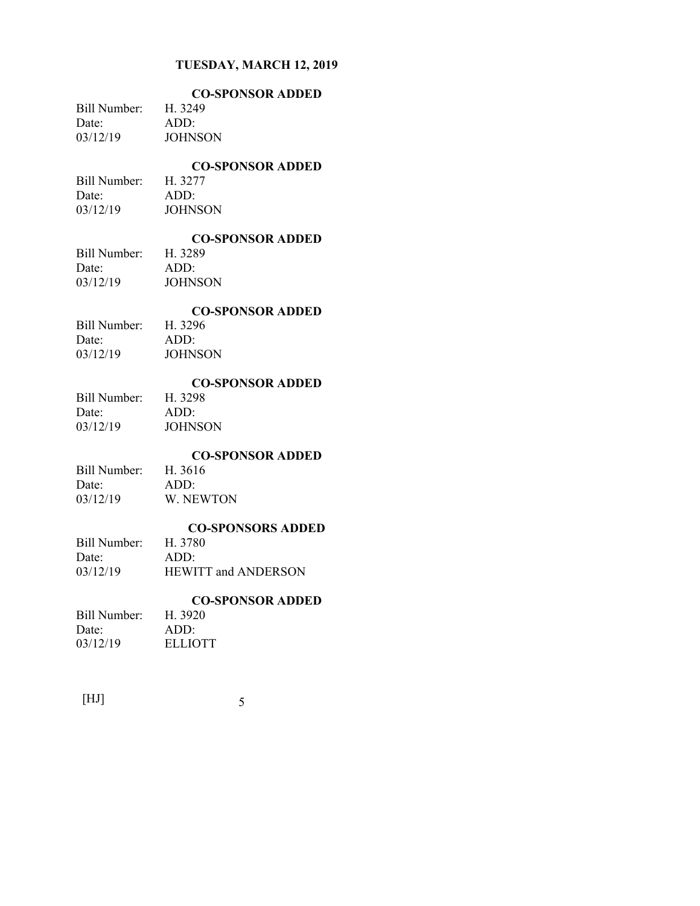## TUESDAY, MARCH 12, 2019

### CO-SPONSOR ADDED

| Bill Number: | H. 3249 |
|---|---|
| Date: | ADD: |
| 03/12/19 | JOHNSON |

### CO-SPONSOR ADDED

| Bill Number: | H. 3277 |
|---|---|
| Date: | ADD: |
| 03/12/19 | JOHNSON |

### CO-SPONSOR ADDED

| Bill Number: | H. 3289 |
|---|---|
| Date: | ADD: |
| 03/12/19 | JOHNSON |

### CO-SPONSOR ADDED

| Bill Number: | H. 3296 |
|---|---|
| Date: | ADD: |
| 03/12/19 | JOHNSON |

### CO-SPONSOR ADDED

| Bill Number: | H. 3298 |
|---|---|
| Date: | ADD: |
| 03/12/19 | JOHNSON |

### CO-SPONSOR ADDED

| Bill Number: | H. 3616 |
|---|---|
| Date: | ADD: |
| 03/12/19 | W. NEWTON |

### CO-SPONSORS ADDED

| Bill Number: | H. 3780 |
|---|---|
| Date: | ADD: |
| 03/12/19 | HEWITT and ANDERSON |

### CO-SPONSOR ADDED

| Bill Number: | H. 3920 |
|---|---|
| Date: | ADD: |
| 03/12/19 | ELLIOTT |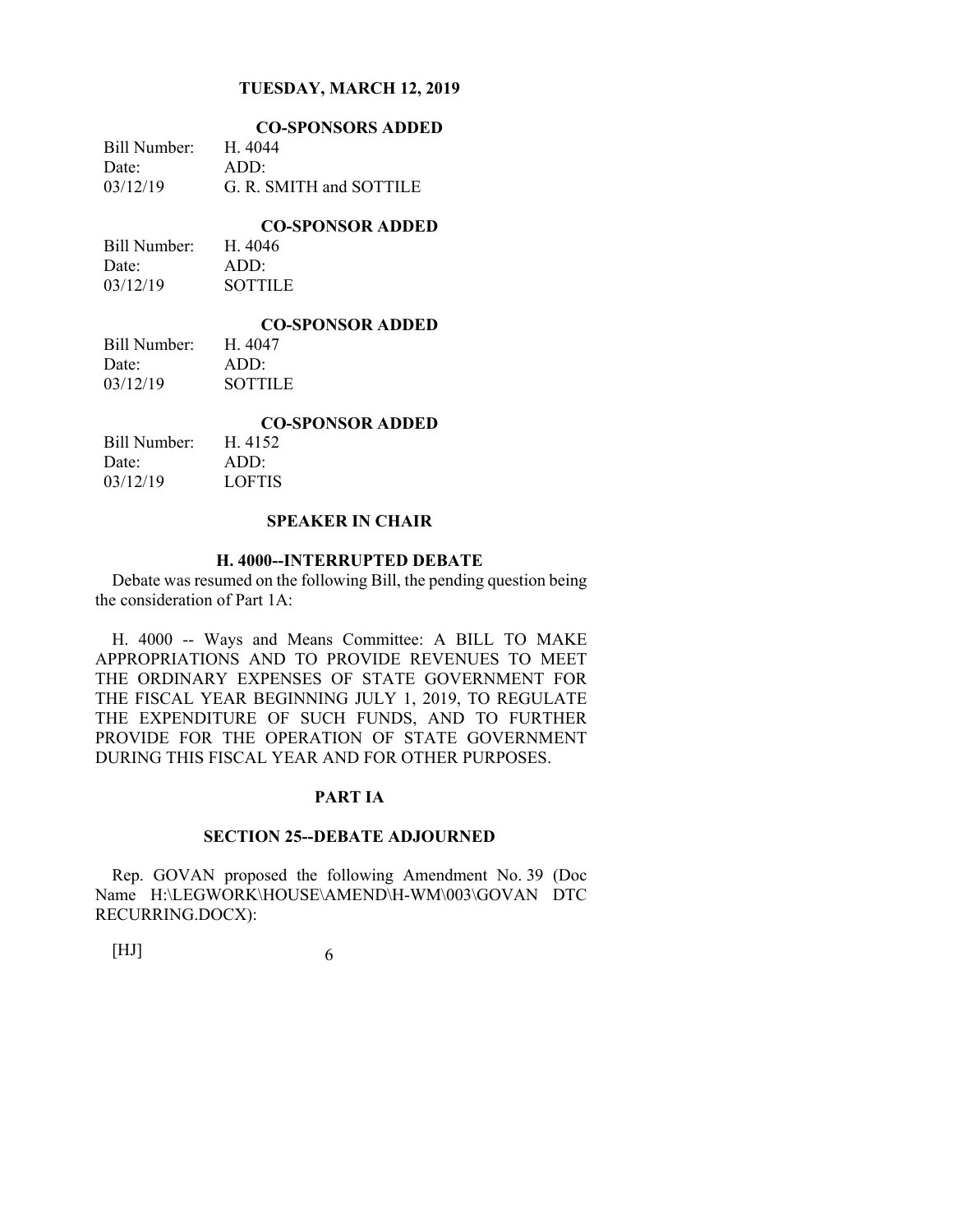**CO-SPONSORS ADDED**

| Bill Number: | H. 4044 |
|---|---|
| Date: | ADD: |
| 03/12/19 | G. R. SMITH and SOTTILE |

**CO-SPONSOR ADDED**

| Bill Number: | H. 4046 |
|---|---|
| Date: | ADD: |
| 03/12/19 | SOTTILE |

**CO-SPONSOR ADDED**

| Bill Number: | H. 4047 |
|---|---|
| Date: | ADD: |
| 03/12/19 | SOTTILE |

**CO-SPONSOR ADDED**

| Bill Number: | H. 4152 |
|---|---|
| Date: | ADD: |
| 03/12/19 | LOFTIS |

**SPEAKER IN CHAIR**

**H. 4000--INTERRUPTED DEBATE**

Debate was resumed on the following Bill, the pending question being the consideration of Part 1A:

H. 4000 -- Ways and Means Committee: A BILL TO MAKE APPROPRIATIONS AND TO PROVIDE REVENUES TO MEET THE ORDINARY EXPENSES OF STATE GOVERNMENT FOR THE FISCAL YEAR BEGINNING JULY 1, 2019, TO REGULATE THE EXPENDITURE OF SUCH FUNDS, AND TO FURTHER PROVIDE FOR THE OPERATION OF STATE GOVERNMENT DURING THIS FISCAL YEAR AND FOR OTHER PURPOSES.

**PART IA**

**SECTION 25--DEBATE ADJOURNED**

Rep. GOVAN proposed the following Amendment No. 39 (Doc Name H:\LEGWORK\HOUSE\AMEND\H-WM\003\GOVAN DTC RECURRING.DOCX):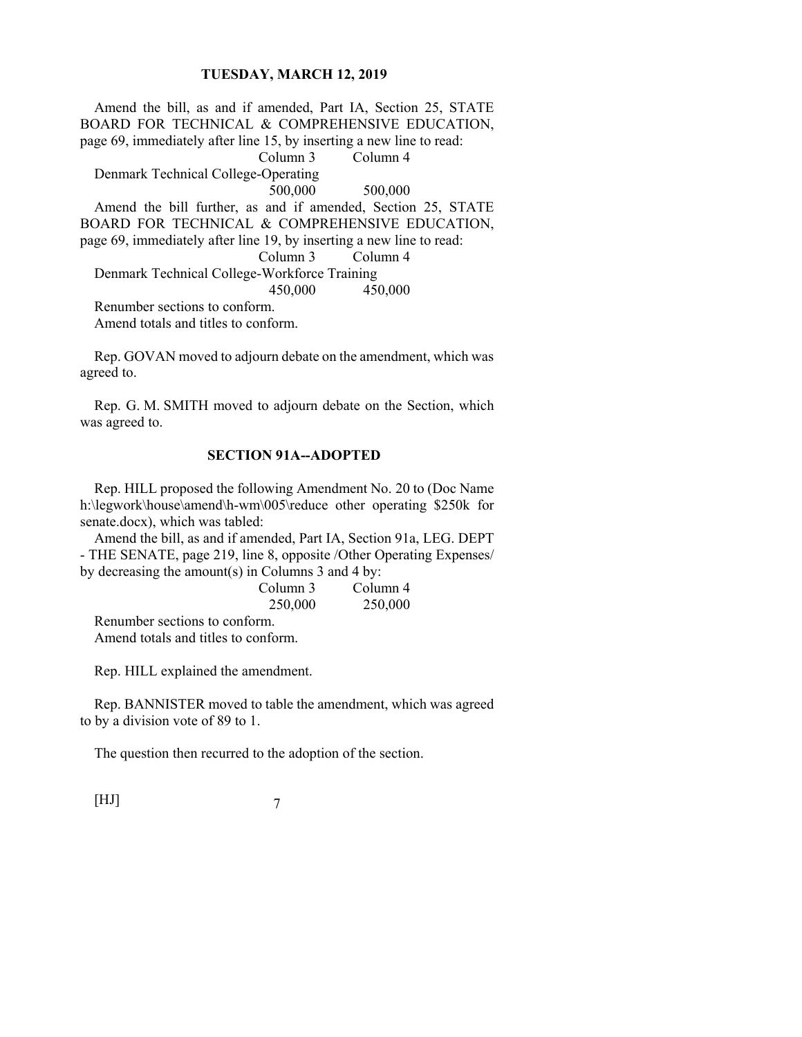Amend the bill, as and if amended, Part IA, Section 25, STATE BOARD FOR TECHNICAL & COMPREHENSIVE EDUCATION, page 69, immediately after line 15, by inserting a new line to read:

| | Column 3 | Column 4 |
|---|---|---|
| Denmark Technical College-Operating | | |
| | 500,000 | 500,000 |

Amend the bill further, as and if amended, Section 25, STATE BOARD FOR TECHNICAL & COMPREHENSIVE EDUCATION, page 69, immediately after line 19, by inserting a new line to read:

| | Column 3 | Column 4 |
|---|---|---|
| Denmark Technical College-Workforce Training | | |
| | 450,000 | 450,000 |

Renumber sections to conform.
Amend totals and titles to conform.

Rep. GOVAN moved to adjourn debate on the amendment, which was agreed to.

Rep. G. M. SMITH moved to adjourn debate on the Section, which was agreed to.

## SECTION 91A--ADOPTED

Rep. HILL proposed the following Amendment No. 20 to (Doc Name h:\legwork\house\amend\h-wm\005\reduce other operating $250k for senate.docx), which was tabled:

Amend the bill, as and if amended, Part IA, Section 91a, LEG. DEPT - THE SENATE, page 219, line 8, opposite /Other Operating Expenses/ by decreasing the amount(s) in Columns 3 and 4 by:

| Column 3 | Column 4 |
|---|---|
| 250,000 | 250,000 |

Renumber sections to conform.
Amend totals and titles to conform.

Rep. HILL explained the amendment.

Rep. BANNISTER moved to table the amendment, which was agreed to by a division vote of 89 to 1.

The question then recurred to the adoption of the section.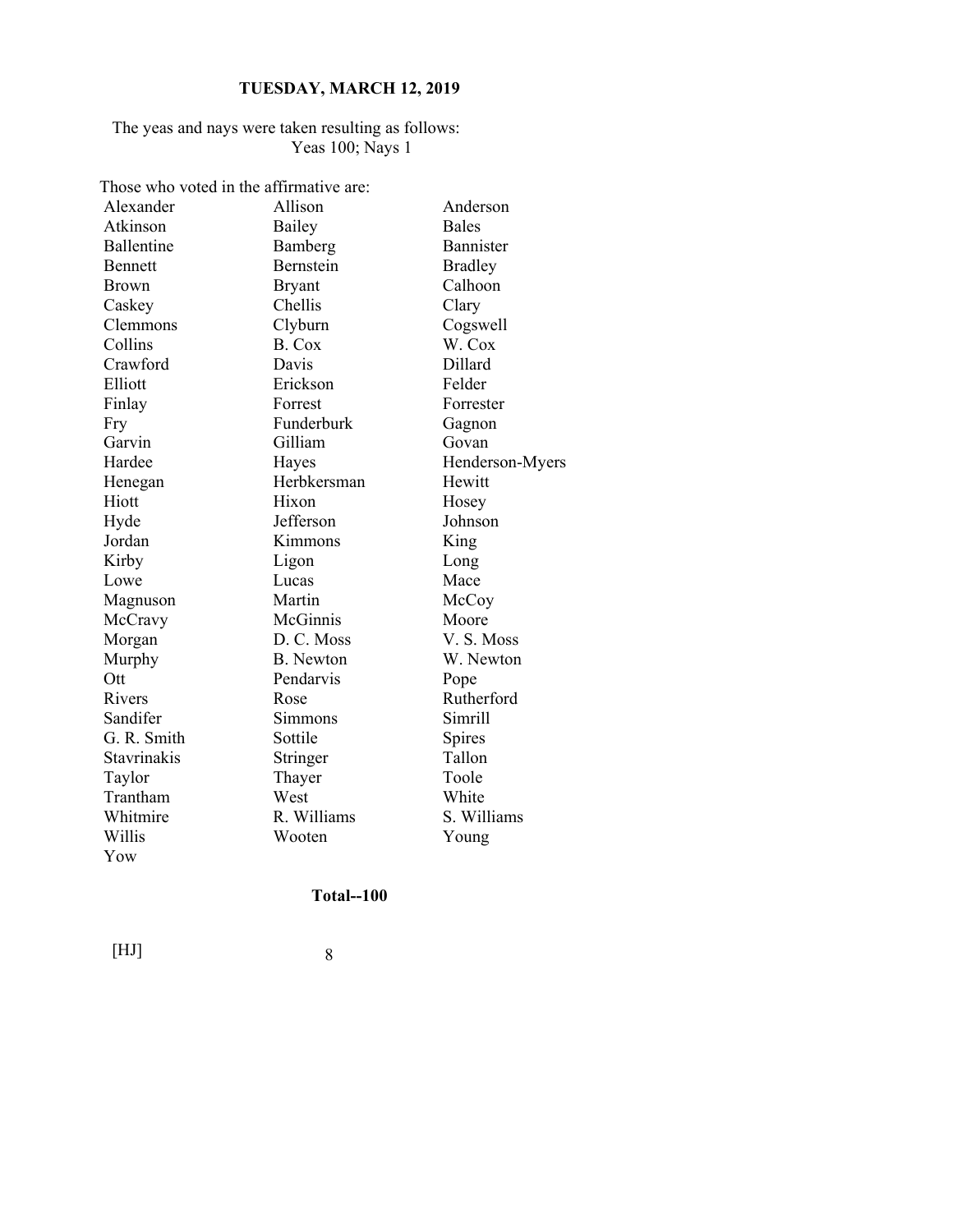The yeas and nays were taken resulting as follows:
Yeas 100; Nays 1

Those who voted in the affirmative are:

| | | |
|---|---|---|
| Alexander | Allison | Anderson |
| Atkinson | Bailey | Bales |
| Ballentine | Bamberg | Bannister |
| Bennett | Bernstein | Bradley |
| Brown | Bryant | Calhoon |
| Caskey | Chellis | Clary |
| Clemmons | Clyburn | Cogswell |
| Collins | B. Cox | W. Cox |
| Crawford | Davis | Dillard |
| Elliott | Erickson | Felder |
| Finlay | Forrest | Forrester |
| Fry | Funderburk | Gagnon |
| Garvin | Gilliam | Govan |
| Hardee | Hayes | Henderson-Myers |
| Henegan | Herbkersman | Hewitt |
| Hiott | Hixon | Hosey |
| Hyde | Jefferson | Johnson |
| Jordan | Kimmons | King |
| Kirby | Ligon | Long |
| Lowe | Lucas | Mace |
| Magnuson | Martin | McCoy |
| McCravy | McGinnis | Moore |
| Morgan | D. C. Moss | V. S. Moss |
| Murphy | B. Newton | W. Newton |
| Ott | Pendarvis | Pope |
| Rivers | Rose | Rutherford |
| Sandifer | Simmons | Simrill |
| G. R. Smith | Sottile | Spires |
| Stavrinakis | Stringer | Tallon |
| Taylor | Thayer | Toole |
| Trantham | West | White |
| Whitmire | R. Williams | S. Williams |
| Willis | Wooten | Young |
| Yow | | |

**Total--100**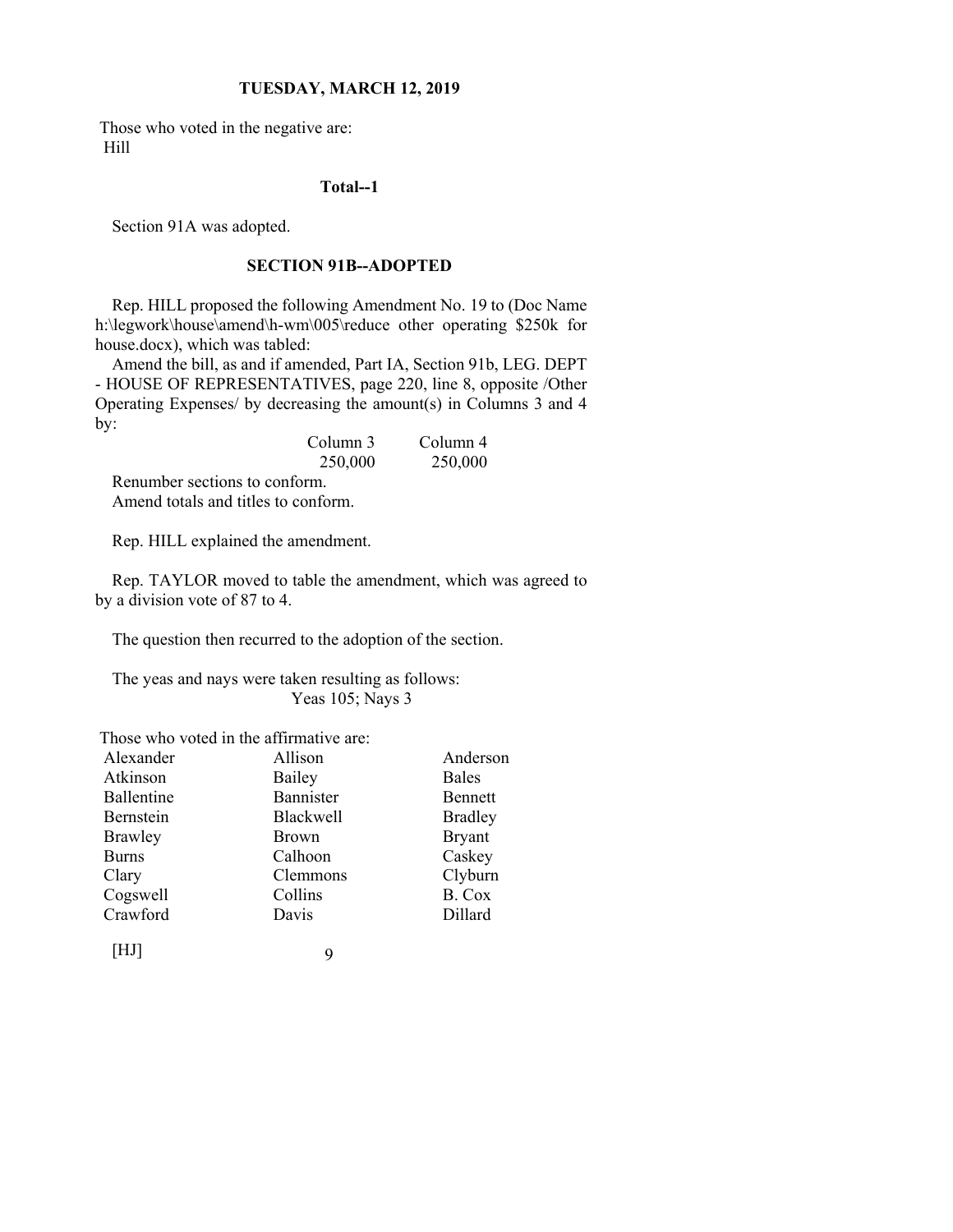Those who voted in the negative are:
Hill

**Total--1**

Section 91A was adopted.

**SECTION 91B--ADOPTED**

Rep. HILL proposed the following Amendment No. 19 to (Doc Name h:\legwork\house\amend\h-wm\005\reduce other operating $250k for house.docx), which was tabled:

Amend the bill, as and if amended, Part IA, Section 91b, LEG. DEPT - HOUSE OF REPRESENTATIVES, page 220, line 8, opposite /Other Operating Expenses/ by decreasing the amount(s) in Columns 3 and 4 by:

| Column 3 | Column 4 |
|---|---|
| 250,000 | 250,000 |

Renumber sections to conform.
Amend totals and titles to conform.

Rep. HILL explained the amendment.

Rep. TAYLOR moved to table the amendment, which was agreed to by a division vote of 87 to 4.

The question then recurred to the adoption of the section.

The yeas and nays were taken resulting as follows:
Yeas 105; Nays 3

Those who voted in the affirmative are:

| | | |
|---|---|---|
| Alexander | Allison | Anderson |
| Atkinson | Bailey | Bales |
| Ballentine | Bannister | Bennett |
| Bernstein | Blackwell | Bradley |
| Brawley | Brown | Bryant |
| Burns | Calhoon | Caskey |
| Clary | Clemmons | Clyburn |
| Cogswell | Collins | B. Cox |
| Crawford | Davis | Dillard |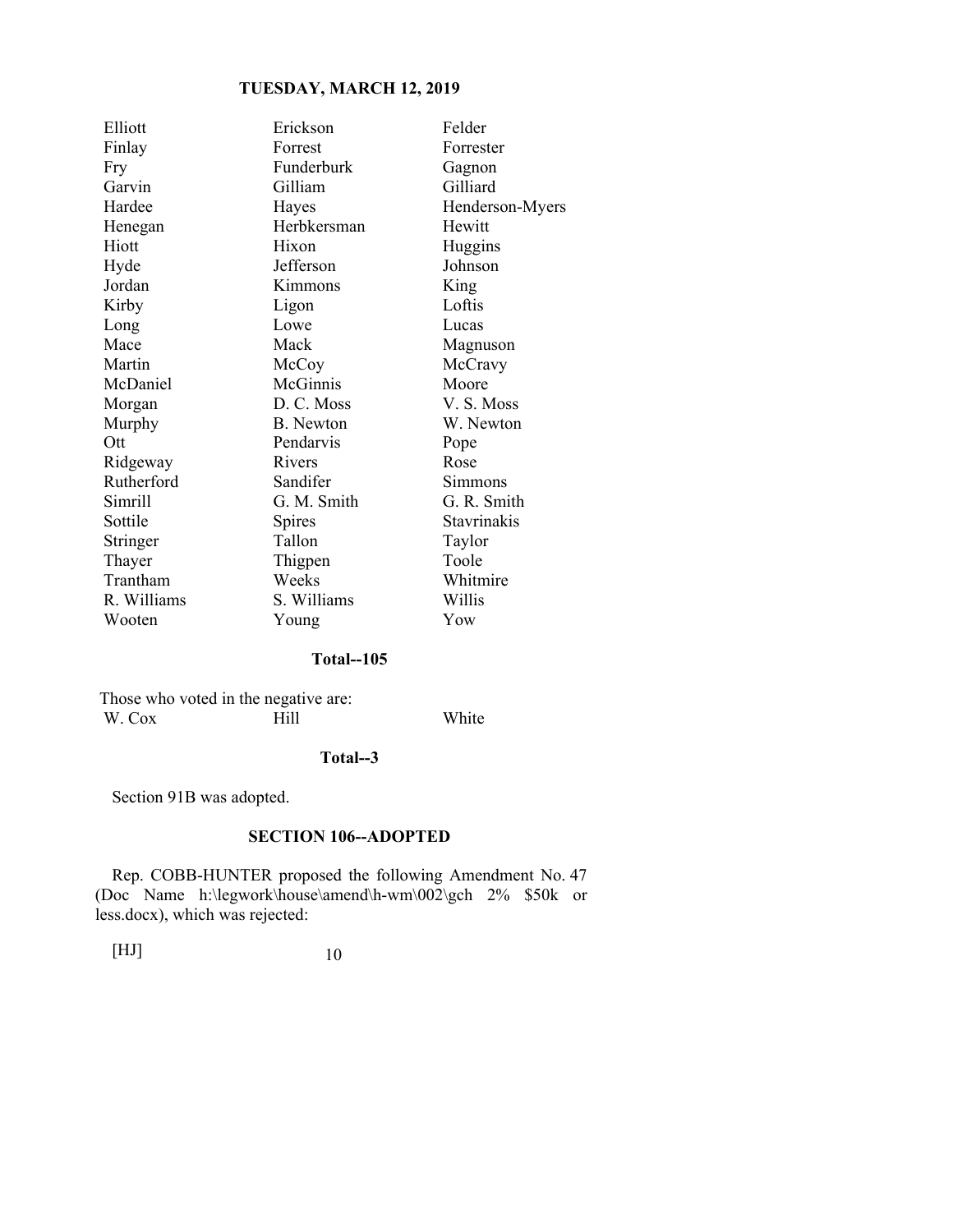| | | |
|---|---|---|
| Elliott | Erickson | Felder |
| Finlay | Forrest | Forrester |
| Fry | Funderburk | Gagnon |
| Garvin | Gilliam | Gilliard |
| Hardee | Hayes | Henderson-Myers |
| Henegan | Herbkersman | Hewitt |
| Hiott | Hixon | Huggins |
| Hyde | Jefferson | Johnson |
| Jordan | Kimmons | King |
| Kirby | Ligon | Loftis |
| Long | Lowe | Lucas |
| Mace | Mack | Magnuson |
| Martin | McCoy | McCravy |
| McDaniel | McGinnis | Moore |
| Morgan | D. C. Moss | V. S. Moss |
| Murphy | B. Newton | W. Newton |
| Ott | Pendarvis | Pope |
| Ridgeway | Rivers | Rose |
| Rutherford | Sandifer | Simmons |
| Simrill | G. M. Smith | G. R. Smith |
| Sottile | Spires | Stavrinakis |
| Stringer | Tallon | Taylor |
| Thayer | Thigpen | Toole |
| Trantham | Weeks | Whitmire |
| R. Williams | S. Williams | Willis |
| Wooten | Young | Yow |

**Total--105**

Those who voted in the negative are:

| | | |
|---|---|---|
| W. Cox | Hill | White |

**Total--3**

Section 91B was adopted.

## SECTION 106--ADOPTED

Rep. COBB-HUNTER proposed the following Amendment No. 47 (Doc Name h:\legwork\house\amend\h-wm\002\gch 2% $50k or less.docx), which was rejected: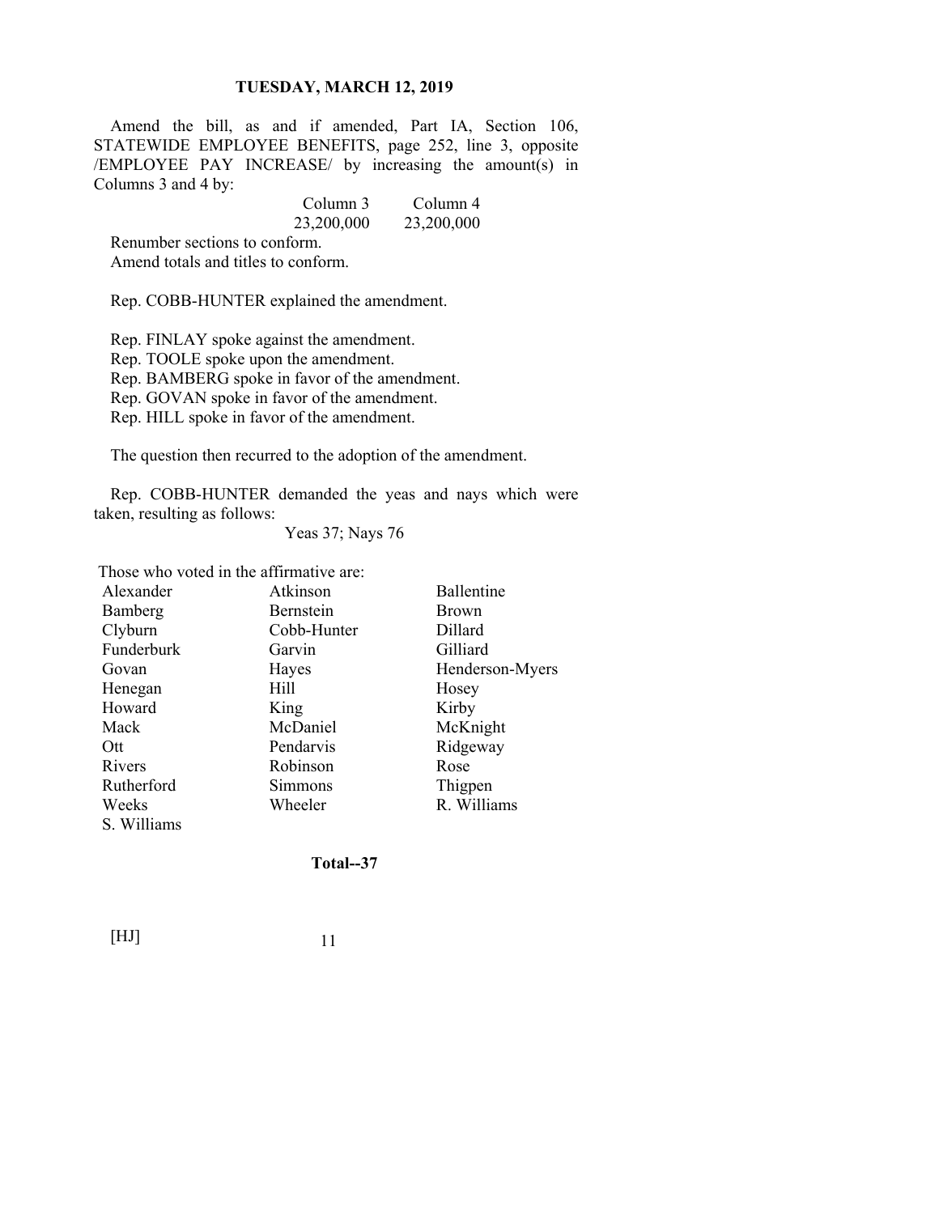Amend the bill, as and if amended, Part IA, Section 106, STATEWIDE EMPLOYEE BENEFITS, page 252, line 3, opposite /EMPLOYEE PAY INCREASE/ by increasing the amount(s) in Columns 3 and 4 by:

| Column 3 | Column 4 |
|---|---|
| 23,200,000 | 23,200,000 |

Renumber sections to conform.
Amend totals and titles to conform.

Rep. COBB-HUNTER explained the amendment.

Rep. FINLAY spoke against the amendment.
Rep. TOOLE spoke upon the amendment.
Rep. BAMBERG spoke in favor of the amendment.
Rep. GOVAN spoke in favor of the amendment.
Rep. HILL spoke in favor of the amendment.

The question then recurred to the adoption of the amendment.

Rep. COBB-HUNTER demanded the yeas and nays which were taken, resulting as follows:

Yeas 37; Nays 76

Those who voted in the affirmative are:

| | | |
|---|---|---|
| Alexander | Atkinson | Ballentine |
| Bamberg | Bernstein | Brown |
| Clyburn | Cobb-Hunter | Dillard |
| Funderburk | Garvin | Gilliard |
| Govan | Hayes | Henderson-Myers |
| Henegan | Hill | Hosey |
| Howard | King | Kirby |
| Mack | McDaniel | McKnight |
| Ott | Pendarvis | Ridgeway |
| Rivers | Robinson | Rose |
| Rutherford | Simmons | Thigpen |
| Weeks | Wheeler | R. Williams |
| S. Williams | | |

**Total--37**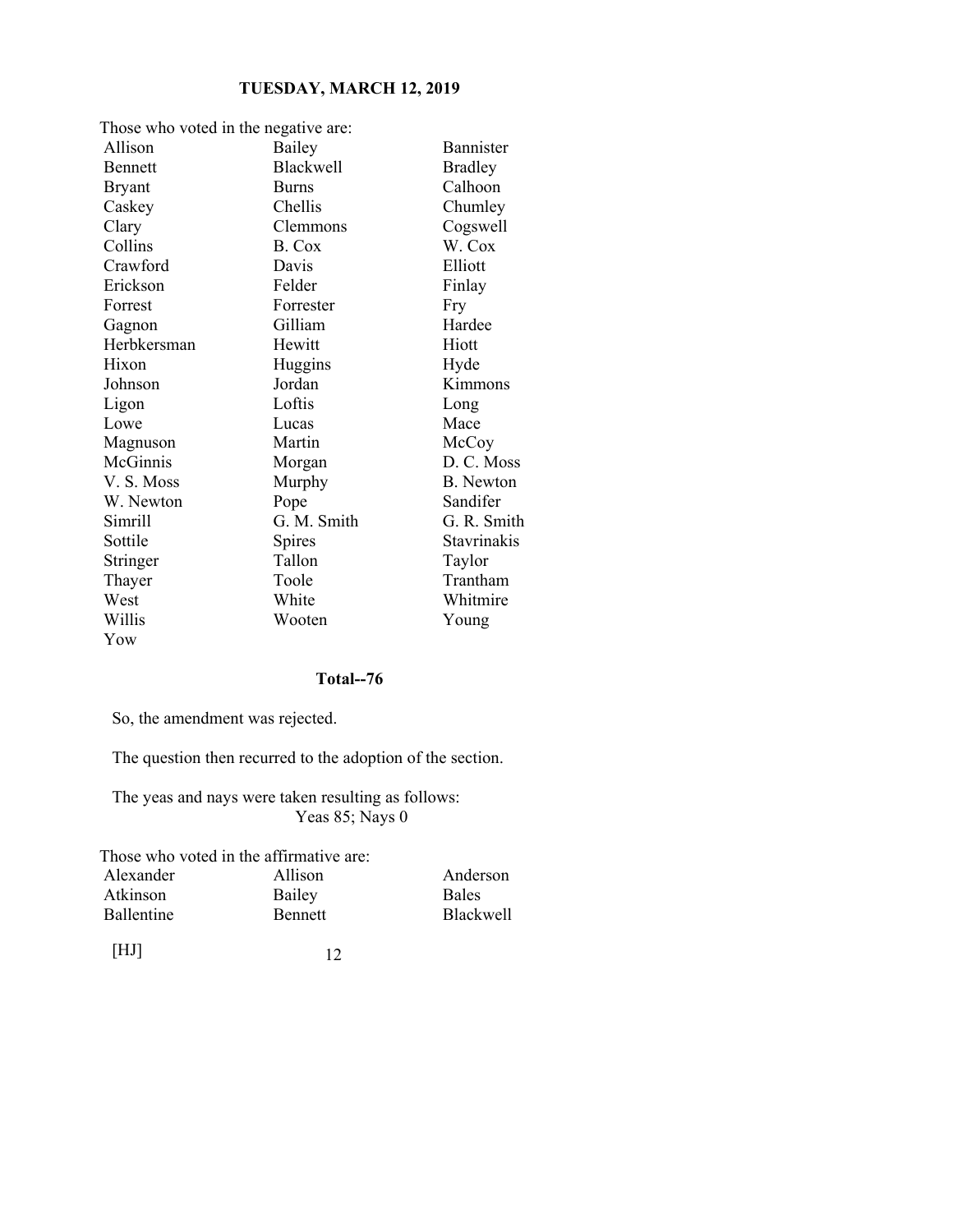Those who voted in the negative are:

| | | |
|---|---|---|
| Allison | Bailey | Bannister |
| Bennett | Blackwell | Bradley |
| Bryant | Burns | Calhoon |
| Caskey | Chellis | Chumley |
| Clary | Clemmons | Cogswell |
| Collins | B. Cox | W. Cox |
| Crawford | Davis | Elliott |
| Erickson | Felder | Finlay |
| Forrest | Forrester | Fry |
| Gagnon | Gilliam | Hardee |
| Herbkersman | Hewitt | Hiott |
| Hixon | Huggins | Hyde |
| Johnson | Jordan | Kimmons |
| Ligon | Loftis | Long |
| Lowe | Lucas | Mace |
| Magnuson | Martin | McCoy |
| McGinnis | Morgan | D. C. Moss |
| V. S. Moss | Murphy | B. Newton |
| W. Newton | Pope | Sandifer |
| Simrill | G. M. Smith | G. R. Smith |
| Sottile | Spires | Stavrinakis |
| Stringer | Tallon | Taylor |
| Thayer | Toole | Trantham |
| West | White | Whitmire |
| Willis | Wooten | Young |
| Yow | | |

**Total--76**

So, the amendment was rejected.

The question then recurred to the adoption of the section.

The yeas and nays were taken resulting as follows:
Yeas 85; Nays 0

Those who voted in the affirmative are:

| | | |
|---|---|---|
| Alexander | Allison | Anderson |
| Atkinson | Bailey | Bales |
| Ballentine | Bennett | Blackwell |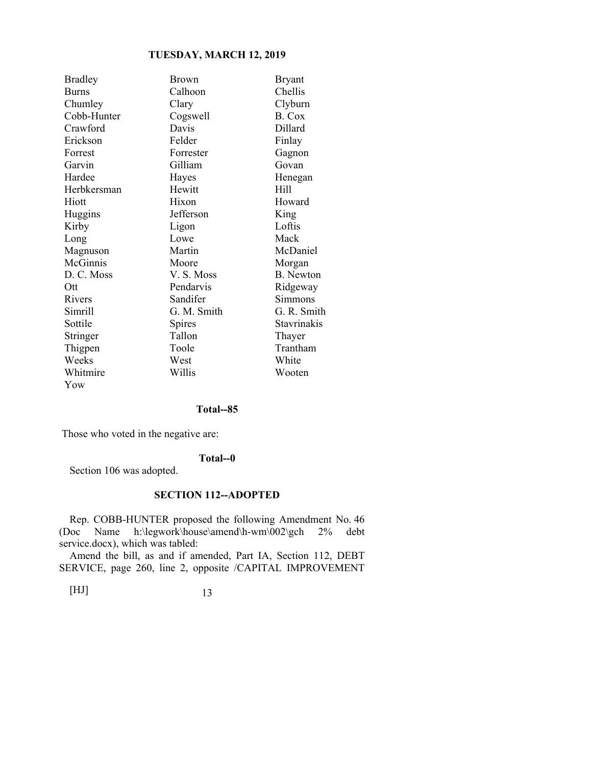| | | |
|---|---|---|
| Bradley | Brown | Bryant |
| Burns | Calhoon | Chellis |
| Chumley | Clary | Clyburn |
| Cobb-Hunter | Cogswell | B. Cox |
| Crawford | Davis | Dillard |
| Erickson | Felder | Finlay |
| Forrest | Forrester | Gagnon |
| Garvin | Gilliam | Govan |
| Hardee | Hayes | Henegan |
| Herbkersman | Hewitt | Hill |
| Hiott | Hixon | Howard |
| Huggins | Jefferson | King |
| Kirby | Ligon | Loftis |
| Long | Lowe | Mack |
| Magnuson | Martin | McDaniel |
| McGinnis | Moore | Morgan |
| D. C. Moss | V. S. Moss | B. Newton |
| Ott | Pendarvis | Ridgeway |
| Rivers | Sandifer | Simmons |
| Simrill | G. M. Smith | G. R. Smith |
| Sottile | Spires | Stavrinakis |
| Stringer | Tallon | Thayer |
| Thigpen | Toole | Trantham |
| Weeks | West | White |
| Whitmire | Willis | Wooten |
| Yow | | |

**Total--85**

Those who voted in the negative are:

**Total--0**

Section 106 was adopted.

### SECTION 112--ADOPTED

Rep. COBB-HUNTER proposed the following Amendment No. 46 (Doc Name h:\legwork\house\amend\h-wm\002\gch 2% debt service.docx), which was tabled:

Amend the bill, as and if amended, Part IA, Section 112, DEBT SERVICE, page 260, line 2, opposite /CAPITAL IMPROVEMENT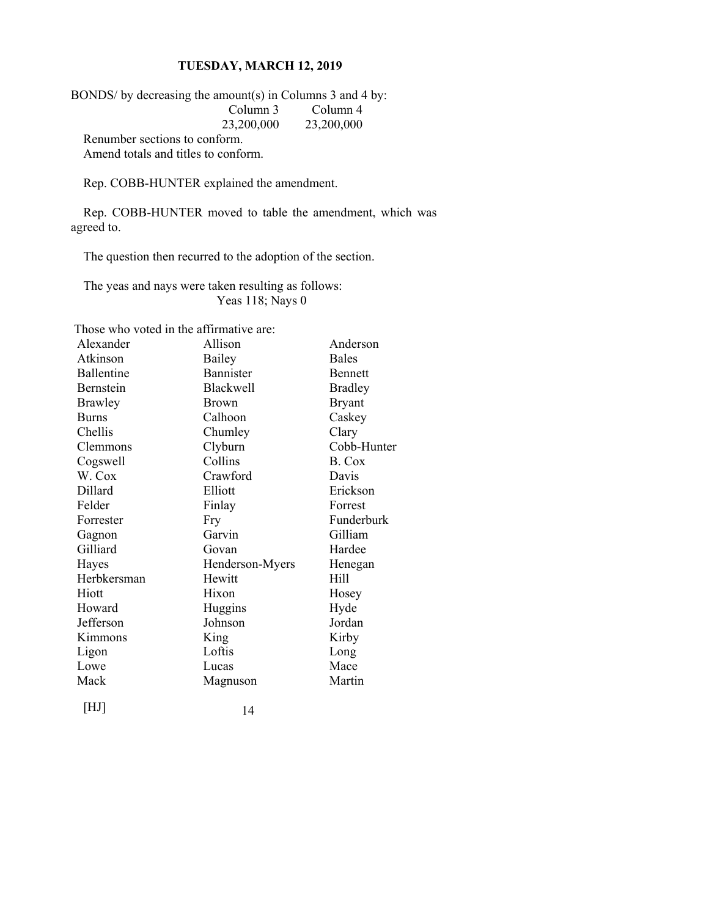BONDS/ by decreasing the amount(s) in Columns 3 and 4 by:

| Column 3 | Column 4 |
|---|---|
| 23,200,000 | 23,200,000 |

Renumber sections to conform.
Amend totals and titles to conform.

Rep. COBB-HUNTER explained the amendment.

Rep. COBB-HUNTER moved to table the amendment, which was agreed to.

The question then recurred to the adoption of the section.

The yeas and nays were taken resulting as follows:
Yeas 118; Nays 0

Those who voted in the affirmative are:

| | | |
|---|---|---|
| Alexander | Allison | Anderson |
| Atkinson | Bailey | Bales |
| Ballentine | Bannister | Bennett |
| Bernstein | Blackwell | Bradley |
| Brawley | Brown | Bryant |
| Burns | Calhoon | Caskey |
| Chellis | Chumley | Clary |
| Clemmons | Clyburn | Cobb-Hunter |
| Cogswell | Collins | B. Cox |
| W. Cox | Crawford | Davis |
| Dillard | Elliott | Erickson |
| Felder | Finlay | Forrest |
| Forrester | Fry | Funderburk |
| Gagnon | Garvin | Gilliam |
| Gilliard | Govan | Hardee |
| Hayes | Henderson-Myers | Henegan |
| Herbkersman | Hewitt | Hill |
| Hiott | Hixon | Hosey |
| Howard | Huggins | Hyde |
| Jefferson | Johnson | Jordan |
| Kimmons | King | Kirby |
| Ligon | Loftis | Long |
| Lowe | Lucas | Mace |
| Mack | Magnuson | Martin |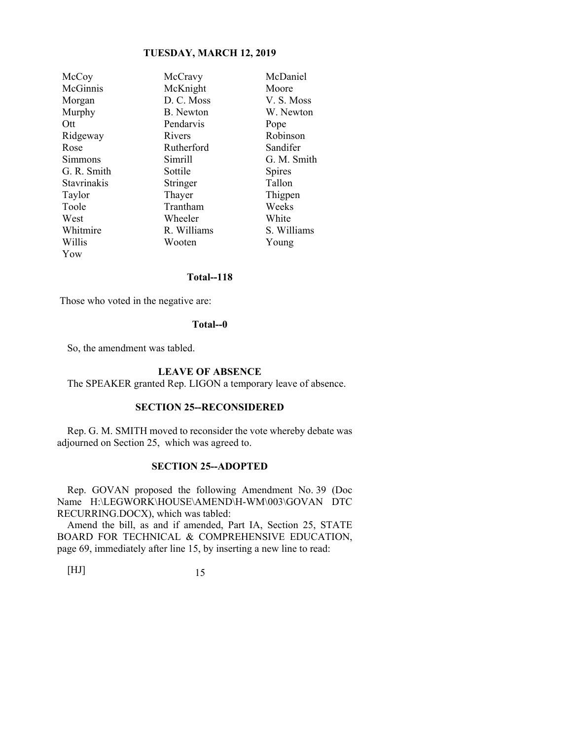| | | |
|---|---|---|
| McCoy | McCravy | McDaniel |
| McGinnis | McKnight | Moore |
| Morgan | D. C. Moss | V. S. Moss |
| Murphy | B. Newton | W. Newton |
| Ott | Pendarvis | Pope |
| Ridgeway | Rivers | Robinson |
| Rose | Rutherford | Sandifer |
| Simmons | Simrill | G. M. Smith |
| G. R. Smith | Sottile | Spires |
| Stavrinakis | Stringer | Tallon |
| Taylor | Thayer | Thigpen |
| Toole | Trantham | Weeks |
| West | Wheeler | White |
| Whitmire | R. Williams | S. Williams |
| Willis | Wooten | Young |
| Yow | | |

**Total--118**

Those who voted in the negative are:

**Total--0**

So, the amendment was tabled.

**LEAVE OF ABSENCE**

The SPEAKER granted Rep. LIGON a temporary leave of absence.

**SECTION 25--RECONSIDERED**

Rep. G. M. SMITH moved to reconsider the vote whereby debate was adjourned on Section 25, which was agreed to.

**SECTION 25--ADOPTED**

Rep. GOVAN proposed the following Amendment No. 39 (Doc Name H:\LEGWORK\HOUSE\AMEND\H-WM\003\GOVAN DTC RECURRING.DOCX), which was tabled:

Amend the bill, as and if amended, Part IA, Section 25, STATE BOARD FOR TECHNICAL & COMPREHENSIVE EDUCATION, page 69, immediately after line 15, by inserting a new line to read: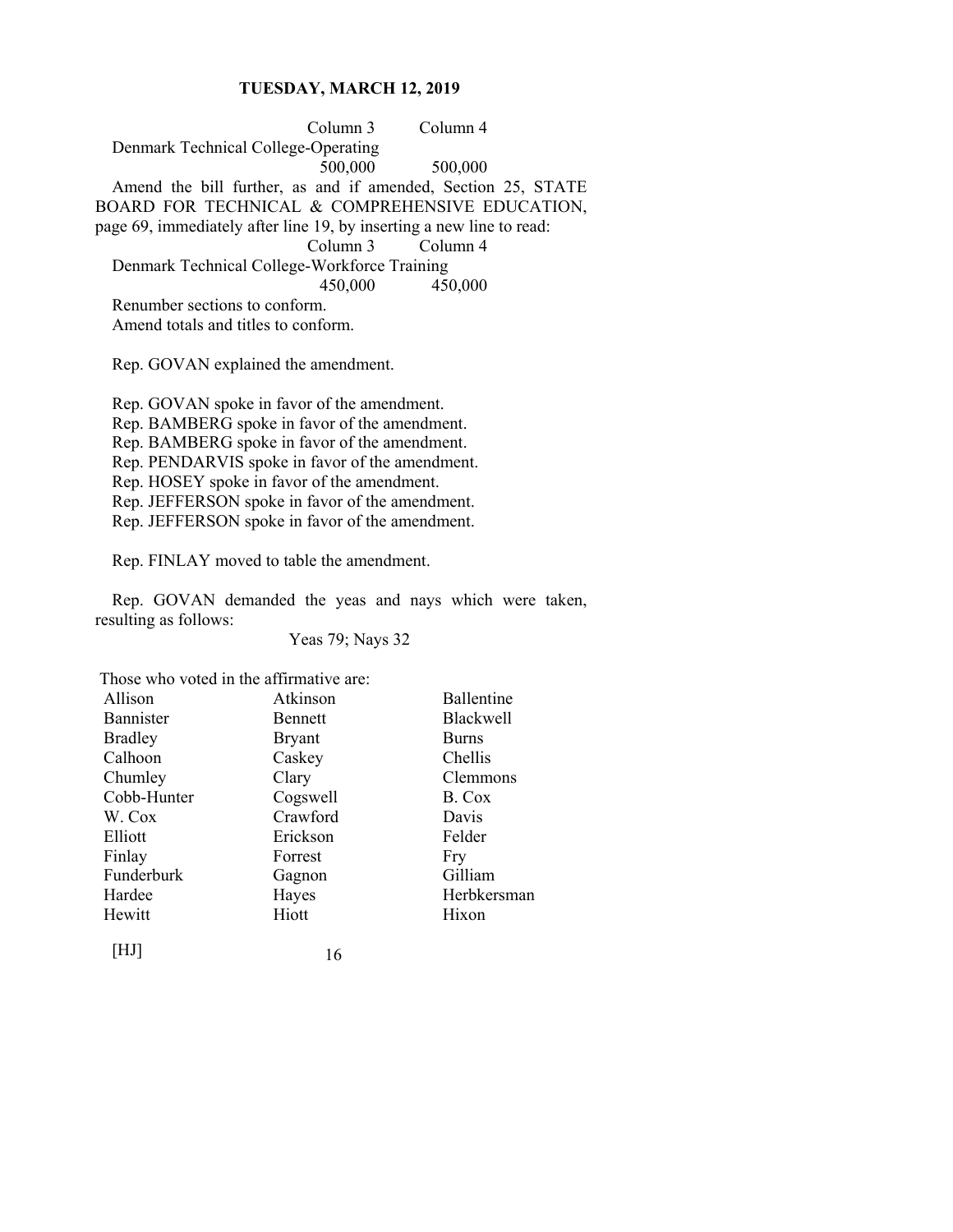| | Column 3 | Column 4 |
|---|---|---|
| Denmark Technical College-Operating | | |
| | 500,000 | 500,000 |

Amend the bill further, as and if amended, Section 25, STATE BOARD FOR TECHNICAL & COMPREHENSIVE EDUCATION, page 69, immediately after line 19, by inserting a new line to read:

| | Column 3 | Column 4 |
|---|---|---|
| Denmark Technical College-Workforce Training | | |
| | 450,000 | 450,000 |

Renumber sections to conform.
Amend totals and titles to conform.

Rep. GOVAN explained the amendment.

Rep. GOVAN spoke in favor of the amendment.
Rep. BAMBERG spoke in favor of the amendment.
Rep. BAMBERG spoke in favor of the amendment.
Rep. PENDARVIS spoke in favor of the amendment.
Rep. HOSEY spoke in favor of the amendment.
Rep. JEFFERSON spoke in favor of the amendment.
Rep. JEFFERSON spoke in favor of the amendment.

Rep. FINLAY moved to table the amendment.

Rep. GOVAN demanded the yeas and nays which were taken, resulting as follows:

Yeas 79; Nays 32

Those who voted in the affirmative are:

| | | |
|---|---|---|
| Allison | Atkinson | Ballentine |
| Bannister | Bennett | Blackwell |
| Bradley | Bryant | Burns |
| Calhoon | Caskey | Chellis |
| Chumley | Clary | Clemmons |
| Cobb-Hunter | Cogswell | B. Cox |
| W. Cox | Crawford | Davis |
| Elliott | Erickson | Felder |
| Finlay | Forrest | Fry |
| Funderburk | Gagnon | Gilliam |
| Hardee | Hayes | Herbkersman |
| Hewitt | Hiott | Hixon |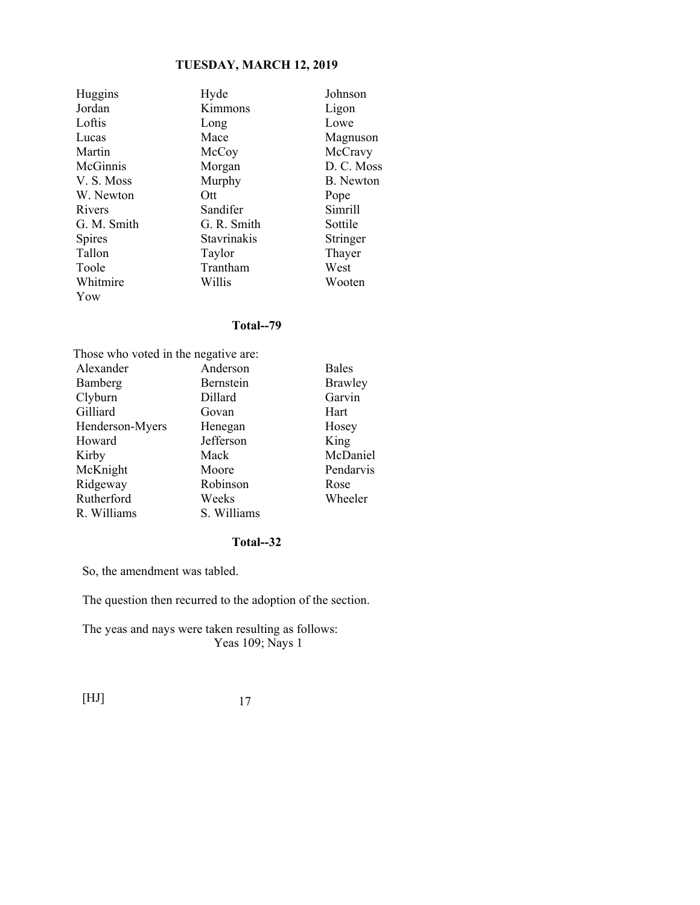| | | |
|---|---|---|
| Huggins | Hyde | Johnson |
| Jordan | Kimmons | Ligon |
| Loftis | Long | Lowe |
| Lucas | Mace | Magnuson |
| Martin | McCoy | McCravy |
| McGinnis | Morgan | D. C. Moss |
| V. S. Moss | Murphy | B. Newton |
| W. Newton | Ott | Pope |
| Rivers | Sandifer | Simrill |
| G. M. Smith | G. R. Smith | Sottile |
| Spires | Stavrinakis | Stringer |
| Tallon | Taylor | Thayer |
| Toole | Trantham | West |
| Whitmire | Willis | Wooten |
| Yow | | |

**Total--79**

Those who voted in the negative are:

| | | |
|---|---|---|
| Alexander | Anderson | Bales |
| Bamberg | Bernstein | Brawley |
| Clyburn | Dillard | Garvin |
| Gilliard | Govan | Hart |
| Henderson-Myers | Henegan | Hosey |
| Howard | Jefferson | King |
| Kirby | Mack | McDaniel |
| McKnight | Moore | Pendarvis |
| Ridgeway | Robinson | Rose |
| Rutherford | Weeks | Wheeler |
| R. Williams | S. Williams | |

**Total--32**

So, the amendment was tabled.

The question then recurred to the adoption of the section.

The yeas and nays were taken resulting as follows:
Yeas 109; Nays 1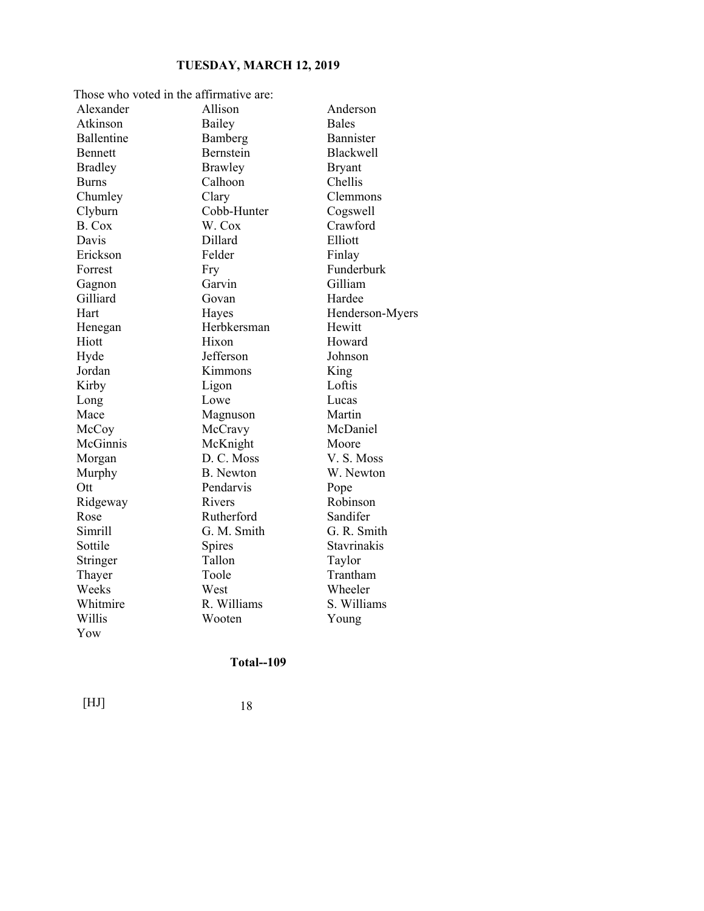Those who voted in the affirmative are:

| | | |
|---|---|---|
| Alexander | Allison | Anderson |
| Atkinson | Bailey | Bales |
| Ballentine | Bamberg | Bannister |
| Bennett | Bernstein | Blackwell |
| Bradley | Brawley | Bryant |
| Burns | Calhoon | Chellis |
| Chumley | Clary | Clemmons |
| Clyburn | Cobb-Hunter | Cogswell |
| B. Cox | W. Cox | Crawford |
| Davis | Dillard | Elliott |
| Erickson | Felder | Finlay |
| Forrest | Fry | Funderburk |
| Gagnon | Garvin | Gilliam |
| Gilliard | Govan | Hardee |
| Hart | Hayes | Henderson-Myers |
| Henegan | Herbkersman | Hewitt |
| Hiott | Hixon | Howard |
| Hyde | Jefferson | Johnson |
| Jordan | Kimmons | King |
| Kirby | Ligon | Loftis |
| Long | Lowe | Lucas |
| Mace | Magnuson | Martin |
| McCoy | McCravy | McDaniel |
| McGinnis | McKnight | Moore |
| Morgan | D. C. Moss | V. S. Moss |
| Murphy | B. Newton | W. Newton |
| Ott | Pendarvis | Pope |
| Ridgeway | Rivers | Robinson |
| Rose | Rutherford | Sandifer |
| Simrill | G. M. Smith | G. R. Smith |
| Sottile | Spires | Stavrinakis |
| Stringer | Tallon | Taylor |
| Thayer | Toole | Trantham |
| Weeks | West | Wheeler |
| Whitmire | R. Williams | S. Williams |
| Willis | Wooten | Young |
| Yow | | |

**Total--109**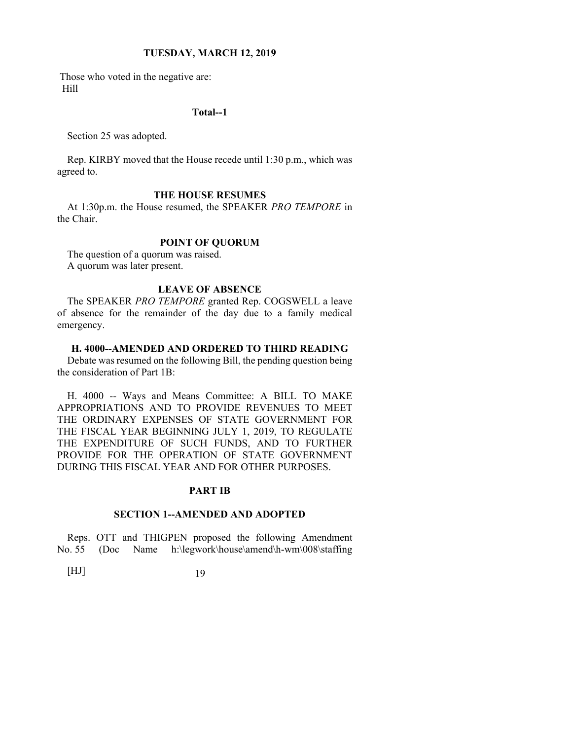Those who voted in the negative are:
Hill

**Total--1**

Section 25 was adopted.

Rep. KIRBY moved that the House recede until 1:30 p.m., which was agreed to.

### THE HOUSE RESUMES

At 1:30p.m. the House resumed, the SPEAKER *PRO TEMPORE* in the Chair.

### POINT OF QUORUM

The question of a quorum was raised.
A quorum was later present.

### LEAVE OF ABSENCE

The SPEAKER *PRO TEMPORE* granted Rep. COGSWELL a leave of absence for the remainder of the day due to a family medical emergency.

### H. 4000--AMENDED AND ORDERED TO THIRD READING

Debate was resumed on the following Bill, the pending question being the consideration of Part 1B:

H. 4000 -- Ways and Means Committee: A BILL TO MAKE APPROPRIATIONS AND TO PROVIDE REVENUES TO MEET THE ORDINARY EXPENSES OF STATE GOVERNMENT FOR THE FISCAL YEAR BEGINNING JULY 1, 2019, TO REGULATE THE EXPENDITURE OF SUCH FUNDS, AND TO FURTHER PROVIDE FOR THE OPERATION OF STATE GOVERNMENT DURING THIS FISCAL YEAR AND FOR OTHER PURPOSES.

### PART IB

### SECTION 1--AMENDED AND ADOPTED

Reps. OTT and THIGPEN proposed the following Amendment No. 55 (Doc Name h:\legwork\house\amend\h-wm\008\staffing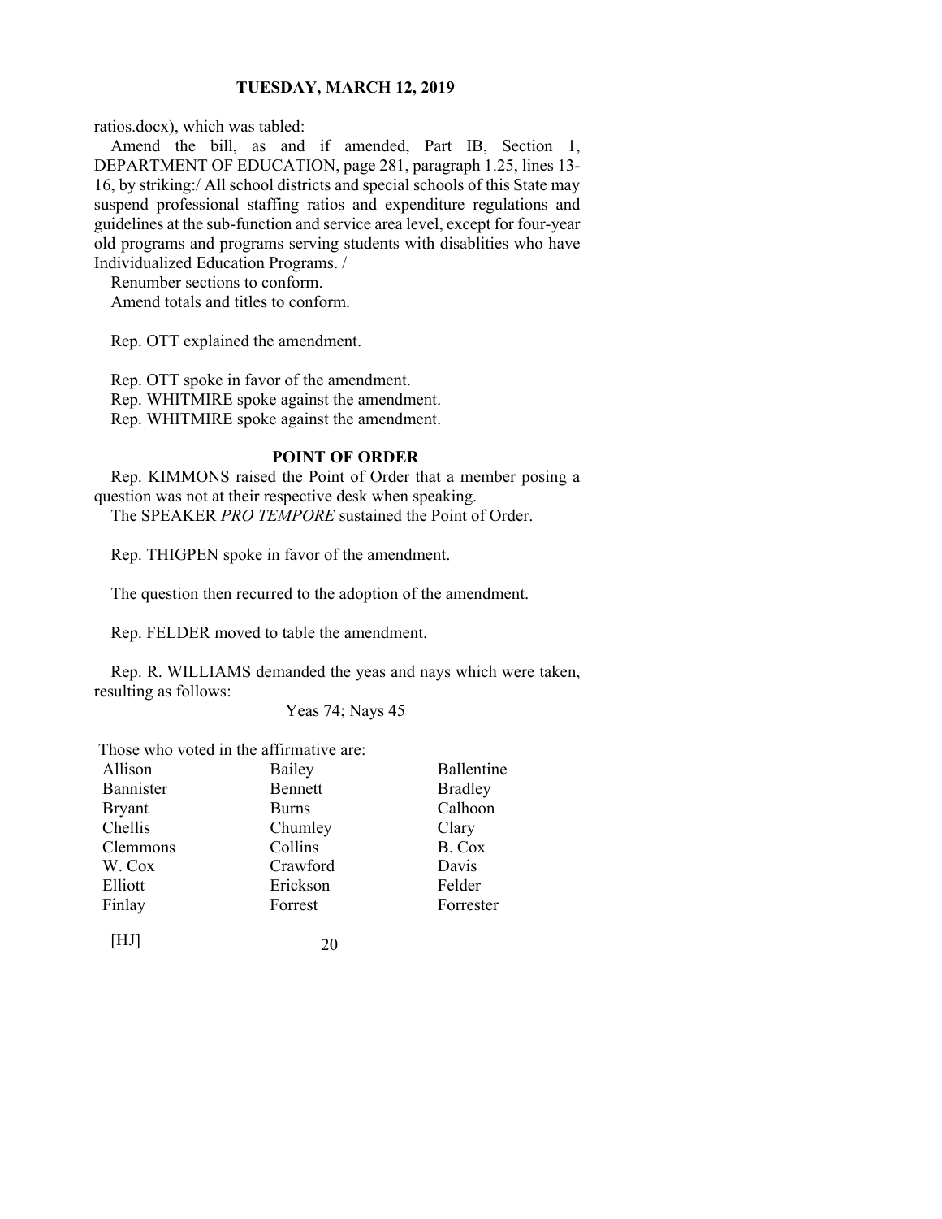ratios.docx), which was tabled:

Amend the bill, as and if amended, Part IB, Section 1, DEPARTMENT OF EDUCATION, page 281, paragraph 1.25, lines 13-16, by striking:/ All school districts and special schools of this State may suspend professional staffing ratios and expenditure regulations and guidelines at the sub-function and service area level, except for four-year old programs and programs serving students with disablities who have Individualized Education Programs. /

Renumber sections to conform.

Amend totals and titles to conform.

Rep. OTT explained the amendment.

Rep. OTT spoke in favor of the amendment.

Rep. WHITMIRE spoke against the amendment.

Rep. WHITMIRE spoke against the amendment.

## POINT OF ORDER

Rep. KIMMONS raised the Point of Order that a member posing a question was not at their respective desk when speaking.

The SPEAKER *PRO TEMPORE* sustained the Point of Order.

Rep. THIGPEN spoke in favor of the amendment.

The question then recurred to the adoption of the amendment.

Rep. FELDER moved to table the amendment.

Rep. R. WILLIAMS demanded the yeas and nays which were taken, resulting as follows:

Yeas 74; Nays 45

Those who voted in the affirmative are:

| | | |
|---|---|---|
| Allison | Bailey | Ballentine |
| Bannister | Bennett | Bradley |
| Bryant | Burns | Calhoon |
| Chellis | Chumley | Clary |
| Clemmons | Collins | B. Cox |
| W. Cox | Crawford | Davis |
| Elliott | Erickson | Felder |
| Finlay | Forrest | Forrester |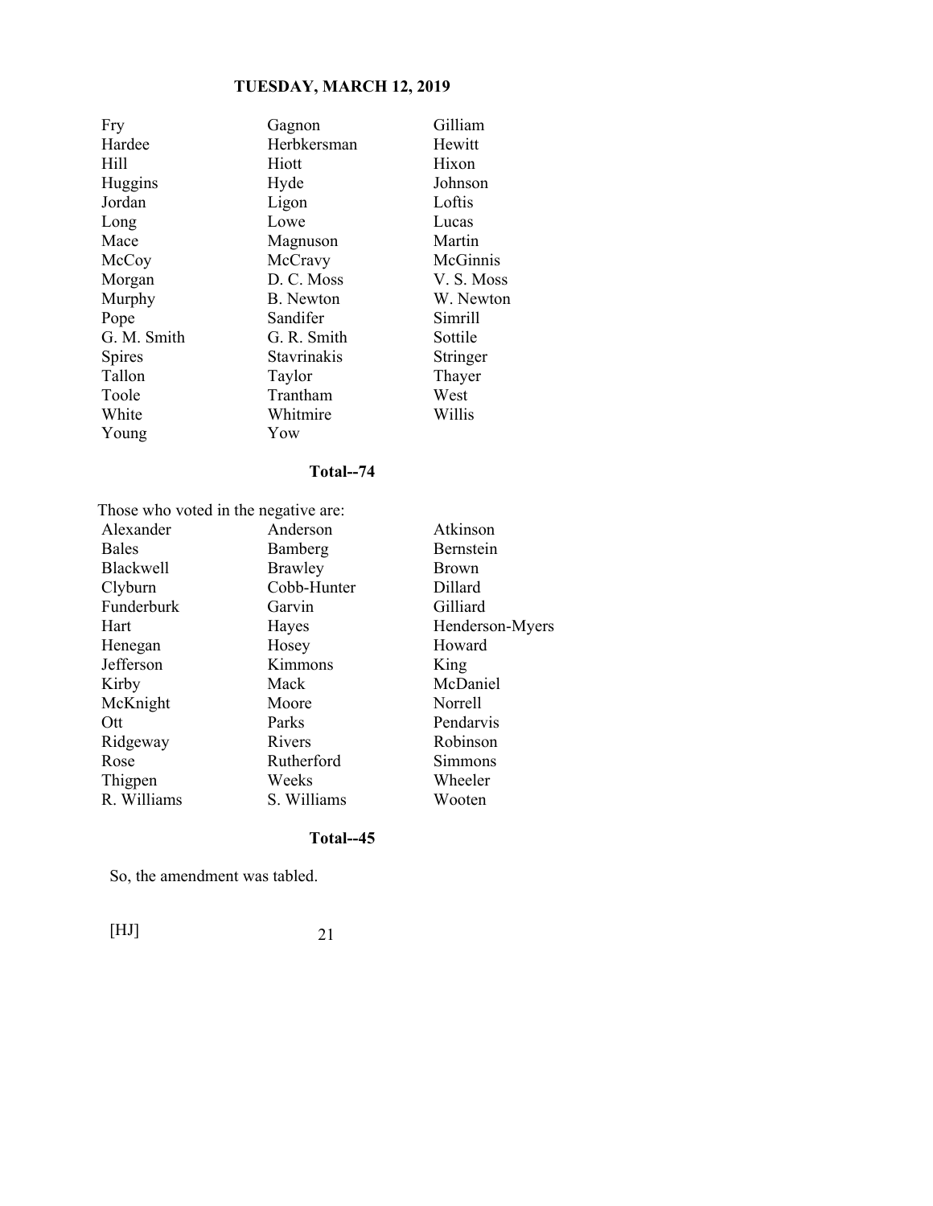| | | |
|---|---|---|
| Fry | Gagnon | Gilliam |
| Hardee | Herbkersman | Hewitt |
| Hill | Hiott | Hixon |
| Huggins | Hyde | Johnson |
| Jordan | Ligon | Loftis |
| Long | Lowe | Lucas |
| Mace | Magnuson | Martin |
| McCoy | McCravy | McGinnis |
| Morgan | D. C. Moss | V. S. Moss |
| Murphy | B. Newton | W. Newton |
| Pope | Sandifer | Simrill |
| G. M. Smith | G. R. Smith | Sottile |
| Spires | Stavrinakis | Stringer |
| Tallon | Taylor | Thayer |
| Toole | Trantham | West |
| White | Whitmire | Willis |
| Young | Yow | |

**Total--74**

Those who voted in the negative are:

| | | |
|---|---|---|
| Alexander | Anderson | Atkinson |
| Bales | Bamberg | Bernstein |
| Blackwell | Brawley | Brown |
| Clyburn | Cobb-Hunter | Dillard |
| Funderburk | Garvin | Gilliard |
| Hart | Hayes | Henderson-Myers |
| Henegan | Hosey | Howard |
| Jefferson | Kimmons | King |
| Kirby | Mack | McDaniel |
| McKnight | Moore | Norrell |
| Ott | Parks | Pendarvis |
| Ridgeway | Rivers | Robinson |
| Rose | Rutherford | Simmons |
| Thigpen | Weeks | Wheeler |
| R. Williams | S. Williams | Wooten |

**Total--45**

So, the amendment was tabled.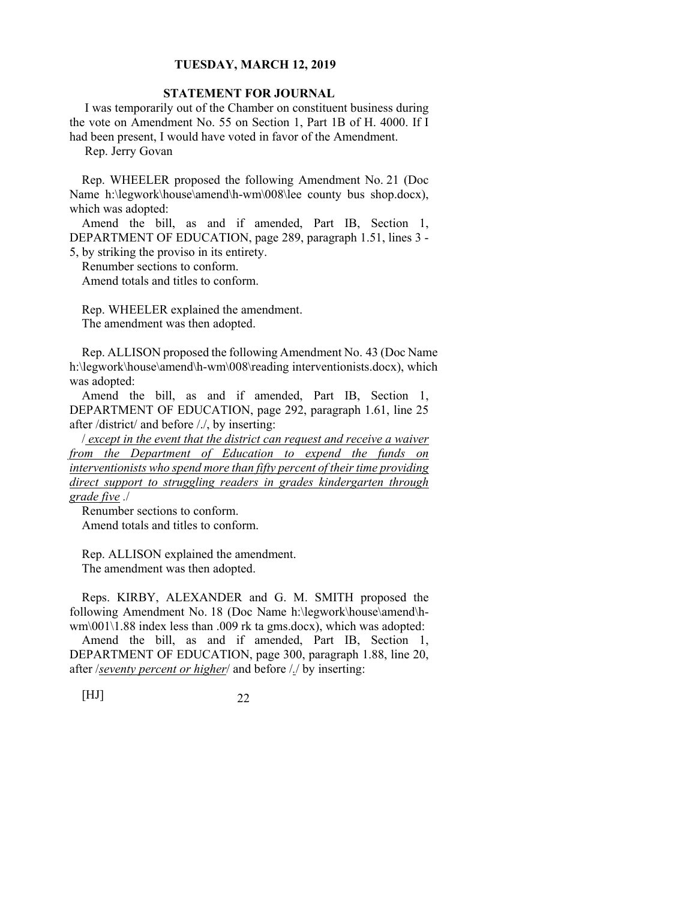**STATEMENT FOR JOURNAL**

I was temporarily out of the Chamber on constituent business during the vote on Amendment No. 55 on Section 1, Part 1B of H. 4000. If I had been present, I would have voted in favor of the Amendment.

Rep. Jerry Govan

Rep. WHEELER proposed the following Amendment No. 21 (Doc Name h:\legwork\house\amend\h-wm\008\lee county bus shop.docx), which was adopted:

Amend the bill, as and if amended, Part IB, Section 1, DEPARTMENT OF EDUCATION, page 289, paragraph 1.51, lines 3 - 5, by striking the proviso in its entirety.

Renumber sections to conform.

Amend totals and titles to conform.

Rep. WHEELER explained the amendment.

The amendment was then adopted.

Rep. ALLISON proposed the following Amendment No. 43 (Doc Name h:\legwork\house\amend\h-wm\008\reading interventionists.docx), which was adopted:

Amend the bill, as and if amended, Part IB, Section 1, DEPARTMENT OF EDUCATION, page 292, paragraph 1.61, line 25 after /district/ and before /./, by inserting:

/ <u>*except in the event that the district can request and receive a waiver from the Department of Education to expend the funds on interventionists who spend more than fifty percent of their time providing direct support to struggling readers in grades kindergarten through grade five*</u> ./

Renumber sections to conform.

Amend totals and titles to conform.

Rep. ALLISON explained the amendment.

The amendment was then adopted.

Reps. KIRBY, ALEXANDER and G. M. SMITH proposed the following Amendment No. 18 (Doc Name h:\legwork\house\amend\h-wm\001\1.88 index less than .009 rk ta gms.docx), which was adopted:

Amend the bill, as and if amended, Part IB, Section 1, DEPARTMENT OF EDUCATION, page 300, paragraph 1.88, line 20, after /<u>*seventy percent or higher*</u>/ and before /<u>.</u>/ by inserting: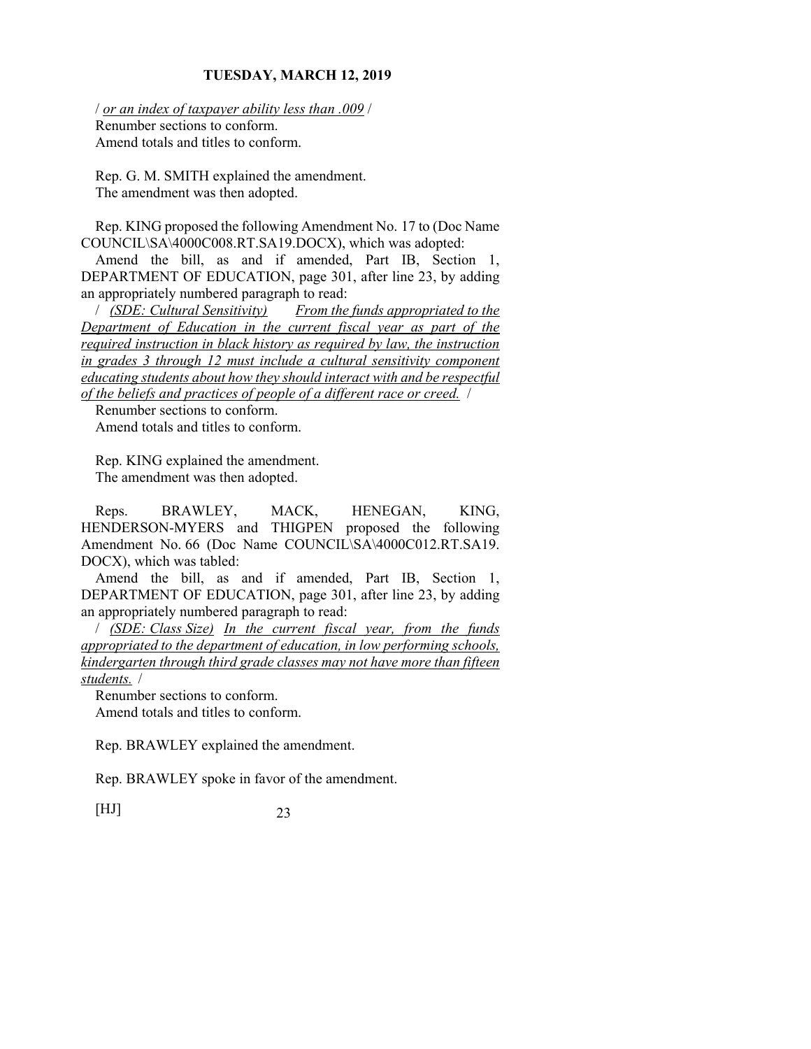/ *<u>or an index of taxpayer ability less than .009</u>* /
Renumber sections to conform.
Amend totals and titles to conform.

Rep. G. M. SMITH explained the amendment.
The amendment was then adopted.

Rep. KING proposed the following Amendment No. 17 to (Doc Name COUNCIL\SA\4000C008.RT.SA19.DOCX), which was adopted:

Amend the bill, as and if amended, Part IB, Section 1, DEPARTMENT OF EDUCATION, page 301, after line 23, by adding an appropriately numbered paragraph to read:

/ *<u>(SDE: Cultural Sensitivity)</u>* *<u>From the funds appropriated to the Department of Education in the current fiscal year as part of the required instruction in black history as required by law, the instruction in grades 3 through 12 must include a cultural sensitivity component educating students about how they should interact with and be respectful of the beliefs and practices of people of a different race or creed.</u>* /

Renumber sections to conform.
Amend totals and titles to conform.

Rep. KING explained the amendment.
The amendment was then adopted.

Reps. BRAWLEY, MACK, HENEGAN, KING, HENDERSON-MYERS and THIGPEN proposed the following Amendment No. 66 (Doc Name COUNCIL\SA\4000C012.RT.SA19.DOCX), which was tabled:

Amend the bill, as and if amended, Part IB, Section 1, DEPARTMENT OF EDUCATION, page 301, after line 23, by adding an appropriately numbered paragraph to read:

/ *<u>(SDE: Class Size)</u>* *<u>In the current fiscal year, from the funds appropriated to the department of education, in low performing schools, kindergarten through third grade classes may not have more than fifteen students.</u>* /

Renumber sections to conform.
Amend totals and titles to conform.

Rep. BRAWLEY explained the amendment.

Rep. BRAWLEY spoke in favor of the amendment.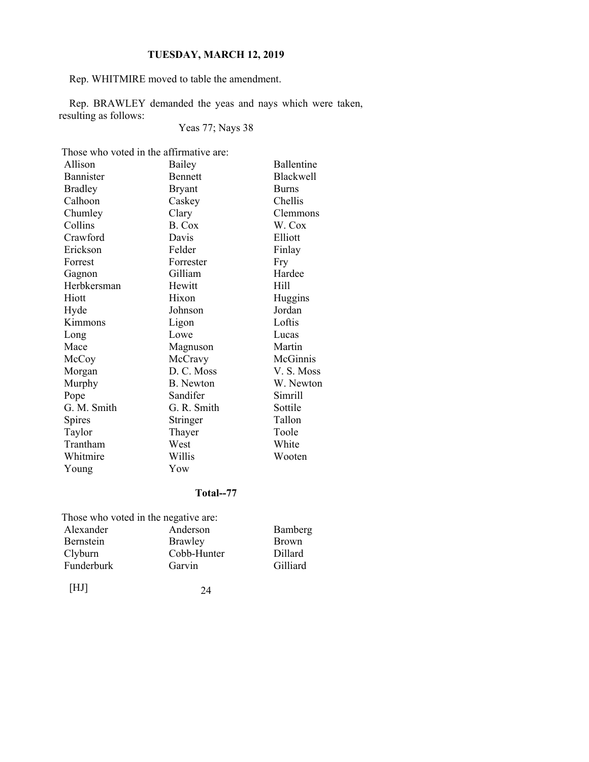Rep. WHITMIRE moved to table the amendment.

Rep. BRAWLEY demanded the yeas and nays which were taken, resulting as follows:

Yeas 77; Nays 38

Those who voted in the affirmative are:

| | | |
|---|---|---|
| Allison | Bailey | Ballentine |
| Bannister | Bennett | Blackwell |
| Bradley | Bryant | Burns |
| Calhoon | Caskey | Chellis |
| Chumley | Clary | Clemmons |
| Collins | B. Cox | W. Cox |
| Crawford | Davis | Elliott |
| Erickson | Felder | Finlay |
| Forrest | Forrester | Fry |
| Gagnon | Gilliam | Hardee |
| Herbkersman | Hewitt | Hill |
| Hiott | Hixon | Huggins |
| Hyde | Johnson | Jordan |
| Kimmons | Ligon | Loftis |
| Long | Lowe | Lucas |
| Mace | Magnuson | Martin |
| McCoy | McCravy | McGinnis |
| Morgan | D. C. Moss | V. S. Moss |
| Murphy | B. Newton | W. Newton |
| Pope | Sandifer | Simrill |
| G. M. Smith | G. R. Smith | Sottile |
| Spires | Stringer | Tallon |
| Taylor | Thayer | Toole |
| Trantham | West | White |
| Whitmire | Willis | Wooten |
| Young | Yow | |

**Total--77**

Those who voted in the negative are:

| | | |
|---|---|---|
| Alexander | Anderson | Bamberg |
| Bernstein | Brawley | Brown |
| Clyburn | Cobb-Hunter | Dillard |
| Funderburk | Garvin | Gilliard |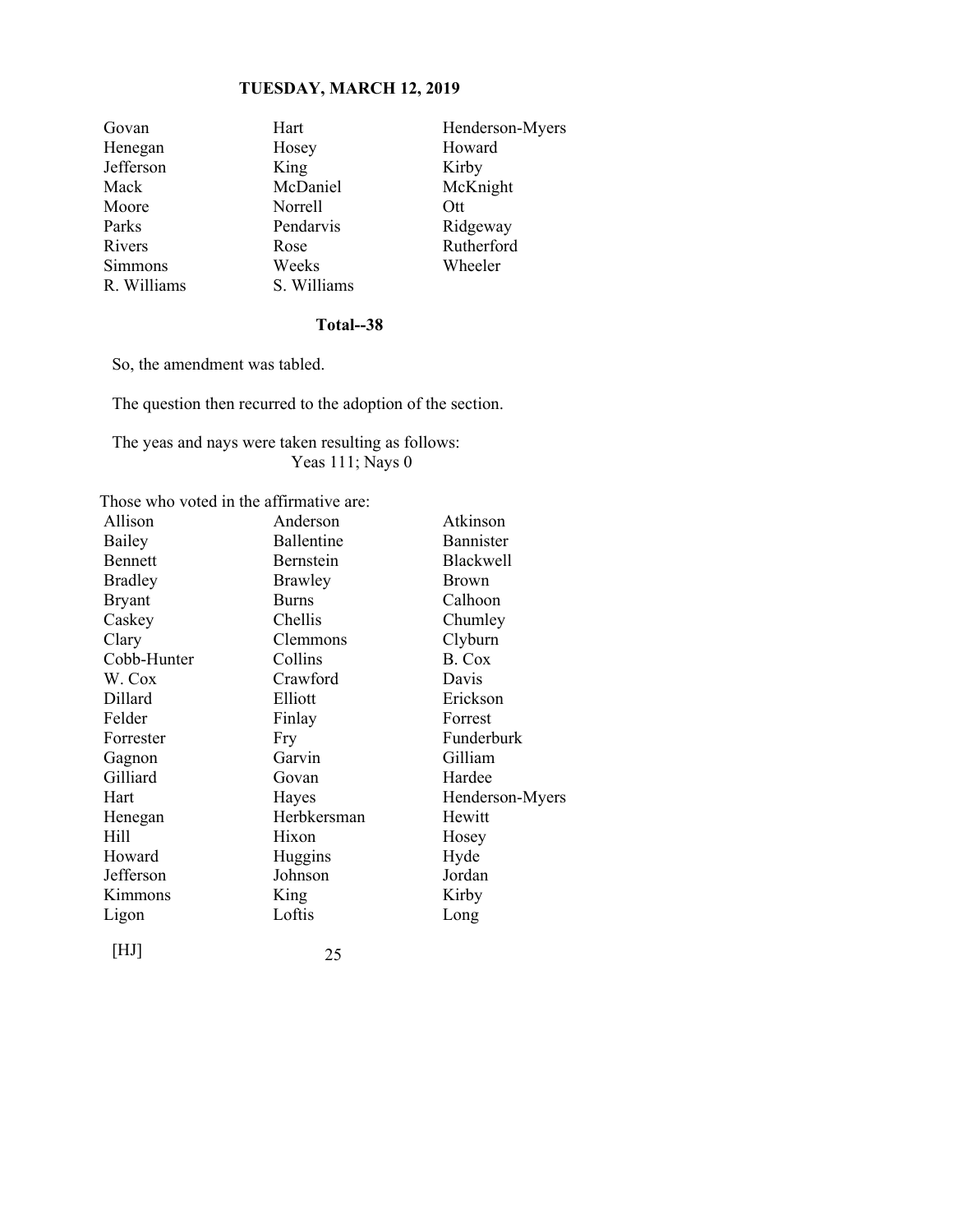| | | |
|---|---|---|
| Govan | Hart | Henderson-Myers |
| Henegan | Hosey | Howard |
| Jefferson | King | Kirby |
| Mack | McDaniel | McKnight |
| Moore | Norrell | Ott |
| Parks | Pendarvis | Ridgeway |
| Rivers | Rose | Rutherford |
| Simmons | Weeks | Wheeler |
| R. Williams | S. Williams | |

**Total--38**

So, the amendment was tabled.

The question then recurred to the adoption of the section.

The yeas and nays were taken resulting as follows:
Yeas 111; Nays 0

Those who voted in the affirmative are:

| | | |
|---|---|---|
| Allison | Anderson | Atkinson |
| Bailey | Ballentine | Bannister |
| Bennett | Bernstein | Blackwell |
| Bradley | Brawley | Brown |
| Bryant | Burns | Calhoon |
| Caskey | Chellis | Chumley |
| Clary | Clemmons | Clyburn |
| Cobb-Hunter | Collins | B. Cox |
| W. Cox | Crawford | Davis |
| Dillard | Elliott | Erickson |
| Felder | Finlay | Forrest |
| Forrester | Fry | Funderburk |
| Gagnon | Garvin | Gilliam |
| Gilliard | Govan | Hardee |
| Hart | Hayes | Henderson-Myers |
| Henegan | Herbkersman | Hewitt |
| Hill | Hixon | Hosey |
| Howard | Huggins | Hyde |
| Jefferson | Johnson | Jordan |
| Kimmons | King | Kirby |
| Ligon | Loftis | Long |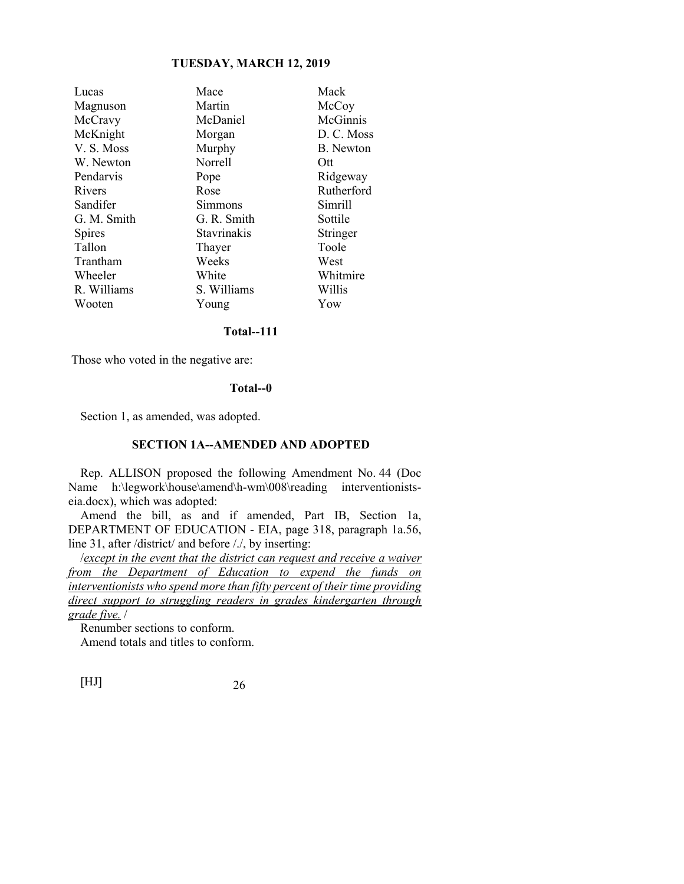| | | |
|---|---|---|
| Lucas | Mace | Mack |
| Magnuson | Martin | McCoy |
| McCravy | McDaniel | McGinnis |
| McKnight | Morgan | D. C. Moss |
| V. S. Moss | Murphy | B. Newton |
| W. Newton | Norrell | Ott |
| Pendarvis | Pope | Ridgeway |
| Rivers | Rose | Rutherford |
| Sandifer | Simmons | Simrill |
| G. M. Smith | G. R. Smith | Sottile |
| Spires | Stavrinakis | Stringer |
| Tallon | Thayer | Toole |
| Trantham | Weeks | West |
| Wheeler | White | Whitmire |
| R. Williams | S. Williams | Willis |
| Wooten | Young | Yow |

**Total--111**

Those who voted in the negative are:

**Total--0**

Section 1, as amended, was adopted.

**SECTION 1A--AMENDED AND ADOPTED**

Rep. ALLISON proposed the following Amendment No. 44 (Doc Name h:\legwork\house\amend\h-wm\008\reading interventionists-eia.docx), which was adopted:

Amend the bill, as and if amended, Part IB, Section 1a, DEPARTMENT OF EDUCATION - EIA, page 318, paragraph 1a.56, line 31, after /district/ and before /./, by inserting:

/*except in the event that the district can request and receive a waiver from the Department of Education to expend the funds on interventionists who spend more than fifty percent of their time providing direct support to struggling readers in grades kindergarten through grade five.* /

Renumber sections to conform.

Amend totals and titles to conform.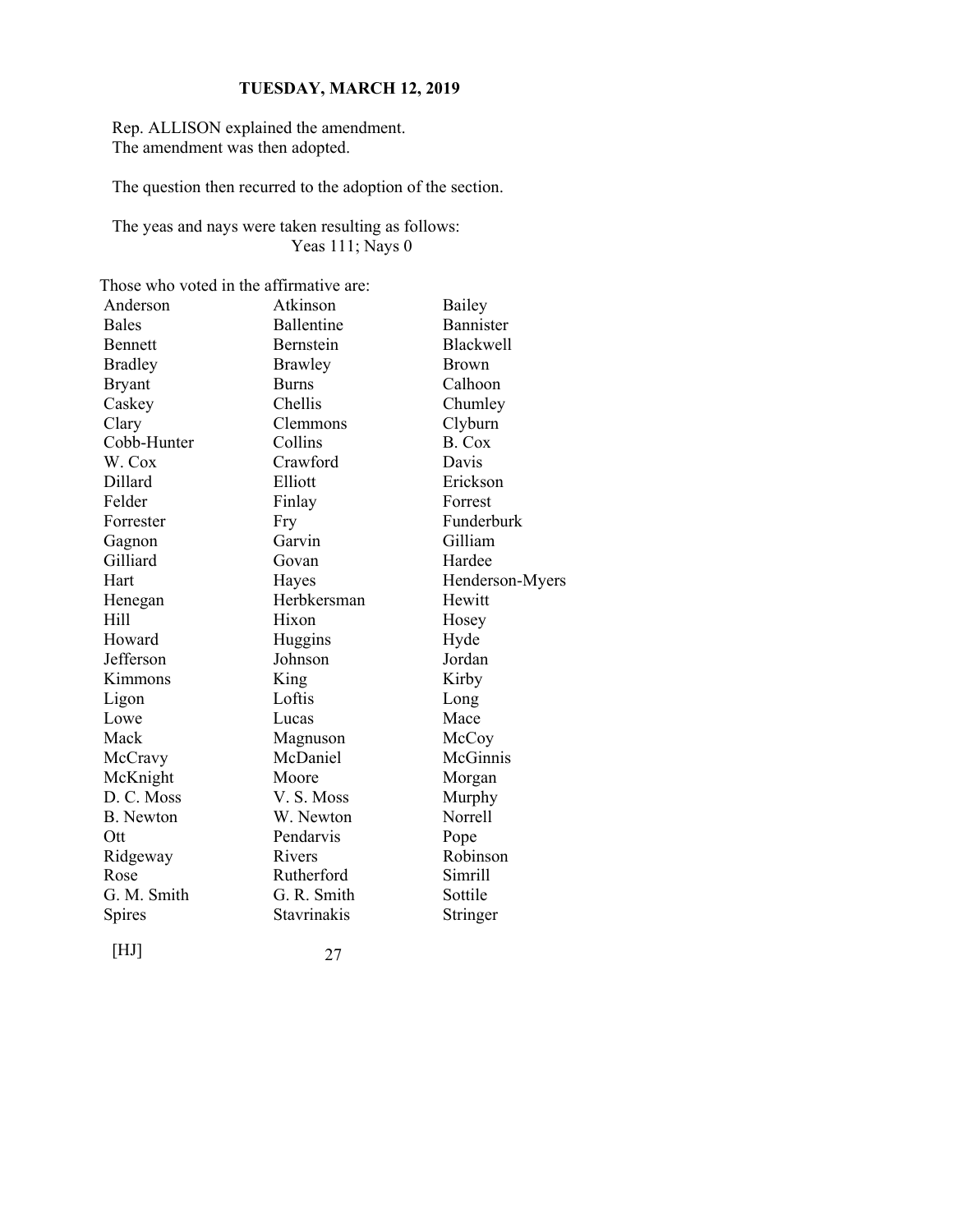Rep. ALLISON explained the amendment.
The amendment was then adopted.

The question then recurred to the adoption of the section.

The yeas and nays were taken resulting as follows:
Yeas 111; Nays 0

Those who voted in the affirmative are:

| | | |
|---|---|---|
| Anderson | Atkinson | Bailey |
| Bales | Ballentine | Bannister |
| Bennett | Bernstein | Blackwell |
| Bradley | Brawley | Brown |
| Bryant | Burns | Calhoon |
| Caskey | Chellis | Chumley |
| Clary | Clemmons | Clyburn |
| Cobb-Hunter | Collins | B. Cox |
| W. Cox | Crawford | Davis |
| Dillard | Elliott | Erickson |
| Felder | Finlay | Forrest |
| Forrester | Fry | Funderburk |
| Gagnon | Garvin | Gilliam |
| Gilliard | Govan | Hardee |
| Hart | Hayes | Henderson-Myers |
| Henegan | Herbkersman | Hewitt |
| Hill | Hixon | Hosey |
| Howard | Huggins | Hyde |
| Jefferson | Johnson | Jordan |
| Kimmons | King | Kirby |
| Ligon | Loftis | Long |
| Lowe | Lucas | Mace |
| Mack | Magnuson | McCoy |
| McCravy | McDaniel | McGinnis |
| McKnight | Moore | Morgan |
| D. C. Moss | V. S. Moss | Murphy |
| B. Newton | W. Newton | Norrell |
| Ott | Pendarvis | Pope |
| Ridgeway | Rivers | Robinson |
| Rose | Rutherford | Simrill |
| G. M. Smith | G. R. Smith | Sottile |
| Spires | Stavrinakis | Stringer |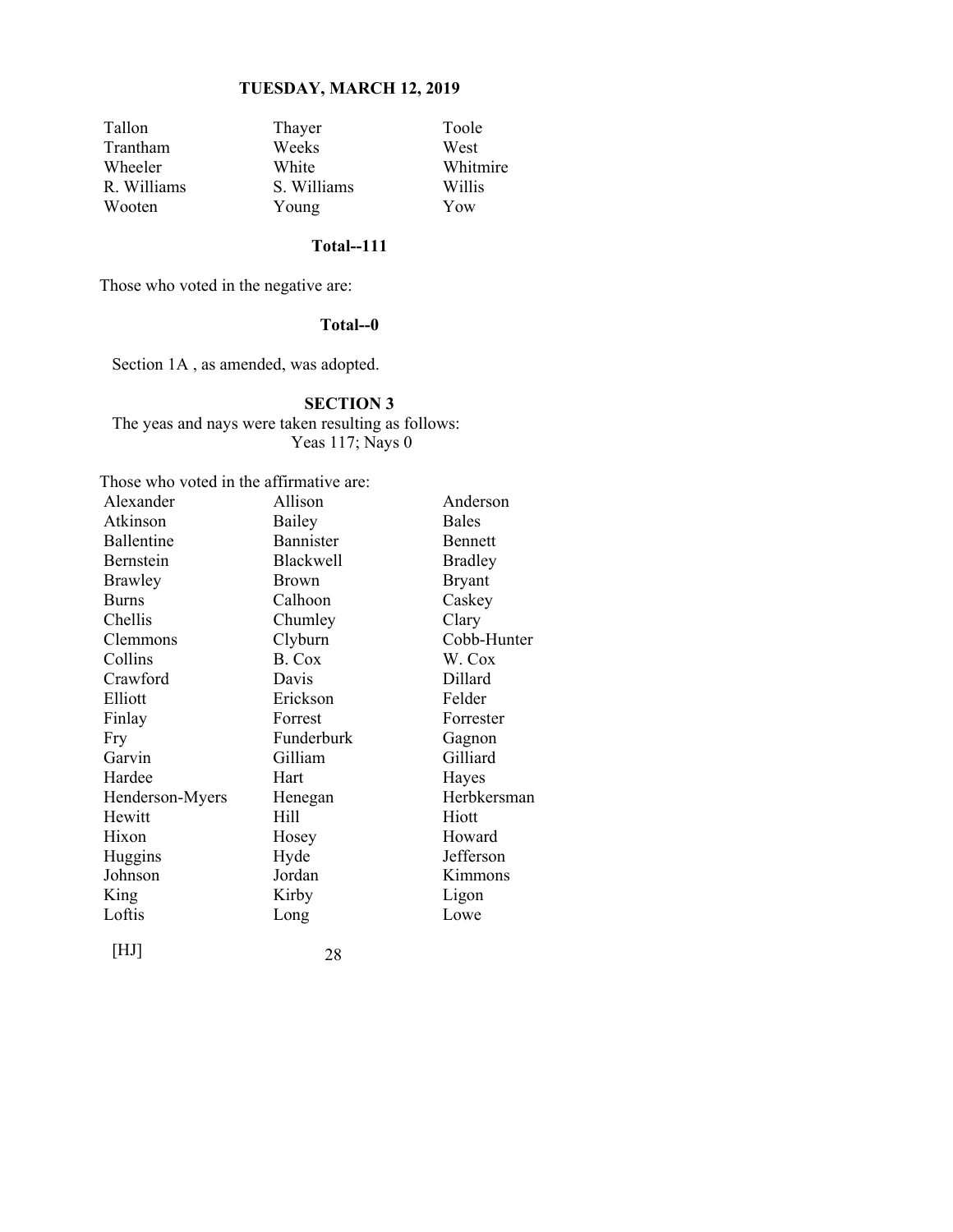| | | |
|---|---|---|
| Tallon | Thayer | Toole |
| Trantham | Weeks | West |
| Wheeler | White | Whitmire |
| R. Williams | S. Williams | Willis |
| Wooten | Young | Yow |

**Total--111**

Those who voted in the negative are:

**Total--0**

Section 1A , as amended, was adopted.

**SECTION 3**

The yeas and nays were taken resulting as follows:
Yeas 117; Nays 0

Those who voted in the affirmative are:

| | | |
|---|---|---|
| Alexander | Allison | Anderson |
| Atkinson | Bailey | Bales |
| Ballentine | Bannister | Bennett |
| Bernstein | Blackwell | Bradley |
| Brawley | Brown | Bryant |
| Burns | Calhoon | Caskey |
| Chellis | Chumley | Clary |
| Clemmons | Clyburn | Cobb-Hunter |
| Collins | B. Cox | W. Cox |
| Crawford | Davis | Dillard |
| Elliott | Erickson | Felder |
| Finlay | Forrest | Forrester |
| Fry | Funderburk | Gagnon |
| Garvin | Gilliam | Gilliard |
| Hardee | Hart | Hayes |
| Henderson-Myers | Henegan | Herbkersman |
| Hewitt | Hill | Hiott |
| Hixon | Hosey | Howard |
| Huggins | Hyde | Jefferson |
| Johnson | Jordan | Kimmons |
| King | Kirby | Ligon |
| Loftis | Long | Lowe |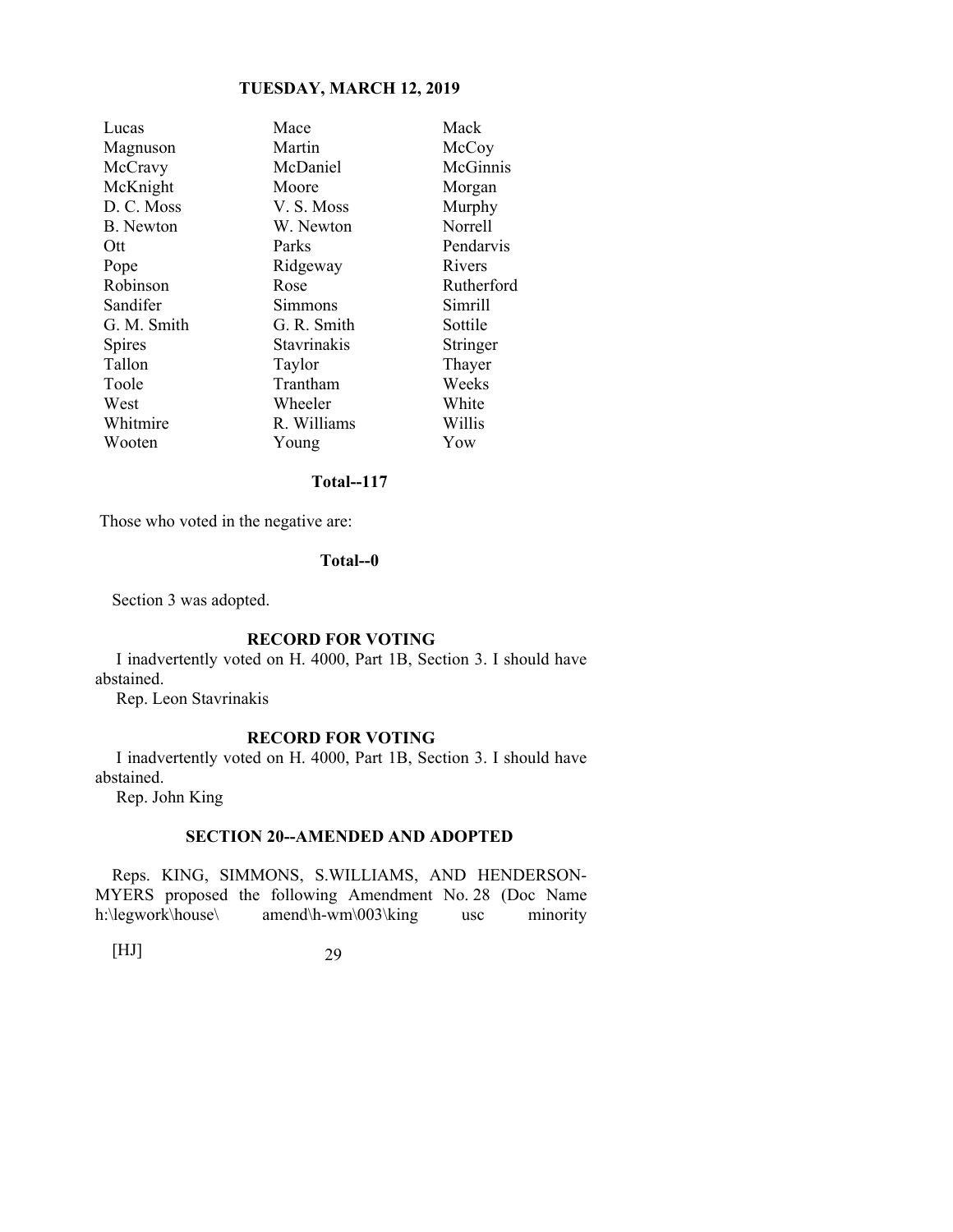| Lucas | Mace | Mack |
|---|---|---|
| Magnuson | Martin | McCoy |
| McCravy | McDaniel | McGinnis |
| McKnight | Moore | Morgan |
| D. C. Moss | V. S. Moss | Murphy |
| B. Newton | W. Newton | Norrell |
| Ott | Parks | Pendarvis |
| Pope | Ridgeway | Rivers |
| Robinson | Rose | Rutherford |
| Sandifer | Simmons | Simrill |
| G. M. Smith | G. R. Smith | Sottile |
| Spires | Stavrinakis | Stringer |
| Tallon | Taylor | Thayer |
| Toole | Trantham | Weeks |
| West | Wheeler | White |
| Whitmire | R. Williams | Willis |
| Wooten | Young | Yow |

**Total--117**

Those who voted in the negative are:

**Total--0**

Section 3 was adopted.

**RECORD FOR VOTING**

I inadvertently voted on H. 4000, Part 1B, Section 3. I should have abstained.

Rep. Leon Stavrinakis

**RECORD FOR VOTING**

I inadvertently voted on H. 4000, Part 1B, Section 3. I should have abstained.

Rep. John King

**SECTION 20--AMENDED AND ADOPTED**

Reps. KING, SIMMONS, S.WILLIAMS, AND HENDERSON-MYERS proposed the following Amendment No. 28 (Doc Name h:\legwork\house\ amend\h-wm\003\king usc minority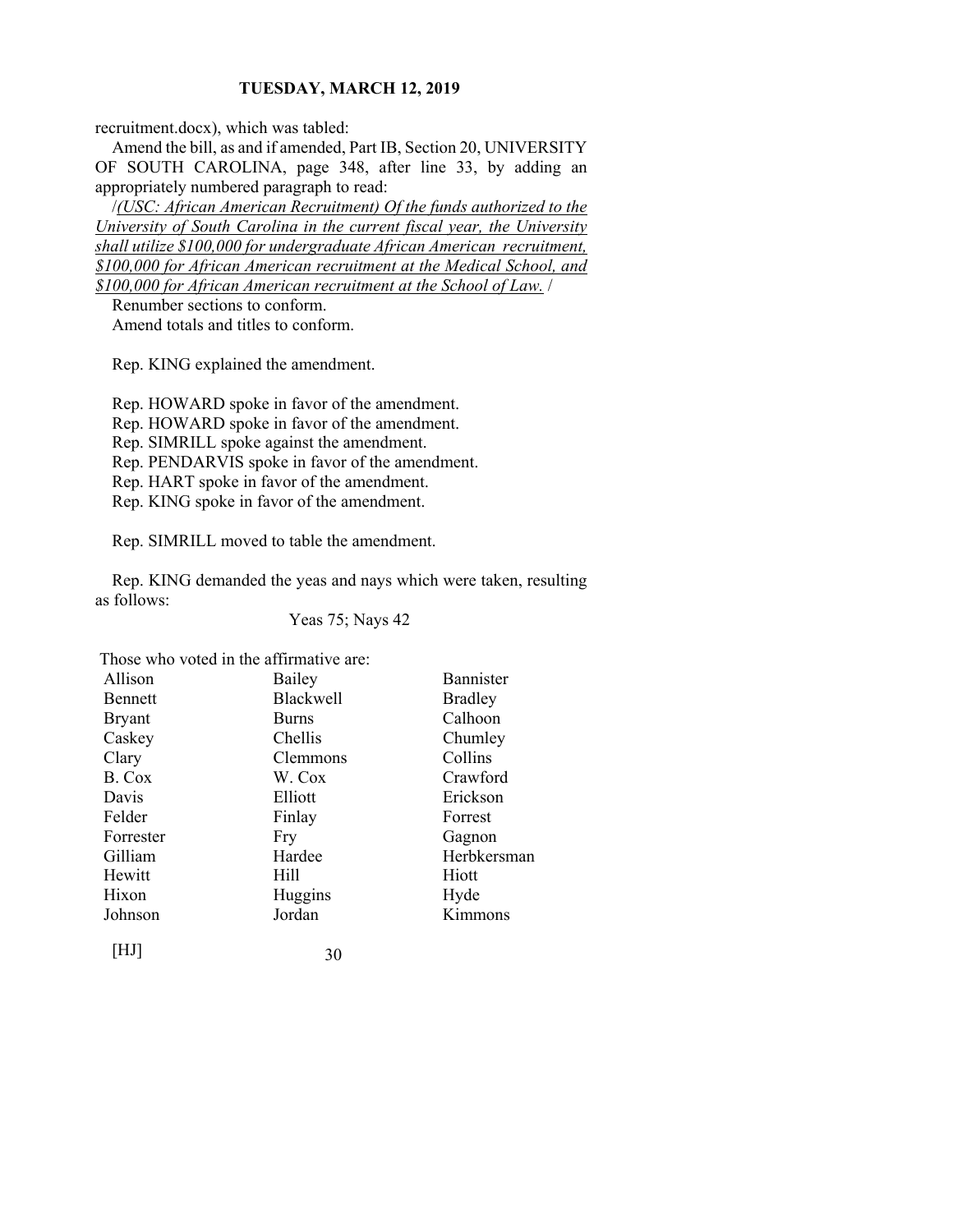recruitment.docx), which was tabled:

Amend the bill, as and if amended, Part IB, Section 20, UNIVERSITY OF SOUTH CAROLINA, page 348, after line 33, by adding an appropriately numbered paragraph to read:

/*<u>(USC: African American Recruitment) Of the funds authorized to the University of South Carolina in the current fiscal year, the University shall utilize $100,000 for undergraduate African American recruitment, $100,000 for African American recruitment at the Medical School, and $100,000 for African American recruitment at the School of Law.</u>* /

Renumber sections to conform.

Amend totals and titles to conform.

Rep. KING explained the amendment.

Rep. HOWARD spoke in favor of the amendment.
Rep. HOWARD spoke in favor of the amendment.
Rep. SIMRILL spoke against the amendment.
Rep. PENDARVIS spoke in favor of the amendment.
Rep. HART spoke in favor of the amendment.
Rep. KING spoke in favor of the amendment.

Rep. SIMRILL moved to table the amendment.

Rep. KING demanded the yeas and nays which were taken, resulting as follows:

Yeas 75; Nays 42

Those who voted in the affirmative are:

| | | |
|---|---|---|
| Allison | Bailey | Bannister |
| Bennett | Blackwell | Bradley |
| Bryant | Burns | Calhoon |
| Caskey | Chellis | Chumley |
| Clary | Clemmons | Collins |
| B. Cox | W. Cox | Crawford |
| Davis | Elliott | Erickson |
| Felder | Finlay | Forrest |
| Forrester | Fry | Gagnon |
| Gilliam | Hardee | Herbkersman |
| Hewitt | Hill | Hiott |
| Hixon | Huggins | Hyde |
| Johnson | Jordan | Kimmons |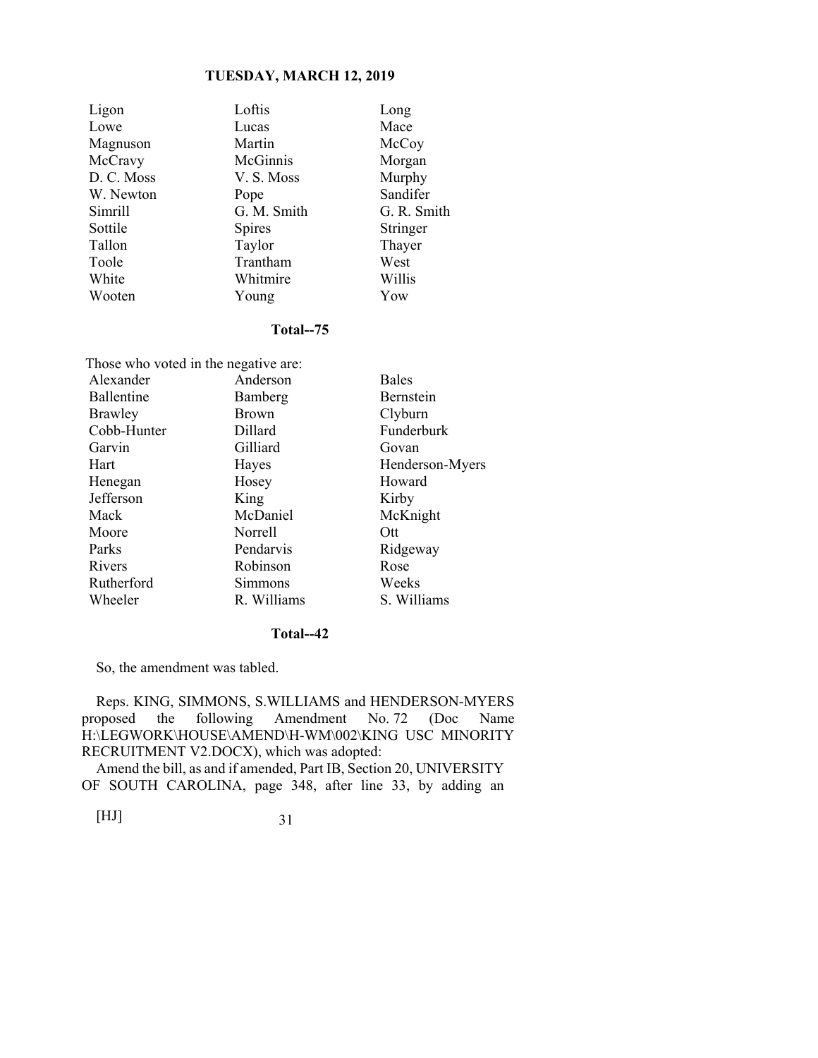| | | |
|---|---|---|
| Ligon | Loftis | Long |
| Lowe | Lucas | Mace |
| Magnuson | Martin | McCoy |
| McCravy | McGinnis | Morgan |
| D. C. Moss | V. S. Moss | Murphy |
| W. Newton | Pope | Sandifer |
| Simrill | G. M. Smith | G. R. Smith |
| Sottile | Spires | Stringer |
| Tallon | Taylor | Thayer |
| Toole | Trantham | West |
| White | Whitmire | Willis |
| Wooten | Young | Yow |

**Total--75**

Those who voted in the negative are:

| | | |
|---|---|---|
| Alexander | Anderson | Bales |
| Ballentine | Bamberg | Bernstein |
| Brawley | Brown | Clyburn |
| Cobb-Hunter | Dillard | Funderburk |
| Garvin | Gilliard | Govan |
| Hart | Hayes | Henderson-Myers |
| Henegan | Hosey | Howard |
| Jefferson | King | Kirby |
| Mack | McDaniel | McKnight |
| Moore | Norrell | Ott |
| Parks | Pendarvis | Ridgeway |
| Rivers | Robinson | Rose |
| Rutherford | Simmons | Weeks |
| Wheeler | R. Williams | S. Williams |

**Total--42**

So, the amendment was tabled.

Reps. KING, SIMMONS, S.WILLIAMS and HENDERSON-MYERS proposed the following Amendment No. 72 (Doc Name H:\LEGWORK\HOUSE\AMEND\H-WM\002\KING USC MINORITY RECRUITMENT V2.DOCX), which was adopted:

Amend the bill, as and if amended, Part IB, Section 20, UNIVERSITY OF SOUTH CAROLINA, page 348, after line 33, by adding an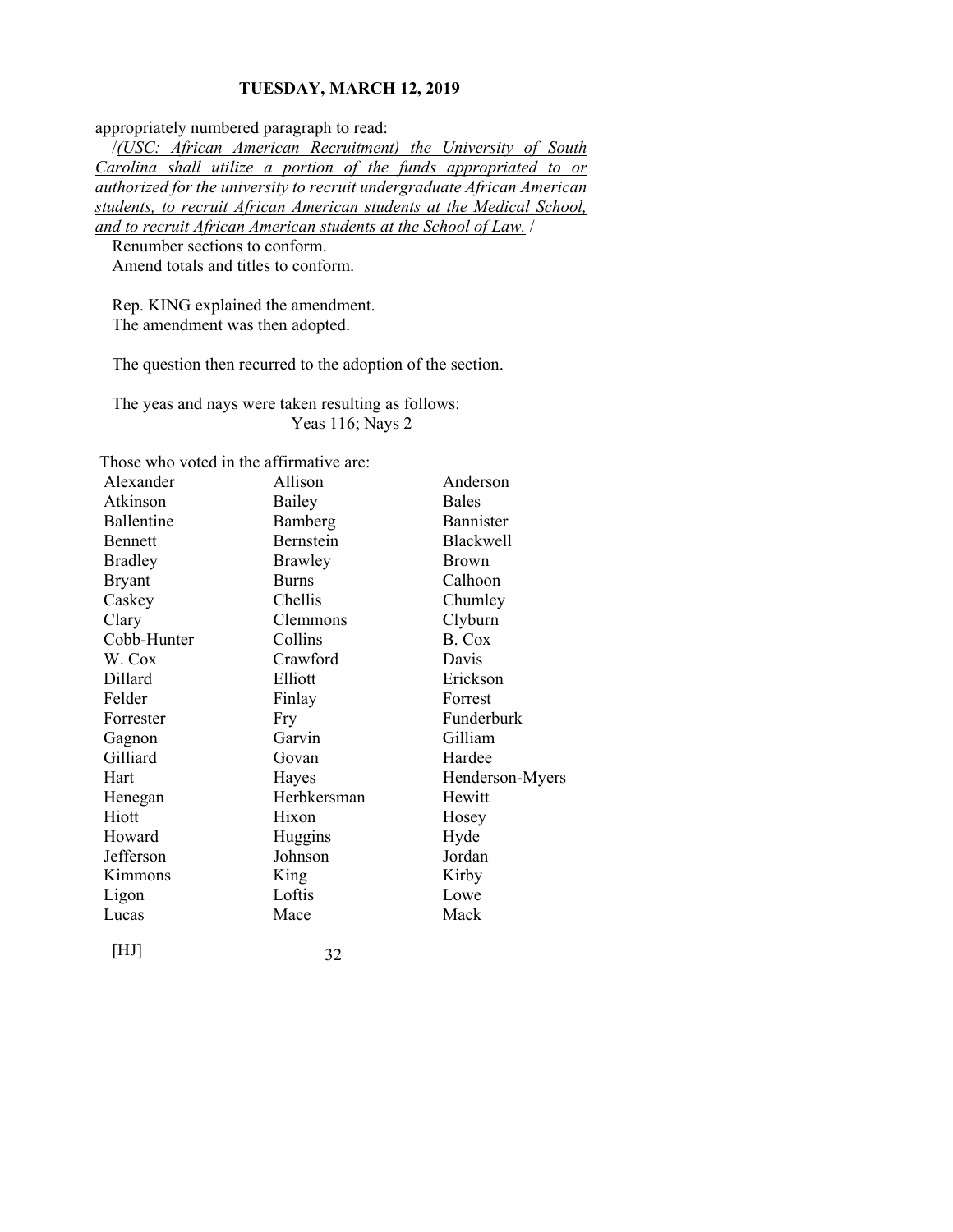appropriately numbered paragraph to read:

/*(USC: African American Recruitment) the University of South Carolina shall utilize a portion of the funds appropriated to or authorized for the university to recruit undergraduate African American students, to recruit African American students at the Medical School, and to recruit African American students at the School of Law.* /

Renumber sections to conform.

Amend totals and titles to conform.

Rep. KING explained the amendment.

The amendment was then adopted.

The question then recurred to the adoption of the section.

The yeas and nays were taken resulting as follows:

Yeas 116; Nays 2

Those who voted in the affirmative are:

| | | |
|---|---|---|
| Alexander | Allison | Anderson |
| Atkinson | Bailey | Bales |
| Ballentine | Bamberg | Bannister |
| Bennett | Bernstein | Blackwell |
| Bradley | Brawley | Brown |
| Bryant | Burns | Calhoon |
| Caskey | Chellis | Chumley |
| Clary | Clemmons | Clyburn |
| Cobb-Hunter | Collins | B. Cox |
| W. Cox | Crawford | Davis |
| Dillard | Elliott | Erickson |
| Felder | Finlay | Forrest |
| Forrester | Fry | Funderburk |
| Gagnon | Garvin | Gilliam |
| Gilliard | Govan | Hardee |
| Hart | Hayes | Henderson-Myers |
| Henegan | Herbkersman | Hewitt |
| Hiott | Hixon | Hosey |
| Howard | Huggins | Hyde |
| Jefferson | Johnson | Jordan |
| Kimmons | King | Kirby |
| Ligon | Loftis | Lowe |
| Lucas | Mace | Mack |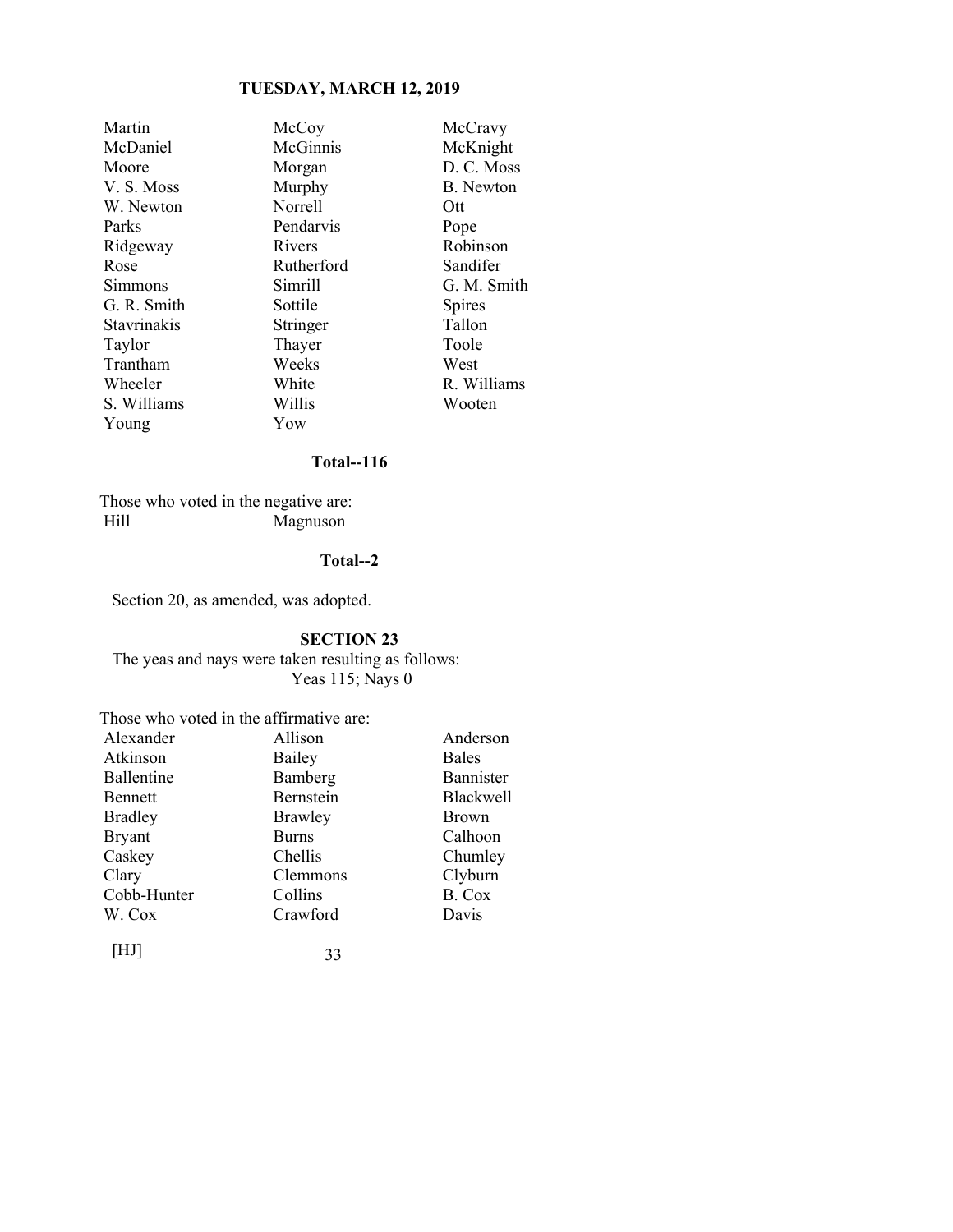| | | |
|---|---|---|
| Martin | McCoy | McCravy |
| McDaniel | McGinnis | McKnight |
| Moore | Morgan | D. C. Moss |
| V. S. Moss | Murphy | B. Newton |
| W. Newton | Norrell | Ott |
| Parks | Pendarvis | Pope |
| Ridgeway | Rivers | Robinson |
| Rose | Rutherford | Sandifer |
| Simmons | Simrill | G. M. Smith |
| G. R. Smith | Sottile | Spires |
| Stavrinakis | Stringer | Tallon |
| Taylor | Thayer | Toole |
| Trantham | Weeks | West |
| Wheeler | White | R. Williams |
| S. Williams | Willis | Wooten |
| Young | Yow | |

**Total--116**

Those who voted in the negative are:

| | |
|---|---|
| Hill | Magnuson |

**Total--2**

Section 20, as amended, was adopted.

**SECTION 23**

The yeas and nays were taken resulting as follows:
Yeas 115; Nays 0

Those who voted in the affirmative are:

| | | |
|---|---|---|
| Alexander | Allison | Anderson |
| Atkinson | Bailey | Bales |
| Ballentine | Bamberg | Bannister |
| Bennett | Bernstein | Blackwell |
| Bradley | Brawley | Brown |
| Bryant | Burns | Calhoon |
| Caskey | Chellis | Chumley |
| Clary | Clemmons | Clyburn |
| Cobb-Hunter | Collins | B. Cox |
| W. Cox | Crawford | Davis |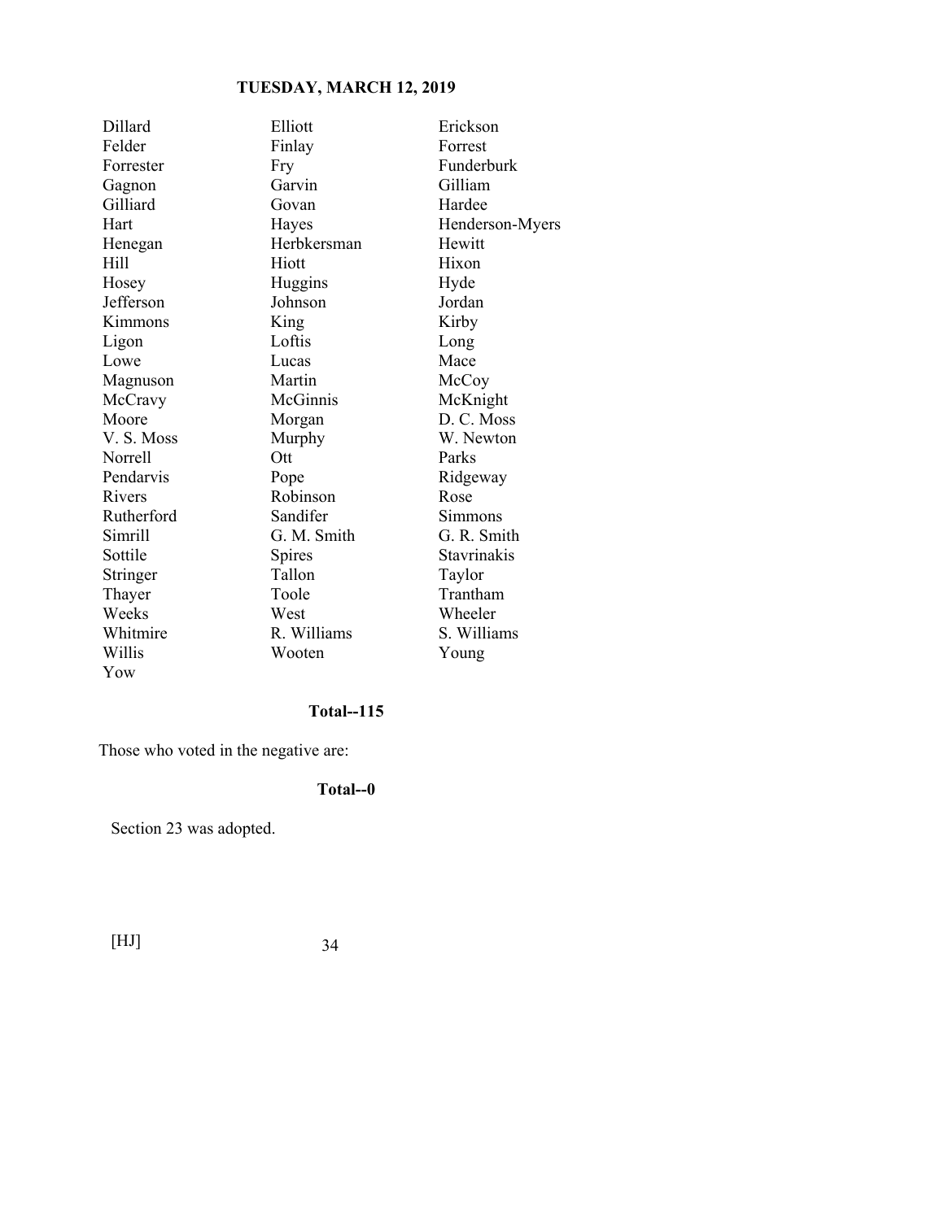| | | |
|---|---|---|
| Dillard | Elliott | Erickson |
| Felder | Finlay | Forrest |
| Forrester | Fry | Funderburk |
| Gagnon | Garvin | Gilliam |
| Gilliard | Govan | Hardee |
| Hart | Hayes | Henderson-Myers |
| Henegan | Herbkersman | Hewitt |
| Hill | Hiott | Hixon |
| Hosey | Huggins | Hyde |
| Jefferson | Johnson | Jordan |
| Kimmons | King | Kirby |
| Ligon | Loftis | Long |
| Lowe | Lucas | Mace |
| Magnuson | Martin | McCoy |
| McCravy | McGinnis | McKnight |
| Moore | Morgan | D. C. Moss |
| V. S. Moss | Murphy | W. Newton |
| Norrell | Ott | Parks |
| Pendarvis | Pope | Ridgeway |
| Rivers | Robinson | Rose |
| Rutherford | Sandifer | Simmons |
| Simrill | G. M. Smith | G. R. Smith |
| Sottile | Spires | Stavrinakis |
| Stringer | Tallon | Taylor |
| Thayer | Toole | Trantham |
| Weeks | West | Wheeler |
| Whitmire | R. Williams | S. Williams |
| Willis | Wooten | Young |
| Yow | | |

**Total--115**

Those who voted in the negative are:

**Total--0**

Section 23 was adopted.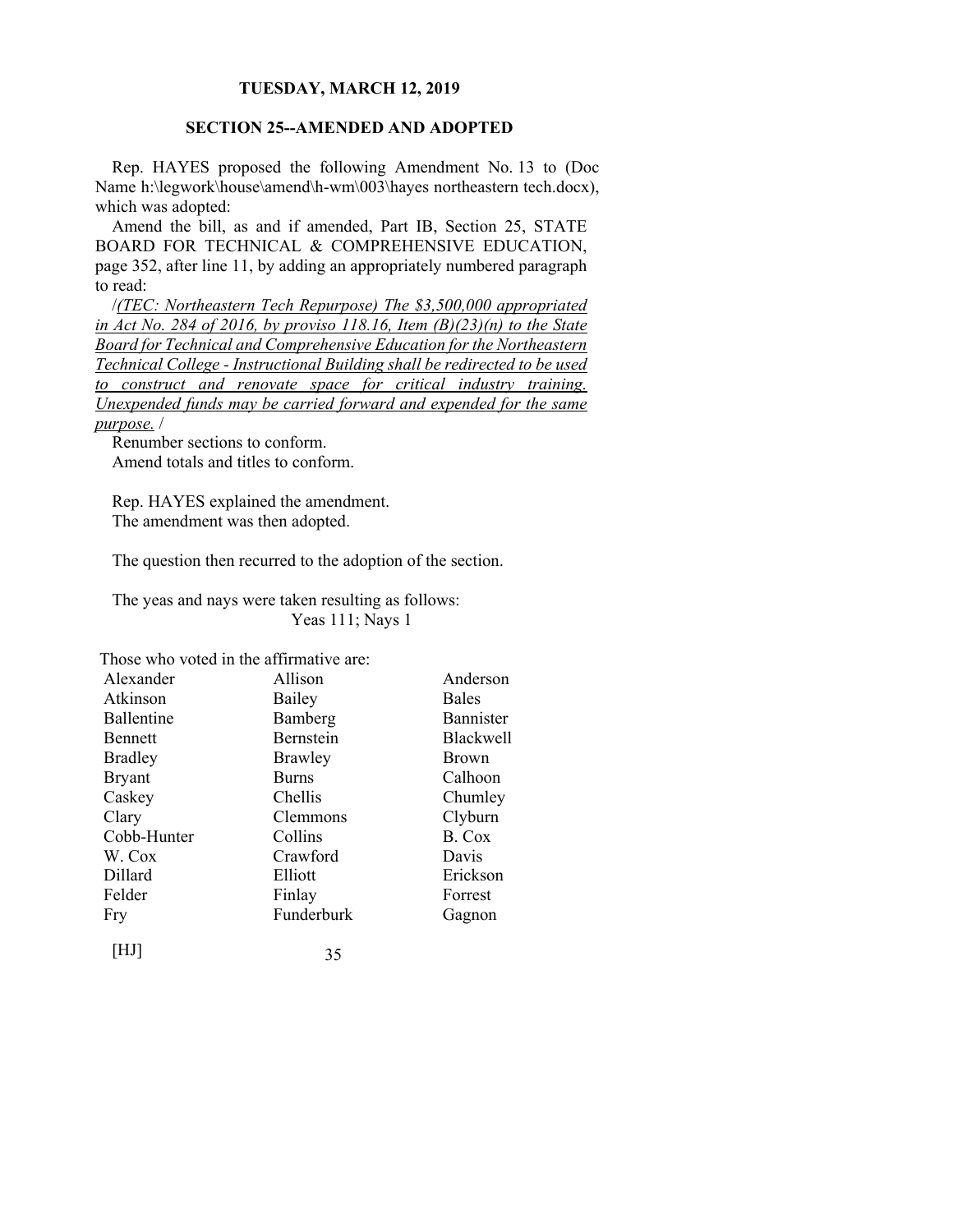**SECTION 25--AMENDED AND ADOPTED**

Rep. HAYES proposed the following Amendment No. 13 to (Doc Name h:\legwork\house\amend\h-wm\003\hayes northeastern tech.docx), which was adopted:

Amend the bill, as and if amended, Part IB, Section 25, STATE BOARD FOR TECHNICAL & COMPREHENSIVE EDUCATION, page 352, after line 11, by adding an appropriately numbered paragraph to read:

/*(TEC: Northeastern Tech Repurpose) The $3,500,000 appropriated in Act No. 284 of 2016, by proviso 118.16, Item (B)(23)(n) to the State Board for Technical and Comprehensive Education for the Northeastern Technical College - Instructional Building shall be redirected to be used to construct and renovate space for critical industry training. Unexpended funds may be carried forward and expended for the same purpose.* /

Renumber sections to conform.

Amend totals and titles to conform.

Rep. HAYES explained the amendment.

The amendment was then adopted.

The question then recurred to the adoption of the section.

The yeas and nays were taken resulting as follows:

Yeas 111; Nays 1

Those who voted in the affirmative are:

| | | |
|---|---|---|
| Alexander | Allison | Anderson |
| Atkinson | Bailey | Bales |
| Ballentine | Bamberg | Bannister |
| Bennett | Bernstein | Blackwell |
| Bradley | Brawley | Brown |
| Bryant | Burns | Calhoon |
| Caskey | Chellis | Chumley |
| Clary | Clemmons | Clyburn |
| Cobb-Hunter | Collins | B. Cox |
| W. Cox | Crawford | Davis |
| Dillard | Elliott | Erickson |
| Felder | Finlay | Forrest |
| Fry | Funderburk | Gagnon |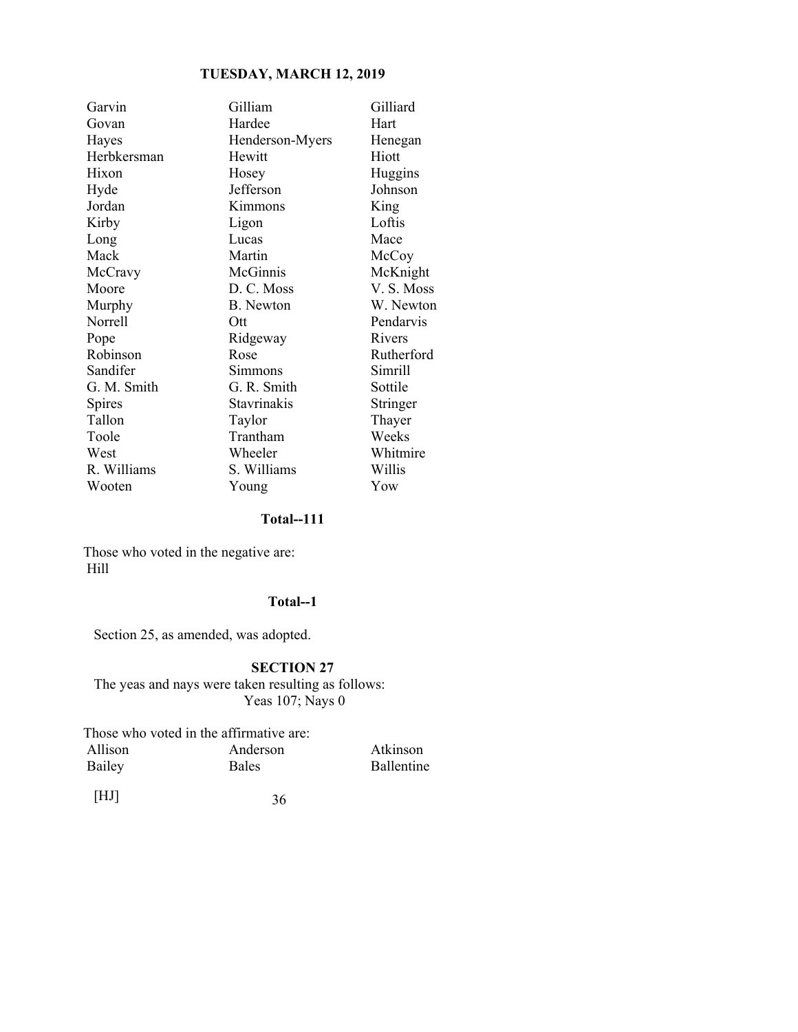| | | |
|---|---|---|
| Garvin | Gilliam | Gilliard |
| Govan | Hardee | Hart |
| Hayes | Henderson-Myers | Henegan |
| Herbkersman | Hewitt | Hiott |
| Hixon | Hosey | Huggins |
| Hyde | Jefferson | Johnson |
| Jordan | Kimmons | King |
| Kirby | Ligon | Loftis |
| Long | Lucas | Mace |
| Mack | Martin | McCoy |
| McCravy | McGinnis | McKnight |
| Moore | D. C. Moss | V. S. Moss |
| Murphy | B. Newton | W. Newton |
| Norrell | Ott | Pendarvis |
| Pope | Ridgeway | Rivers |
| Robinson | Rose | Rutherford |
| Sandifer | Simmons | Simrill |
| G. M. Smith | G. R. Smith | Sottile |
| Spires | Stavrinakis | Stringer |
| Tallon | Taylor | Thayer |
| Toole | Trantham | Weeks |
| West | Wheeler | Whitmire |
| R. Williams | S. Williams | Willis |
| Wooten | Young | Yow |

**Total--111**

Those who voted in the negative are:
Hill

**Total--1**

Section 25, as amended, was adopted.

**SECTION 27**

The yeas and nays were taken resulting as follows:
Yeas 107; Nays 0

Those who voted in the affirmative are:

| | | |
|---|---|---|
| Allison | Anderson | Atkinson |
| Bailey | Bales | Ballentine |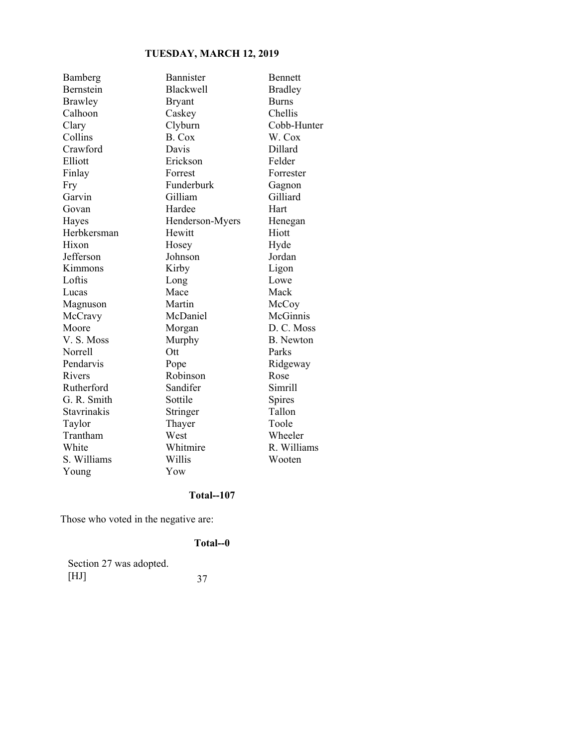| | | |
|---|---|---|
| Bamberg | Bannister | Bennett |
| Bernstein | Blackwell | Bradley |
| Brawley | Bryant | Burns |
| Calhoon | Caskey | Chellis |
| Clary | Clyburn | Cobb-Hunter |
| Collins | B. Cox | W. Cox |
| Crawford | Davis | Dillard |
| Elliott | Erickson | Felder |
| Finlay | Forrest | Forrester |
| Fry | Funderburk | Gagnon |
| Garvin | Gilliam | Gilliard |
| Govan | Hardee | Hart |
| Hayes | Henderson-Myers | Henegan |
| Herbkersman | Hewitt | Hiott |
| Hixon | Hosey | Hyde |
| Jefferson | Johnson | Jordan |
| Kimmons | Kirby | Ligon |
| Loftis | Long | Lowe |
| Lucas | Mace | Mack |
| Magnuson | Martin | McCoy |
| McCravy | McDaniel | McGinnis |
| Moore | Morgan | D. C. Moss |
| V. S. Moss | Murphy | B. Newton |
| Norrell | Ott | Parks |
| Pendarvis | Pope | Ridgeway |
| Rivers | Robinson | Rose |
| Rutherford | Sandifer | Simrill |
| G. R. Smith | Sottile | Spires |
| Stavrinakis | Stringer | Tallon |
| Taylor | Thayer | Toole |
| Trantham | West | Wheeler |
| White | Whitmire | R. Williams |
| S. Williams | Willis | Wooten |
| Young | Yow | |

**Total--107**

Those who voted in the negative are:

**Total--0**

Section 27 was adopted.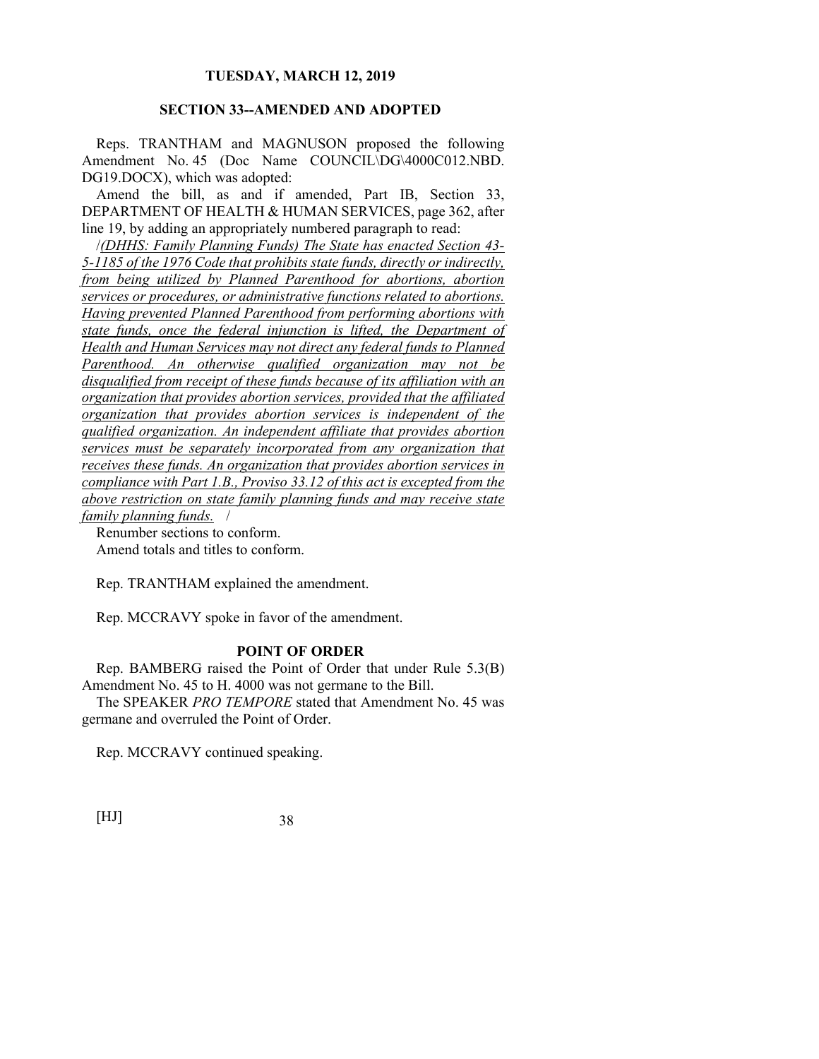## SECTION 33--AMENDED AND ADOPTED

Reps. TRANTHAM and MAGNUSON proposed the following Amendment No. 45 (Doc Name COUNCIL\DG\4000C012.NBD.DG19.DOCX), which was adopted:

Amend the bill, as and if amended, Part IB, Section 33, DEPARTMENT OF HEALTH & HUMAN SERVICES, page 362, after line 19, by adding an appropriately numbered paragraph to read:

/*(DHHS: Family Planning Funds) The State has enacted Section 43-5-1185 of the 1976 Code that prohibits state funds, directly or indirectly, from being utilized by Planned Parenthood for abortions, abortion services or procedures, or administrative functions related to abortions. Having prevented Planned Parenthood from performing abortions with state funds, once the federal injunction is lifted, the Department of Health and Human Services may not direct any federal funds to Planned Parenthood. An otherwise qualified organization may not be disqualified from receipt of these funds because of its affiliation with an organization that provides abortion services, provided that the affiliated organization that provides abortion services is independent of the qualified organization. An independent affiliate that provides abortion services must be separately incorporated from any organization that receives these funds. An organization that provides abortion services in compliance with Part 1.B., Proviso 33.12 of this act is excepted from the above restriction on state family planning funds and may receive state family planning funds.* /

Renumber sections to conform.

Amend totals and titles to conform.

Rep. TRANTHAM explained the amendment.

Rep. MCCRAVY spoke in favor of the amendment.

### POINT OF ORDER

Rep. BAMBERG raised the Point of Order that under Rule 5.3(B) Amendment No. 45 to H. 4000 was not germane to the Bill.

The SPEAKER *PRO TEMPORE* stated that Amendment No. 45 was germane and overruled the Point of Order.

Rep. MCCRAVY continued speaking.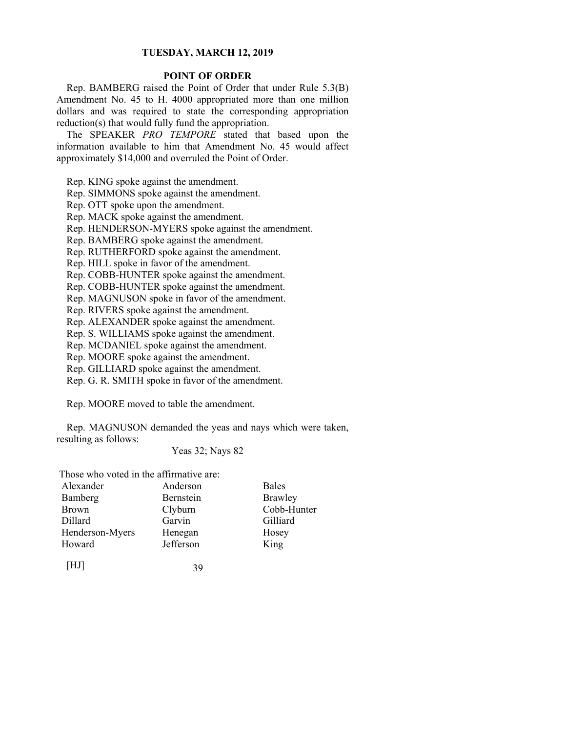## POINT OF ORDER

Rep. BAMBERG raised the Point of Order that under Rule 5.3(B) Amendment No. 45 to H. 4000 appropriated more than one million dollars and was required to state the corresponding appropriation reduction(s) that would fully fund the appropriation.

The SPEAKER *PRO TEMPORE* stated that based upon the information available to him that Amendment No. 45 would affect approximately $14,000 and overruled the Point of Order.

Rep. KING spoke against the amendment.
Rep. SIMMONS spoke against the amendment.
Rep. OTT spoke upon the amendment.
Rep. MACK spoke against the amendment.
Rep. HENDERSON-MYERS spoke against the amendment.
Rep. BAMBERG spoke against the amendment.
Rep. RUTHERFORD spoke against the amendment.
Rep. HILL spoke in favor of the amendment.
Rep. COBB-HUNTER spoke against the amendment.
Rep. COBB-HUNTER spoke against the amendment.
Rep. MAGNUSON spoke in favor of the amendment.
Rep. RIVERS spoke against the amendment.
Rep. ALEXANDER spoke against the amendment.
Rep. S. WILLIAMS spoke against the amendment.
Rep. MCDANIEL spoke against the amendment.
Rep. MOORE spoke against the amendment.
Rep. GILLIARD spoke against the amendment.
Rep. G. R. SMITH spoke in favor of the amendment.

Rep. MOORE moved to table the amendment.

Rep. MAGNUSON demanded the yeas and nays which were taken, resulting as follows:

Yeas 32; Nays 82

Those who voted in the affirmative are:

| | | |
|---|---|---|
| Alexander | Anderson | Bales |
| Bamberg | Bernstein | Brawley |
| Brown | Clyburn | Cobb-Hunter |
| Dillard | Garvin | Gilliard |
| Henderson-Myers | Henegan | Hosey |
| Howard | Jefferson | King |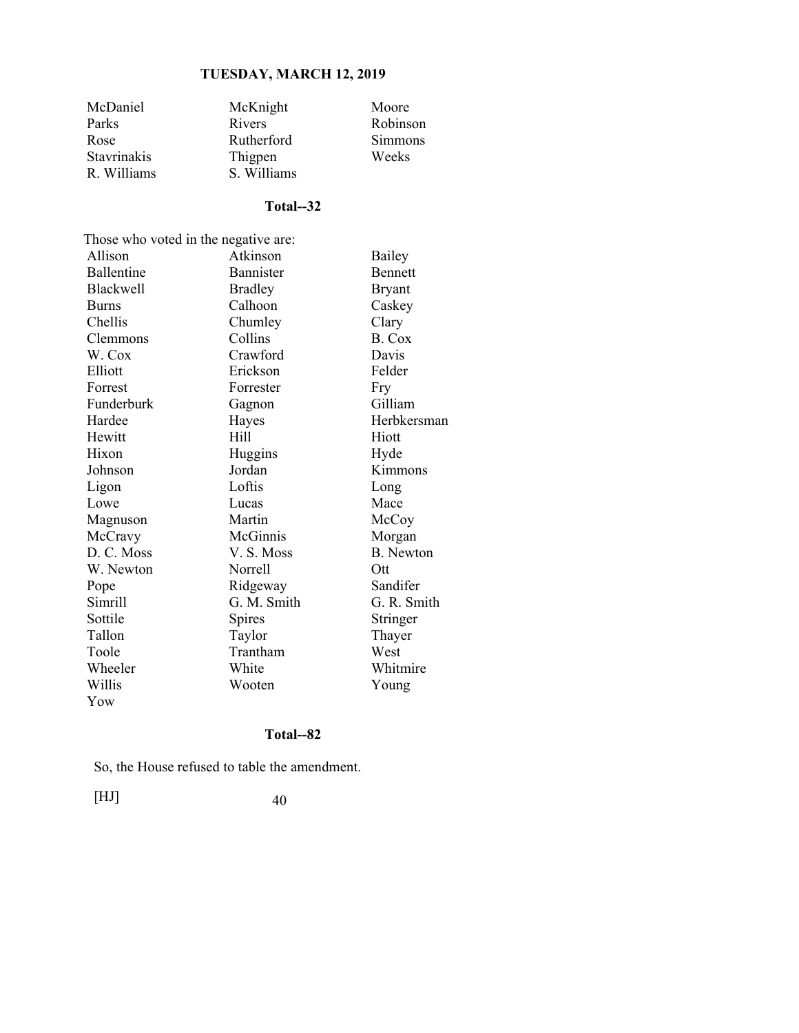| | | |
|---|---|---|
| McDaniel | McKnight | Moore |
| Parks | Rivers | Robinson |
| Rose | Rutherford | Simmons |
| Stavrinakis | Thigpen | Weeks |
| R. Williams | S. Williams | |

**Total--32**

Those who voted in the negative are:

| | | |
|---|---|---|
| Allison | Atkinson | Bailey |
| Ballentine | Bannister | Bennett |
| Blackwell | Bradley | Bryant |
| Burns | Calhoon | Caskey |
| Chellis | Chumley | Clary |
| Clemmons | Collins | B. Cox |
| W. Cox | Crawford | Davis |
| Elliott | Erickson | Felder |
| Forrest | Forrester | Fry |
| Funderburk | Gagnon | Gilliam |
| Hardee | Hayes | Herbkersman |
| Hewitt | Hill | Hiott |
| Hixon | Huggins | Hyde |
| Johnson | Jordan | Kimmons |
| Ligon | Loftis | Long |
| Lowe | Lucas | Mace |
| Magnuson | Martin | McCoy |
| McCravy | McGinnis | Morgan |
| D. C. Moss | V. S. Moss | B. Newton |
| W. Newton | Norrell | Ott |
| Pope | Ridgeway | Sandifer |
| Simrill | G. M. Smith | G. R. Smith |
| Sottile | Spires | Stringer |
| Tallon | Taylor | Thayer |
| Toole | Trantham | West |
| Wheeler | White | Whitmire |
| Willis | Wooten | Young |
| Yow | | |

**Total--82**

So, the House refused to table the amendment.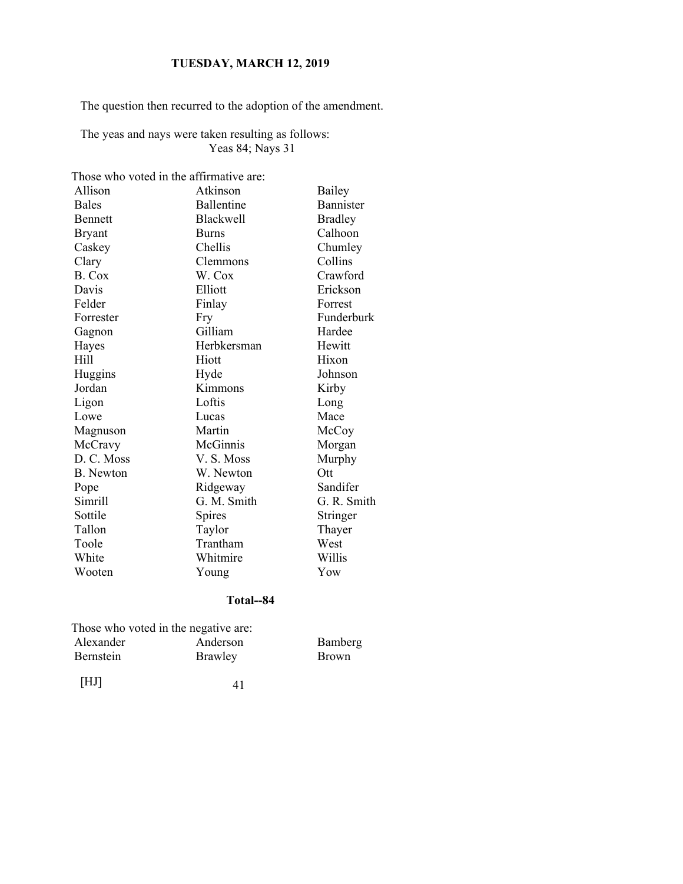The question then recurred to the adoption of the amendment.

The yeas and nays were taken resulting as follows:
Yeas 84; Nays 31

Those who voted in the affirmative are:

| | | |
|---|---|---|
| Allison | Atkinson | Bailey |
| Bales | Ballentine | Bannister |
| Bennett | Blackwell | Bradley |
| Bryant | Burns | Calhoon |
| Caskey | Chellis | Chumley |
| Clary | Clemmons | Collins |
| B. Cox | W. Cox | Crawford |
| Davis | Elliott | Erickson |
| Felder | Finlay | Forrest |
| Forrester | Fry | Funderburk |
| Gagnon | Gilliam | Hardee |
| Hayes | Herbkersman | Hewitt |
| Hill | Hiott | Hixon |
| Huggins | Hyde | Johnson |
| Jordan | Kimmons | Kirby |
| Ligon | Loftis | Long |
| Lowe | Lucas | Mace |
| Magnuson | Martin | McCoy |
| McCravy | McGinnis | Morgan |
| D. C. Moss | V. S. Moss | Murphy |
| B. Newton | W. Newton | Ott |
| Pope | Ridgeway | Sandifer |
| Simrill | G. M. Smith | G. R. Smith |
| Sottile | Spires | Stringer |
| Tallon | Taylor | Thayer |
| Toole | Trantham | West |
| White | Whitmire | Willis |
| Wooten | Young | Yow |

**Total--84**

Those who voted in the negative are:

| | | |
|---|---|---|
| Alexander | Anderson | Bamberg |
| Bernstein | Brawley | Brown |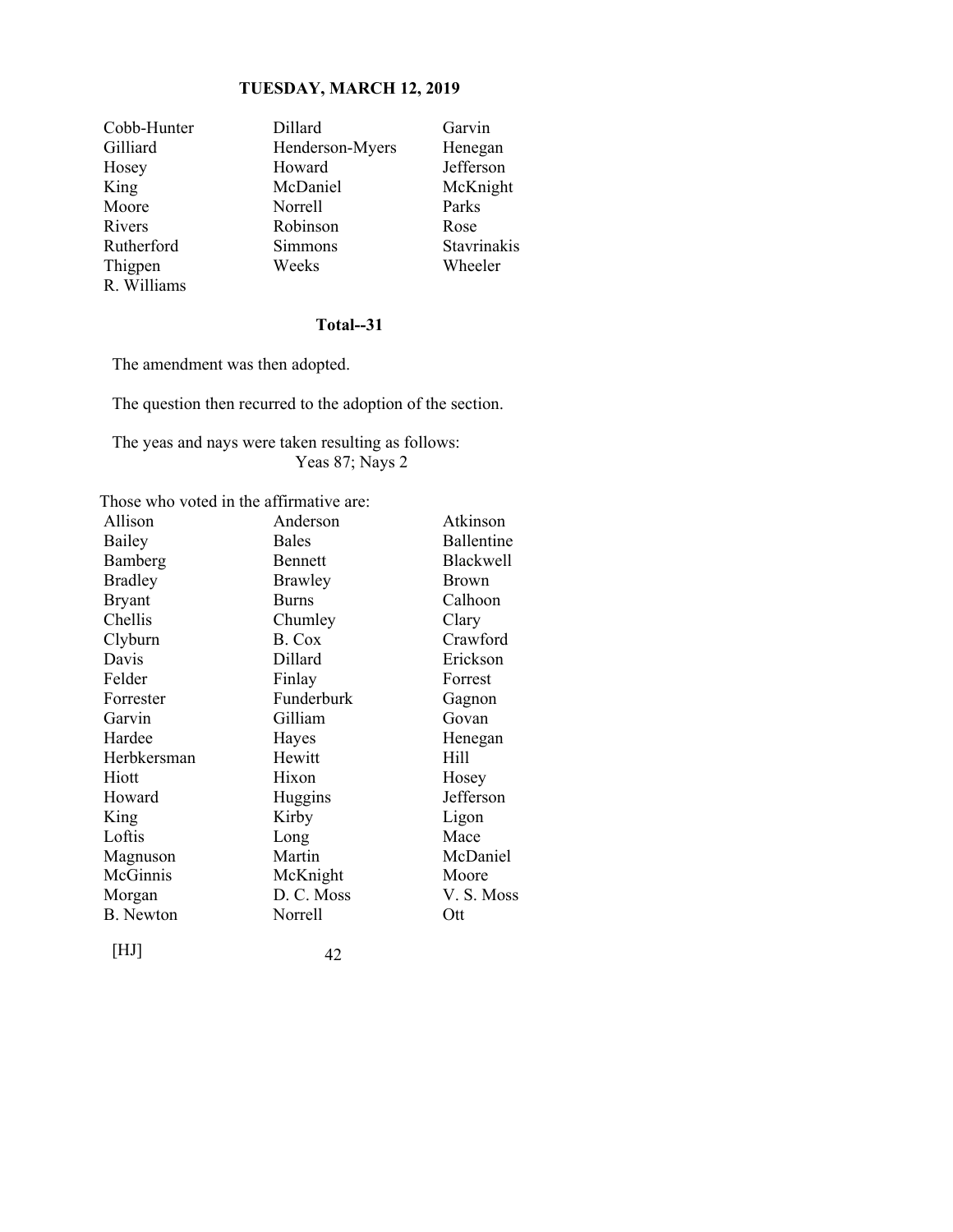| | | |
|---|---|---|
| Cobb-Hunter | Dillard | Garvin |
| Gilliard | Henderson-Myers | Henegan |
| Hosey | Howard | Jefferson |
| King | McDaniel | McKnight |
| Moore | Norrell | Parks |
| Rivers | Robinson | Rose |
| Rutherford | Simmons | Stavrinakis |
| Thigpen | Weeks | Wheeler |
| R. Williams | | |

**Total--31**

The amendment was then adopted.

The question then recurred to the adoption of the section.

The yeas and nays were taken resulting as follows:
Yeas 87; Nays 2

Those who voted in the affirmative are:

| | | |
|---|---|---|
| Allison | Anderson | Atkinson |
| Bailey | Bales | Ballentine |
| Bamberg | Bennett | Blackwell |
| Bradley | Brawley | Brown |
| Bryant | Burns | Calhoon |
| Chellis | Chumley | Clary |
| Clyburn | B. Cox | Crawford |
| Davis | Dillard | Erickson |
| Felder | Finlay | Forrest |
| Forrester | Funderburk | Gagnon |
| Garvin | Gilliam | Govan |
| Hardee | Hayes | Henegan |
| Herbkersman | Hewitt | Hill |
| Hiott | Hixon | Hosey |
| Howard | Huggins | Jefferson |
| King | Kirby | Ligon |
| Loftis | Long | Mace |
| Magnuson | Martin | McDaniel |
| McGinnis | McKnight | Moore |
| Morgan | D. C. Moss | V. S. Moss |
| B. Newton | Norrell | Ott |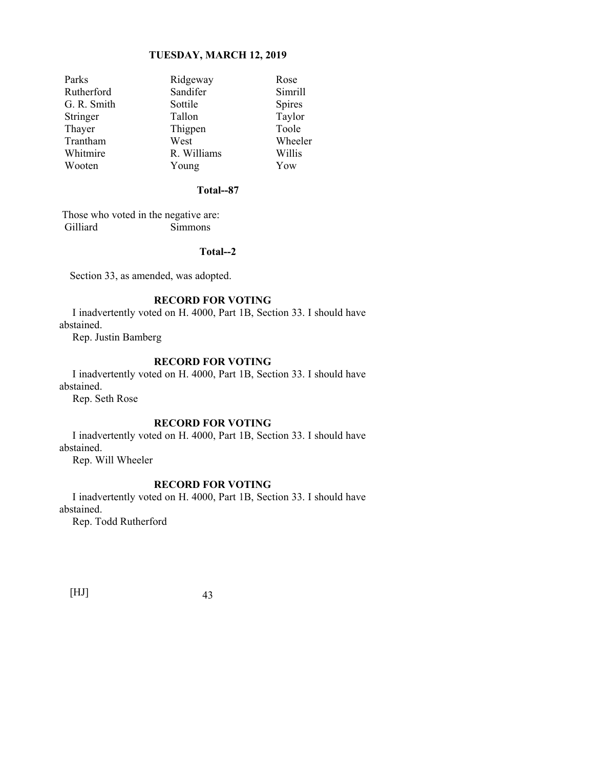| | | |
|---|---|---|
| Parks | Ridgeway | Rose |
| Rutherford | Sandifer | Simrill |
| G. R. Smith | Sottile | Spires |
| Stringer | Tallon | Taylor |
| Thayer | Thigpen | Toole |
| Trantham | West | Wheeler |
| Whitmire | R. Williams | Willis |
| Wooten | Young | Yow |

**Total--87**

Those who voted in the negative are:

| | |
|---|---|
| Gilliard | Simmons |

**Total--2**

Section 33, as amended, was adopted.

**RECORD FOR VOTING**

I inadvertently voted on H. 4000, Part 1B, Section 33. I should have abstained.

Rep. Justin Bamberg

**RECORD FOR VOTING**

I inadvertently voted on H. 4000, Part 1B, Section 33. I should have abstained.

Rep. Seth Rose

**RECORD FOR VOTING**

I inadvertently voted on H. 4000, Part 1B, Section 33. I should have abstained.

Rep. Will Wheeler

**RECORD FOR VOTING**

I inadvertently voted on H. 4000, Part 1B, Section 33. I should have abstained.

Rep. Todd Rutherford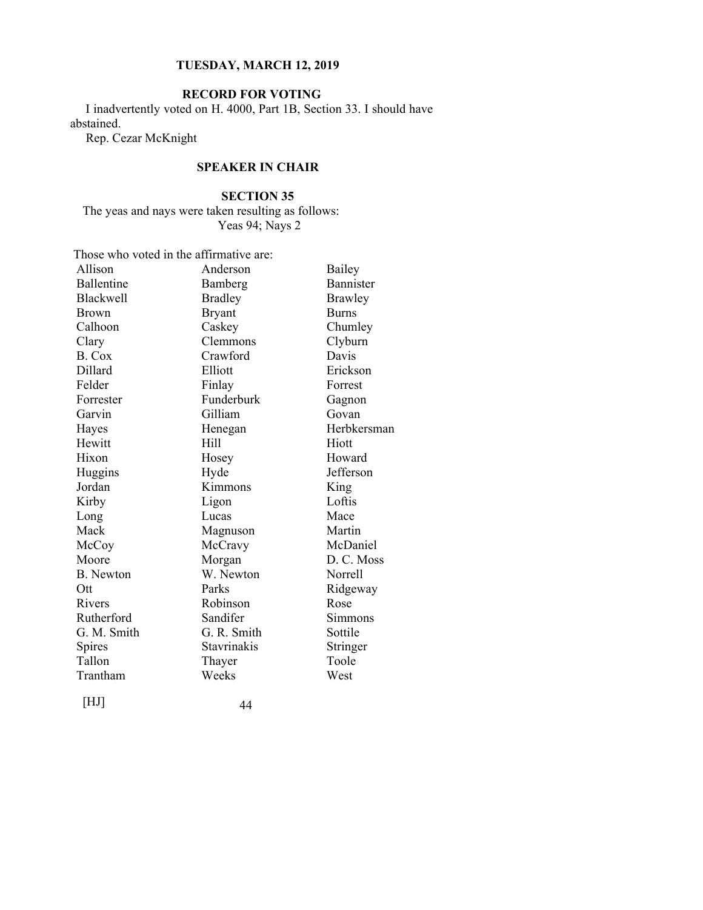TUESDAY, MARCH 12, 2019

## RECORD FOR VOTING

I inadvertently voted on H. 4000, Part 1B, Section 33. I should have abstained.

Rep. Cezar McKnight

## SPEAKER IN CHAIR

## SECTION 35

The yeas and nays were taken resulting as follows:

Yeas 94; Nays 2

Those who voted in the affirmative are:

| | | |
|---|---|---|
| Allison | Anderson | Bailey |
| Ballentine | Bamberg | Bannister |
| Blackwell | Bradley | Brawley |
| Brown | Bryant | Burns |
| Calhoon | Caskey | Chumley |
| Clary | Clemmons | Clyburn |
| B. Cox | Crawford | Davis |
| Dillard | Elliott | Erickson |
| Felder | Finlay | Forrest |
| Forrester | Funderburk | Gagnon |
| Garvin | Gilliam | Govan |
| Hayes | Henegan | Herbkersman |
| Hewitt | Hill | Hiott |
| Hixon | Hosey | Howard |
| Huggins | Hyde | Jefferson |
| Jordan | Kimmons | King |
| Kirby | Ligon | Loftis |
| Long | Lucas | Mace |
| Mack | Magnuson | Martin |
| McCoy | McCravy | McDaniel |
| Moore | Morgan | D. C. Moss |
| B. Newton | W. Newton | Norrell |
| Ott | Parks | Ridgeway |
| Rivers | Robinson | Rose |
| Rutherford | Sandifer | Simmons |
| G. M. Smith | G. R. Smith | Sottile |
| Spires | Stavrinakis | Stringer |
| Tallon | Thayer | Toole |
| Trantham | Weeks | West |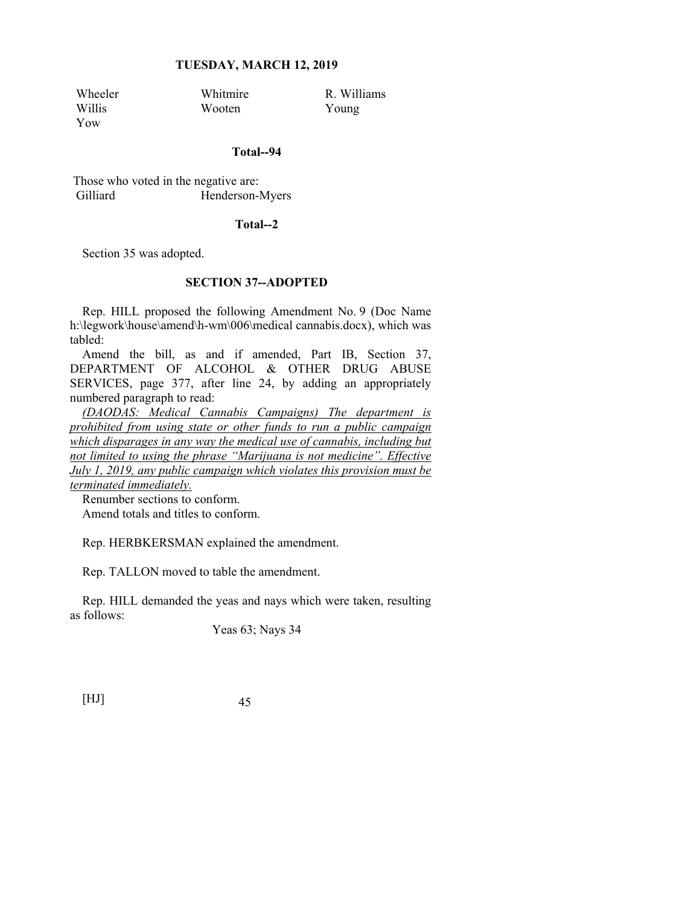| Wheeler | Whitmire | R. Williams |
|---|---|---|
| Willis | Wooten | Young |
| Yow | | |

**Total--94**

Those who voted in the negative are:

| Gilliard | Henderson-Myers |
|---|---|

**Total--2**

Section 35 was adopted.

**SECTION 37--ADOPTED**

Rep. HILL proposed the following Amendment No. 9 (Doc Name h:\legwork\house\amend\h-wm\006\medical cannabis.docx), which was tabled:

Amend the bill, as and if amended, Part IB, Section 37, DEPARTMENT OF ALCOHOL & OTHER DRUG ABUSE SERVICES, page 377, after line 24, by adding an appropriately numbered paragraph to read:

*(DAODAS: Medical Cannabis Campaigns) The department is prohibited from using state or other funds to run a public campaign which disparages in any way the medical use of cannabis, including but not limited to using the phrase "Marijuana is not medicine". Effective July 1, 2019, any public campaign which violates this provision must be terminated immediately.*

Renumber sections to conform.

Amend totals and titles to conform.

Rep. HERBKERSMAN explained the amendment.

Rep. TALLON moved to table the amendment.

Rep. HILL demanded the yeas and nays which were taken, resulting as follows:

Yeas 63; Nays 34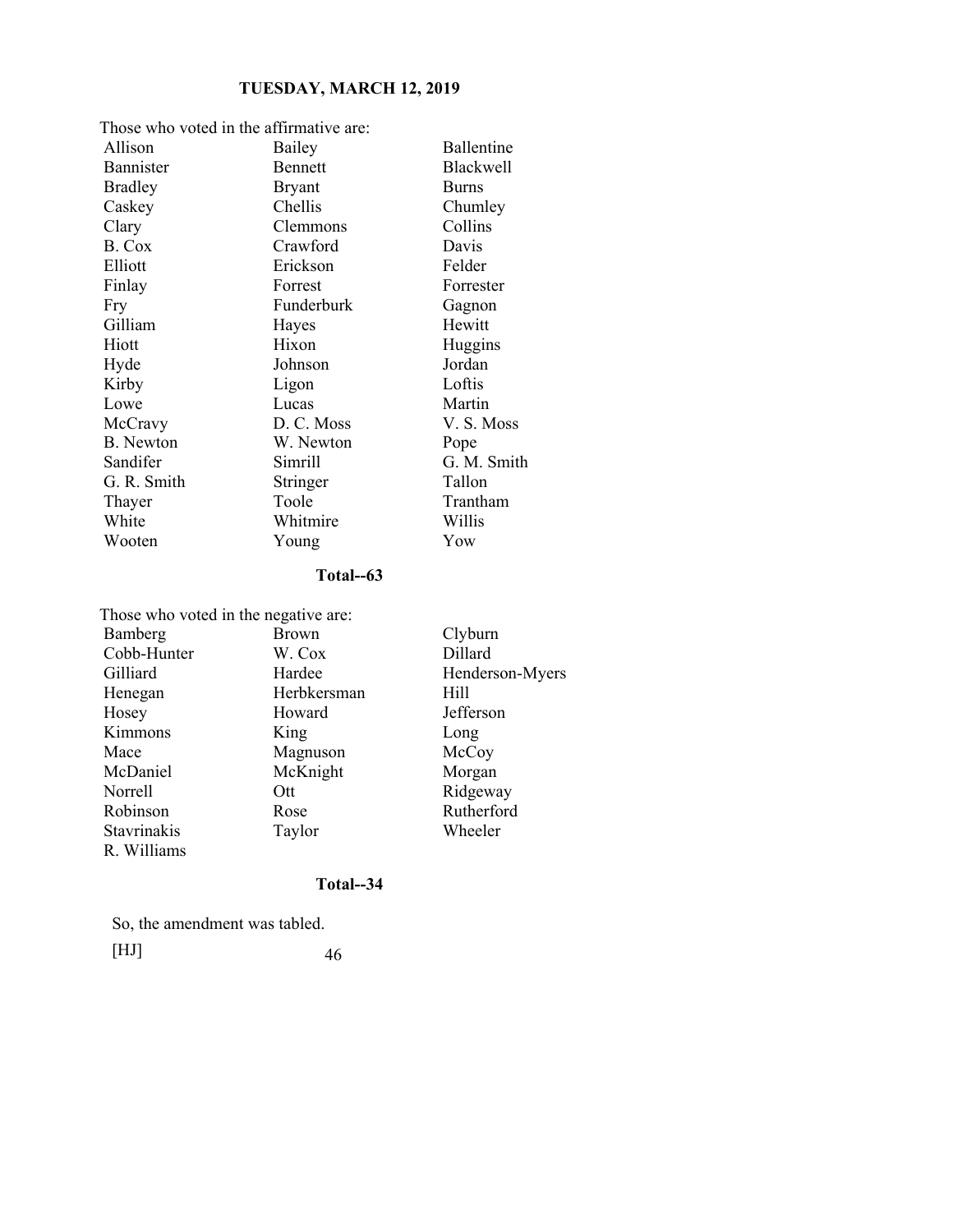Those who voted in the affirmative are:

| | | |
|---|---|---|
| Allison | Bailey | Ballentine |
| Bannister | Bennett | Blackwell |
| Bradley | Bryant | Burns |
| Caskey | Chellis | Chumley |
| Clary | Clemmons | Collins |
| B. Cox | Crawford | Davis |
| Elliott | Erickson | Felder |
| Finlay | Forrest | Forrester |
| Fry | Funderburk | Gagnon |
| Gilliam | Hayes | Hewitt |
| Hiott | Hixon | Huggins |
| Hyde | Johnson | Jordan |
| Kirby | Ligon | Loftis |
| Lowe | Lucas | Martin |
| McCravy | D. C. Moss | V. S. Moss |
| B. Newton | W. Newton | Pope |
| Sandifer | Simrill | G. M. Smith |
| G. R. Smith | Stringer | Tallon |
| Thayer | Toole | Trantham |
| White | Whitmire | Willis |
| Wooten | Young | Yow |

**Total--63**

Those who voted in the negative are:

| | | |
|---|---|---|
| Bamberg | Brown | Clyburn |
| Cobb-Hunter | W. Cox | Dillard |
| Gilliard | Hardee | Henderson-Myers |
| Henegan | Herbkersman | Hill |
| Hosey | Howard | Jefferson |
| Kimmons | King | Long |
| Mace | Magnuson | McCoy |
| McDaniel | McKnight | Morgan |
| Norrell | Ott | Ridgeway |
| Robinson | Rose | Rutherford |
| Stavrinakis | Taylor | Wheeler |
| R. Williams | | |

**Total--34**

So, the amendment was tabled.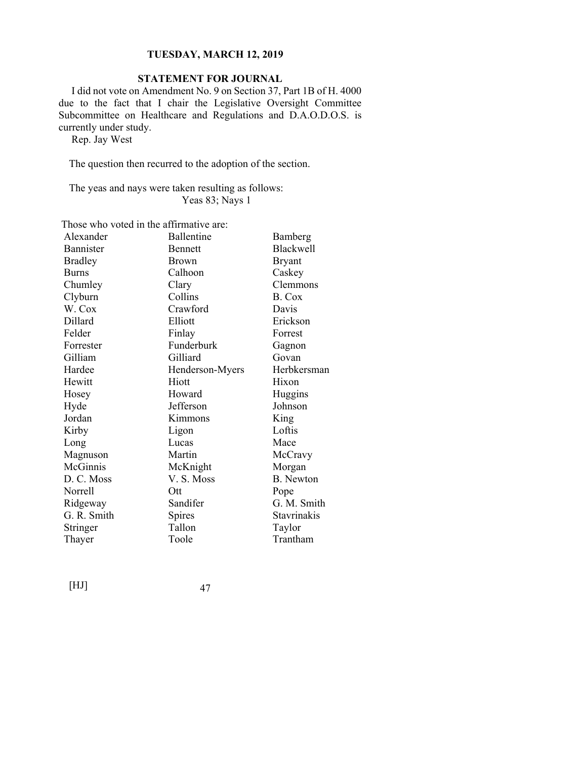## STATEMENT FOR JOURNAL

I did not vote on Amendment No. 9 on Section 37, Part 1B of H. 4000 due to the fact that I chair the Legislative Oversight Committee Subcommittee on Healthcare and Regulations and D.A.O.D.O.S. is currently under study.

Rep. Jay West

The question then recurred to the adoption of the section.

The yeas and nays were taken resulting as follows:

Yeas 83; Nays 1

Those who voted in the affirmative are:

| | | |
|---|---|---|
| Alexander | Ballentine | Bamberg |
| Bannister | Bennett | Blackwell |
| Bradley | Brown | Bryant |
| Burns | Calhoon | Caskey |
| Chumley | Clary | Clemmons |
| Clyburn | Collins | B. Cox |
| W. Cox | Crawford | Davis |
| Dillard | Elliott | Erickson |
| Felder | Finlay | Forrest |
| Forrester | Funderburk | Gagnon |
| Gilliam | Gilliard | Govan |
| Hardee | Henderson-Myers | Herbkersman |
| Hewitt | Hiott | Hixon |
| Hosey | Howard | Huggins |
| Hyde | Jefferson | Johnson |
| Jordan | Kimmons | King |
| Kirby | Ligon | Loftis |
| Long | Lucas | Mace |
| Magnuson | Martin | McCravy |
| McGinnis | McKnight | Morgan |
| D. C. Moss | V. S. Moss | B. Newton |
| Norrell | Ott | Pope |
| Ridgeway | Sandifer | G. M. Smith |
| G. R. Smith | Spires | Stavrinakis |
| Stringer | Tallon | Taylor |
| Thayer | Toole | Trantham |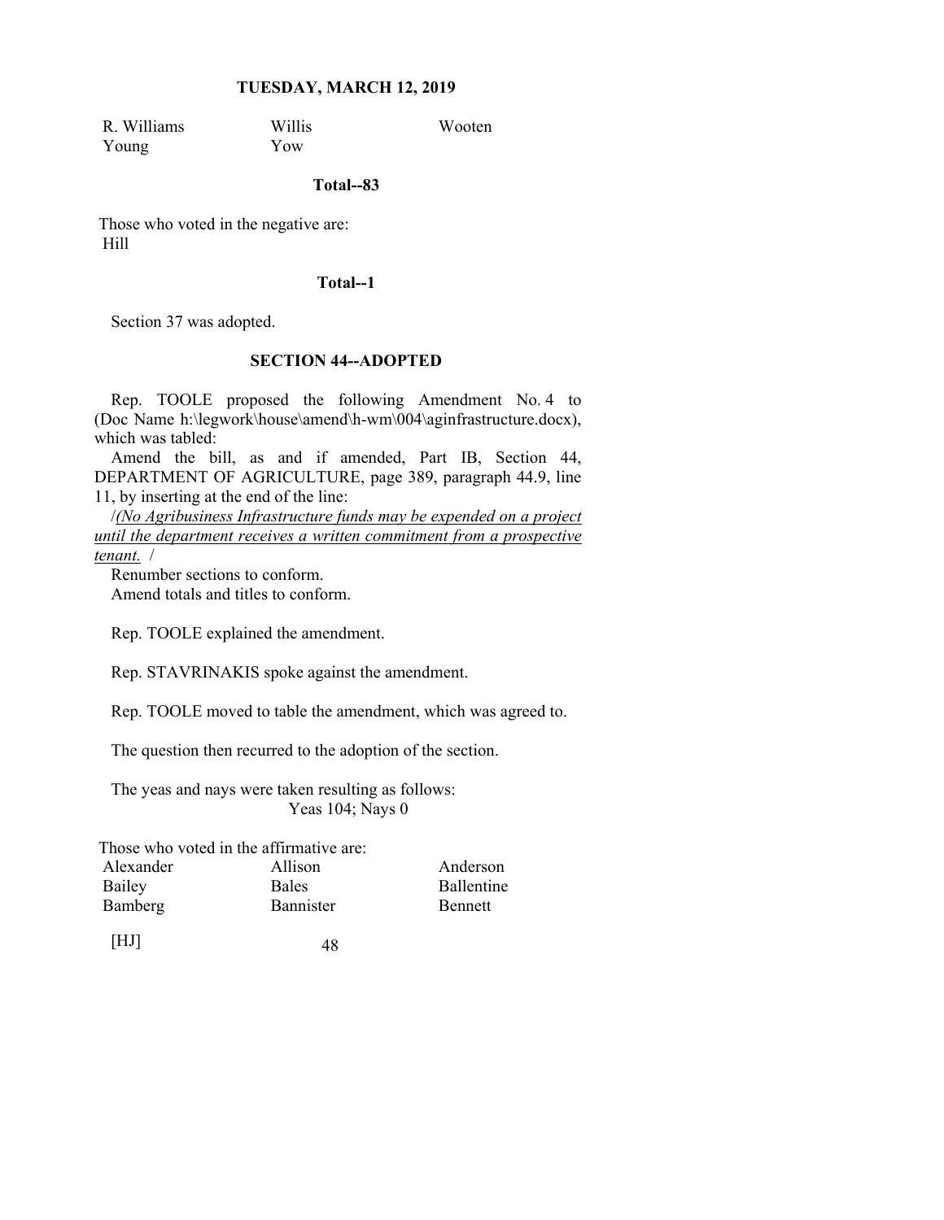| R. Williams | Willis | Wooten |
|---|---|---|
| Young | Yow | |

**Total--83**

Those who voted in the negative are:
Hill

**Total--1**

Section 37 was adopted.

**SECTION 44--ADOPTED**

Rep. TOOLE proposed the following Amendment No. 4 to (Doc Name h:\legwork\house\amend\h-wm\004\aginfrastructure.docx), which was tabled:

Amend the bill, as and if amended, Part IB, Section 44, DEPARTMENT OF AGRICULTURE, page 389, paragraph 44.9, line 11, by inserting at the end of the line:

/*<u>(No Agribusiness Infrastructure funds may be expended on a project until the department receives a written commitment from a prospective tenant.</u>* /

Renumber sections to conform.
Amend totals and titles to conform.

Rep. TOOLE explained the amendment.

Rep. STAVRINAKIS spoke against the amendment.

Rep. TOOLE moved to table the amendment, which was agreed to.

The question then recurred to the adoption of the section.

The yeas and nays were taken resulting as follows:
Yeas 104; Nays 0

Those who voted in the affirmative are:

| Alexander | Allison | Anderson |
|---|---|---|
| Bailey | Bales | Ballentine |
| Bamberg | Bannister | Bennett |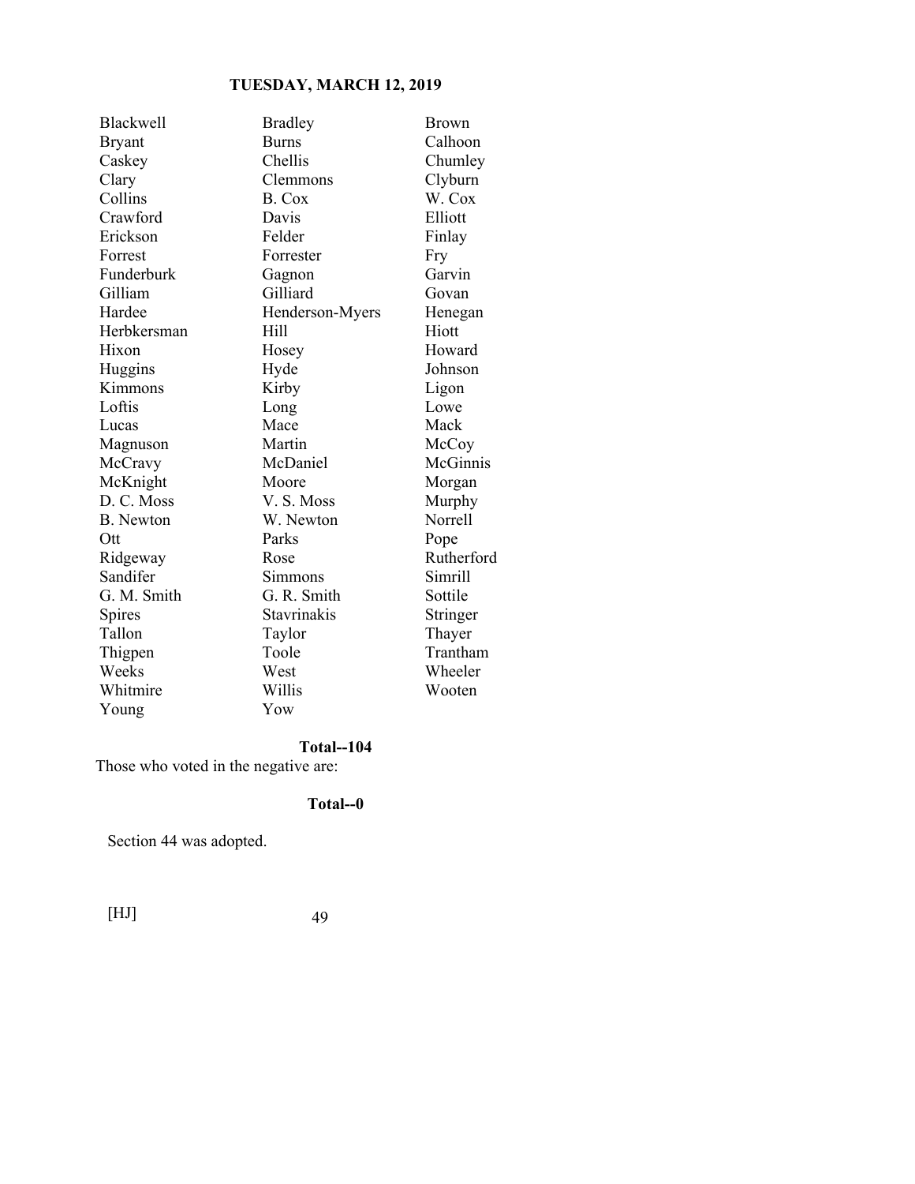| | | |
|---|---|---|
| Blackwell | Bradley | Brown |
| Bryant | Burns | Calhoon |
| Caskey | Chellis | Chumley |
| Clary | Clemmons | Clyburn |
| Collins | B. Cox | W. Cox |
| Crawford | Davis | Elliott |
| Erickson | Felder | Finlay |
| Forrest | Forrester | Fry |
| Funderburk | Gagnon | Garvin |
| Gilliam | Gilliard | Govan |
| Hardee | Henderson-Myers | Henegan |
| Herbkersman | Hill | Hiott |
| Hixon | Hosey | Howard |
| Huggins | Hyde | Johnson |
| Kimmons | Kirby | Ligon |
| Loftis | Long | Lowe |
| Lucas | Mace | Mack |
| Magnuson | Martin | McCoy |
| McCravy | McDaniel | McGinnis |
| McKnight | Moore | Morgan |
| D. C. Moss | V. S. Moss | Murphy |
| B. Newton | W. Newton | Norrell |
| Ott | Parks | Pope |
| Ridgeway | Rose | Rutherford |
| Sandifer | Simmons | Simrill |
| G. M. Smith | G. R. Smith | Sottile |
| Spires | Stavrinakis | Stringer |
| Tallon | Taylor | Thayer |
| Thigpen | Toole | Trantham |
| Weeks | West | Wheeler |
| Whitmire | Willis | Wooten |
| Young | Yow | |

**Total--104**

Those who voted in the negative are:

**Total--0**

Section 44 was adopted.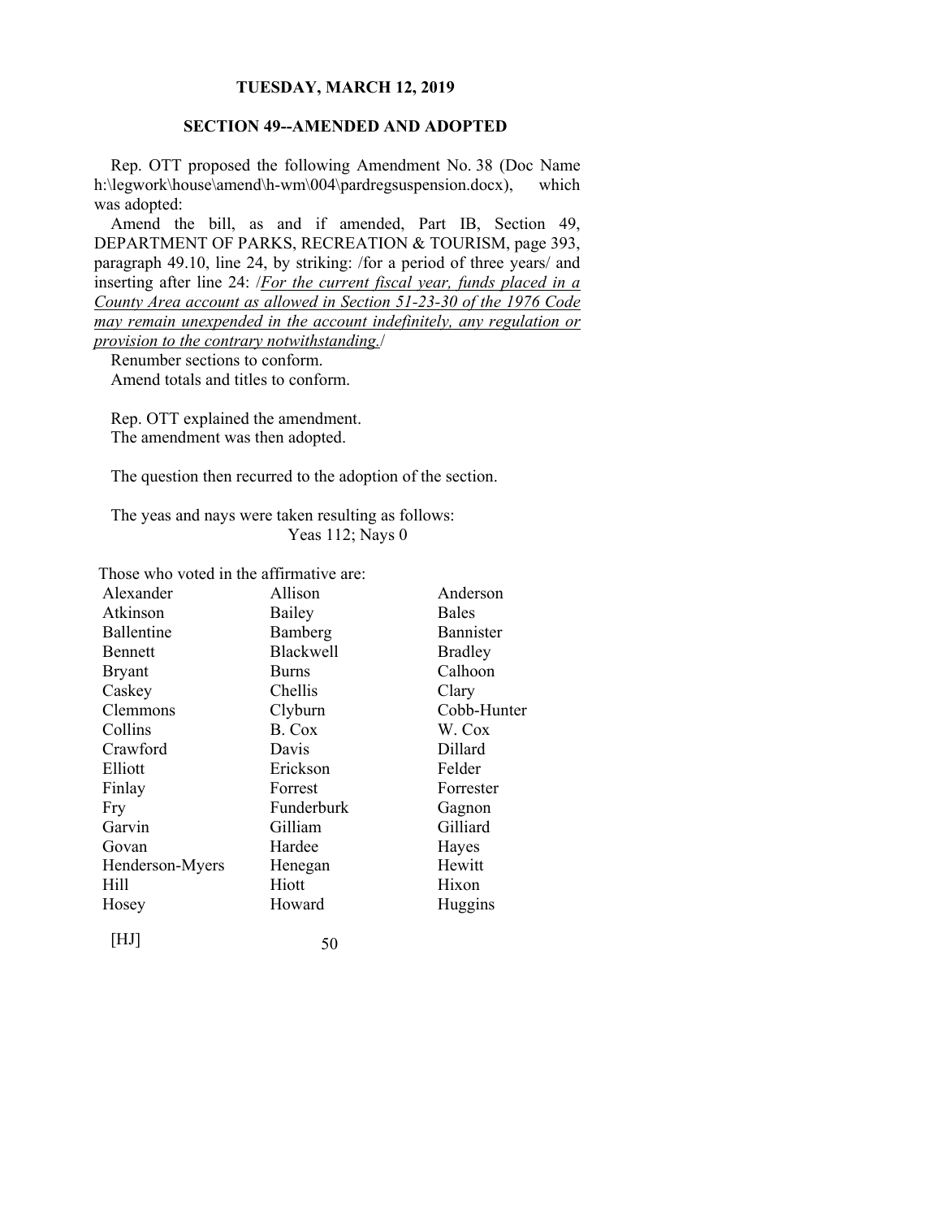**TUESDAY, MARCH 12, 2019**

## SECTION 49--AMENDED AND ADOPTED

Rep. OTT proposed the following Amendment No. 38 (Doc Name h:\legwork\house\amend\h-wm\004\pardregsuspension.docx), which was adopted:

Amend the bill, as and if amended, Part IB, Section 49, DEPARTMENT OF PARKS, RECREATION & TOURISM, page 393, paragraph 49.10, line 24, by striking: /for a period of three years/ and inserting after line 24: /*For the current fiscal year, funds placed in a County Area account as allowed in Section 51-23-30 of the 1976 Code may remain unexpended in the account indefinitely, any regulation or provision to the contrary notwithstanding.*/

Renumber sections to conform.

Amend totals and titles to conform.

Rep. OTT explained the amendment.

The amendment was then adopted.

The question then recurred to the adoption of the section.

The yeas and nays were taken resulting as follows:

Yeas 112; Nays 0

Those who voted in the affirmative are:

| | | |
|---|---|---|
| Alexander | Allison | Anderson |
| Atkinson | Bailey | Bales |
| Ballentine | Bamberg | Bannister |
| Bennett | Blackwell | Bradley |
| Bryant | Burns | Calhoon |
| Caskey | Chellis | Clary |
| Clemmons | Clyburn | Cobb-Hunter |
| Collins | B. Cox | W. Cox |
| Crawford | Davis | Dillard |
| Elliott | Erickson | Felder |
| Finlay | Forrest | Forrester |
| Fry | Funderburk | Gagnon |
| Garvin | Gilliam | Gilliard |
| Govan | Hardee | Hayes |
| Henderson-Myers | Henegan | Hewitt |
| Hill | Hiott | Hixon |
| Hosey | Howard | Huggins |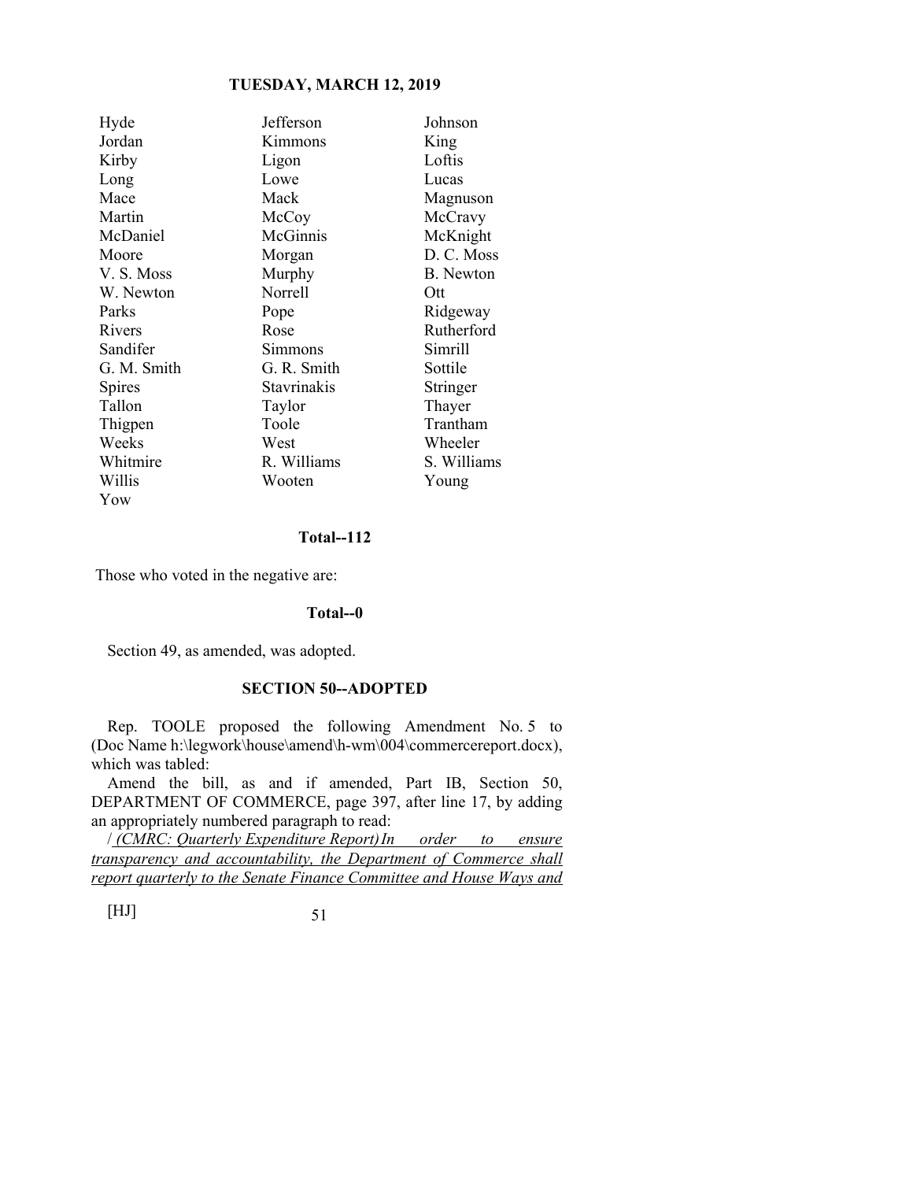| | | |
|---|---|---|
| Hyde | Jefferson | Johnson |
| Jordan | Kimmons | King |
| Kirby | Ligon | Loftis |
| Long | Lowe | Lucas |
| Mace | Mack | Magnuson |
| Martin | McCoy | McCravy |
| McDaniel | McGinnis | McKnight |
| Moore | Morgan | D. C. Moss |
| V. S. Moss | Murphy | B. Newton |
| W. Newton | Norrell | Ott |
| Parks | Pope | Ridgeway |
| Rivers | Rose | Rutherford |
| Sandifer | Simmons | Simrill |
| G. M. Smith | G. R. Smith | Sottile |
| Spires | Stavrinakis | Stringer |
| Tallon | Taylor | Thayer |
| Thigpen | Toole | Trantham |
| Weeks | West | Wheeler |
| Whitmire | R. Williams | S. Williams |
| Willis | Wooten | Young |
| Yow | | |

**Total--112**

Those who voted in the negative are:

**Total--0**

Section 49, as amended, was adopted.

**SECTION 50--ADOPTED**

Rep. TOOLE proposed the following Amendment No. 5 to (Doc Name h:\legwork\house\amend\h-wm\004\commercereport.docx), which was tabled:

Amend the bill, as and if amended, Part IB, Section 50, DEPARTMENT OF COMMERCE, page 397, after line 17, by adding an appropriately numbered paragraph to read:

/ _(CMRC: Quarterly Expenditure Report) In order to ensure transparency and accountability, the Department of Commerce shall report quarterly to the Senate Finance Committee and House Ways and_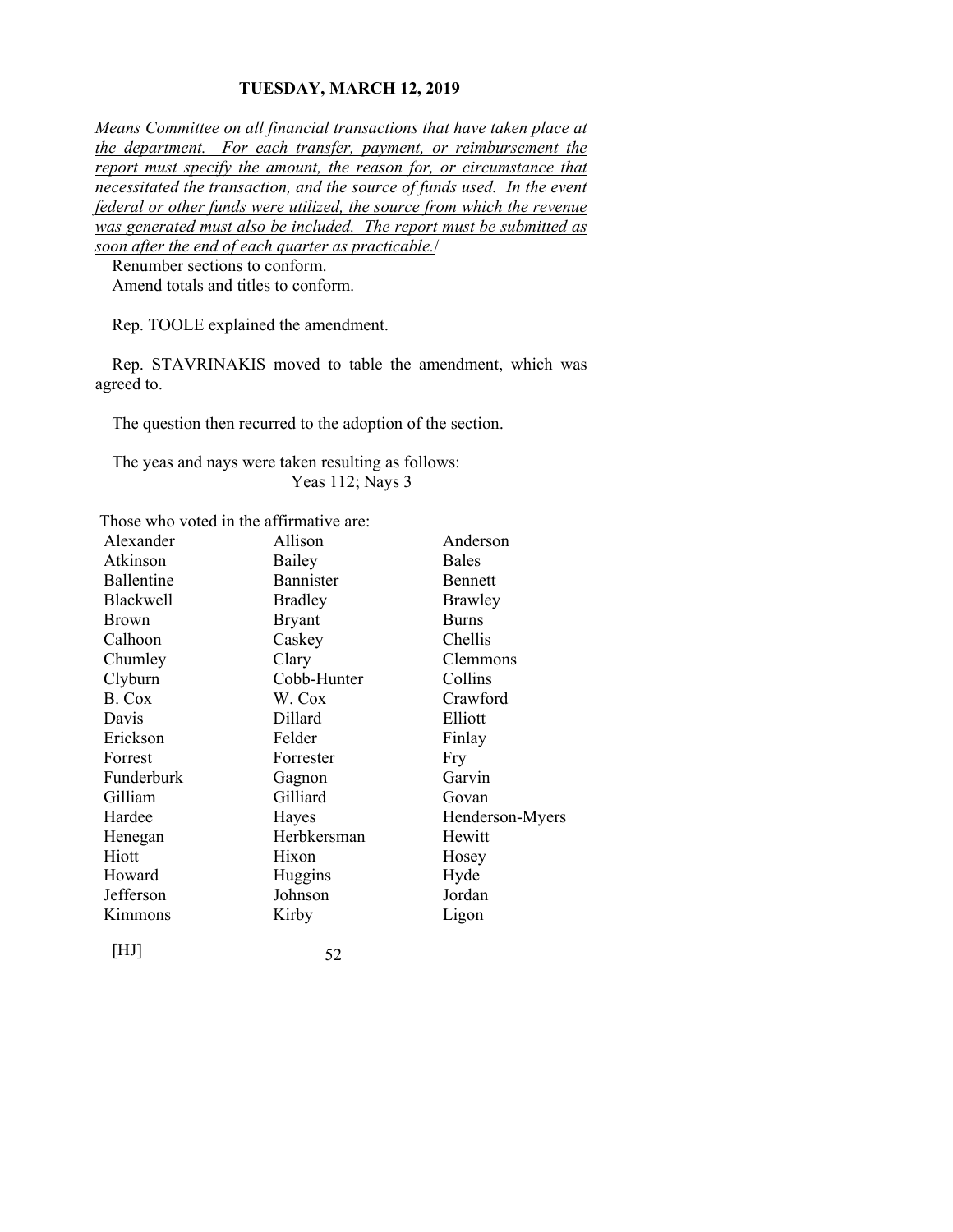*Means Committee on all financial transactions that have taken place at the department. For each transfer, payment, or reimbursement the report must specify the amount, the reason for, or circumstance that necessitated the transaction, and the source of funds used. In the event federal or other funds were utilized, the source from which the revenue was generated must also be included. The report must be submitted as soon after the end of each quarter as practicable.*/

Renumber sections to conform.
Amend totals and titles to conform.

Rep. TOOLE explained the amendment.

Rep. STAVRINAKIS moved to table the amendment, which was agreed to.

The question then recurred to the adoption of the section.

The yeas and nays were taken resulting as follows:
Yeas 112; Nays 3

Those who voted in the affirmative are:

| | | |
|---|---|---|
| Alexander | Allison | Anderson |
| Atkinson | Bailey | Bales |
| Ballentine | Bannister | Bennett |
| Blackwell | Bradley | Brawley |
| Brown | Bryant | Burns |
| Calhoon | Caskey | Chellis |
| Chumley | Clary | Clemmons |
| Clyburn | Cobb-Hunter | Collins |
| B. Cox | W. Cox | Crawford |
| Davis | Dillard | Elliott |
| Erickson | Felder | Finlay |
| Forrest | Forrester | Fry |
| Funderburk | Gagnon | Garvin |
| Gilliam | Gilliard | Govan |
| Hardee | Hayes | Henderson-Myers |
| Henegan | Herbkersman | Hewitt |
| Hiott | Hixon | Hosey |
| Howard | Huggins | Hyde |
| Jefferson | Johnson | Jordan |
| Kimmons | Kirby | Ligon |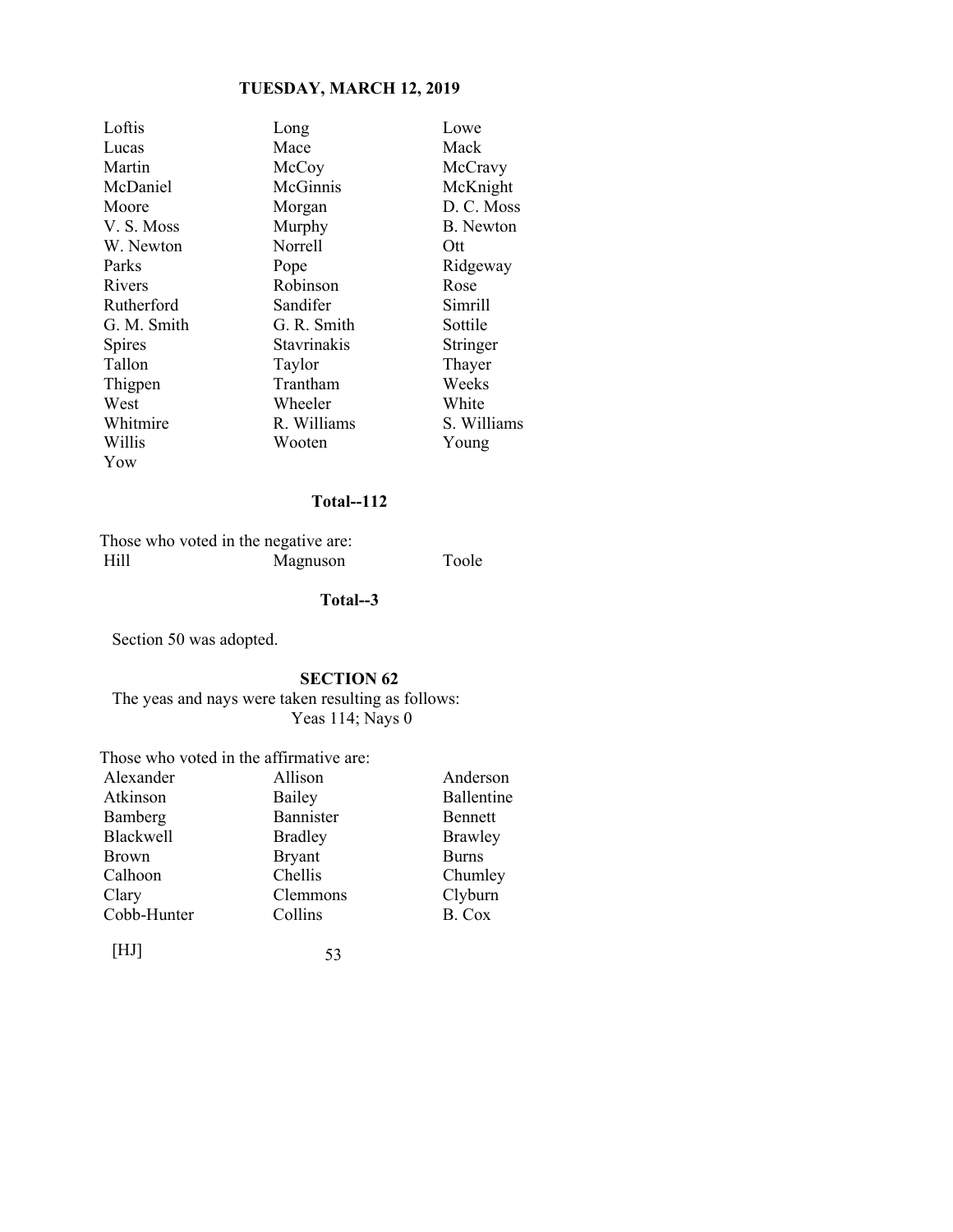| | | |
|---|---|---|
| Loftis | Long | Lowe |
| Lucas | Mace | Mack |
| Martin | McCoy | McCravy |
| McDaniel | McGinnis | McKnight |
| Moore | Morgan | D. C. Moss |
| V. S. Moss | Murphy | B. Newton |
| W. Newton | Norrell | Ott |
| Parks | Pope | Ridgeway |
| Rivers | Robinson | Rose |
| Rutherford | Sandifer | Simrill |
| G. M. Smith | G. R. Smith | Sottile |
| Spires | Stavrinakis | Stringer |
| Tallon | Taylor | Thayer |
| Thigpen | Trantham | Weeks |
| West | Wheeler | White |
| Whitmire | R. Williams | S. Williams |
| Willis | Wooten | Young |
| Yow | | |

**Total--112**

Those who voted in the negative are:

| | | |
|---|---|---|
| Hill | Magnuson | Toole |

**Total--3**

Section 50 was adopted.

**SECTION 62**

The yeas and nays were taken resulting as follows:
Yeas 114; Nays 0

Those who voted in the affirmative are:

| | | |
|---|---|---|
| Alexander | Allison | Anderson |
| Atkinson | Bailey | Ballentine |
| Bamberg | Bannister | Bennett |
| Blackwell | Bradley | Brawley |
| Brown | Bryant | Burns |
| Calhoon | Chellis | Chumley |
| Clary | Clemmons | Clyburn |
| Cobb-Hunter | Collins | B. Cox |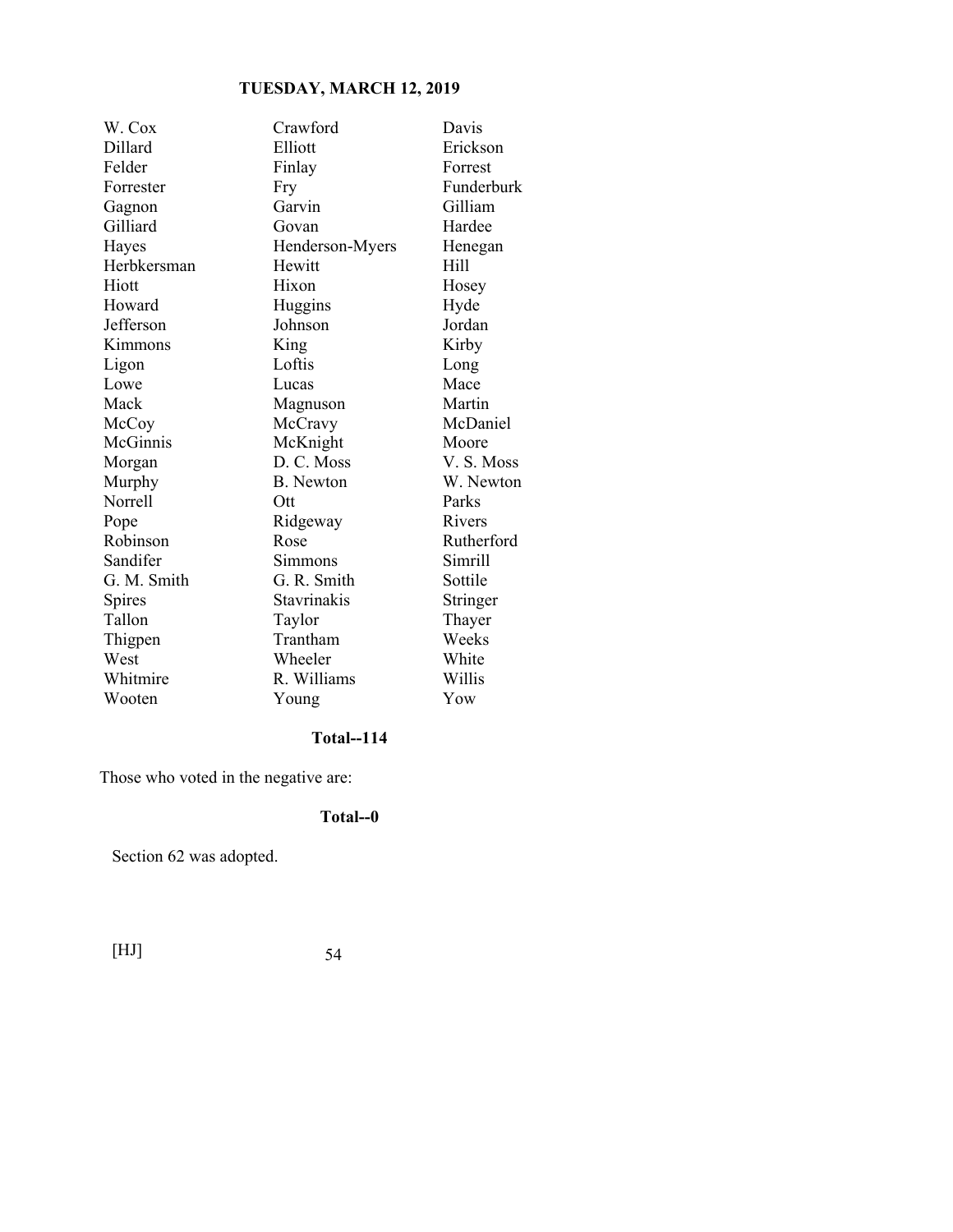| | | |
|---|---|---|
| W. Cox | Crawford | Davis |
| Dillard | Elliott | Erickson |
| Felder | Finlay | Forrest |
| Forrester | Fry | Funderburk |
| Gagnon | Garvin | Gilliam |
| Gilliard | Govan | Hardee |
| Hayes | Henderson-Myers | Henegan |
| Herbkersman | Hewitt | Hill |
| Hiott | Hixon | Hosey |
| Howard | Huggins | Hyde |
| Jefferson | Johnson | Jordan |
| Kimmons | King | Kirby |
| Ligon | Loftis | Long |
| Lowe | Lucas | Mace |
| Mack | Magnuson | Martin |
| McCoy | McCravy | McDaniel |
| McGinnis | McKnight | Moore |
| Morgan | D. C. Moss | V. S. Moss |
| Murphy | B. Newton | W. Newton |
| Norrell | Ott | Parks |
| Pope | Ridgeway | Rivers |
| Robinson | Rose | Rutherford |
| Sandifer | Simmons | Simrill |
| G. M. Smith | G. R. Smith | Sottile |
| Spires | Stavrinakis | Stringer |
| Tallon | Taylor | Thayer |
| Thigpen | Trantham | Weeks |
| West | Wheeler | White |
| Whitmire | R. Williams | Willis |
| Wooten | Young | Yow |

**Total--114**

Those who voted in the negative are:

**Total--0**

Section 62 was adopted.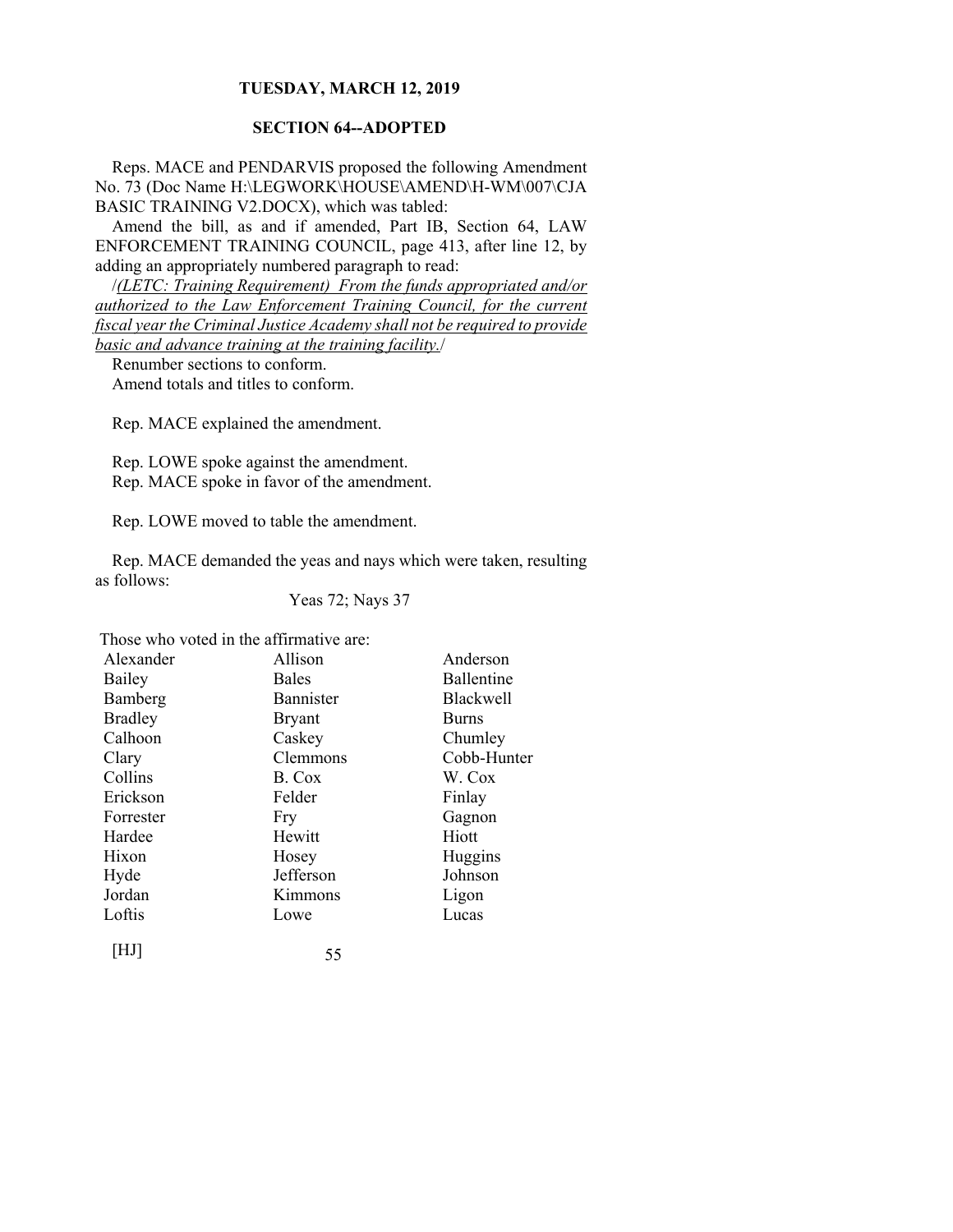**TUESDAY, MARCH 12, 2019**

**SECTION 64--ADOPTED**

Reps. MACE and PENDARVIS proposed the following Amendment No. 73 (Doc Name H:\LEGWORK\HOUSE\AMEND\H-WM\007\CJA BASIC TRAINING V2.DOCX), which was tabled:

Amend the bill, as and if amended, Part IB, Section 64, LAW ENFORCEMENT TRAINING COUNCIL, page 413, after line 12, by adding an appropriately numbered paragraph to read:

/<u>*(LETC: Training Requirement) From the funds appropriated and/or authorized to the Law Enforcement Training Council, for the current fiscal year the Criminal Justice Academy shall not be required to provide basic and advance training at the training facility.*</u>/

Renumber sections to conform.

Amend totals and titles to conform.

Rep. MACE explained the amendment.

Rep. LOWE spoke against the amendment.

Rep. MACE spoke in favor of the amendment.

Rep. LOWE moved to table the amendment.

Rep. MACE demanded the yeas and nays which were taken, resulting as follows:

Yeas 72; Nays 37

Those who voted in the affirmative are:

| | | |
|---|---|---|
| Alexander | Allison | Anderson |
| Bailey | Bales | Ballentine |
| Bamberg | Bannister | Blackwell |
| Bradley | Bryant | Burns |
| Calhoon | Caskey | Chumley |
| Clary | Clemmons | Cobb-Hunter |
| Collins | B. Cox | W. Cox |
| Erickson | Felder | Finlay |
| Forrester | Fry | Gagnon |
| Hardee | Hewitt | Hiott |
| Hixon | Hosey | Huggins |
| Hyde | Jefferson | Johnson |
| Jordan | Kimmons | Ligon |
| Loftis | Lowe | Lucas |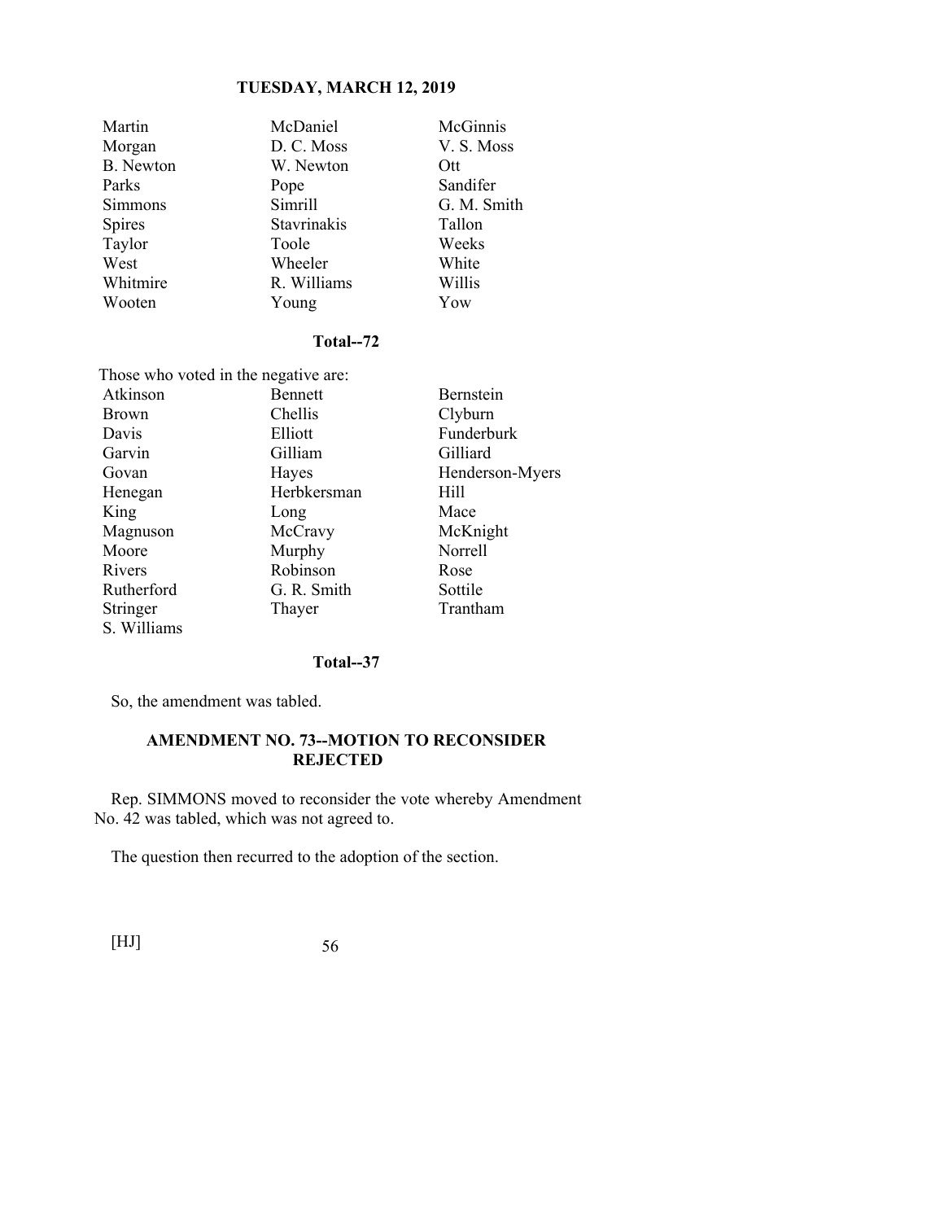| | | |
|---|---|---|
| Martin | McDaniel | McGinnis |
| Morgan | D. C. Moss | V. S. Moss |
| B. Newton | W. Newton | Ott |
| Parks | Pope | Sandifer |
| Simmons | Simrill | G. M. Smith |
| Spires | Stavrinakis | Tallon |
| Taylor | Toole | Weeks |
| West | Wheeler | White |
| Whitmire | R. Williams | Willis |
| Wooten | Young | Yow |

**Total--72**

Those who voted in the negative are:

| | | |
|---|---|---|
| Atkinson | Bennett | Bernstein |
| Brown | Chellis | Clyburn |
| Davis | Elliott | Funderburk |
| Garvin | Gilliam | Gilliard |
| Govan | Hayes | Henderson-Myers |
| Henegan | Herbkersman | Hill |
| King | Long | Mace |
| Magnuson | McCravy | McKnight |
| Moore | Murphy | Norrell |
| Rivers | Robinson | Rose |
| Rutherford | G. R. Smith | Sottile |
| Stringer | Thayer | Trantham |
| S. Williams | | |

**Total--37**

So, the amendment was tabled.

### AMENDMENT NO. 73--MOTION TO RECONSIDER REJECTED

Rep. SIMMONS moved to reconsider the vote whereby Amendment No. 42 was tabled, which was not agreed to.

The question then recurred to the adoption of the section.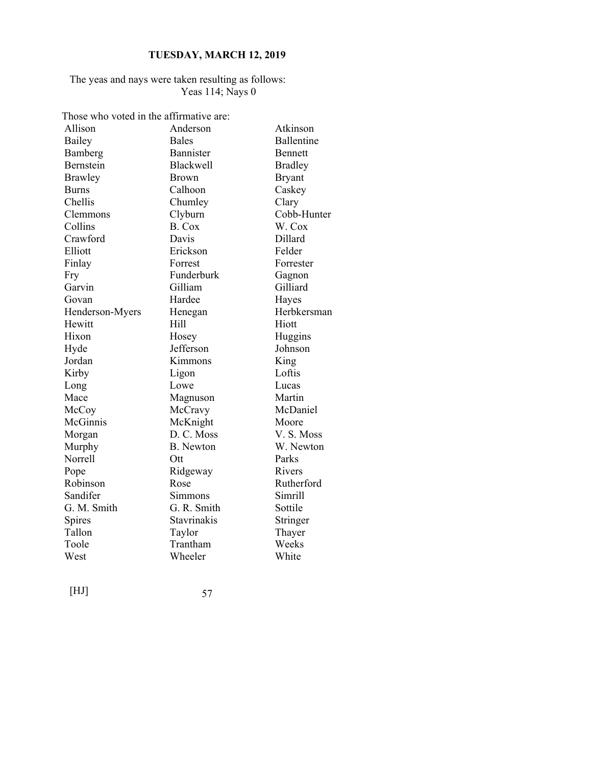The yeas and nays were taken resulting as follows:
Yeas 114; Nays 0

Those who voted in the affirmative are:

| | | |
|---|---|---|
| Allison | Anderson | Atkinson |
| Bailey | Bales | Ballentine |
| Bamberg | Bannister | Bennett |
| Bernstein | Blackwell | Bradley |
| Brawley | Brown | Bryant |
| Burns | Calhoon | Caskey |
| Chellis | Chumley | Clary |
| Clemmons | Clyburn | Cobb-Hunter |
| Collins | B. Cox | W. Cox |
| Crawford | Davis | Dillard |
| Elliott | Erickson | Felder |
| Finlay | Forrest | Forrester |
| Fry | Funderburk | Gagnon |
| Garvin | Gilliam | Gilliard |
| Govan | Hardee | Hayes |
| Henderson-Myers | Henegan | Herbkersman |
| Hewitt | Hill | Hiott |
| Hixon | Hosey | Huggins |
| Hyde | Jefferson | Johnson |
| Jordan | Kimmons | King |
| Kirby | Ligon | Loftis |
| Long | Lowe | Lucas |
| Mace | Magnuson | Martin |
| McCoy | McCravy | McDaniel |
| McGinnis | McKnight | Moore |
| Morgan | D. C. Moss | V. S. Moss |
| Murphy | B. Newton | W. Newton |
| Norrell | Ott | Parks |
| Pope | Ridgeway | Rivers |
| Robinson | Rose | Rutherford |
| Sandifer | Simmons | Simrill |
| G. M. Smith | G. R. Smith | Sottile |
| Spires | Stavrinakis | Stringer |
| Tallon | Taylor | Thayer |
| Toole | Trantham | Weeks |
| West | Wheeler | White |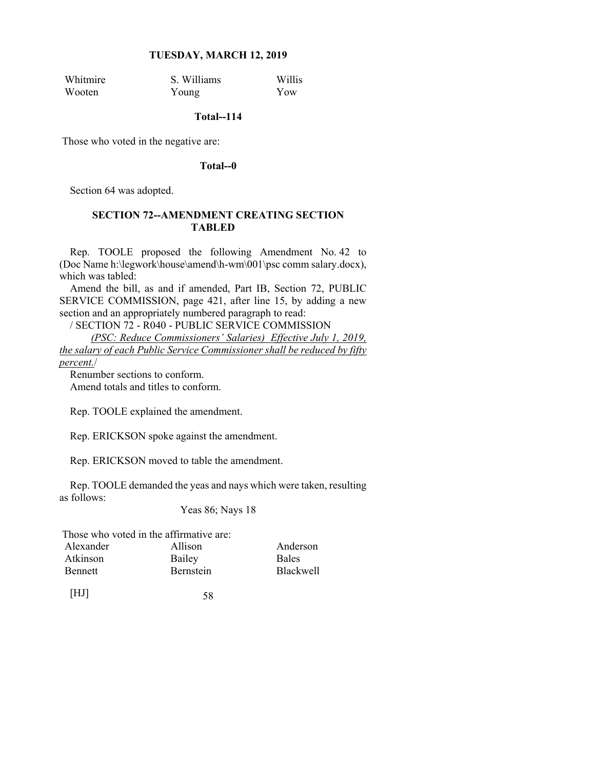| | | |
|---|---|---|
| Whitmire | S. Williams | Willis |
| Wooten | Young | Yow |

**Total--114**

Those who voted in the negative are:

**Total--0**

Section 64 was adopted.

### SECTION 72--AMENDMENT CREATING SECTION TABLED

Rep. TOOLE proposed the following Amendment No. 42 to (Doc Name h:\legwork\house\amend\h-wm\001\psc comm salary.docx), which was tabled:

Amend the bill, as and if amended, Part IB, Section 72, PUBLIC SERVICE COMMISSION, page 421, after line 15, by adding a new section and an appropriately numbered paragraph to read:

/ SECTION 72 - R040 - PUBLIC SERVICE COMMISSION

*(PSC: Reduce Commissioners' Salaries) Effective July 1, 2019, the salary of each Public Service Commissioner shall be reduced by fifty percent.*/

Renumber sections to conform.

Amend totals and titles to conform.

Rep. TOOLE explained the amendment.

Rep. ERICKSON spoke against the amendment.

Rep. ERICKSON moved to table the amendment.

Rep. TOOLE demanded the yeas and nays which were taken, resulting as follows:

Yeas 86; Nays 18

Those who voted in the affirmative are:

| | | |
|---|---|---|
| Alexander | Allison | Anderson |
| Atkinson | Bailey | Bales |
| Bennett | Bernstein | Blackwell |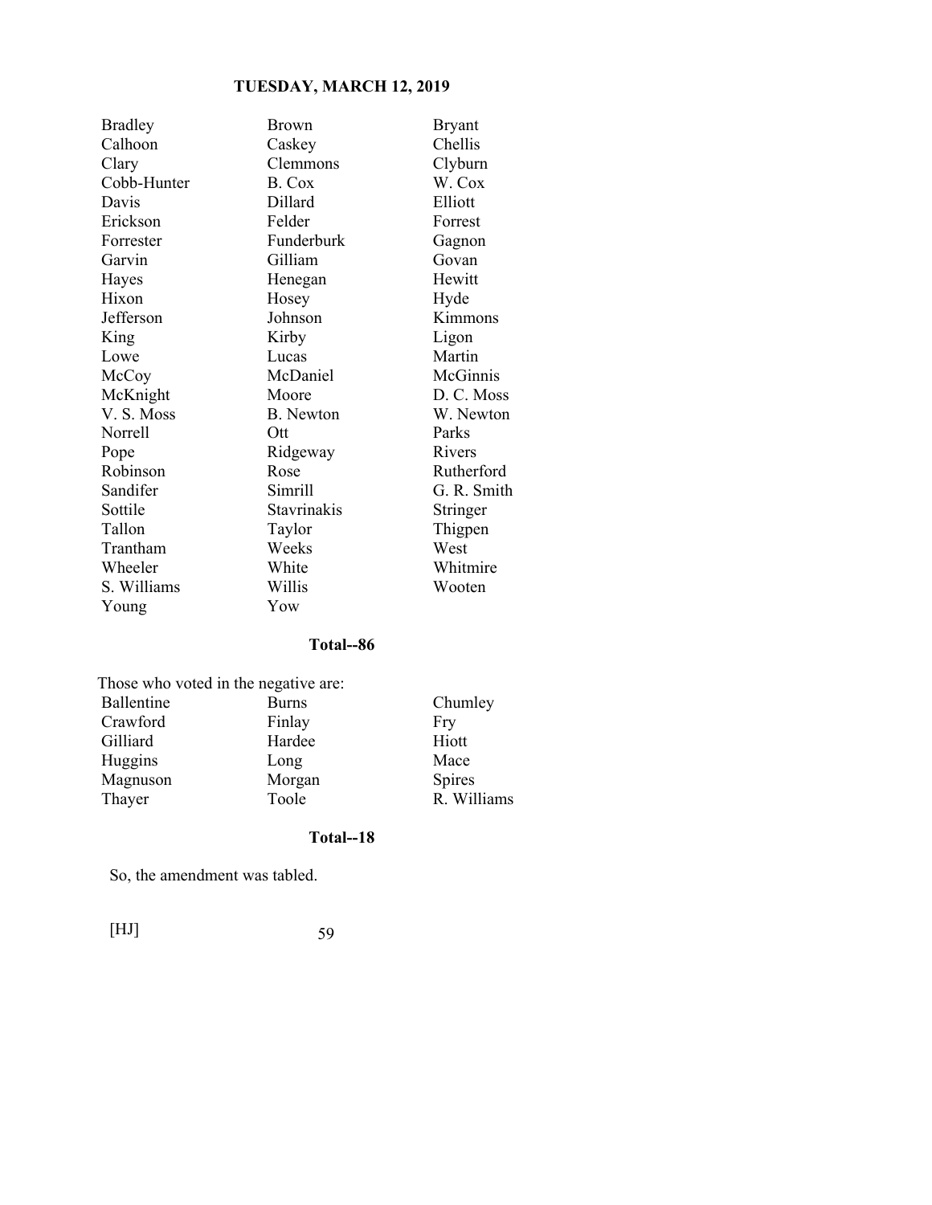| | | |
|---|---|---|
| Bradley | Brown | Bryant |
| Calhoon | Caskey | Chellis |
| Clary | Clemmons | Clyburn |
| Cobb-Hunter | B. Cox | W. Cox |
| Davis | Dillard | Elliott |
| Erickson | Felder | Forrest |
| Forrester | Funderburk | Gagnon |
| Garvin | Gilliam | Govan |
| Hayes | Henegan | Hewitt |
| Hixon | Hosey | Hyde |
| Jefferson | Johnson | Kimmons |
| King | Kirby | Ligon |
| Lowe | Lucas | Martin |
| McCoy | McDaniel | McGinnis |
| McKnight | Moore | D. C. Moss |
| V. S. Moss | B. Newton | W. Newton |
| Norrell | Ott | Parks |
| Pope | Ridgeway | Rivers |
| Robinson | Rose | Rutherford |
| Sandifer | Simrill | G. R. Smith |
| Sottile | Stavrinakis | Stringer |
| Tallon | Taylor | Thigpen |
| Trantham | Weeks | West |
| Wheeler | White | Whitmire |
| S. Williams | Willis | Wooten |
| Young | Yow | |

**Total--86**

Those who voted in the negative are:

| | | |
|---|---|---|
| Ballentine | Burns | Chumley |
| Crawford | Finlay | Fry |
| Gilliard | Hardee | Hiott |
| Huggins | Long | Mace |
| Magnuson | Morgan | Spires |
| Thayer | Toole | R. Williams |

**Total--18**

So, the amendment was tabled.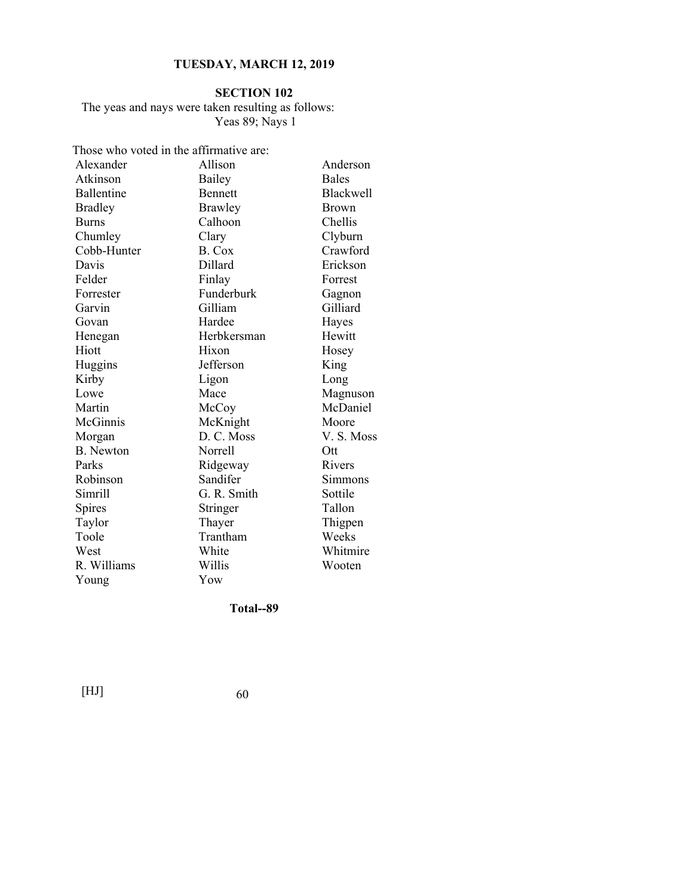**SECTION 102**

The yeas and nays were taken resulting as follows:
Yeas 89; Nays 1

Those who voted in the affirmative are:

| | | |
|---|---|---|
| Alexander | Allison | Anderson |
| Atkinson | Bailey | Bales |
| Ballentine | Bennett | Blackwell |
| Bradley | Brawley | Brown |
| Burns | Calhoon | Chellis |
| Chumley | Clary | Clyburn |
| Cobb-Hunter | B. Cox | Crawford |
| Davis | Dillard | Erickson |
| Felder | Finlay | Forrest |
| Forrester | Funderburk | Gagnon |
| Garvin | Gilliam | Gilliard |
| Govan | Hardee | Hayes |
| Henegan | Herbkersman | Hewitt |
| Hiott | Hixon | Hosey |
| Huggins | Jefferson | King |
| Kirby | Ligon | Long |
| Lowe | Mace | Magnuson |
| Martin | McCoy | McDaniel |
| McGinnis | McKnight | Moore |
| Morgan | D. C. Moss | V. S. Moss |
| B. Newton | Norrell | Ott |
| Parks | Ridgeway | Rivers |
| Robinson | Sandifer | Simmons |
| Simrill | G. R. Smith | Sottile |
| Spires | Stringer | Tallon |
| Taylor | Thayer | Thigpen |
| Toole | Trantham | Weeks |
| West | White | Whitmire |
| R. Williams | Willis | Wooten |
| Young | Yow | |

**Total--89**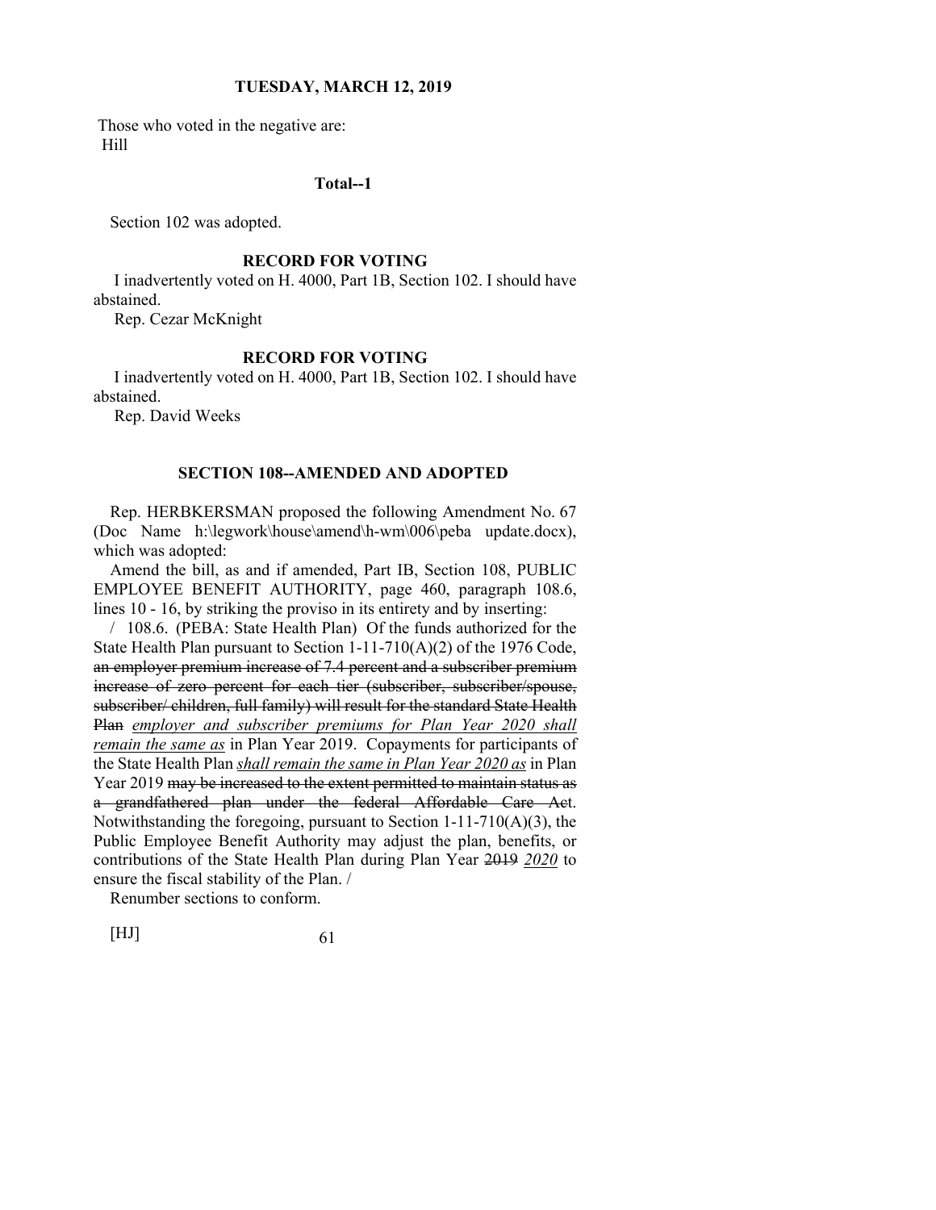Those who voted in the negative are:
Hill

**Total--1**

Section 102 was adopted.

**RECORD FOR VOTING**

I inadvertently voted on H. 4000, Part 1B, Section 102. I should have abstained.

Rep. Cezar McKnight

**RECORD FOR VOTING**

I inadvertently voted on H. 4000, Part 1B, Section 102. I should have abstained.

Rep. David Weeks

**SECTION 108--AMENDED AND ADOPTED**

Rep. HERBKERSMAN proposed the following Amendment No. 67 (Doc Name h:\legwork\house\amend\h-wm\006\peba update.docx), which was adopted:

Amend the bill, as and if amended, Part IB, Section 108, PUBLIC EMPLOYEE BENEFIT AUTHORITY, page 460, paragraph 108.6, lines 10 - 16, by striking the proviso in its entirety and by inserting:

/ 108.6. (PEBA: State Health Plan) Of the funds authorized for the State Health Plan pursuant to Section 1-11-710(A)(2) of the 1976 Code, ~~an employer premium increase of 7.4 percent and a subscriber premium increase of zero percent for each tier (subscriber, subscriber/spouse, subscriber/ children, full family) will result for the standard State Health Plan~~ <u>*employer and subscriber premiums for Plan Year 2020 shall remain the same as*</u> in Plan Year 2019. Copayments for participants of the State Health Plan <u>*shall remain the same in Plan Year 2020 as*</u> in Plan Year 2019 ~~may be increased to the extent permitted to maintain status as a grandfathered plan under the federal Affordable Care Act~~. Notwithstanding the foregoing, pursuant to Section 1-11-710(A)(3), the Public Employee Benefit Authority may adjust the plan, benefits, or contributions of the State Health Plan during Plan Year ~~2019~~ <u>*2020*</u> to ensure the fiscal stability of the Plan. /

Renumber sections to conform.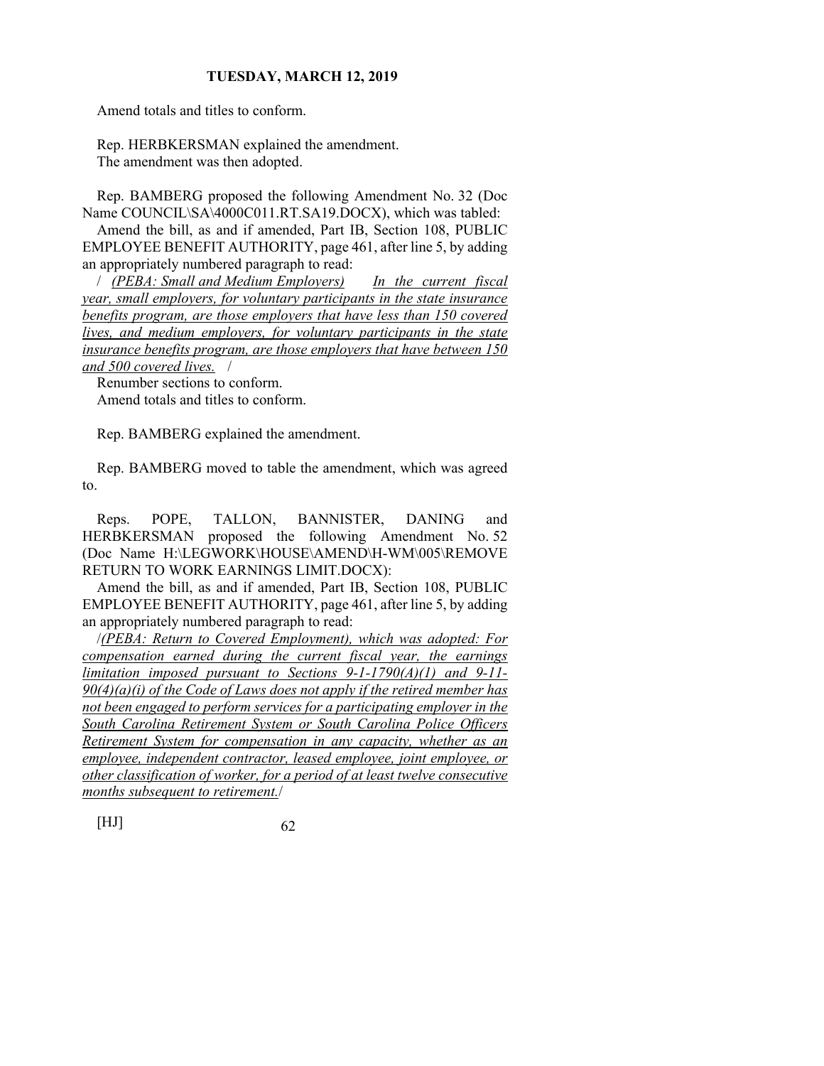Amend totals and titles to conform.

Rep. HERBKERSMAN explained the amendment.
The amendment was then adopted.

Rep. BAMBERG proposed the following Amendment No. 32 (Doc Name COUNCIL\SA\4000C011.RT.SA19.DOCX), which was tabled:

Amend the bill, as and if amended, Part IB, Section 108, PUBLIC EMPLOYEE BENEFIT AUTHORITY, page 461, after line 5, by adding an appropriately numbered paragraph to read:

/ *(PEBA: Small and Medium Employers)* *In the current fiscal year, small employers, for voluntary participants in the state insurance benefits program, are those employers that have less than 150 covered lives, and medium employers, for voluntary participants in the state insurance benefits program, are those employers that have between 150 and 500 covered lives.* /

Renumber sections to conform.
Amend totals and titles to conform.

Rep. BAMBERG explained the amendment.

Rep. BAMBERG moved to table the amendment, which was agreed to.

Reps. POPE, TALLON, BANNISTER, DANING and HERBKERSMAN proposed the following Amendment No. 52 (Doc Name H:\LEGWORK\HOUSE\AMEND\H-WM\005\REMOVE RETURN TO WORK EARNINGS LIMIT.DOCX):

Amend the bill, as and if amended, Part IB, Section 108, PUBLIC EMPLOYEE BENEFIT AUTHORITY, page 461, after line 5, by adding an appropriately numbered paragraph to read:

/*(PEBA: Return to Covered Employment), which was adopted: For compensation earned during the current fiscal year, the earnings limitation imposed pursuant to Sections 9-1-1790(A)(1) and 9-11-90(4)(a)(i) of the Code of Laws does not apply if the retired member has not been engaged to perform services for a participating employer in the South Carolina Retirement System or South Carolina Police Officers Retirement System for compensation in any capacity, whether as an employee, independent contractor, leased employee, joint employee, or other classification of worker, for a period of at least twelve consecutive months subsequent to retirement.*/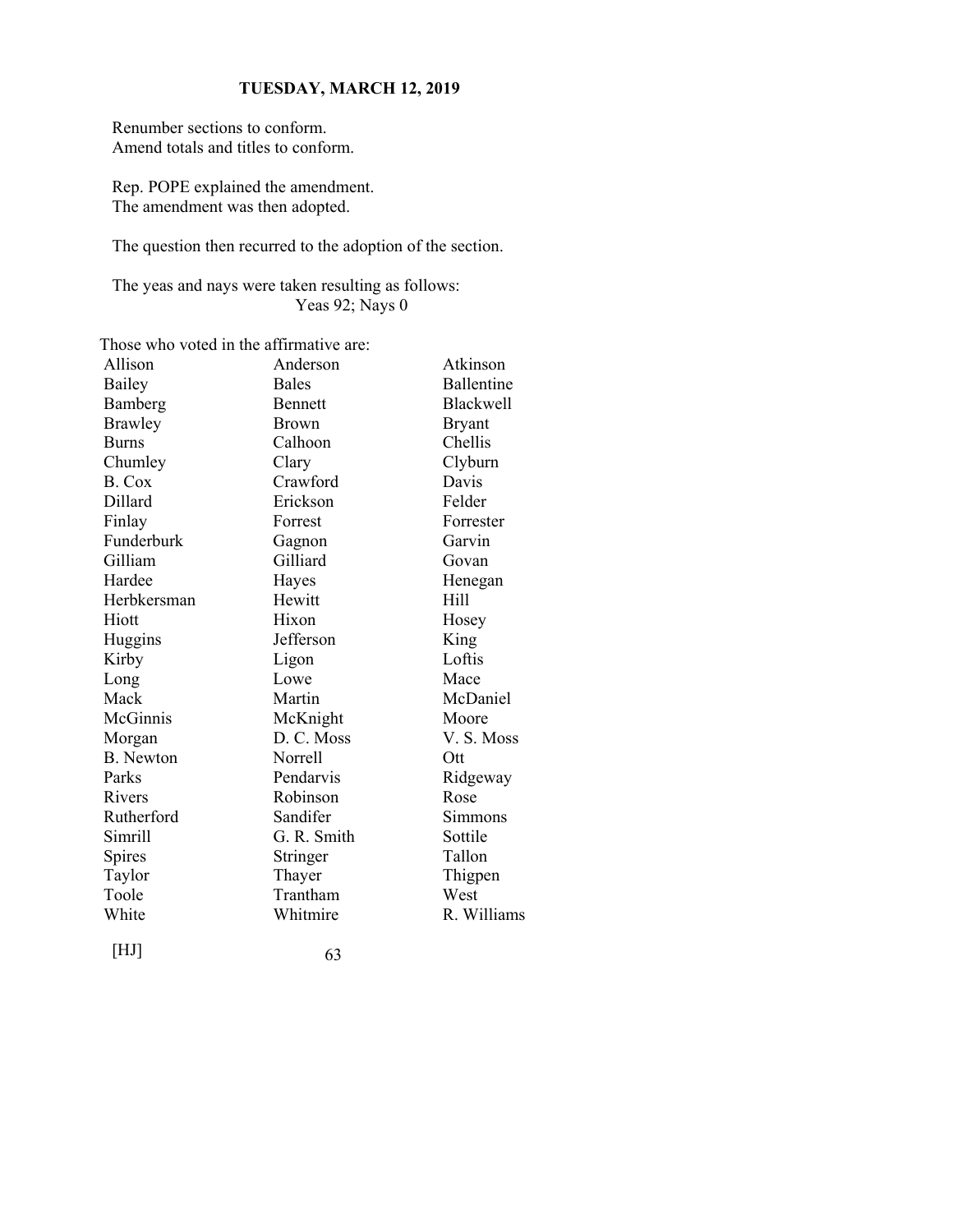Renumber sections to conform.
Amend totals and titles to conform.

Rep. POPE explained the amendment.
The amendment was then adopted.

The question then recurred to the adoption of the section.

The yeas and nays were taken resulting as follows:
Yeas 92; Nays 0

Those who voted in the affirmative are:

| | | |
|---|---|---|
| Allison | Anderson | Atkinson |
| Bailey | Bales | Ballentine |
| Bamberg | Bennett | Blackwell |
| Brawley | Brown | Bryant |
| Burns | Calhoon | Chellis |
| Chumley | Clary | Clyburn |
| B. Cox | Crawford | Davis |
| Dillard | Erickson | Felder |
| Finlay | Forrest | Forrester |
| Funderburk | Gagnon | Garvin |
| Gilliam | Gilliard | Govan |
| Hardee | Hayes | Henegan |
| Herbkersman | Hewitt | Hill |
| Hiott | Hixon | Hosey |
| Huggins | Jefferson | King |
| Kirby | Ligon | Loftis |
| Long | Lowe | Mace |
| Mack | Martin | McDaniel |
| McGinnis | McKnight | Moore |
| Morgan | D. C. Moss | V. S. Moss |
| B. Newton | Norrell | Ott |
| Parks | Pendarvis | Ridgeway |
| Rivers | Robinson | Rose |
| Rutherford | Sandifer | Simmons |
| Simrill | G. R. Smith | Sottile |
| Spires | Stringer | Tallon |
| Taylor | Thayer | Thigpen |
| Toole | Trantham | West |
| White | Whitmire | R. Williams |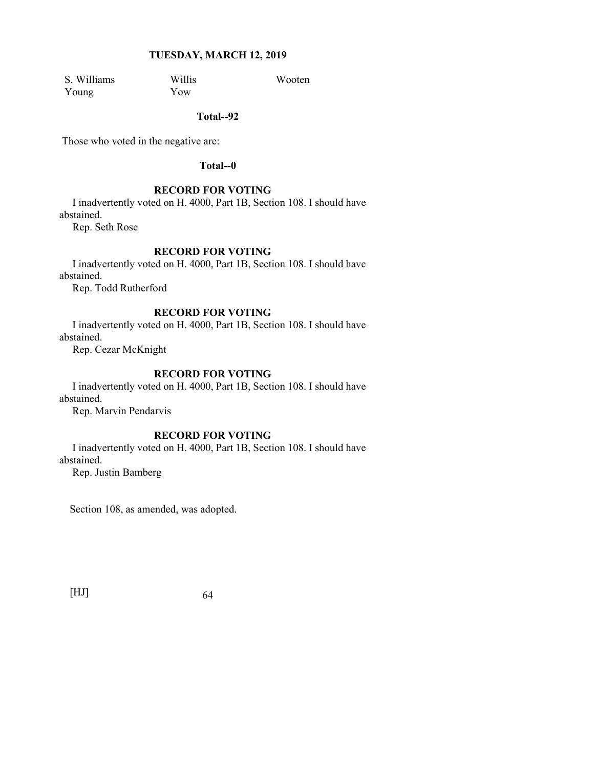| S. Williams | Willis | Wooten |
| --- | --- | --- |
| Young | Yow | |

**Total--92**

Those who voted in the negative are:

**Total--0**

**RECORD FOR VOTING**

I inadvertently voted on H. 4000, Part 1B, Section 108. I should have abstained.

Rep. Seth Rose

**RECORD FOR VOTING**

I inadvertently voted on H. 4000, Part 1B, Section 108. I should have abstained.

Rep. Todd Rutherford

**RECORD FOR VOTING**

I inadvertently voted on H. 4000, Part 1B, Section 108. I should have abstained.

Rep. Cezar McKnight

**RECORD FOR VOTING**

I inadvertently voted on H. 4000, Part 1B, Section 108. I should have abstained.

Rep. Marvin Pendarvis

**RECORD FOR VOTING**

I inadvertently voted on H. 4000, Part 1B, Section 108. I should have abstained.

Rep. Justin Bamberg

Section 108, as amended, was adopted.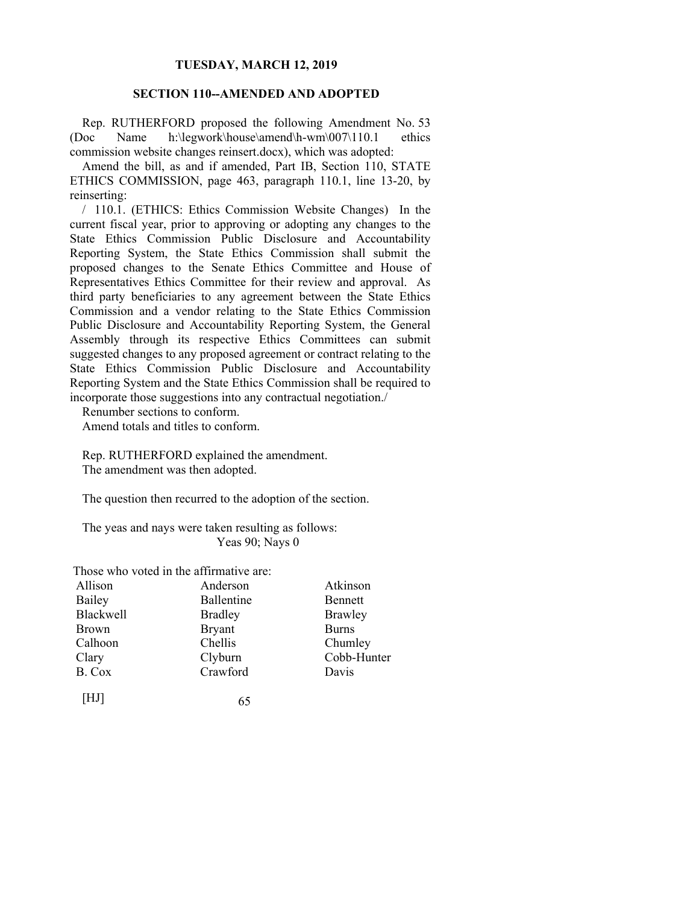## SECTION 110--AMENDED AND ADOPTED

Rep. RUTHERFORD proposed the following Amendment No. 53 (Doc Name h:\legwork\house\amend\h-wm\007\110.1 ethics commission website changes reinsert.docx), which was adopted:

Amend the bill, as and if amended, Part IB, Section 110, STATE ETHICS COMMISSION, page 463, paragraph 110.1, line 13-20, by reinserting:

/ 110.1. (ETHICS: Ethics Commission Website Changes) In the current fiscal year, prior to approving or adopting any changes to the State Ethics Commission Public Disclosure and Accountability Reporting System, the State Ethics Commission shall submit the proposed changes to the Senate Ethics Committee and House of Representatives Ethics Committee for their review and approval. As third party beneficiaries to any agreement between the State Ethics Commission and a vendor relating to the State Ethics Commission Public Disclosure and Accountability Reporting System, the General Assembly through its respective Ethics Committees can submit suggested changes to any proposed agreement or contract relating to the State Ethics Commission Public Disclosure and Accountability Reporting System and the State Ethics Commission shall be required to incorporate those suggestions into any contractual negotiation./

Renumber sections to conform.

Amend totals and titles to conform.

Rep. RUTHERFORD explained the amendment.

The amendment was then adopted.

The question then recurred to the adoption of the section.

The yeas and nays were taken resulting as follows:

Yeas 90; Nays 0

Those who voted in the affirmative are:

| | | |
|---|---|---|
| Allison | Anderson | Atkinson |
| Bailey | Ballentine | Bennett |
| Blackwell | Bradley | Brawley |
| Brown | Bryant | Burns |
| Calhoon | Chellis | Chumley |
| Clary | Clyburn | Cobb-Hunter |
| B. Cox | Crawford | Davis |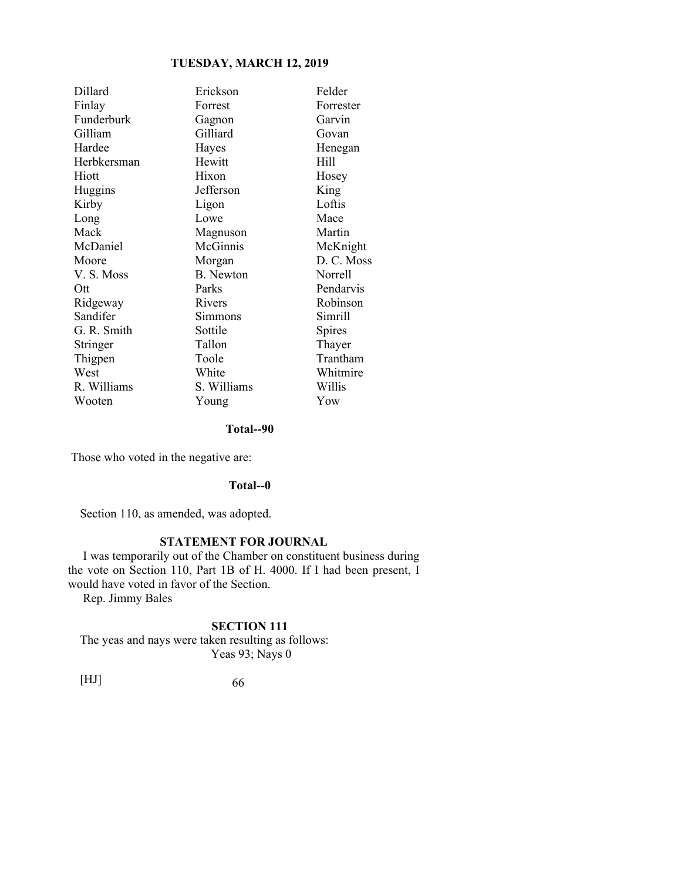| | | |
|---|---|---|
| Dillard | Erickson | Felder |
| Finlay | Forrest | Forrester |
| Funderburk | Gagnon | Garvin |
| Gilliam | Gilliard | Govan |
| Hardee | Hayes | Henegan |
| Herbkersman | Hewitt | Hill |
| Hiott | Hixon | Hosey |
| Huggins | Jefferson | King |
| Kirby | Ligon | Loftis |
| Long | Lowe | Mace |
| Mack | Magnuson | Martin |
| McDaniel | McGinnis | McKnight |
| Moore | Morgan | D. C. Moss |
| V. S. Moss | B. Newton | Norrell |
| Ott | Parks | Pendarvis |
| Ridgeway | Rivers | Robinson |
| Sandifer | Simmons | Simrill |
| G. R. Smith | Sottile | Spires |
| Stringer | Tallon | Thayer |
| Thigpen | Toole | Trantham |
| West | White | Whitmire |
| R. Williams | S. Williams | Willis |
| Wooten | Young | Yow |

**Total--90**

Those who voted in the negative are:

**Total--0**

Section 110, as amended, was adopted.

**STATEMENT FOR JOURNAL**

I was temporarily out of the Chamber on constituent business during the vote on Section 110, Part 1B of H. 4000. If I had been present, I would have voted in favor of the Section.

Rep. Jimmy Bales

**SECTION 111**

The yeas and nays were taken resulting as follows:

Yeas 93; Nays 0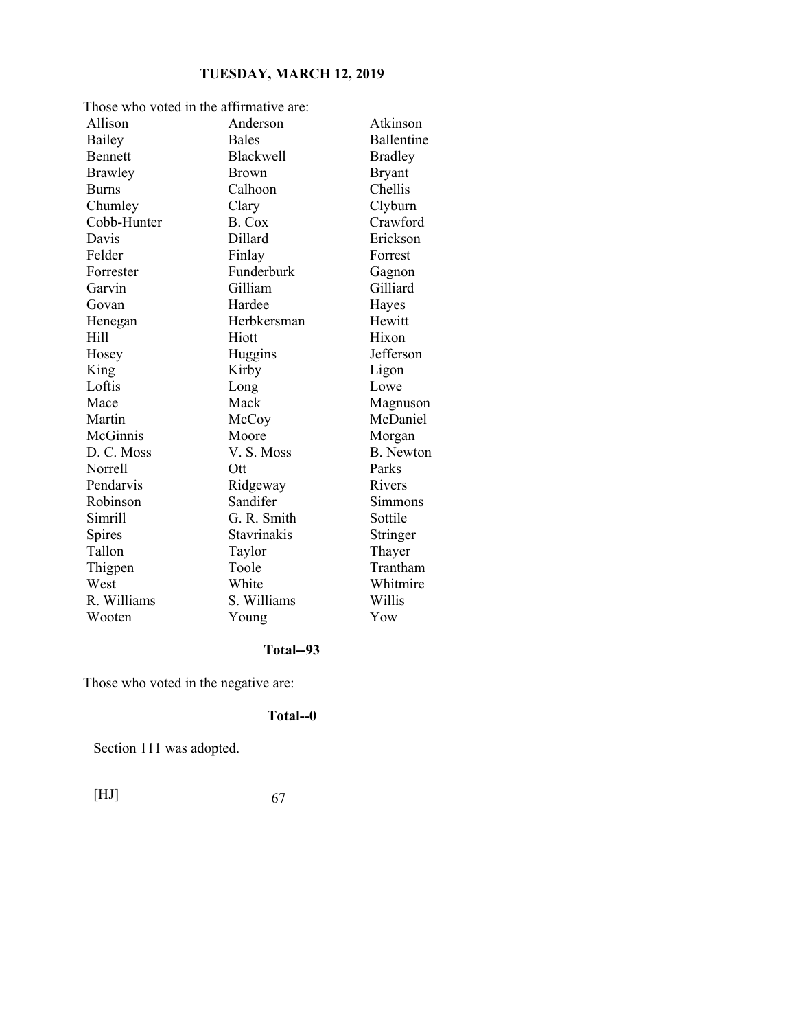Those who voted in the affirmative are:

| | | |
|---|---|---|
| Allison | Anderson | Atkinson |
| Bailey | Bales | Ballentine |
| Bennett | Blackwell | Bradley |
| Brawley | Brown | Bryant |
| Burns | Calhoon | Chellis |
| Chumley | Clary | Clyburn |
| Cobb-Hunter | B. Cox | Crawford |
| Davis | Dillard | Erickson |
| Felder | Finlay | Forrest |
| Forrester | Funderburk | Gagnon |
| Garvin | Gilliam | Gilliard |
| Govan | Hardee | Hayes |
| Henegan | Herbkersman | Hewitt |
| Hill | Hiott | Hixon |
| Hosey | Huggins | Jefferson |
| King | Kirby | Ligon |
| Loftis | Long | Lowe |
| Mace | Mack | Magnuson |
| Martin | McCoy | McDaniel |
| McGinnis | Moore | Morgan |
| D. C. Moss | V. S. Moss | B. Newton |
| Norrell | Ott | Parks |
| Pendarvis | Ridgeway | Rivers |
| Robinson | Sandifer | Simmons |
| Simrill | G. R. Smith | Sottile |
| Spires | Stavrinakis | Stringer |
| Tallon | Taylor | Thayer |
| Thigpen | Toole | Trantham |
| West | White | Whitmire |
| R. Williams | S. Williams | Willis |
| Wooten | Young | Yow |

**Total--93**

Those who voted in the negative are:

**Total--0**

Section 111 was adopted.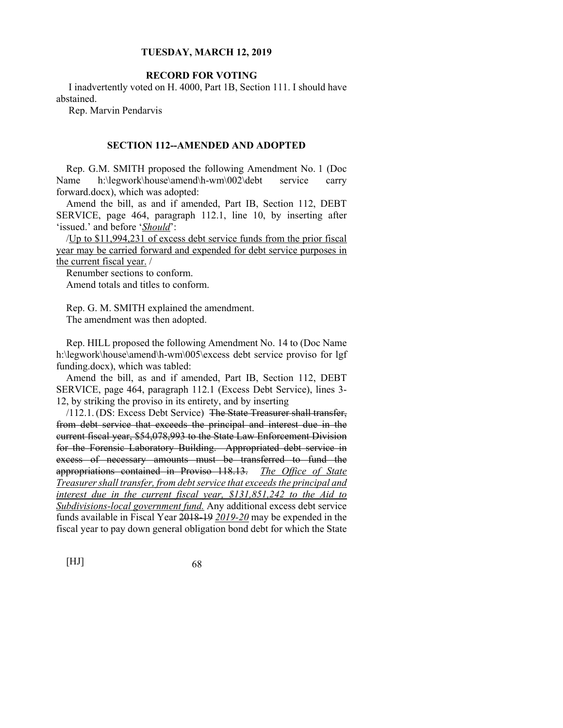## RECORD FOR VOTING

I inadvertently voted on H. 4000, Part 1B, Section 111. I should have abstained.

Rep. Marvin Pendarvis

## SECTION 112--AMENDED AND ADOPTED

Rep. G.M. SMITH proposed the following Amendment No. 1 (Doc Name h:\legwork\house\amend\h-wm\002\debt service carry forward.docx), which was adopted:

Amend the bill, as and if amended, Part IB, Section 112, DEBT SERVICE, page 464, paragraph 112.1, line 10, by inserting after 'issued.' and before '*Should*':

/Up to $11,994,231 of excess debt service funds from the prior fiscal year may be carried forward and expended for debt service purposes in the current fiscal year. /

Renumber sections to conform.

Amend totals and titles to conform.

Rep. G. M. SMITH explained the amendment.

The amendment was then adopted.

Rep. HILL proposed the following Amendment No. 14 to (Doc Name h:\legwork\house\amend\h-wm\005\excess debt service proviso for lgf funding.docx), which was tabled:

Amend the bill, as and if amended, Part IB, Section 112, DEBT SERVICE, page 464, paragraph 112.1 (Excess Debt Service), lines 3-12, by striking the proviso in its entirety, and by inserting

/112.1. (DS: Excess Debt Service) ~~The State Treasurer shall transfer, from debt service that exceeds the principal and interest due in the current fiscal year, $54,078,993 to the State Law Enforcement Division for the Forensic Laboratory Building. Appropriated debt service in excess of necessary amounts must be transferred to fund the appropriations contained in Proviso 118.13.~~ *The Office of State Treasurer shall transfer, from debt service that exceeds the principal and interest due in the current fiscal year, $131,851,242 to the Aid to Subdivisions-local government fund.* Any additional excess debt service funds available in Fiscal Year ~~2018-19~~ *2019-20* may be expended in the fiscal year to pay down general obligation bond debt for which the State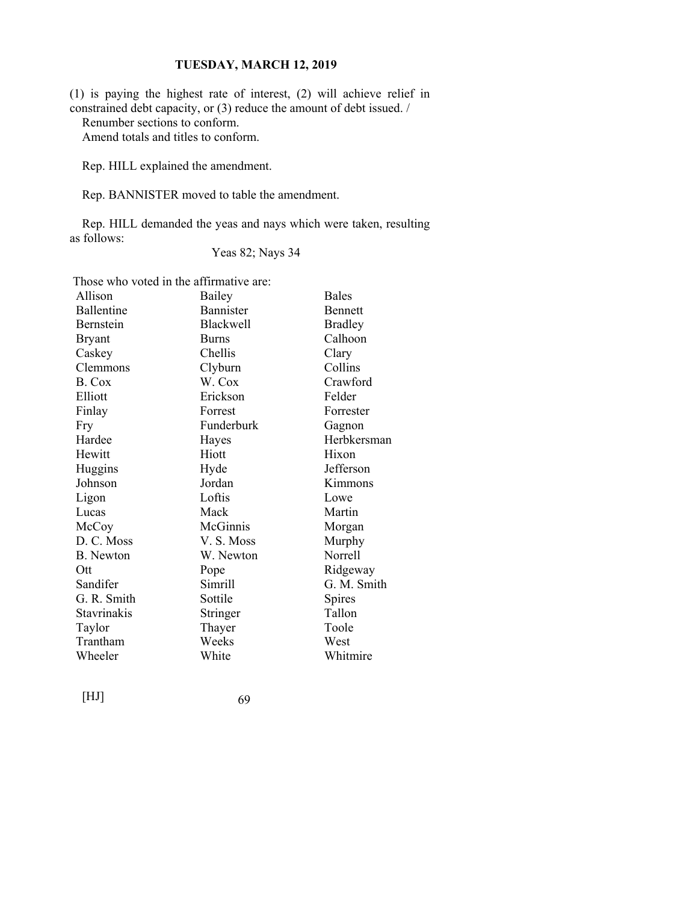(1) is paying the highest rate of interest, (2) will achieve relief in constrained debt capacity, or (3) reduce the amount of debt issued. /

Renumber sections to conform.

Amend totals and titles to conform.

Rep. HILL explained the amendment.

Rep. BANNISTER moved to table the amendment.

Rep. HILL demanded the yeas and nays which were taken, resulting as follows:

Yeas 82; Nays 34

Those who voted in the affirmative are:

| | | |
|---|---|---|
| Allison | Bailey | Bales |
| Ballentine | Bannister | Bennett |
| Bernstein | Blackwell | Bradley |
| Bryant | Burns | Calhoon |
| Caskey | Chellis | Clary |
| Clemmons | Clyburn | Collins |
| B. Cox | W. Cox | Crawford |
| Elliott | Erickson | Felder |
| Finlay | Forrest | Forrester |
| Fry | Funderburk | Gagnon |
| Hardee | Hayes | Herbkersman |
| Hewitt | Hiott | Hixon |
| Huggins | Hyde | Jefferson |
| Johnson | Jordan | Kimmons |
| Ligon | Loftis | Lowe |
| Lucas | Mack | Martin |
| McCoy | McGinnis | Morgan |
| D. C. Moss | V. S. Moss | Murphy |
| B. Newton | W. Newton | Norrell |
| Ott | Pope | Ridgeway |
| Sandifer | Simrill | G. M. Smith |
| G. R. Smith | Sottile | Spires |
| Stavrinakis | Stringer | Tallon |
| Taylor | Thayer | Toole |
| Trantham | Weeks | West |
| Wheeler | White | Whitmire |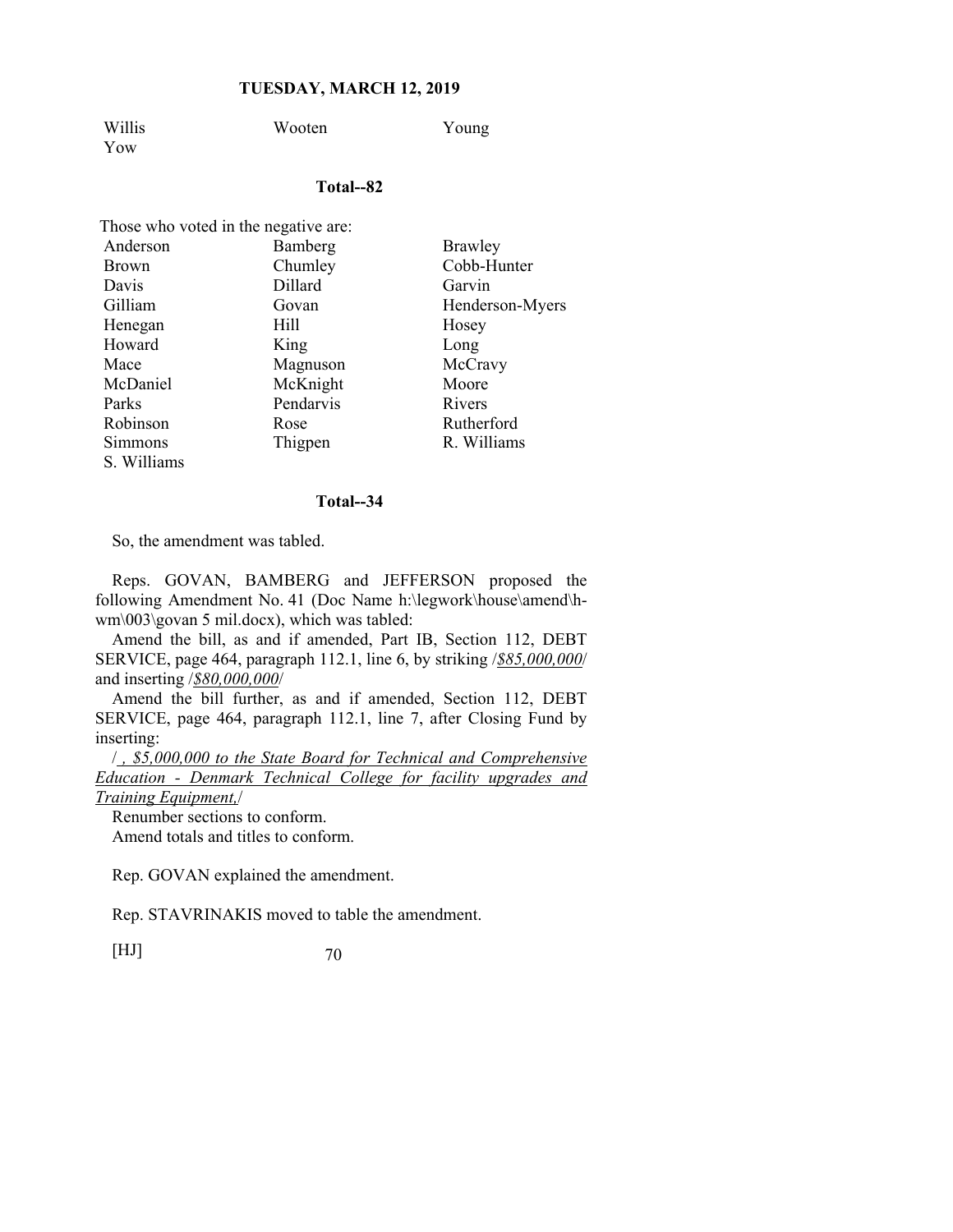| Willis | Wooten | Young |
|---|---|---|
| Yow | | |

**Total--82**

Those who voted in the negative are:

| | | |
|---|---|---|
| Anderson | Bamberg | Brawley |
| Brown | Chumley | Cobb-Hunter |
| Davis | Dillard | Garvin |
| Gilliam | Govan | Henderson-Myers |
| Henegan | Hill | Hosey |
| Howard | King | Long |
| Mace | Magnuson | McCravy |
| McDaniel | McKnight | Moore |
| Parks | Pendarvis | Rivers |
| Robinson | Rose | Rutherford |
| Simmons | Thigpen | R. Williams |
| S. Williams | | |

**Total--34**

So, the amendment was tabled.

Reps. GOVAN, BAMBERG and JEFFERSON proposed the following Amendment No. 41 (Doc Name h:\legwork\house\amend\h-wm\003\govan 5 mil.docx), which was tabled:

Amend the bill, as and if amended, Part IB, Section 112, DEBT SERVICE, page 464, paragraph 112.1, line 6, by striking /*$85,000,000*/ and inserting /*$80,000,000*/

Amend the bill further, as and if amended, Section 112, DEBT SERVICE, page 464, paragraph 112.1, line 7, after Closing Fund by inserting:

/*, $5,000,000 to the State Board for Technical and Comprehensive Education - Denmark Technical College for facility upgrades and Training Equipment,*/

Renumber sections to conform.

Amend totals and titles to conform.

Rep. GOVAN explained the amendment.

Rep. STAVRINAKIS moved to table the amendment.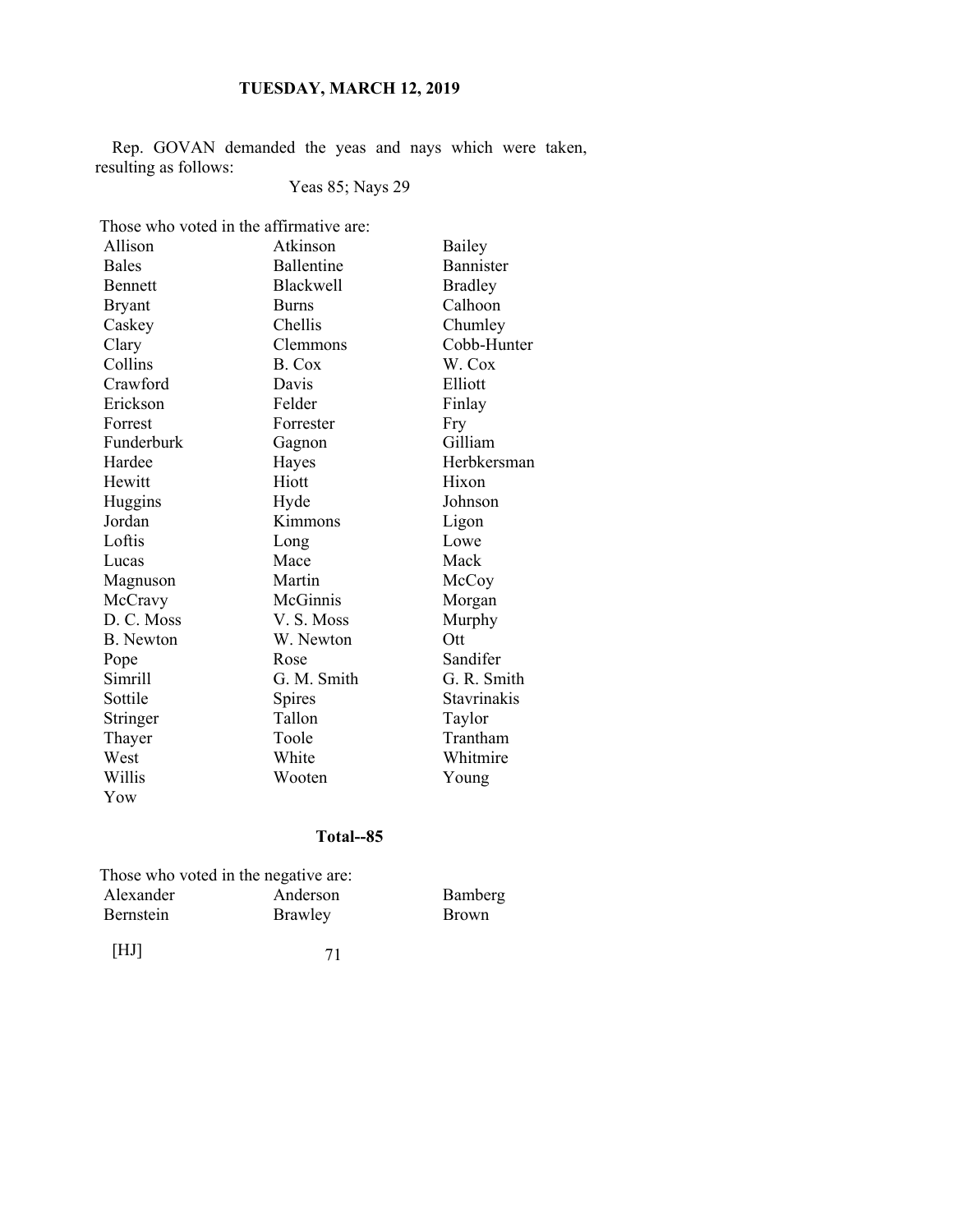Rep. GOVAN demanded the yeas and nays which were taken, resulting as follows:

Yeas 85; Nays 29

Those who voted in the affirmative are:

| | | |
|---|---|---|
| Allison | Atkinson | Bailey |
| Bales | Ballentine | Bannister |
| Bennett | Blackwell | Bradley |
| Bryant | Burns | Calhoon |
| Caskey | Chellis | Chumley |
| Clary | Clemmons | Cobb-Hunter |
| Collins | B. Cox | W. Cox |
| Crawford | Davis | Elliott |
| Erickson | Felder | Finlay |
| Forrest | Forrester | Fry |
| Funderburk | Gagnon | Gilliam |
| Hardee | Hayes | Herbkersman |
| Hewitt | Hiott | Hixon |
| Huggins | Hyde | Johnson |
| Jordan | Kimmons | Ligon |
| Loftis | Long | Lowe |
| Lucas | Mace | Mack |
| Magnuson | Martin | McCoy |
| McCravy | McGinnis | Morgan |
| D. C. Moss | V. S. Moss | Murphy |
| B. Newton | W. Newton | Ott |
| Pope | Rose | Sandifer |
| Simrill | G. M. Smith | G. R. Smith |
| Sottile | Spires | Stavrinakis |
| Stringer | Tallon | Taylor |
| Thayer | Toole | Trantham |
| West | White | Whitmire |
| Willis | Wooten | Young |
| Yow | | |

**Total--85**

Those who voted in the negative are:

| | | |
|---|---|---|
| Alexander | Anderson | Bamberg |
| Bernstein | Brawley | Brown |

[HJ]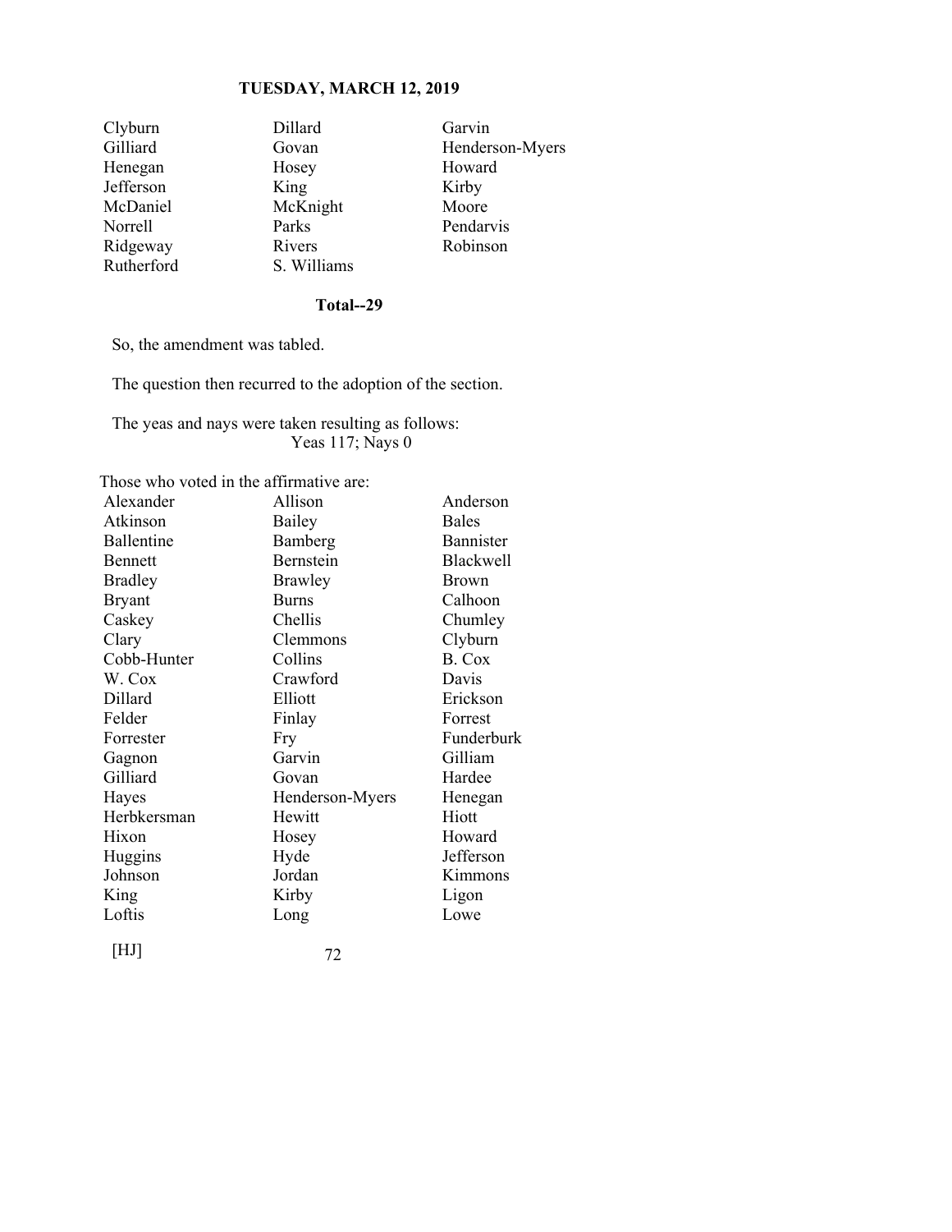| | | |
|---|---|---|
| Clyburn | Dillard | Garvin |
| Gilliard | Govan | Henderson-Myers |
| Henegan | Hosey | Howard |
| Jefferson | King | Kirby |
| McDaniel | McKnight | Moore |
| Norrell | Parks | Pendarvis |
| Ridgeway | Rivers | Robinson |
| Rutherford | S. Williams | |

**Total--29**

So, the amendment was tabled.

The question then recurred to the adoption of the section.

The yeas and nays were taken resulting as follows:
Yeas 117; Nays 0

Those who voted in the affirmative are:

| | | |
|---|---|---|
| Alexander | Allison | Anderson |
| Atkinson | Bailey | Bales |
| Ballentine | Bamberg | Bannister |
| Bennett | Bernstein | Blackwell |
| Bradley | Brawley | Brown |
| Bryant | Burns | Calhoon |
| Caskey | Chellis | Chumley |
| Clary | Clemmons | Clyburn |
| Cobb-Hunter | Collins | B. Cox |
| W. Cox | Crawford | Davis |
| Dillard | Elliott | Erickson |
| Felder | Finlay | Forrest |
| Forrester | Fry | Funderburk |
| Gagnon | Garvin | Gilliam |
| Gilliard | Govan | Hardee |
| Hayes | Henderson-Myers | Henegan |
| Herbkersman | Hewitt | Hiott |
| Hixon | Hosey | Howard |
| Huggins | Hyde | Jefferson |
| Johnson | Jordan | Kimmons |
| King | Kirby | Ligon |
| Loftis | Long | Lowe |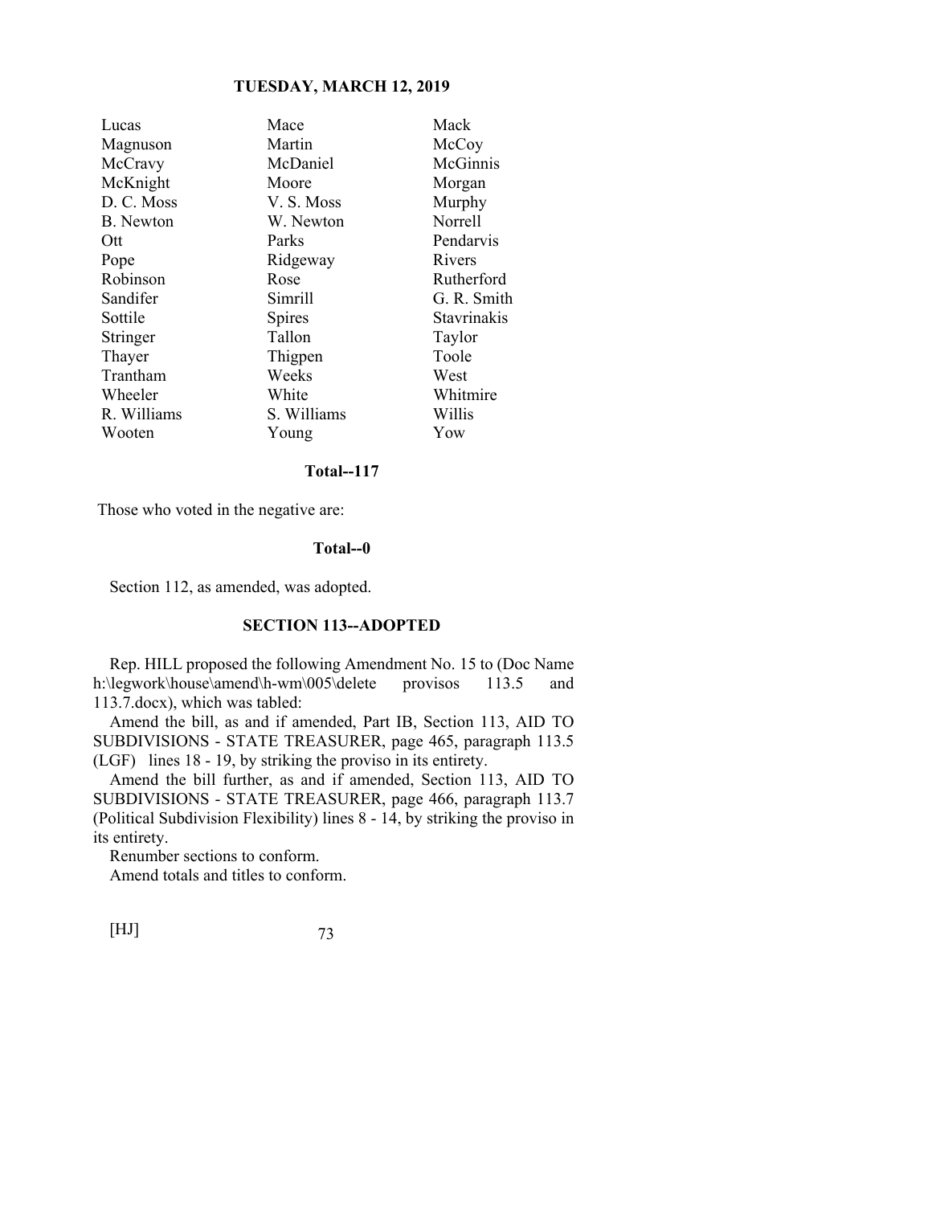| | | |
|---|---|---|
| Lucas | Mace | Mack |
| Magnuson | Martin | McCoy |
| McCravy | McDaniel | McGinnis |
| McKnight | Moore | Morgan |
| D. C. Moss | V. S. Moss | Murphy |
| B. Newton | W. Newton | Norrell |
| Ott | Parks | Pendarvis |
| Pope | Ridgeway | Rivers |
| Robinson | Rose | Rutherford |
| Sandifer | Simrill | G. R. Smith |
| Sottile | Spires | Stavrinakis |
| Stringer | Tallon | Taylor |
| Thayer | Thigpen | Toole |
| Trantham | Weeks | West |
| Wheeler | White | Whitmire |
| R. Williams | S. Williams | Willis |
| Wooten | Young | Yow |

**Total--117**

Those who voted in the negative are:

**Total--0**

Section 112, as amended, was adopted.

## SECTION 113--ADOPTED

Rep. HILL proposed the following Amendment No. 15 to (Doc Name h:\legwork\house\amend\h-wm\005\delete provisos 113.5 and 113.7.docx), which was tabled:

Amend the bill, as and if amended, Part IB, Section 113, AID TO SUBDIVISIONS - STATE TREASURER, page 465, paragraph 113.5 (LGF) lines 18 - 19, by striking the proviso in its entirety.

Amend the bill further, as and if amended, Section 113, AID TO SUBDIVISIONS - STATE TREASURER, page 466, paragraph 113.7 (Political Subdivision Flexibility) lines 8 - 14, by striking the proviso in its entirety.

Renumber sections to conform.

Amend totals and titles to conform.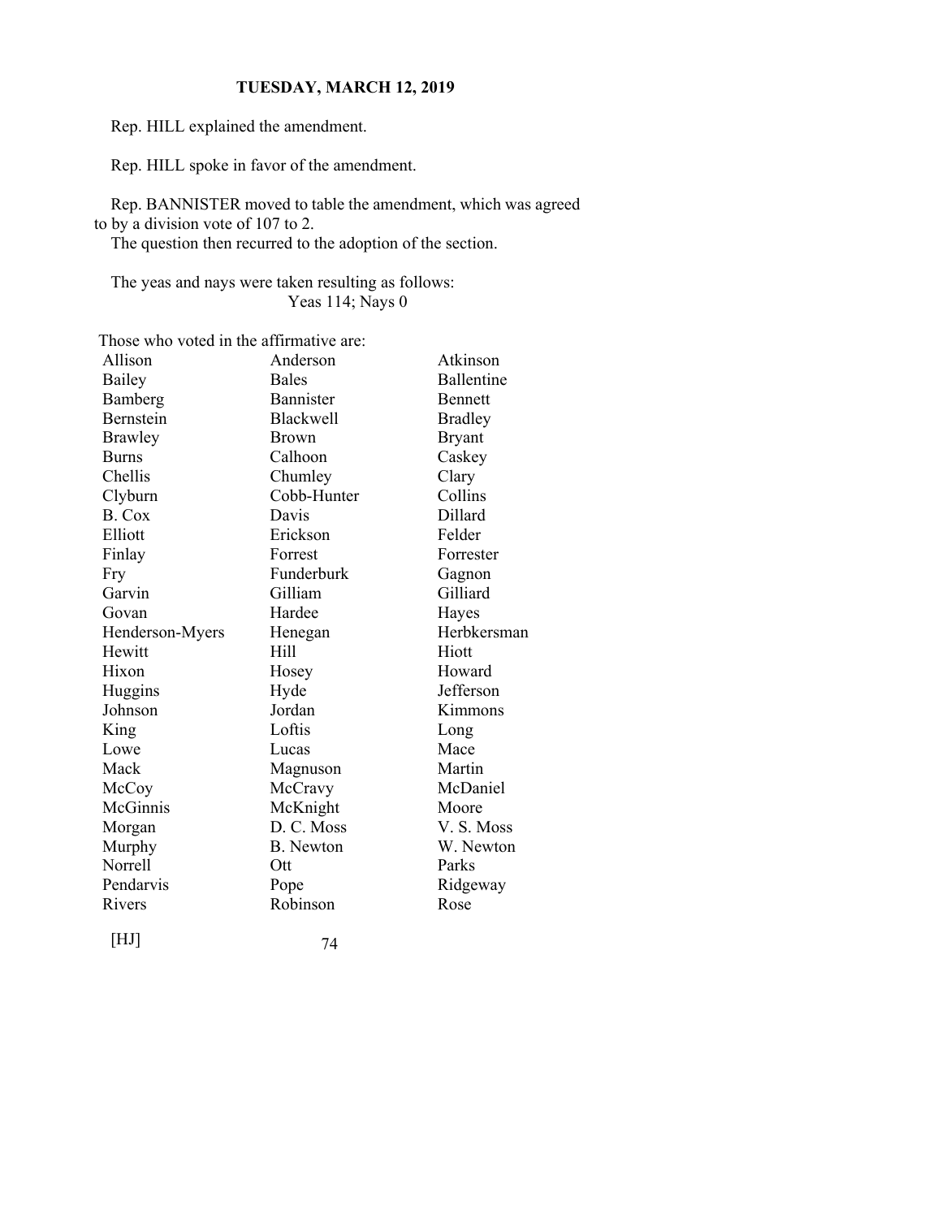Rep. HILL explained the amendment.

Rep. HILL spoke in favor of the amendment.

Rep. BANNISTER moved to table the amendment, which was agreed to by a division vote of 107 to 2.

The question then recurred to the adoption of the section.

The yeas and nays were taken resulting as follows:
Yeas 114; Nays 0

Those who voted in the affirmative are:

| | | |
|---|---|---|
| Allison | Anderson | Atkinson |
| Bailey | Bales | Ballentine |
| Bamberg | Bannister | Bennett |
| Bernstein | Blackwell | Bradley |
| Brawley | Brown | Bryant |
| Burns | Calhoon | Caskey |
| Chellis | Chumley | Clary |
| Clyburn | Cobb-Hunter | Collins |
| B. Cox | Davis | Dillard |
| Elliott | Erickson | Felder |
| Finlay | Forrest | Forrester |
| Fry | Funderburk | Gagnon |
| Garvin | Gilliam | Gilliard |
| Govan | Hardee | Hayes |
| Henderson-Myers | Henegan | Herbkersman |
| Hewitt | Hill | Hiott |
| Hixon | Hosey | Howard |
| Huggins | Hyde | Jefferson |
| Johnson | Jordan | Kimmons |
| King | Loftis | Long |
| Lowe | Lucas | Mace |
| Mack | Magnuson | Martin |
| McCoy | McCravy | McDaniel |
| McGinnis | McKnight | Moore |
| Morgan | D. C. Moss | V. S. Moss |
| Murphy | B. Newton | W. Newton |
| Norrell | Ott | Parks |
| Pendarvis | Pope | Ridgeway |
| Rivers | Robinson | Rose |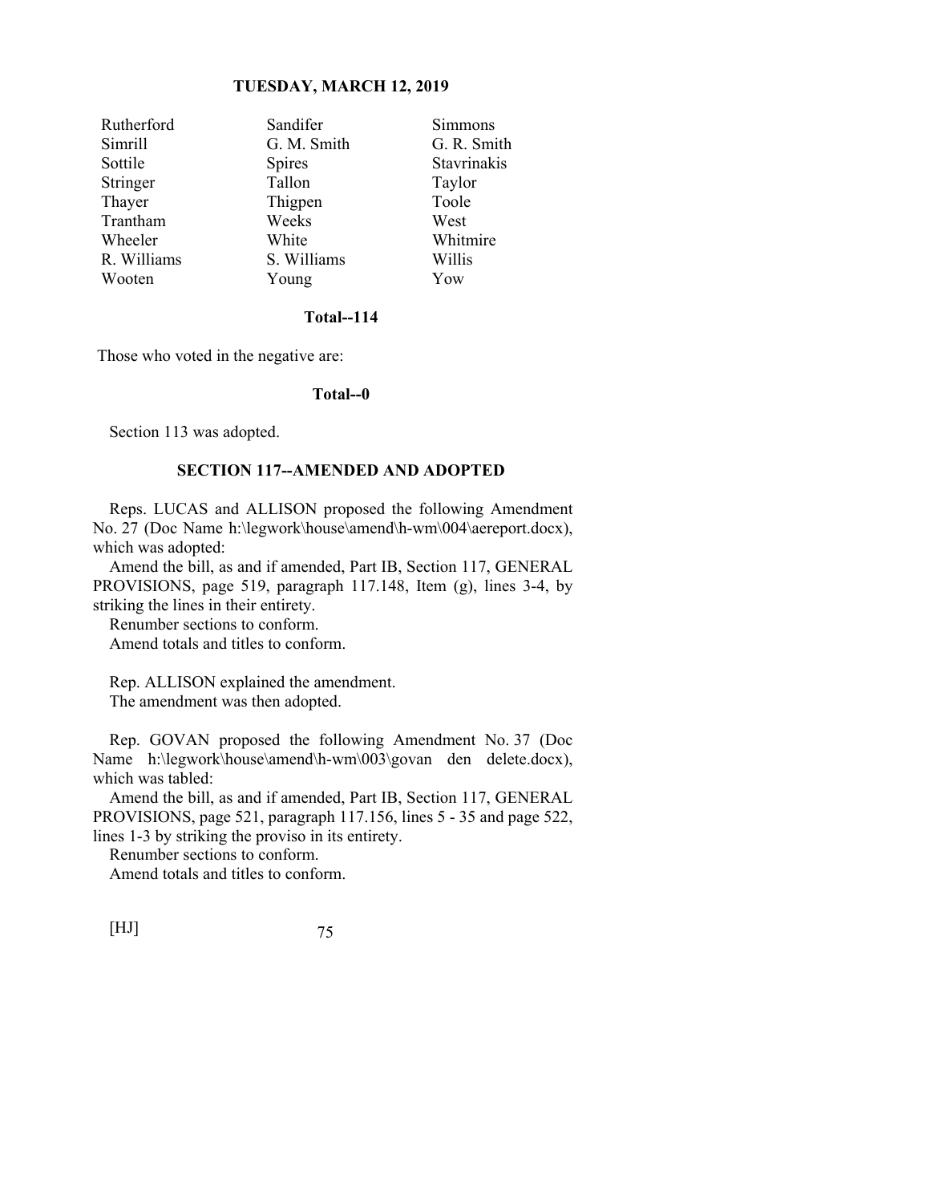| | | |
|---|---|---|
| Rutherford | Sandifer | Simmons |
| Simrill | G. M. Smith | G. R. Smith |
| Sottile | Spires | Stavrinakis |
| Stringer | Tallon | Taylor |
| Thayer | Thigpen | Toole |
| Trantham | Weeks | West |
| Wheeler | White | Whitmire |
| R. Williams | S. Williams | Willis |
| Wooten | Young | Yow |

**Total--114**

Those who voted in the negative are:

**Total--0**

Section 113 was adopted.

### SECTION 117--AMENDED AND ADOPTED

Reps. LUCAS and ALLISON proposed the following Amendment No. 27 (Doc Name h:\legwork\house\amend\h-wm\004\aereport.docx), which was adopted:

Amend the bill, as and if amended, Part IB, Section 117, GENERAL PROVISIONS, page 519, paragraph 117.148, Item (g), lines 3-4, by striking the lines in their entirety.

Renumber sections to conform.

Amend totals and titles to conform.

Rep. ALLISON explained the amendment.

The amendment was then adopted.

Rep. GOVAN proposed the following Amendment No. 37 (Doc Name h:\legwork\house\amend\h-wm\003\govan den delete.docx), which was tabled:

Amend the bill, as and if amended, Part IB, Section 117, GENERAL PROVISIONS, page 521, paragraph 117.156, lines 5 - 35 and page 522, lines 1-3 by striking the proviso in its entirety.

Renumber sections to conform.

Amend totals and titles to conform.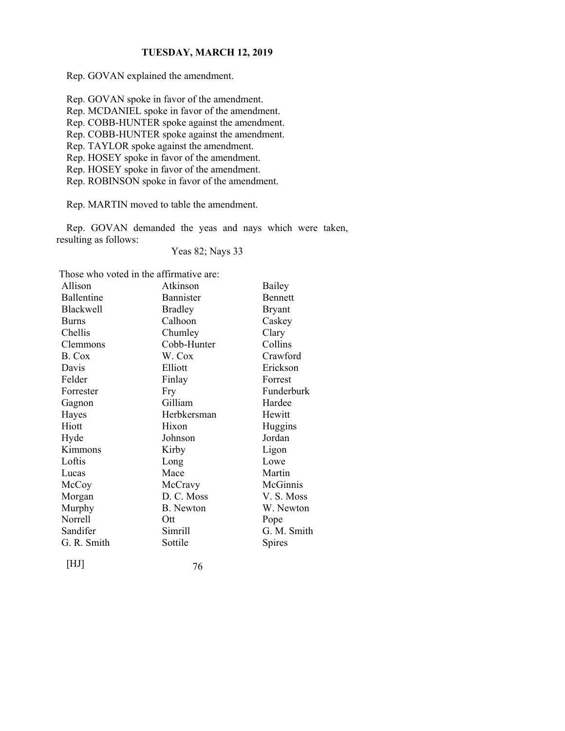Rep. GOVAN explained the amendment.

Rep. GOVAN spoke in favor of the amendment.
Rep. MCDANIEL spoke in favor of the amendment.
Rep. COBB-HUNTER spoke against the amendment.
Rep. COBB-HUNTER spoke against the amendment.
Rep. TAYLOR spoke against the amendment.
Rep. HOSEY spoke in favor of the amendment.
Rep. HOSEY spoke in favor of the amendment.
Rep. ROBINSON spoke in favor of the amendment.

Rep. MARTIN moved to table the amendment.

Rep. GOVAN demanded the yeas and nays which were taken, resulting as follows:

Yeas 82; Nays 33

Those who voted in the affirmative are:

| | | |
|---|---|---|
| Allison | Atkinson | Bailey |
| Ballentine | Bannister | Bennett |
| Blackwell | Bradley | Bryant |
| Burns | Calhoon | Caskey |
| Chellis | Chumley | Clary |
| Clemmons | Cobb-Hunter | Collins |
| B. Cox | W. Cox | Crawford |
| Davis | Elliott | Erickson |
| Felder | Finlay | Forrest |
| Forrester | Fry | Funderburk |
| Gagnon | Gilliam | Hardee |
| Hayes | Herbkersman | Hewitt |
| Hiott | Hixon | Huggins |
| Hyde | Johnson | Jordan |
| Kimmons | Kirby | Ligon |
| Loftis | Long | Lowe |
| Lucas | Mace | Martin |
| McCoy | McCravy | McGinnis |
| Morgan | D. C. Moss | V. S. Moss |
| Murphy | B. Newton | W. Newton |
| Norrell | Ott | Pope |
| Sandifer | Simrill | G. M. Smith |
| G. R. Smith | Sottile | Spires |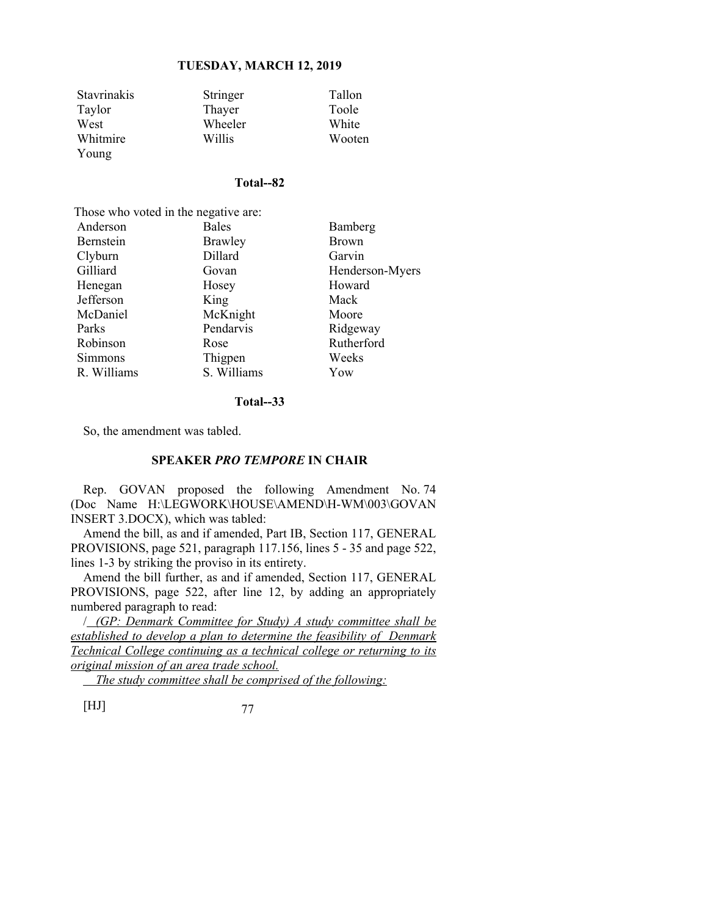| | | |
|---|---|---|
| Stavrinakis | Stringer | Tallon |
| Taylor | Thayer | Toole |
| West | Wheeler | White |
| Whitmire | Willis | Wooten |
| Young | | |

**Total--82**

Those who voted in the negative are:

| | | |
|---|---|---|
| Anderson | Bales | Bamberg |
| Bernstein | Brawley | Brown |
| Clyburn | Dillard | Garvin |
| Gilliard | Govan | Henderson-Myers |
| Henegan | Hosey | Howard |
| Jefferson | King | Mack |
| McDaniel | McKnight | Moore |
| Parks | Pendarvis | Ridgeway |
| Robinson | Rose | Rutherford |
| Simmons | Thigpen | Weeks |
| R. Williams | S. Williams | Yow |

**Total--33**

So, the amendment was tabled.

**SPEAKER *PRO TEMPORE* IN CHAIR**

Rep. GOVAN proposed the following Amendment No. 74 (Doc Name H:\LEGWORK\HOUSE\AMEND\H-WM\003\GOVAN INSERT 3.DOCX), which was tabled:

Amend the bill, as and if amended, Part IB, Section 117, GENERAL PROVISIONS, page 521, paragraph 117.156, lines 5 - 35 and page 522, lines 1-3 by striking the proviso in its entirety.

Amend the bill further, as and if amended, Section 117, GENERAL PROVISIONS, page 522, after line 12, by adding an appropriately numbered paragraph to read:

/ *(GP: Denmark Committee for Study) A study committee shall be established to develop a plan to determine the feasibility of Denmark Technical College continuing as a technical college or returning to its original mission of an area trade school.*

*The study committee shall be comprised of the following:*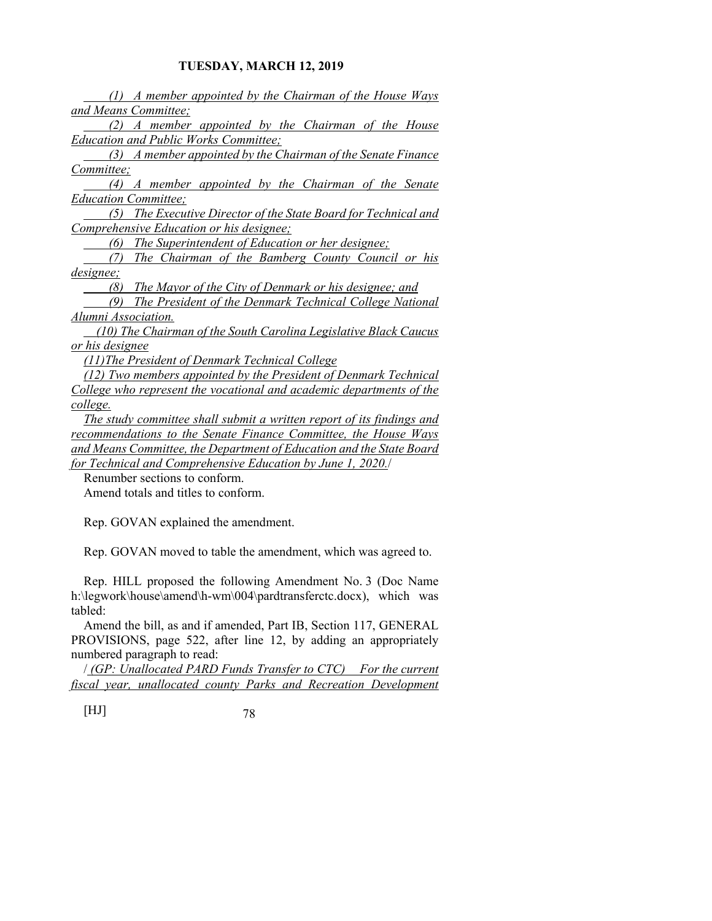*(1) A member appointed by the Chairman of the House Ways and Means Committee;*

*(2) A member appointed by the Chairman of the House Education and Public Works Committee;*

*(3) A member appointed by the Chairman of the Senate Finance Committee;*

*(4) A member appointed by the Chairman of the Senate Education Committee;*

*(5) The Executive Director of the State Board for Technical and Comprehensive Education or his designee;*

*(6) The Superintendent of Education or her designee;*

*(7) The Chairman of the Bamberg County Council or his designee;*

*(8) The Mayor of the City of Denmark or his designee; and*

*(9) The President of the Denmark Technical College National Alumni Association.*

*(10) The Chairman of the South Carolina Legislative Black Caucus or his designee*

*(11)The President of Denmark Technical College*

*(12) Two members appointed by the President of Denmark Technical College who represent the vocational and academic departments of the college.*

*The study committee shall submit a written report of its findings and recommendations to the Senate Finance Committee, the House Ways and Means Committee, the Department of Education and the State Board for Technical and Comprehensive Education by June 1, 2020.*/

Renumber sections to conform.

Amend totals and titles to conform.

Rep. GOVAN explained the amendment.

Rep. GOVAN moved to table the amendment, which was agreed to.

Rep. HILL proposed the following Amendment No. 3 (Doc Name h:\legwork\house\amend\h-wm\004\pardtransferctc.docx), which was tabled:

Amend the bill, as and if amended, Part IB, Section 117, GENERAL PROVISIONS, page 522, after line 12, by adding an appropriately numbered paragraph to read:

/ *(GP: Unallocated PARD Funds Transfer to CTC) For the current fiscal year, unallocated county Parks and Recreation Development*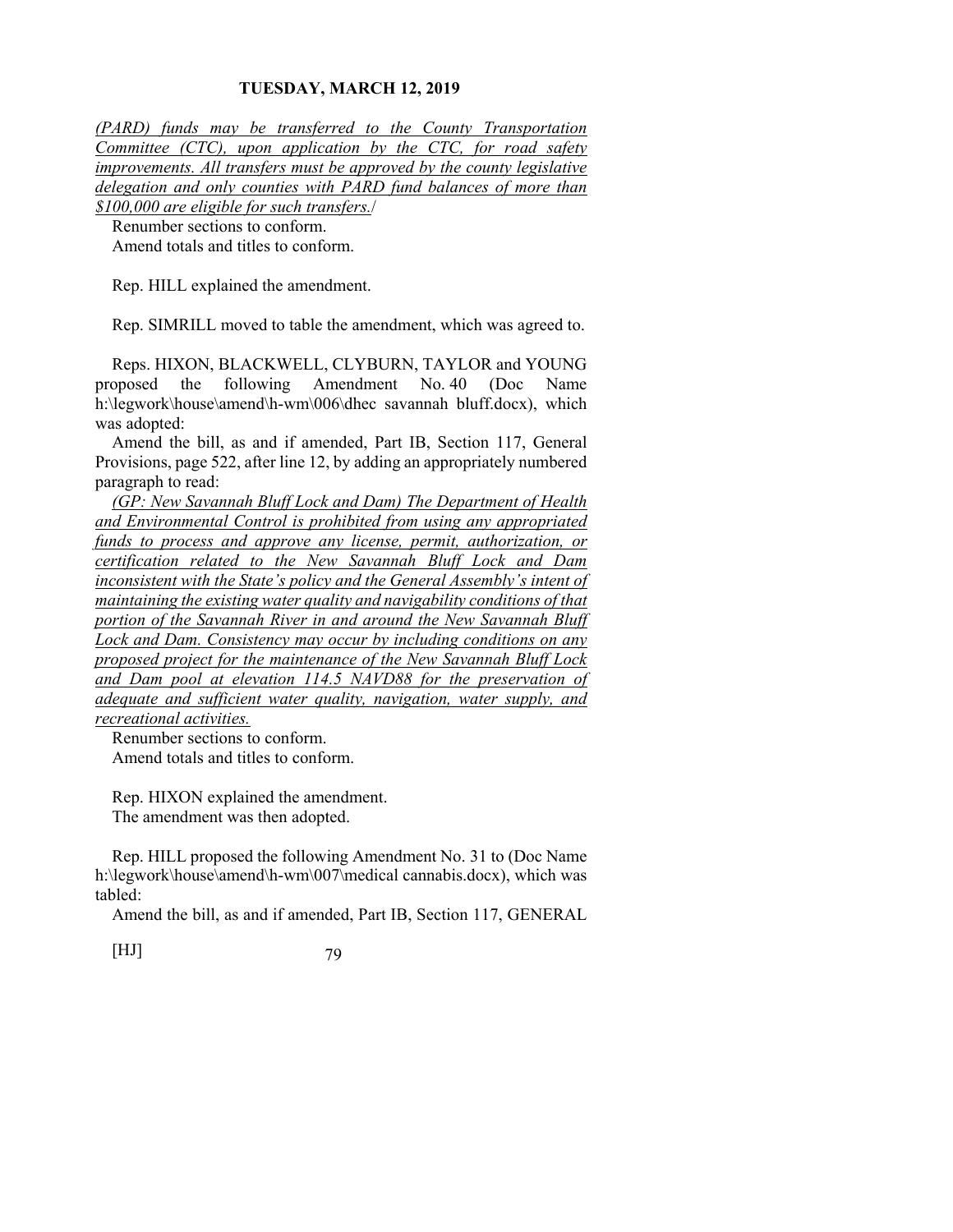*(PARD) funds may be transferred to the County Transportation Committee (CTC), upon application by the CTC, for road safety improvements. All transfers must be approved by the county legislative delegation and only counties with PARD fund balances of more than $100,000 are eligible for such transfers.*/

Renumber sections to conform.

Amend totals and titles to conform.

Rep. HILL explained the amendment.

Rep. SIMRILL moved to table the amendment, which was agreed to.

Reps. HIXON, BLACKWELL, CLYBURN, TAYLOR and YOUNG proposed the following Amendment No. 40 (Doc Name h:\legwork\house\amend\h-wm\006\dhec savannah bluff.docx), which was adopted:

Amend the bill, as and if amended, Part IB, Section 117, General Provisions, page 522, after line 12, by adding an appropriately numbered paragraph to read:

*(GP: New Savannah Bluff Lock and Dam) The Department of Health and Environmental Control is prohibited from using any appropriated funds to process and approve any license, permit, authorization, or certification related to the New Savannah Bluff Lock and Dam inconsistent with the State's policy and the General Assembly's intent of maintaining the existing water quality and navigability conditions of that portion of the Savannah River in and around the New Savannah Bluff Lock and Dam. Consistency may occur by including conditions on any proposed project for the maintenance of the New Savannah Bluff Lock and Dam pool at elevation 114.5 NAVD88 for the preservation of adequate and sufficient water quality, navigation, water supply, and recreational activities.*

Renumber sections to conform.

Amend totals and titles to conform.

Rep. HIXON explained the amendment.

The amendment was then adopted.

Rep. HILL proposed the following Amendment No. 31 to (Doc Name h:\legwork\house\amend\h-wm\007\medical cannabis.docx), which was tabled:

Amend the bill, as and if amended, Part IB, Section 117, GENERAL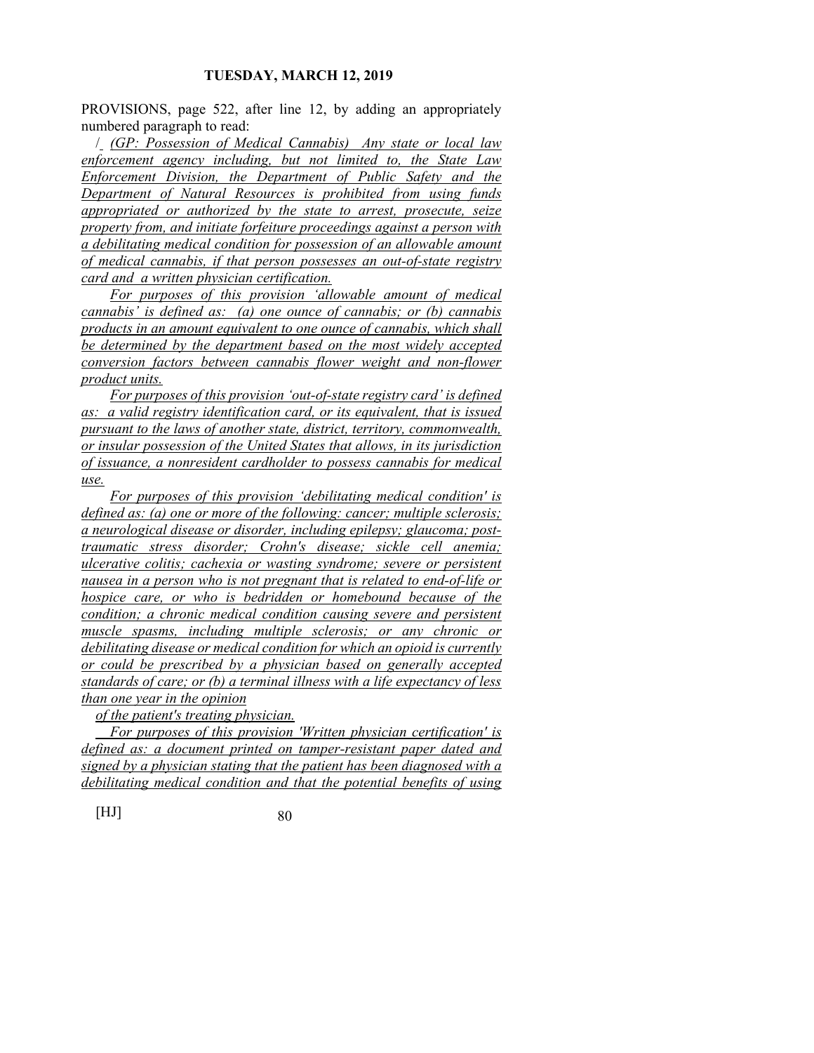PROVISIONS, page 522, after line 12, by adding an appropriately numbered paragraph to read:

/ *(GP: Possession of Medical Cannabis) Any state or local law enforcement agency including, but not limited to, the State Law Enforcement Division, the Department of Public Safety and the Department of Natural Resources is prohibited from using funds appropriated or authorized by the state to arrest, prosecute, seize property from, and initiate forfeiture proceedings against a person with a debilitating medical condition for possession of an allowable amount of medical cannabis, if that person possesses an out-of-state registry card and a written physician certification.*

*For purposes of this provision 'allowable amount of medical cannabis' is defined as: (a) one ounce of cannabis; or (b) cannabis products in an amount equivalent to one ounce of cannabis, which shall be determined by the department based on the most widely accepted conversion factors between cannabis flower weight and non-flower product units.*

*For purposes of this provision 'out-of-state registry card' is defined as: a valid registry identification card, or its equivalent, that is issued pursuant to the laws of another state, district, territory, commonwealth, or insular possession of the United States that allows, in its jurisdiction of issuance, a nonresident cardholder to possess cannabis for medical use.*

*For purposes of this provision 'debilitating medical condition' is defined as: (a) one or more of the following: cancer; multiple sclerosis; a neurological disease or disorder, including epilepsy; glaucoma; post-traumatic stress disorder; Crohn's disease; sickle cell anemia; ulcerative colitis; cachexia or wasting syndrome; severe or persistent nausea in a person who is not pregnant that is related to end-of-life or hospice care, or who is bedridden or homebound because of the condition; a chronic medical condition causing severe and persistent muscle spasms, including multiple sclerosis; or any chronic or debilitating disease or medical condition for which an opioid is currently or could be prescribed by a physician based on generally accepted standards of care; or (b) a terminal illness with a life expectancy of less than one year in the opinion of the patient's treating physician.*

*For purposes of this provision 'Written physician certification' is defined as: a document printed on tamper-resistant paper dated and signed by a physician stating that the patient has been diagnosed with a debilitating medical condition and that the potential benefits of using*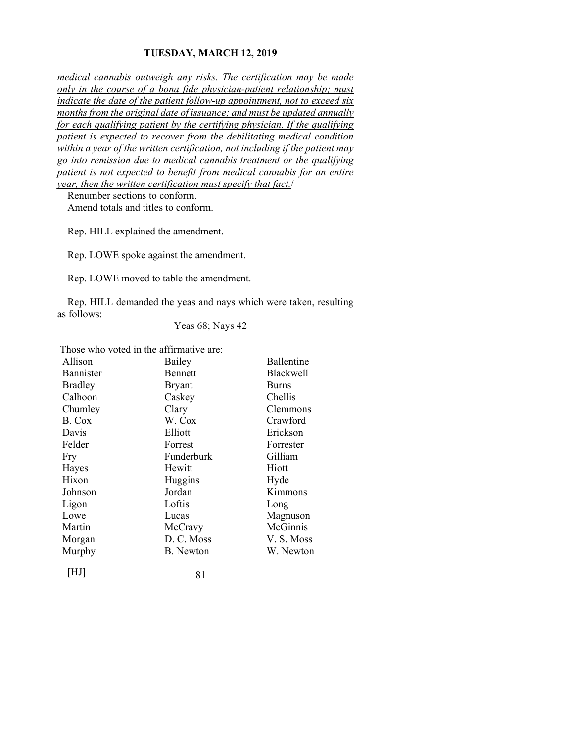*medical cannabis outweigh any risks. The certification may be made only in the course of a bona fide physician-patient relationship; must indicate the date of the patient follow-up appointment, not to exceed six months from the original date of issuance; and must be updated annually for each qualifying patient by the certifying physician. If the qualifying patient is expected to recover from the debilitating medical condition within a year of the written certification, not including if the patient may go into remission due to medical cannabis treatment or the qualifying patient is not expected to benefit from medical cannabis for an entire year, then the written certification must specify that fact.*/

Renumber sections to conform.

Amend totals and titles to conform.

Rep. HILL explained the amendment.

Rep. LOWE spoke against the amendment.

Rep. LOWE moved to table the amendment.

Rep. HILL demanded the yeas and nays which were taken, resulting as follows:

Yeas 68; Nays 42

Those who voted in the affirmative are:

| | | |
|---|---|---|
| Allison | Bailey | Ballentine |
| Bannister | Bennett | Blackwell |
| Bradley | Bryant | Burns |
| Calhoon | Caskey | Chellis |
| Chumley | Clary | Clemmons |
| B. Cox | W. Cox | Crawford |
| Davis | Elliott | Erickson |
| Felder | Forrest | Forrester |
| Fry | Funderburk | Gilliam |
| Hayes | Hewitt | Hiott |
| Hixon | Huggins | Hyde |
| Johnson | Jordan | Kimmons |
| Ligon | Loftis | Long |
| Lowe | Lucas | Magnuson |
| Martin | McCravy | McGinnis |
| Morgan | D. C. Moss | V. S. Moss |
| Murphy | B. Newton | W. Newton |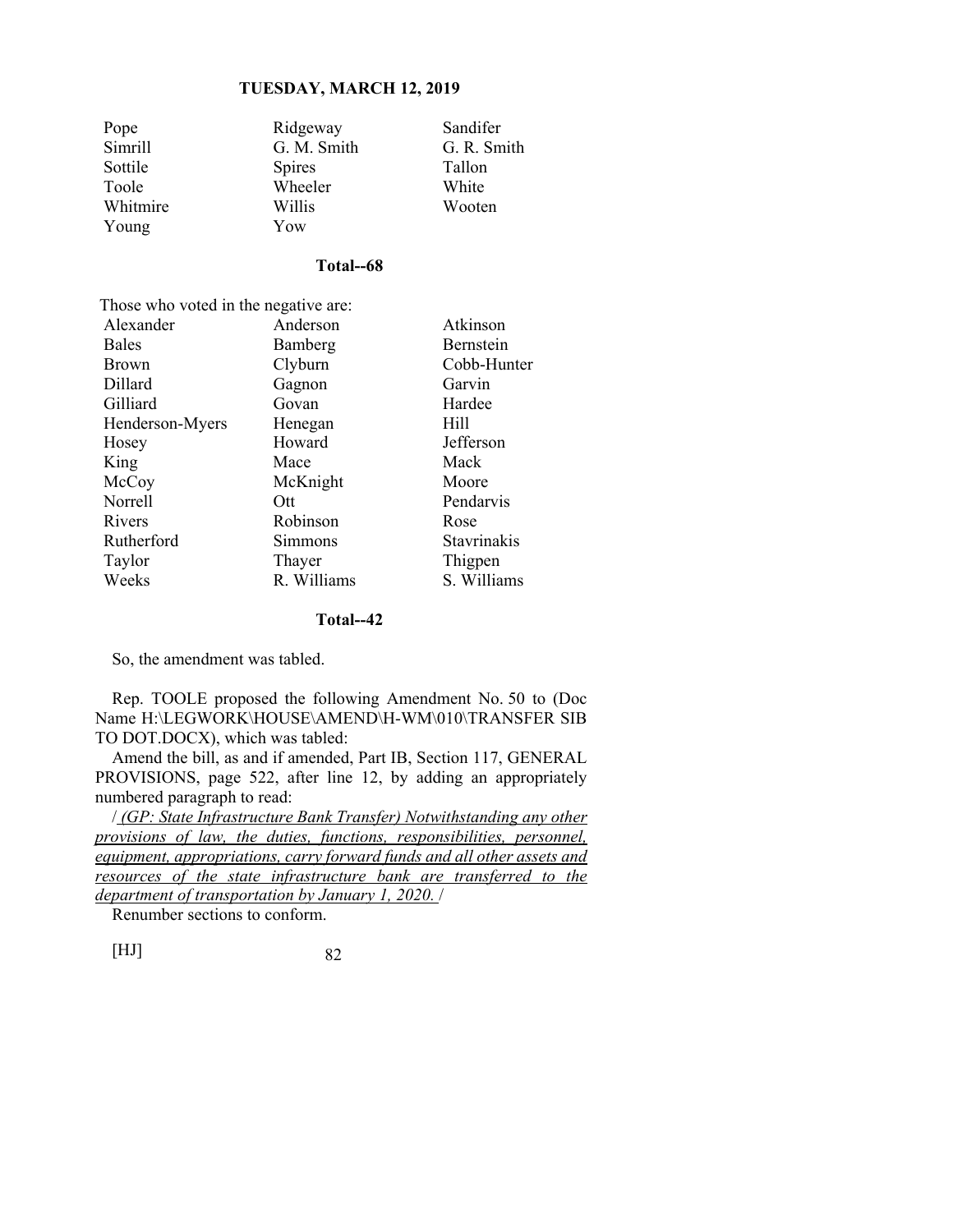| | | |
|---|---|---|
| Pope | Ridgeway | Sandifer |
| Simrill | G. M. Smith | G. R. Smith |
| Sottile | Spires | Tallon |
| Toole | Wheeler | White |
| Whitmire | Willis | Wooten |
| Young | Yow | |

**Total--68**

Those who voted in the negative are:

| | | |
|---|---|---|
| Alexander | Anderson | Atkinson |
| Bales | Bamberg | Bernstein |
| Brown | Clyburn | Cobb-Hunter |
| Dillard | Gagnon | Garvin |
| Gilliard | Govan | Hardee |
| Henderson-Myers | Henegan | Hill |
| Hosey | Howard | Jefferson |
| King | Mace | Mack |
| McCoy | McKnight | Moore |
| Norrell | Ott | Pendarvis |
| Rivers | Robinson | Rose |
| Rutherford | Simmons | Stavrinakis |
| Taylor | Thayer | Thigpen |
| Weeks | R. Williams | S. Williams |

**Total--42**

So, the amendment was tabled.

Rep. TOOLE proposed the following Amendment No. 50 to (Doc Name H:\LEGWORK\HOUSE\AMEND\H-WM\010\TRANSFER SIB TO DOT.DOCX), which was tabled:

Amend the bill, as and if amended, Part IB, Section 117, GENERAL PROVISIONS, page 522, after line 12, by adding an appropriately numbered paragraph to read:

/ *(GP: State Infrastructure Bank Transfer) Notwithstanding any other provisions of law, the duties, functions, responsibilities, personnel, equipment, appropriations, carry forward funds and all other assets and resources of the state infrastructure bank are transferred to the department of transportation by January 1, 2020.* /

Renumber sections to conform.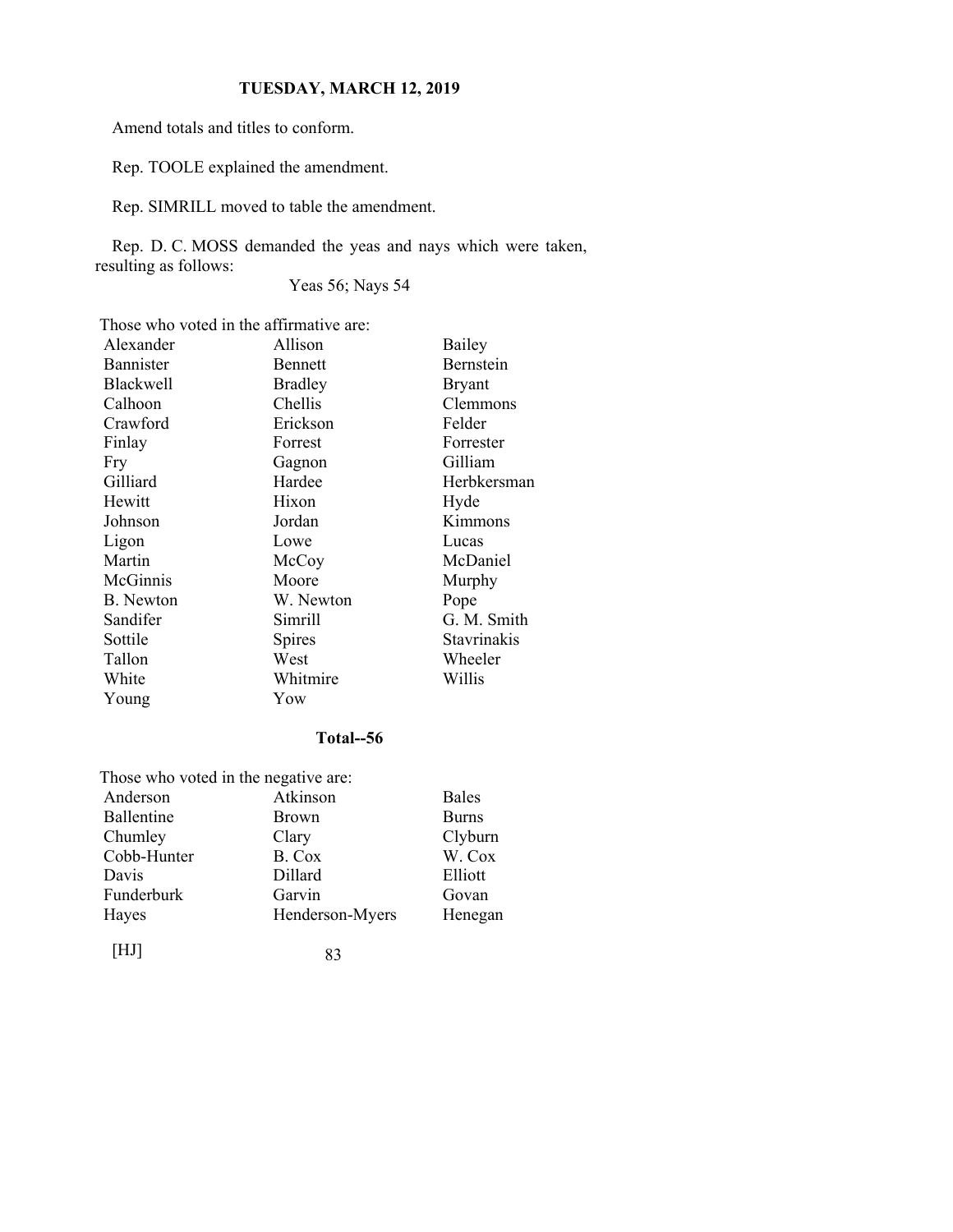Amend totals and titles to conform.

Rep. TOOLE explained the amendment.

Rep. SIMRILL moved to table the amendment.

Rep. D. C. MOSS demanded the yeas and nays which were taken, resulting as follows:

Yeas 56; Nays 54

Those who voted in the affirmative are:

| | | |
|---|---|---|
| Alexander | Allison | Bailey |
| Bannister | Bennett | Bernstein |
| Blackwell | Bradley | Bryant |
| Calhoon | Chellis | Clemmons |
| Crawford | Erickson | Felder |
| Finlay | Forrest | Forrester |
| Fry | Gagnon | Gilliam |
| Gilliard | Hardee | Herbkersman |
| Hewitt | Hixon | Hyde |
| Johnson | Jordan | Kimmons |
| Ligon | Lowe | Lucas |
| Martin | McCoy | McDaniel |
| McGinnis | Moore | Murphy |
| B. Newton | W. Newton | Pope |
| Sandifer | Simrill | G. M. Smith |
| Sottile | Spires | Stavrinakis |
| Tallon | West | Wheeler |
| White | Whitmire | Willis |
| Young | Yow | |

**Total--56**

Those who voted in the negative are:

| | | |
|---|---|---|
| Anderson | Atkinson | Bales |
| Ballentine | Brown | Burns |
| Chumley | Clary | Clyburn |
| Cobb-Hunter | B. Cox | W. Cox |
| Davis | Dillard | Elliott |
| Funderburk | Garvin | Govan |
| Hayes | Henderson-Myers | Henegan |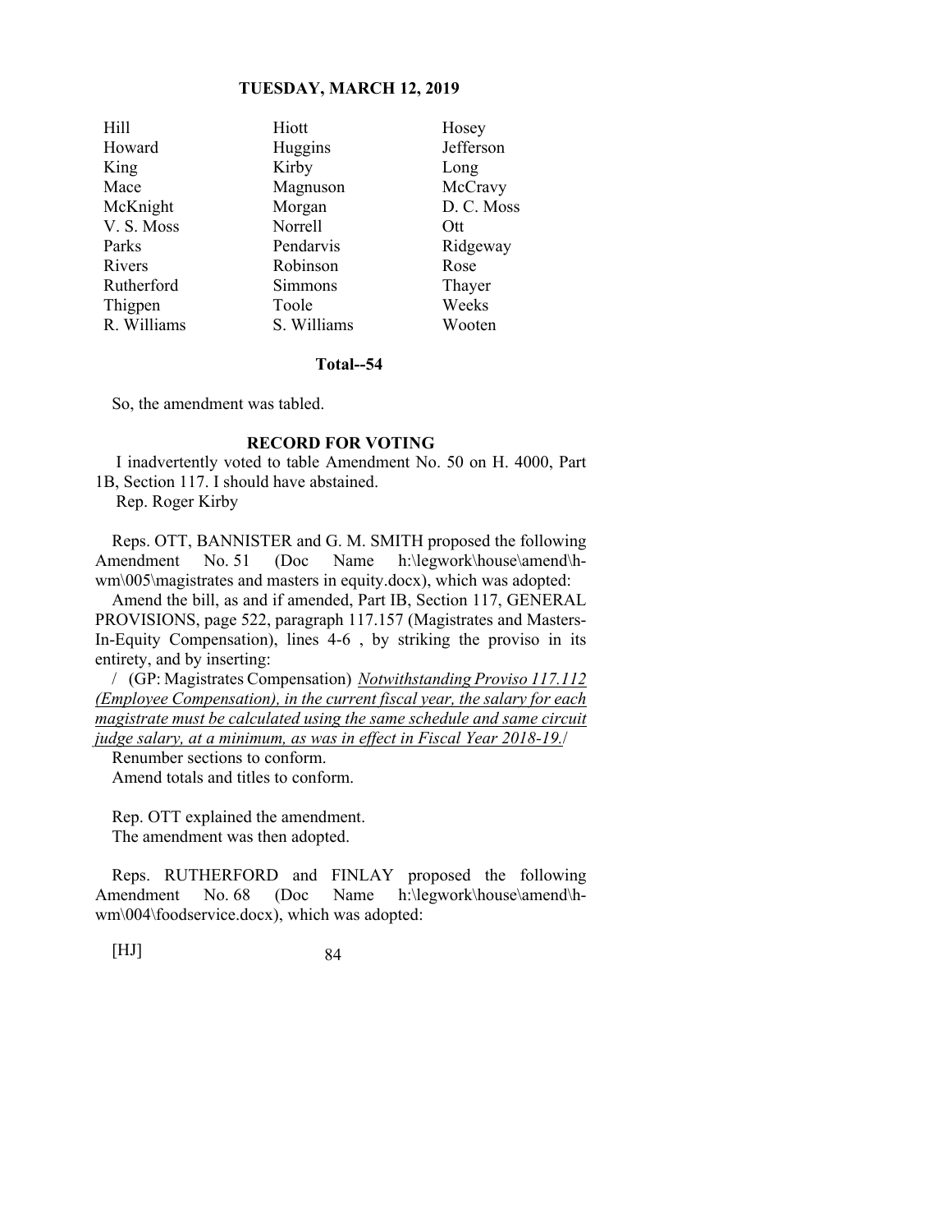| Hill | Hiott | Hosey |
|---|---|---|
| Howard | Huggins | Jefferson |
| King | Kirby | Long |
| Mace | Magnuson | McCravy |
| McKnight | Morgan | D. C. Moss |
| V. S. Moss | Norrell | Ott |
| Parks | Pendarvis | Ridgeway |
| Rivers | Robinson | Rose |
| Rutherford | Simmons | Thayer |
| Thigpen | Toole | Weeks |
| R. Williams | S. Williams | Wooten |

**Total--54**

So, the amendment was tabled.

**RECORD FOR VOTING**

I inadvertently voted to table Amendment No. 50 on H. 4000, Part 1B, Section 117. I should have abstained.

Rep. Roger Kirby

Reps. OTT, BANNISTER and G. M. SMITH proposed the following Amendment No. 51 (Doc Name h:\legwork\house\amend\h-wm\005\magistrates and masters in equity.docx), which was adopted:

Amend the bill, as and if amended, Part IB, Section 117, GENERAL PROVISIONS, page 522, paragraph 117.157 (Magistrates and Masters-In-Equity Compensation), lines 4-6 , by striking the proviso in its entirety, and by inserting:

/ (GP: Magistrates Compensation) *Notwithstanding Proviso 117.112 (Employee Compensation), in the current fiscal year, the salary for each magistrate must be calculated using the same schedule and same circuit judge salary, at a minimum, as was in effect in Fiscal Year 2018-19.*/

Renumber sections to conform.

Amend totals and titles to conform.

Rep. OTT explained the amendment.

The amendment was then adopted.

Reps. RUTHERFORD and FINLAY proposed the following Amendment No. 68 (Doc Name h:\legwork\house\amend\h-wm\004\foodservice.docx), which was adopted: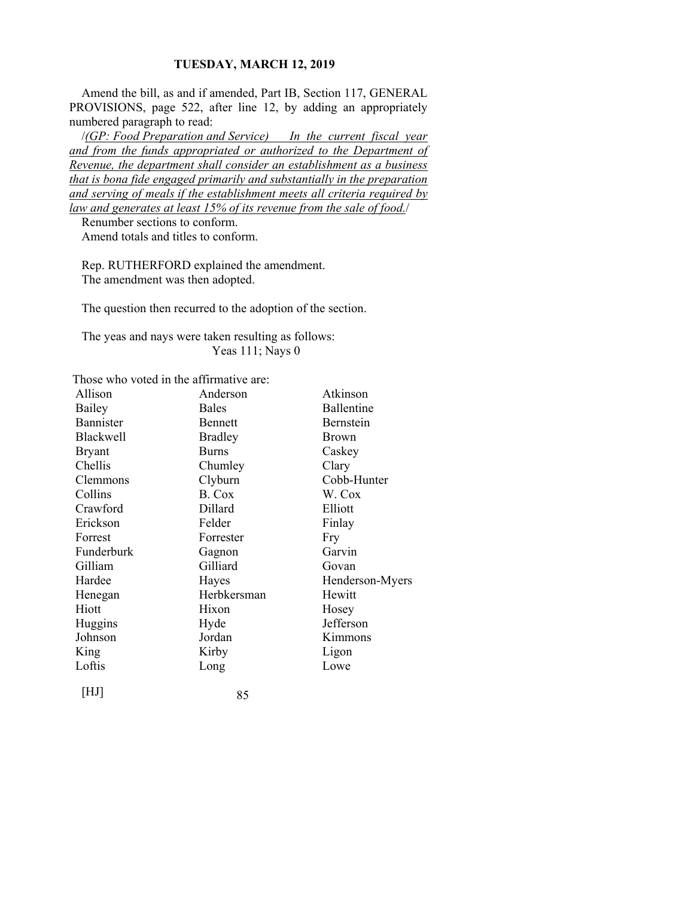Amend the bill, as and if amended, Part IB, Section 117, GENERAL PROVISIONS, page 522, after line 12, by adding an appropriately numbered paragraph to read:

/*(GP: Food Preparation and Service)  In the current fiscal year and from the funds appropriated or authorized to the Department of Revenue, the department shall consider an establishment as a business that is bona fide engaged primarily and substantially in the preparation and serving of meals if the establishment meets all criteria required by law and generates at least 15% of its revenue from the sale of food.*/

Renumber sections to conform.

Amend totals and titles to conform.

Rep. RUTHERFORD explained the amendment.

The amendment was then adopted.

The question then recurred to the adoption of the section.

The yeas and nays were taken resulting as follows:

Yeas 111; Nays 0

Those who voted in the affirmative are:

| | | |
|---|---|---|
| Allison | Anderson | Atkinson |
| Bailey | Bales | Ballentine |
| Bannister | Bennett | Bernstein |
| Blackwell | Bradley | Brown |
| Bryant | Burns | Caskey |
| Chellis | Chumley | Clary |
| Clemmons | Clyburn | Cobb-Hunter |
| Collins | B. Cox | W. Cox |
| Crawford | Dillard | Elliott |
| Erickson | Felder | Finlay |
| Forrest | Forrester | Fry |
| Funderburk | Gagnon | Garvin |
| Gilliam | Gilliard | Govan |
| Hardee | Hayes | Henderson-Myers |
| Henegan | Herbkersman | Hewitt |
| Hiott | Hixon | Hosey |
| Huggins | Hyde | Jefferson |
| Johnson | Jordan | Kimmons |
| King | Kirby | Ligon |
| Loftis | Long | Lowe |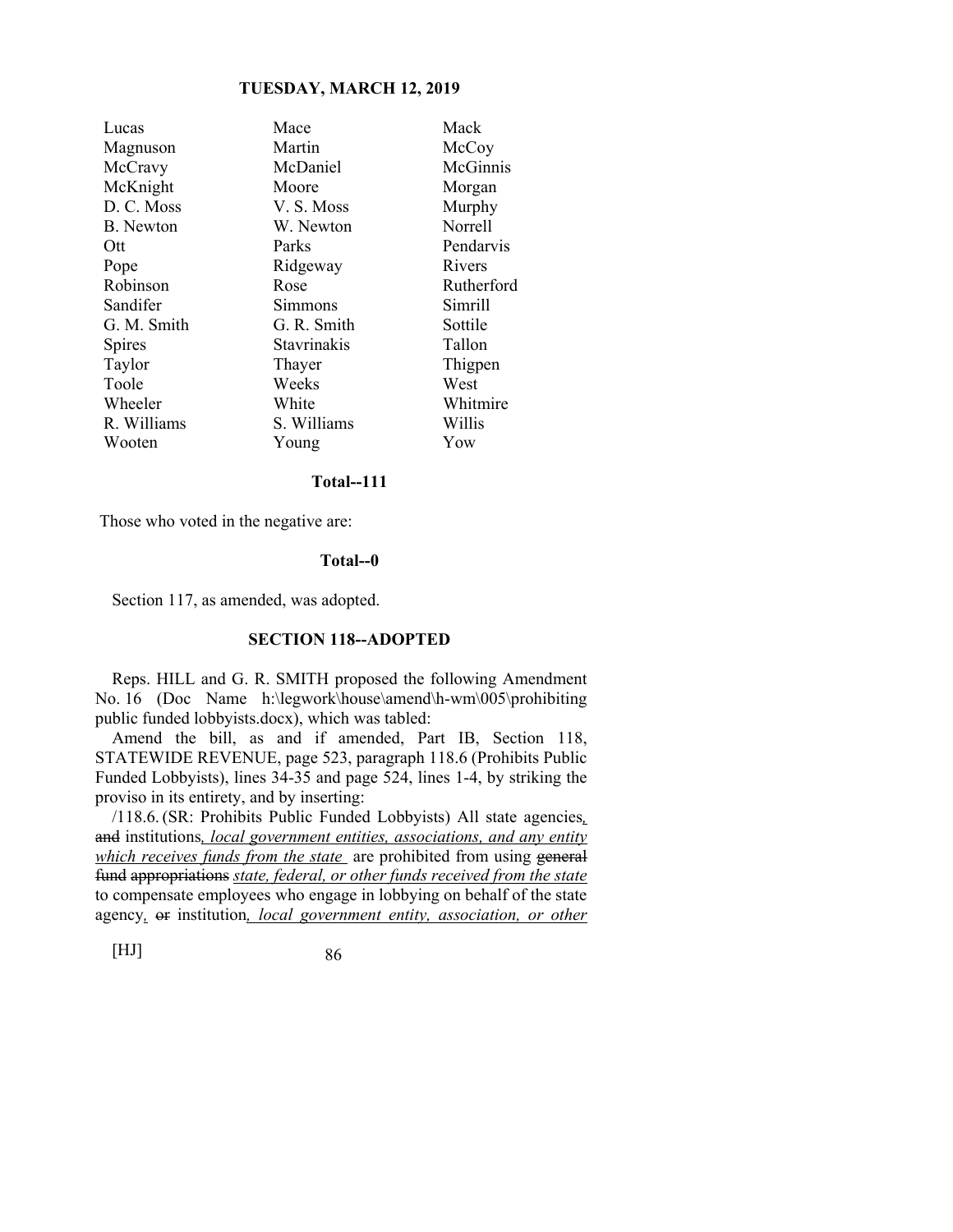| | | |
|---|---|---|
| Lucas | Mace | Mack |
| Magnuson | Martin | McCoy |
| McCravy | McDaniel | McGinnis |
| McKnight | Moore | Morgan |
| D. C. Moss | V. S. Moss | Murphy |
| B. Newton | W. Newton | Norrell |
| Ott | Parks | Pendarvis |
| Pope | Ridgeway | Rivers |
| Robinson | Rose | Rutherford |
| Sandifer | Simmons | Simrill |
| G. M. Smith | G. R. Smith | Sottile |
| Spires | Stavrinakis | Tallon |
| Taylor | Thayer | Thigpen |
| Toole | Weeks | West |
| Wheeler | White | Whitmire |
| R. Williams | S. Williams | Willis |
| Wooten | Young | Yow |

**Total--111**

Those who voted in the negative are:

**Total--0**

Section 117, as amended, was adopted.

**SECTION 118--ADOPTED**

Reps. HILL and G. R. SMITH proposed the following Amendment No. 16 (Doc Name h:\legwork\house\amend\h-wm\005\prohibiting public funded lobbyists.docx), which was tabled:

Amend the bill, as and if amended, Part IB, Section 118, STATEWIDE REVENUE, page 523, paragraph 118.6 (Prohibits Public Funded Lobbyists), lines 34-35 and page 524, lines 1-4, by striking the proviso in its entirety, and by inserting:

/118.6. (SR: Prohibits Public Funded Lobbyists) All state agencies*,* ~~and~~ institutions*, local government entities, associations, and any entity which receives funds from the state* are prohibited from using ~~general fund appropriations~~ *state, federal, or other funds received from the state* to compensate employees who engage in lobbying on behalf of the state agency*,* ~~or~~ institution*, local government entity, association, or other*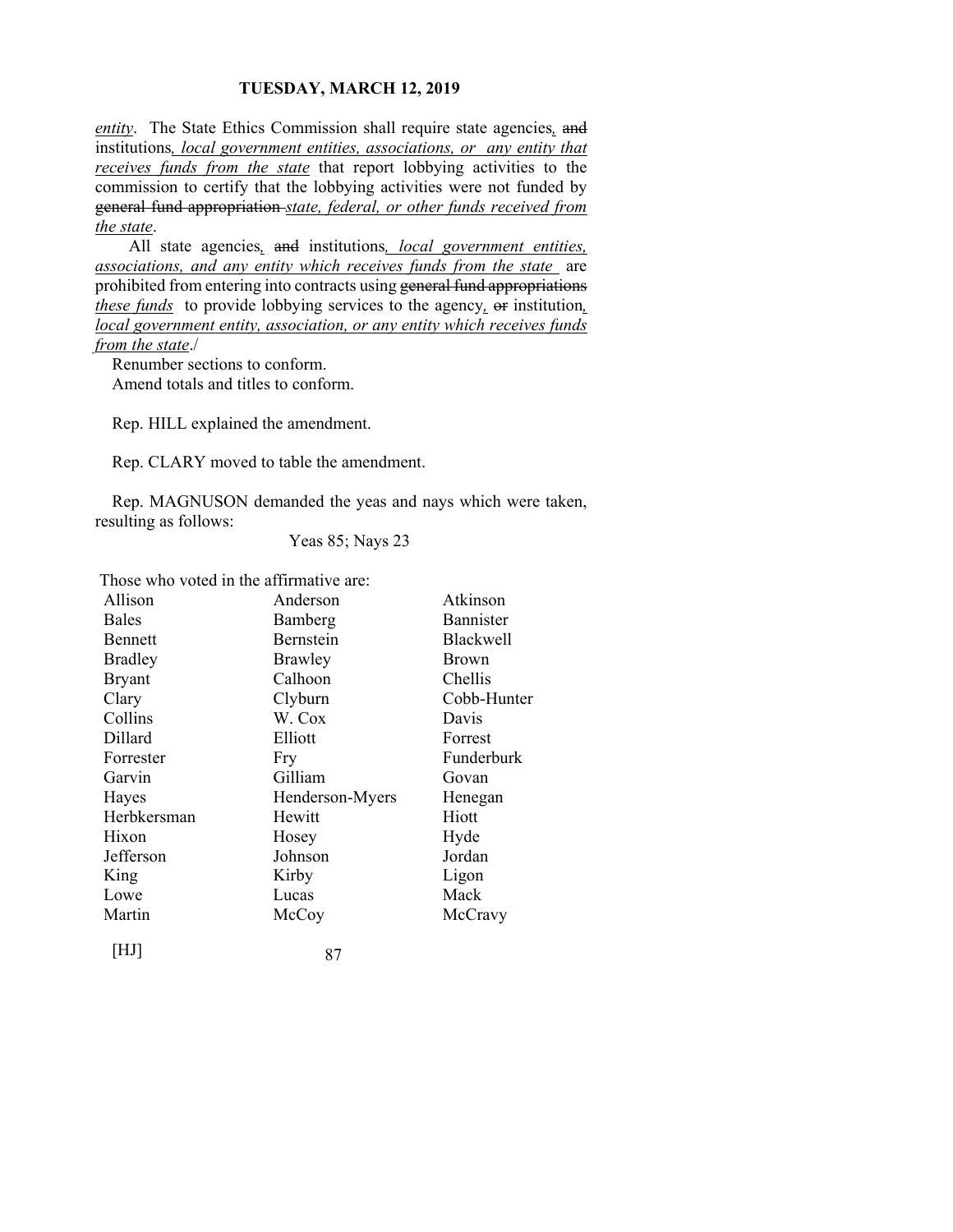*entity*. The State Ethics Commission shall require state agencies*,* ~~and~~ institutions*, local government entities, associations, or any entity that receives funds from the state* that report lobbying activities to the commission to certify that the lobbying activities were not funded by ~~general fund appropriation~~ *state, federal, or other funds received from the state*.

All state agencies*,* ~~and~~ institutions*, local government entities, associations, and any entity which receives funds from the state* are prohibited from entering into contracts using ~~general fund appropriations~~ *these funds* to provide lobbying services to the agency*,* ~~or~~ institution*, local government entity, association, or any entity which receives funds from the state*./

Renumber sections to conform.

Amend totals and titles to conform.

Rep. HILL explained the amendment.

Rep. CLARY moved to table the amendment.

Rep. MAGNUSON demanded the yeas and nays which were taken, resulting as follows:

Yeas 85; Nays 23

Those who voted in the affirmative are:

| | | |
|---|---|---|
| Allison | Anderson | Atkinson |
| Bales | Bamberg | Bannister |
| Bennett | Bernstein | Blackwell |
| Bradley | Brawley | Brown |
| Bryant | Calhoon | Chellis |
| Clary | Clyburn | Cobb-Hunter |
| Collins | W. Cox | Davis |
| Dillard | Elliott | Forrest |
| Forrester | Fry | Funderburk |
| Garvin | Gilliam | Govan |
| Hayes | Henderson-Myers | Henegan |
| Herbkersman | Hewitt | Hiott |
| Hixon | Hosey | Hyde |
| Jefferson | Johnson | Jordan |
| King | Kirby | Ligon |
| Lowe | Lucas | Mack |
| Martin | McCoy | McCravy |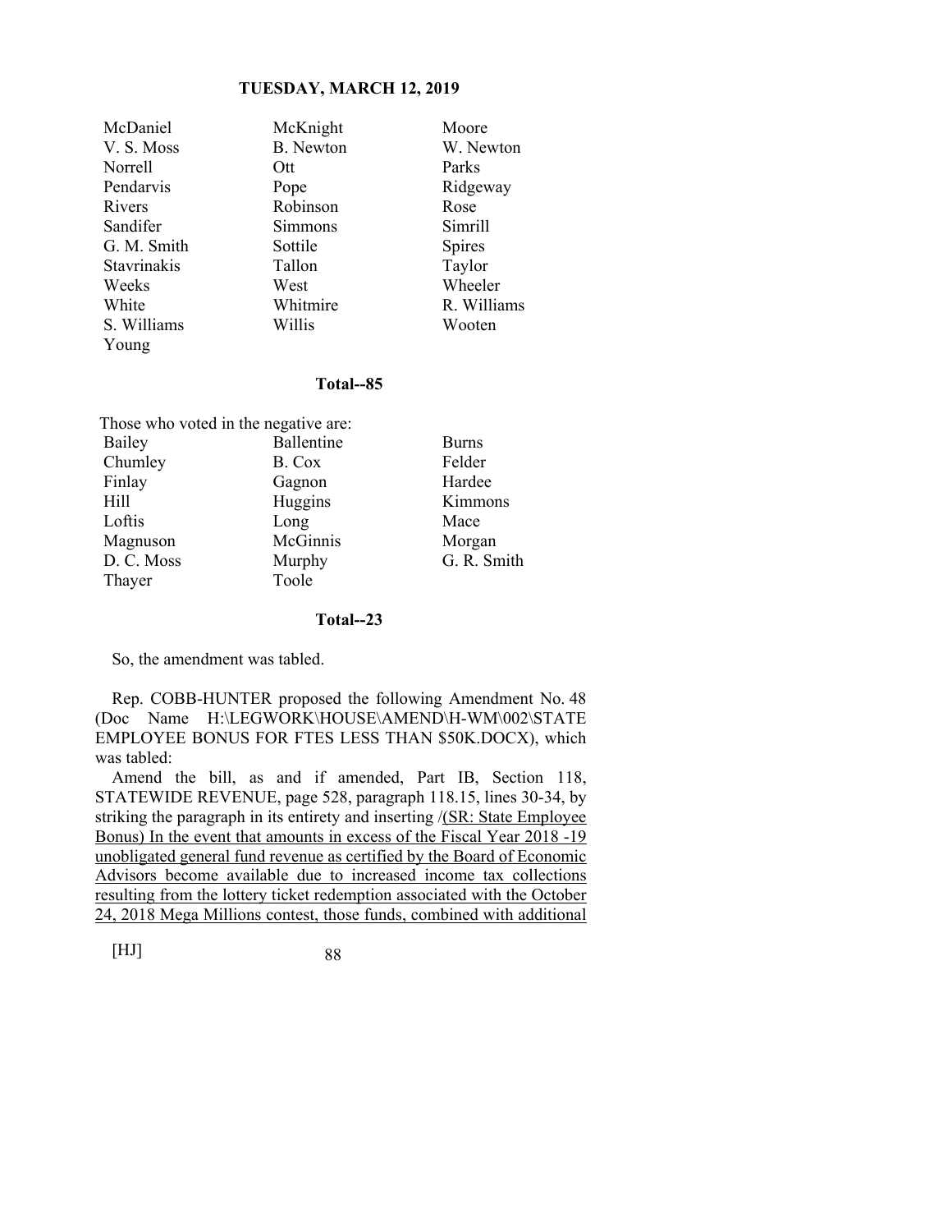| | | |
|---|---|---|
| McDaniel | McKnight | Moore |
| V. S. Moss | B. Newton | W. Newton |
| Norrell | Ott | Parks |
| Pendarvis | Pope | Ridgeway |
| Rivers | Robinson | Rose |
| Sandifer | Simmons | Simrill |
| G. M. Smith | Sottile | Spires |
| Stavrinakis | Tallon | Taylor |
| Weeks | West | Wheeler |
| White | Whitmire | R. Williams |
| S. Williams | Willis | Wooten |
| Young | | |

**Total--85**

Those who voted in the negative are:

| | | |
|---|---|---|
| Bailey | Ballentine | Burns |
| Chumley | B. Cox | Felder |
| Finlay | Gagnon | Hardee |
| Hill | Huggins | Kimmons |
| Loftis | Long | Mace |
| Magnuson | McGinnis | Morgan |
| D. C. Moss | Murphy | G. R. Smith |
| Thayer | Toole | |

**Total--23**

So, the amendment was tabled.

Rep. COBB-HUNTER proposed the following Amendment No. 48 (Doc Name H:\LEGWORK\HOUSE\AMEND\H-WM\002\STATE EMPLOYEE BONUS FOR FTES LESS THAN $50K.DOCX), which was tabled:

Amend the bill, as and if amended, Part IB, Section 118, STATEWIDE REVENUE, page 528, paragraph 118.15, lines 30-34, by striking the paragraph in its entirety and inserting /<u>(SR: State Employee Bonus) In the event that amounts in excess of the Fiscal Year 2018 -19 unobligated general fund revenue as certified by the Board of Economic Advisors become available due to increased income tax collections resulting from the lottery ticket redemption associated with the October 24, 2018 Mega Millions contest, those funds, combined with additional</u>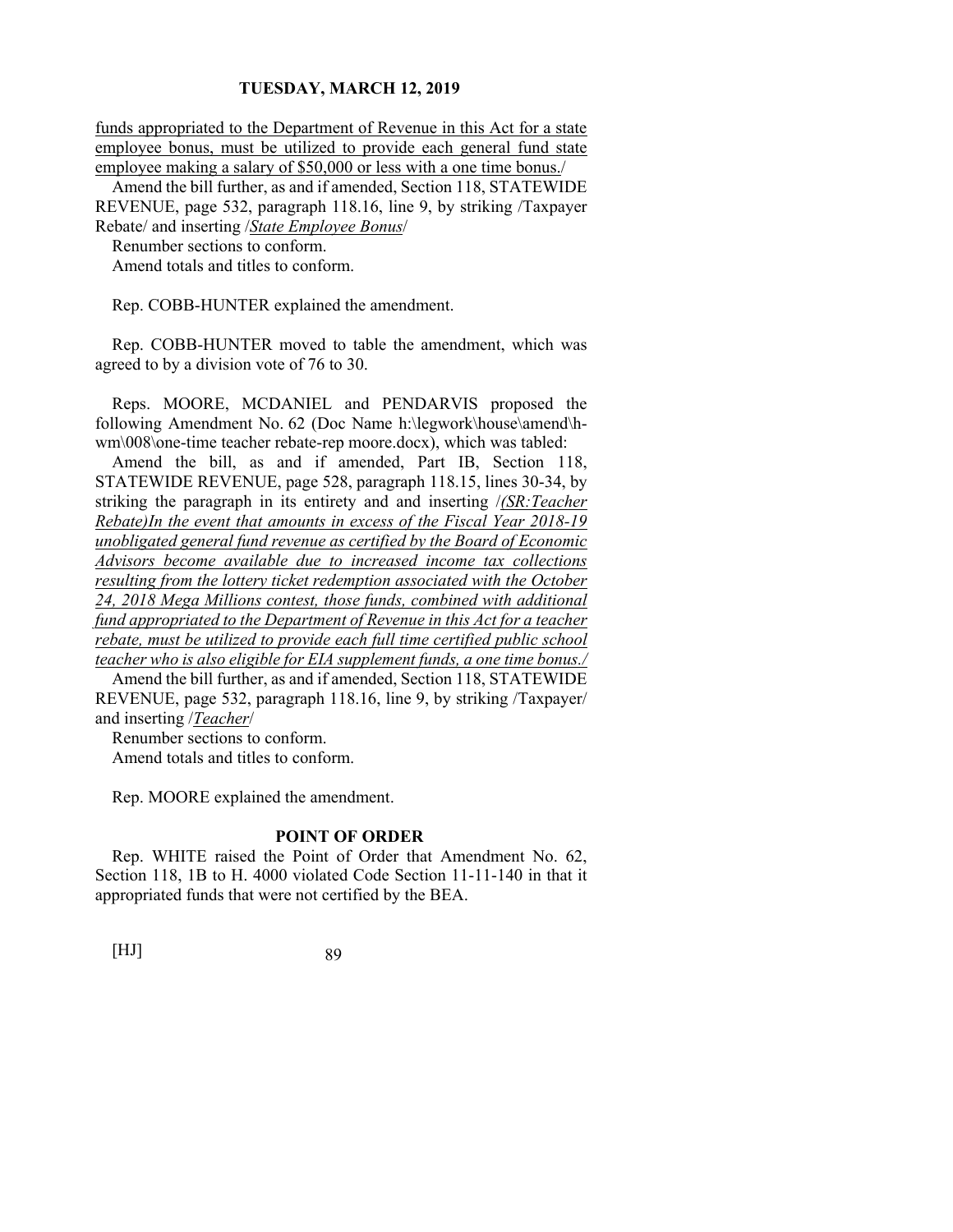funds appropriated to the Department of Revenue in this Act for a state employee bonus, must be utilized to provide each general fund state employee making a salary of $50,000 or less with a one time bonus./

Amend the bill further, as and if amended, Section 118, STATEWIDE REVENUE, page 532, paragraph 118.16, line 9, by striking /Taxpayer Rebate/ and inserting /*State Employee Bonus*/

Renumber sections to conform.

Amend totals and titles to conform.

Rep. COBB-HUNTER explained the amendment.

Rep. COBB-HUNTER moved to table the amendment, which was agreed to by a division vote of 76 to 30.

Reps. MOORE, MCDANIEL and PENDARVIS proposed the following Amendment No. 62 (Doc Name h:\legwork\house\amend\h-wm\008\one-time teacher rebate-rep moore.docx), which was tabled:

Amend the bill, as and if amended, Part IB, Section 118, STATEWIDE REVENUE, page 528, paragraph 118.15, lines 30-34, by striking the paragraph in its entirety and and inserting /*(SR:Teacher Rebate)In the event that amounts in excess of the Fiscal Year 2018-19 unobligated general fund revenue as certified by the Board of Economic Advisors become available due to increased income tax collections resulting from the lottery ticket redemption associated with the October 24, 2018 Mega Millions contest, those funds, combined with additional fund appropriated to the Department of Revenue in this Act for a teacher rebate, must be utilized to provide each full time certified public school teacher who is also eligible for EIA supplement funds, a one time bonus.*/

Amend the bill further, as and if amended, Section 118, STATEWIDE REVENUE, page 532, paragraph 118.16, line 9, by striking /Taxpayer/ and inserting /*Teacher*/

Renumber sections to conform.

Amend totals and titles to conform.

Rep. MOORE explained the amendment.

## POINT OF ORDER

Rep. WHITE raised the Point of Order that Amendment No. 62, Section 118, 1B to H. 4000 violated Code Section 11-11-140 in that it appropriated funds that were not certified by the BEA.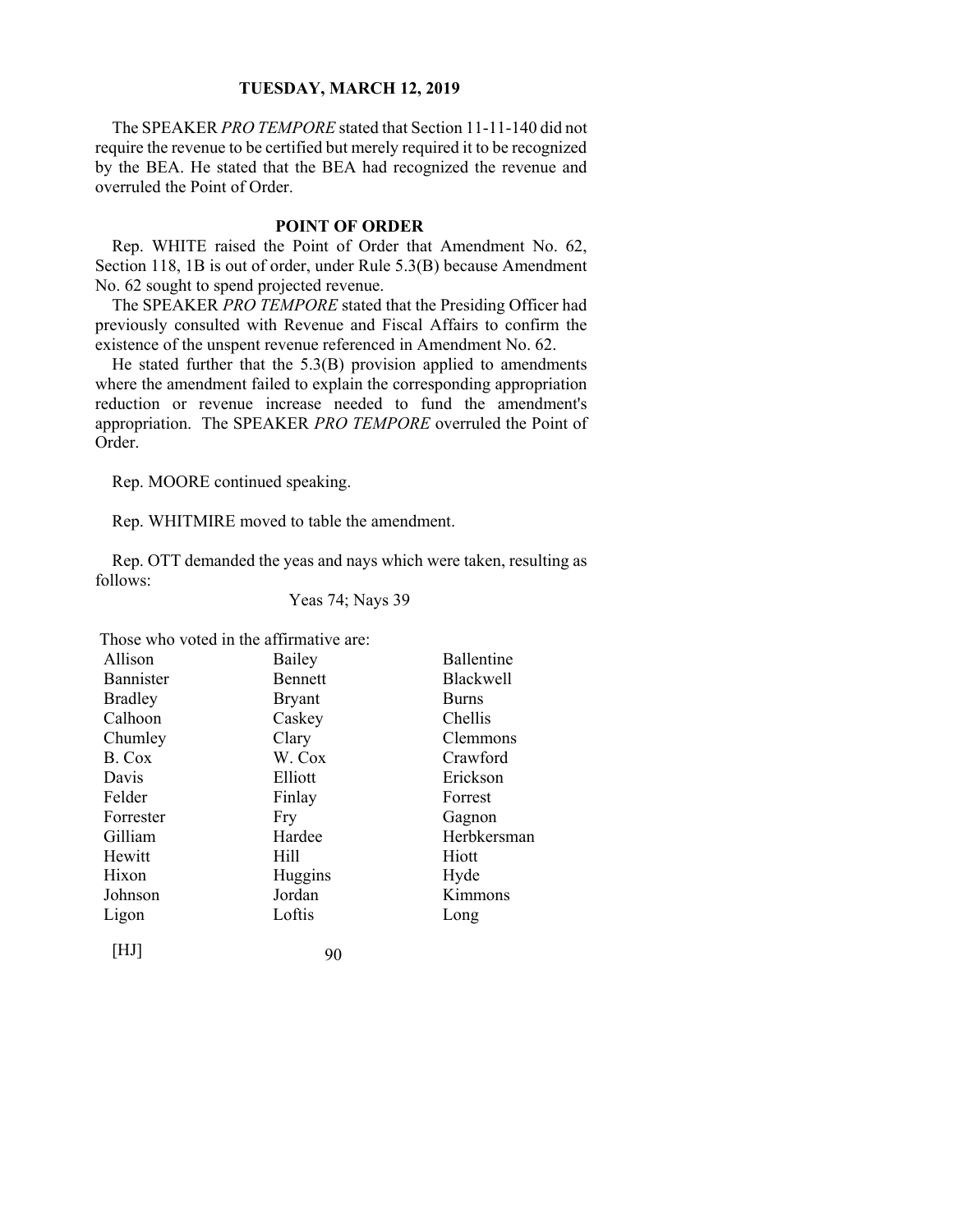The SPEAKER *PRO TEMPORE* stated that Section 11-11-140 did not require the revenue to be certified but merely required it to be recognized by the BEA. He stated that the BEA had recognized the revenue and overruled the Point of Order.

**POINT OF ORDER**

Rep. WHITE raised the Point of Order that Amendment No. 62, Section 118, 1B is out of order, under Rule 5.3(B) because Amendment No. 62 sought to spend projected revenue.

The SPEAKER *PRO TEMPORE* stated that the Presiding Officer had previously consulted with Revenue and Fiscal Affairs to confirm the existence of the unspent revenue referenced in Amendment No. 62.

He stated further that the 5.3(B) provision applied to amendments where the amendment failed to explain the corresponding appropriation reduction or revenue increase needed to fund the amendment's appropriation. The SPEAKER *PRO TEMPORE* overruled the Point of Order.

Rep. MOORE continued speaking.

Rep. WHITMIRE moved to table the amendment.

Rep. OTT demanded the yeas and nays which were taken, resulting as follows:

Yeas 74; Nays 39

Those who voted in the affirmative are:

| | | |
|---|---|---|
| Allison | Bailey | Ballentine |
| Bannister | Bennett | Blackwell |
| Bradley | Bryant | Burns |
| Calhoon | Caskey | Chellis |
| Chumley | Clary | Clemmons |
| B. Cox | W. Cox | Crawford |
| Davis | Elliott | Erickson |
| Felder | Finlay | Forrest |
| Forrester | Fry | Gagnon |
| Gilliam | Hardee | Herbkersman |
| Hewitt | Hill | Hiott |
| Hixon | Huggins | Hyde |
| Johnson | Jordan | Kimmons |
| Ligon | Loftis | Long |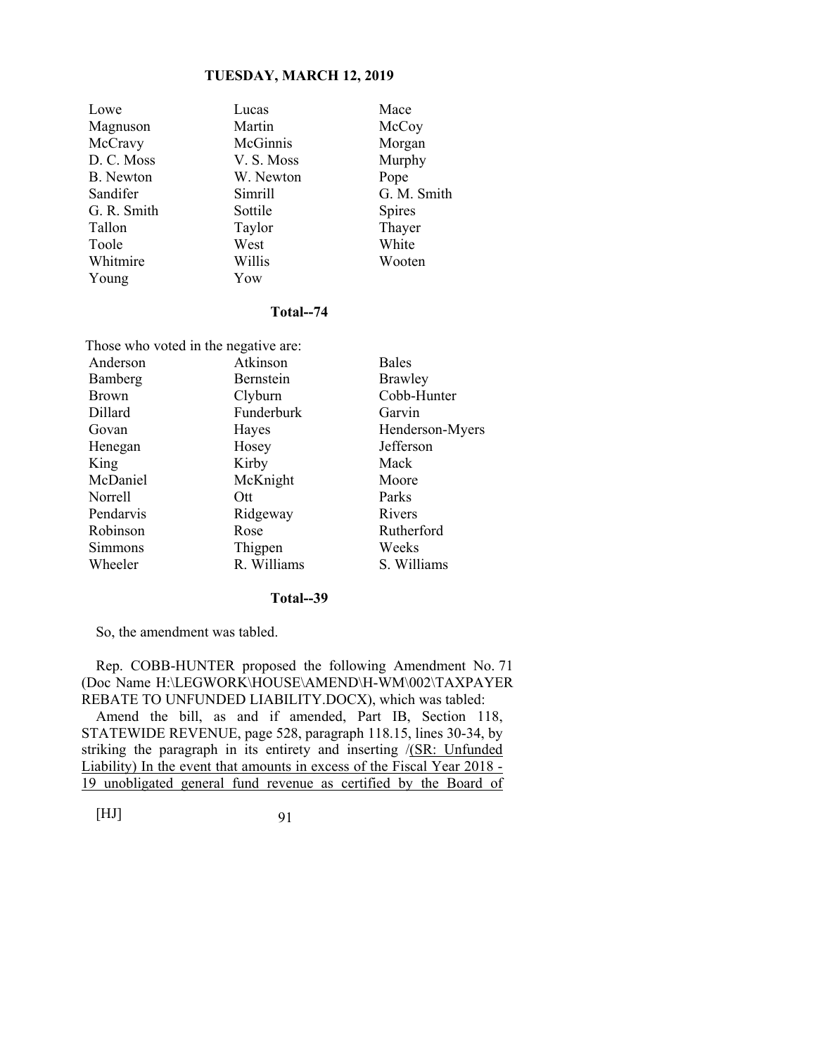| | | |
|---|---|---|
| Lowe | Lucas | Mace |
| Magnuson | Martin | McCoy |
| McCravy | McGinnis | Morgan |
| D. C. Moss | V. S. Moss | Murphy |
| B. Newton | W. Newton | Pope |
| Sandifer | Simrill | G. M. Smith |
| G. R. Smith | Sottile | Spires |
| Tallon | Taylor | Thayer |
| Toole | West | White |
| Whitmire | Willis | Wooten |
| Young | Yow | |

**Total--74**

Those who voted in the negative are:

| | | |
|---|---|---|
| Anderson | Atkinson | Bales |
| Bamberg | Bernstein | Brawley |
| Brown | Clyburn | Cobb-Hunter |
| Dillard | Funderburk | Garvin |
| Govan | Hayes | Henderson-Myers |
| Henegan | Hosey | Jefferson |
| King | Kirby | Mack |
| McDaniel | McKnight | Moore |
| Norrell | Ott | Parks |
| Pendarvis | Ridgeway | Rivers |
| Robinson | Rose | Rutherford |
| Simmons | Thigpen | Weeks |
| Wheeler | R. Williams | S. Williams |

**Total--39**

So, the amendment was tabled.

Rep. COBB-HUNTER proposed the following Amendment No. 71 (Doc Name H:\LEGWORK\HOUSE\AMEND\H-WM\002\TAXPAYER REBATE TO UNFUNDED LIABILITY.DOCX), which was tabled:

Amend the bill, as and if amended, Part IB, Section 118, STATEWIDE REVENUE, page 528, paragraph 118.15, lines 30-34, by striking the paragraph in its entirety and inserting /(SR: Unfunded Liability) In the event that amounts in excess of the Fiscal Year 2018 - 19 unobligated general fund revenue as certified by the Board of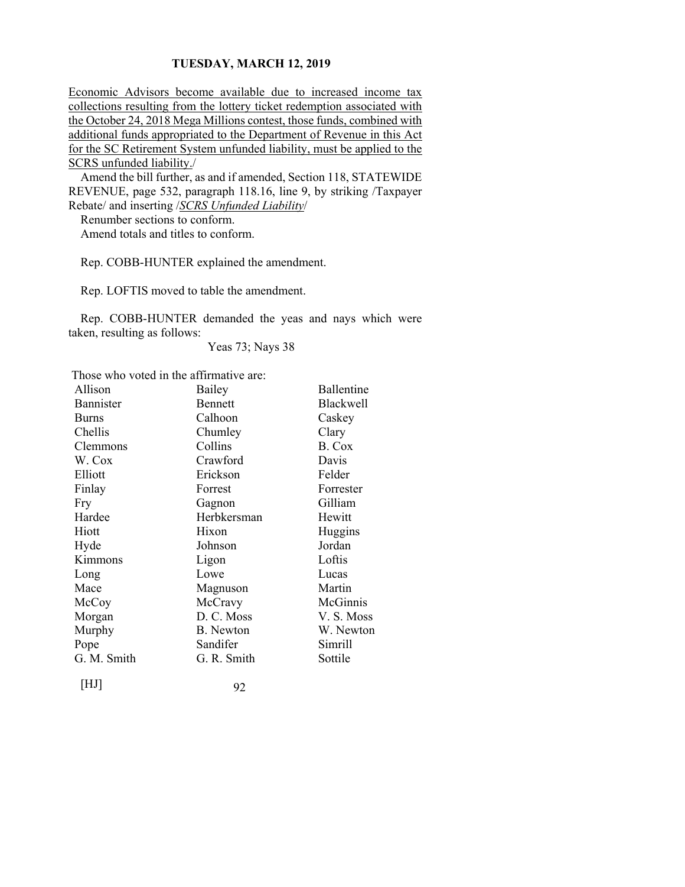Economic Advisors become available due to increased income tax collections resulting from the lottery ticket redemption associated with the October 24, 2018 Mega Millions contest, those funds, combined with additional funds appropriated to the Department of Revenue in this Act for the SC Retirement System unfunded liability, must be applied to the SCRS unfunded liability./

Amend the bill further, as and if amended, Section 118, STATEWIDE REVENUE, page 532, paragraph 118.16, line 9, by striking /Taxpayer Rebate/ and inserting /*SCRS Unfunded Liability*/

Renumber sections to conform.

Amend totals and titles to conform.

Rep. COBB-HUNTER explained the amendment.

Rep. LOFTIS moved to table the amendment.

Rep. COBB-HUNTER demanded the yeas and nays which were taken, resulting as follows:

Yeas 73; Nays 38

Those who voted in the affirmative are:

| | | |
|---|---|---|
| Allison | Bailey | Ballentine |
| Bannister | Bennett | Blackwell |
| Burns | Calhoon | Caskey |
| Chellis | Chumley | Clary |
| Clemmons | Collins | B. Cox |
| W. Cox | Crawford | Davis |
| Elliott | Erickson | Felder |
| Finlay | Forrest | Forrester |
| Fry | Gagnon | Gilliam |
| Hardee | Herbkersman | Hewitt |
| Hiott | Hixon | Huggins |
| Hyde | Johnson | Jordan |
| Kimmons | Ligon | Loftis |
| Long | Lowe | Lucas |
| Mace | Magnuson | Martin |
| McCoy | McCravy | McGinnis |
| Morgan | D. C. Moss | V. S. Moss |
| Murphy | B. Newton | W. Newton |
| Pope | Sandifer | Simrill |
| G. M. Smith | G. R. Smith | Sottile |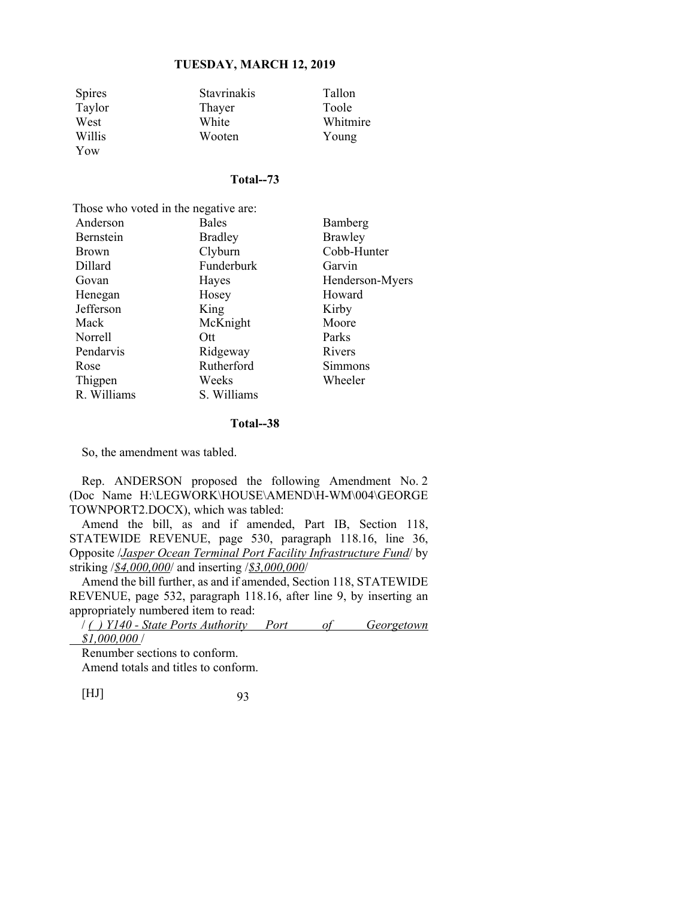| | | |
|---|---|---|
| Spires | Stavrinakis | Tallon |
| Taylor | Thayer | Toole |
| West | White | Whitmire |
| Willis | Wooten | Young |
| Yow | | |

**Total--73**

Those who voted in the negative are:

| | | |
|---|---|---|
| Anderson | Bales | Bamberg |
| Bernstein | Bradley | Brawley |
| Brown | Clyburn | Cobb-Hunter |
| Dillard | Funderburk | Garvin |
| Govan | Hayes | Henderson-Myers |
| Henegan | Hosey | Howard |
| Jefferson | King | Kirby |
| Mack | McKnight | Moore |
| Norrell | Ott | Parks |
| Pendarvis | Ridgeway | Rivers |
| Rose | Rutherford | Simmons |
| Thigpen | Weeks | Wheeler |
| R. Williams | S. Williams | |

**Total--38**

So, the amendment was tabled.

Rep. ANDERSON proposed the following Amendment No. 2 (Doc Name H:\LEGWORK\HOUSE\AMEND\H-WM\004\GEORGE TOWNPORT2.DOCX), which was tabled:

Amend the bill, as and if amended, Part IB, Section 118, STATEWIDE REVENUE, page 530, paragraph 118.16, line 36, Opposite /*Jasper Ocean Terminal Port Facility Infrastructure Fund*/ by striking /*$4,000,000*/ and inserting /*$3,000,000*/

Amend the bill further, as and if amended, Section 118, STATEWIDE REVENUE, page 532, paragraph 118.16, after line 9, by inserting an appropriately numbered item to read:

/ *( ) Y140 - State Ports Authority Port of Georgetown $1,000,000* /

Renumber sections to conform.

Amend totals and titles to conform.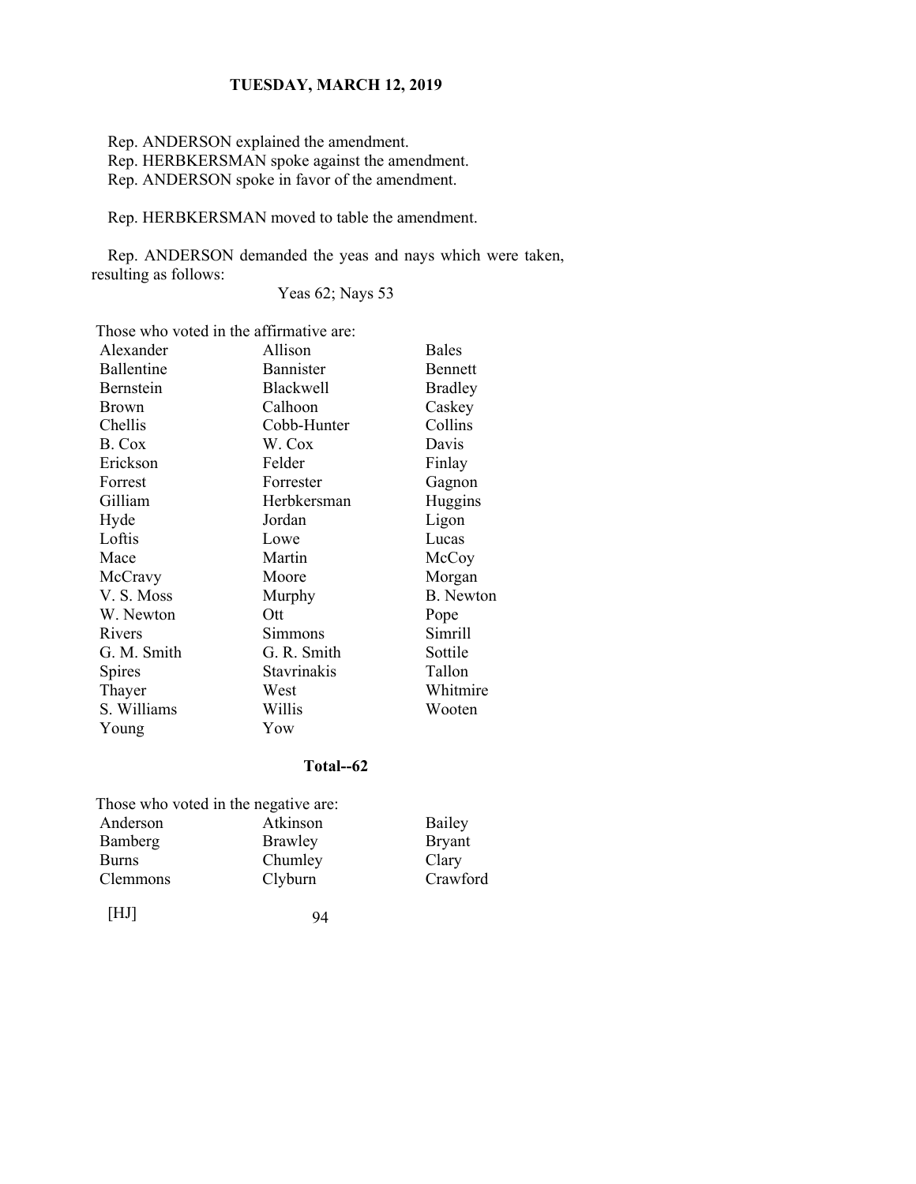Rep. ANDERSON explained the amendment.
Rep. HERBKERSMAN spoke against the amendment.
Rep. ANDERSON spoke in favor of the amendment.

Rep. HERBKERSMAN moved to table the amendment.

Rep. ANDERSON demanded the yeas and nays which were taken, resulting as follows:

Yeas 62; Nays 53

Those who voted in the affirmative are:

| | | |
|---|---|---|
| Alexander | Allison | Bales |
| Ballentine | Bannister | Bennett |
| Bernstein | Blackwell | Bradley |
| Brown | Calhoon | Caskey |
| Chellis | Cobb-Hunter | Collins |
| B. Cox | W. Cox | Davis |
| Erickson | Felder | Finlay |
| Forrest | Forrester | Gagnon |
| Gilliam | Herbkersman | Huggins |
| Hyde | Jordan | Ligon |
| Loftis | Lowe | Lucas |
| Mace | Martin | McCoy |
| McCravy | Moore | Morgan |
| V. S. Moss | Murphy | B. Newton |
| W. Newton | Ott | Pope |
| Rivers | Simmons | Simrill |
| G. M. Smith | G. R. Smith | Sottile |
| Spires | Stavrinakis | Tallon |
| Thayer | West | Whitmire |
| S. Williams | Willis | Wooten |
| Young | Yow | |

**Total--62**

Those who voted in the negative are:

| | | |
|---|---|---|
| Anderson | Atkinson | Bailey |
| Bamberg | Brawley | Bryant |
| Burns | Chumley | Clary |
| Clemmons | Clyburn | Crawford |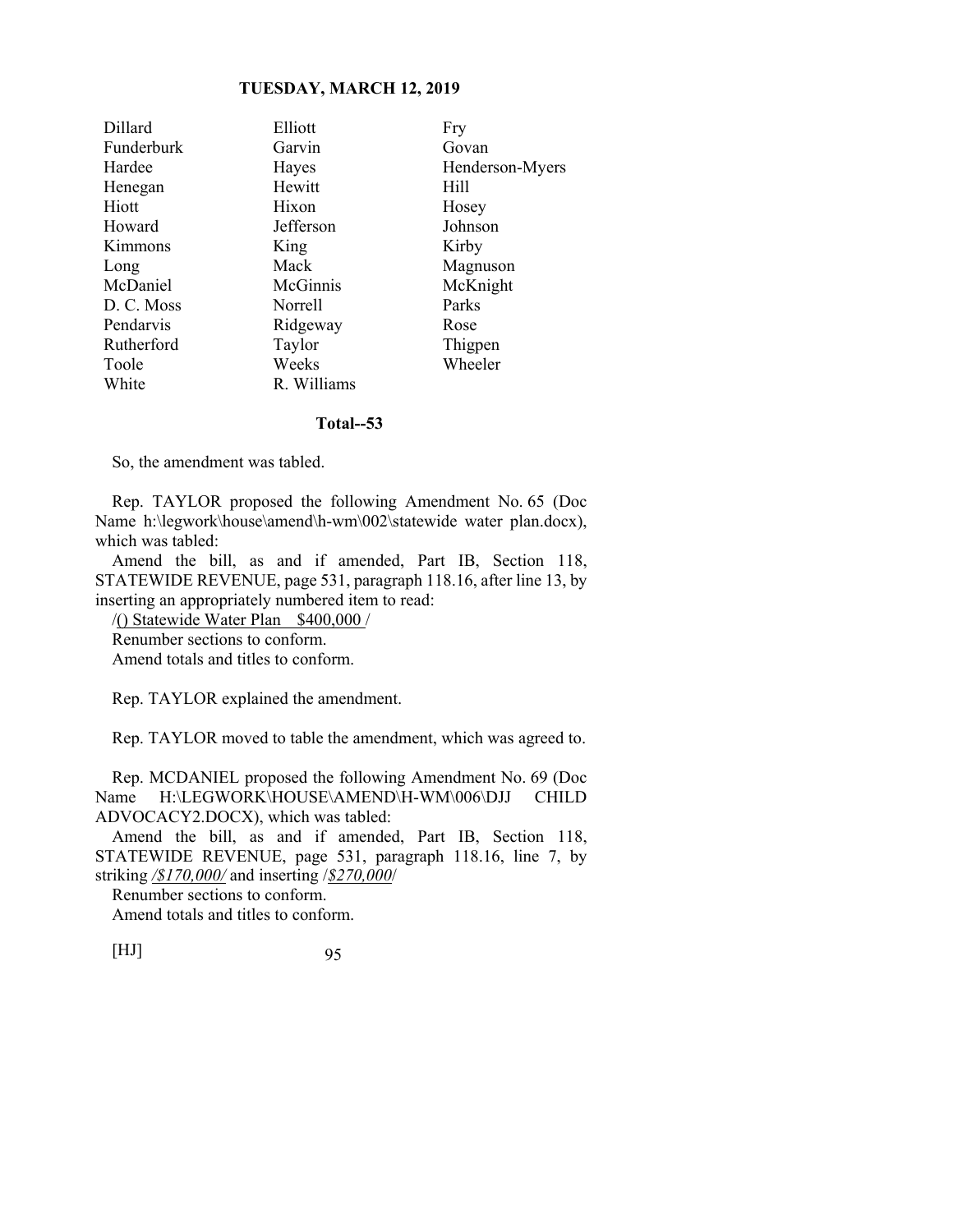| | | |
|---|---|---|
| Dillard | Elliott | Fry |
| Funderburk | Garvin | Govan |
| Hardee | Hayes | Henderson-Myers |
| Henegan | Hewitt | Hill |
| Hiott | Hixon | Hosey |
| Howard | Jefferson | Johnson |
| Kimmons | King | Kirby |
| Long | Mack | Magnuson |
| McDaniel | McGinnis | McKnight |
| D. C. Moss | Norrell | Parks |
| Pendarvis | Ridgeway | Rose |
| Rutherford | Taylor | Thigpen |
| Toole | Weeks | Wheeler |
| White | R. Williams | |

**Total--53**

So, the amendment was tabled.

Rep. TAYLOR proposed the following Amendment No. 65 (Doc Name h:\legwork\house\amend\h-wm\002\statewide water plan.docx), which was tabled:

Amend the bill, as and if amended, Part IB, Section 118, STATEWIDE REVENUE, page 531, paragraph 118.16, after line 13, by inserting an appropriately numbered item to read:

/() Statewide Water Plan $400,000 /

Renumber sections to conform.

Amend totals and titles to conform.

Rep. TAYLOR explained the amendment.

Rep. TAYLOR moved to table the amendment, which was agreed to.

Rep. MCDANIEL proposed the following Amendment No. 69 (Doc Name H:\LEGWORK\HOUSE\AMEND\H-WM\006\DJJ CHILD ADVOCACY2.DOCX), which was tabled:

Amend the bill, as and if amended, Part IB, Section 118, STATEWIDE REVENUE, page 531, paragraph 118.16, line 7, by striking */$170,000/* and inserting /*$270,000*/

Renumber sections to conform.

Amend totals and titles to conform.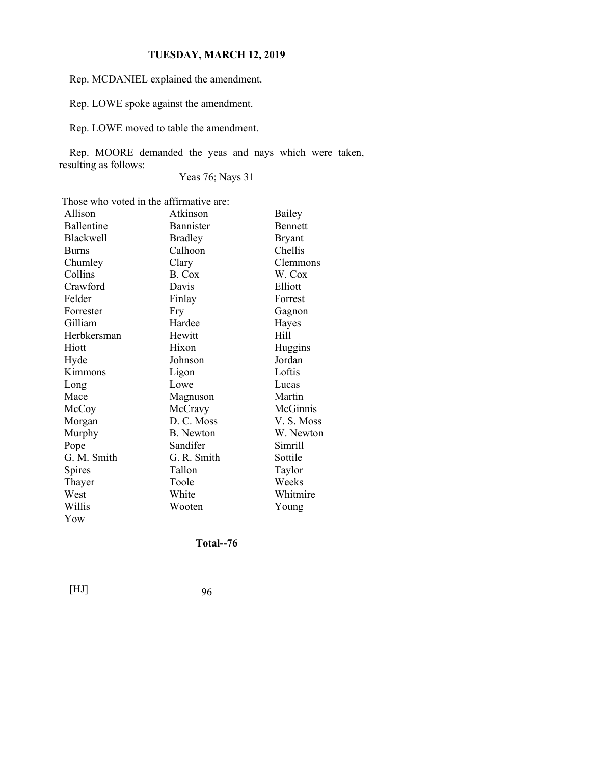Rep. MCDANIEL explained the amendment.

Rep. LOWE spoke against the amendment.

Rep. LOWE moved to table the amendment.

Rep. MOORE demanded the yeas and nays which were taken, resulting as follows:

Yeas 76; Nays 31

Those who voted in the affirmative are:

| | | |
|---|---|---|
| Allison | Atkinson | Bailey |
| Ballentine | Bannister | Bennett |
| Blackwell | Bradley | Bryant |
| Burns | Calhoon | Chellis |
| Chumley | Clary | Clemmons |
| Collins | B. Cox | W. Cox |
| Crawford | Davis | Elliott |
| Felder | Finlay | Forrest |
| Forrester | Fry | Gagnon |
| Gilliam | Hardee | Hayes |
| Herbkersman | Hewitt | Hill |
| Hiott | Hixon | Huggins |
| Hyde | Johnson | Jordan |
| Kimmons | Ligon | Loftis |
| Long | Lowe | Lucas |
| Mace | Magnuson | Martin |
| McCoy | McCravy | McGinnis |
| Morgan | D. C. Moss | V. S. Moss |
| Murphy | B. Newton | W. Newton |
| Pope | Sandifer | Simrill |
| G. M. Smith | G. R. Smith | Sottile |
| Spires | Tallon | Taylor |
| Thayer | Toole | Weeks |
| West | White | Whitmire |
| Willis | Wooten | Young |
| Yow | | |

**Total--76**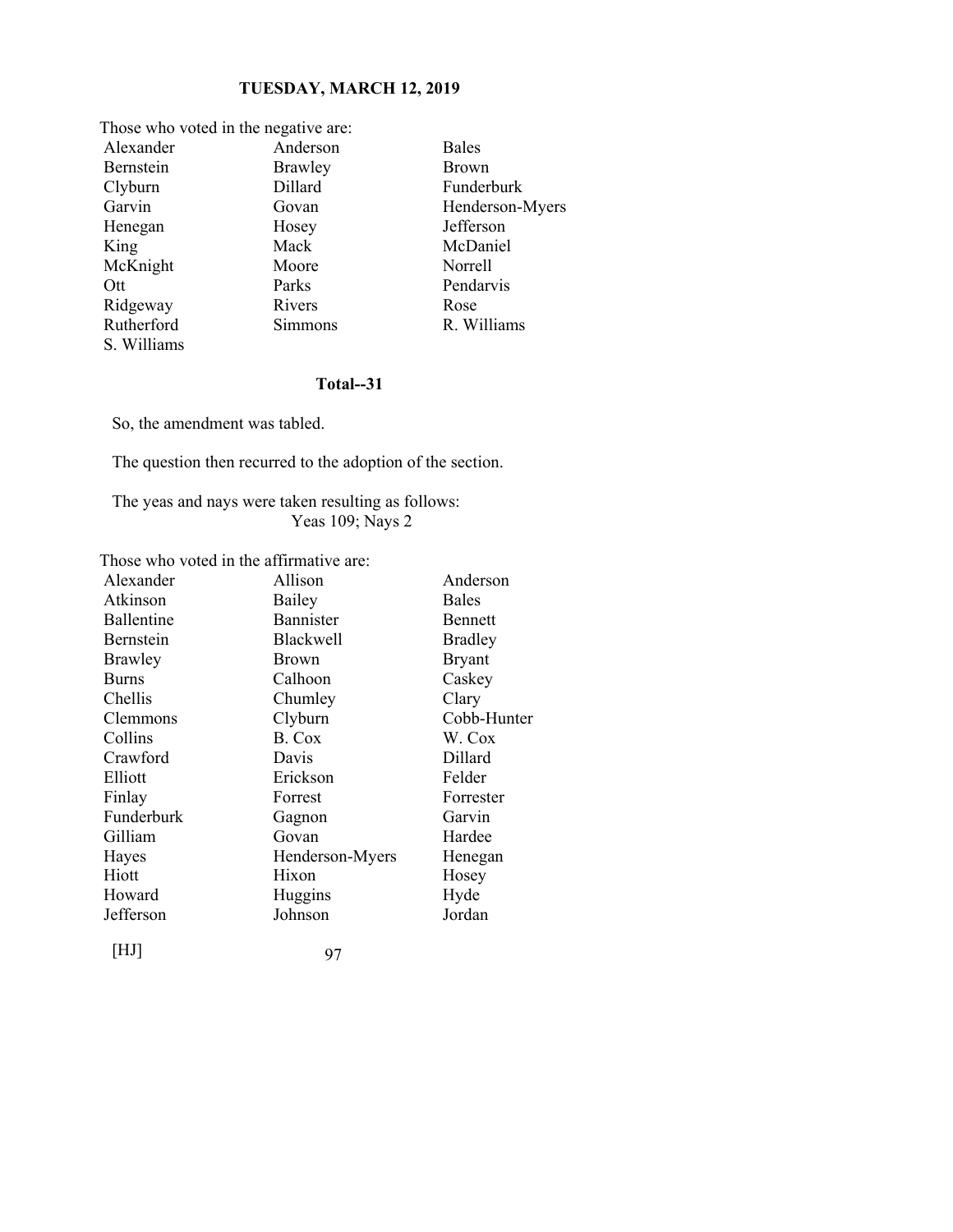Those who voted in the negative are:

| | | |
|---|---|---|
| Alexander | Anderson | Bales |
| Bernstein | Brawley | Brown |
| Clyburn | Dillard | Funderburk |
| Garvin | Govan | Henderson-Myers |
| Henegan | Hosey | Jefferson |
| King | Mack | McDaniel |
| McKnight | Moore | Norrell |
| Ott | Parks | Pendarvis |
| Ridgeway | Rivers | Rose |
| Rutherford | Simmons | R. Williams |
| S. Williams | | |

**Total--31**

So, the amendment was tabled.

The question then recurred to the adoption of the section.

The yeas and nays were taken resulting as follows:
Yeas 109; Nays 2

Those who voted in the affirmative are:

| | | |
|---|---|---|
| Alexander | Allison | Anderson |
| Atkinson | Bailey | Bales |
| Ballentine | Bannister | Bennett |
| Bernstein | Blackwell | Bradley |
| Brawley | Brown | Bryant |
| Burns | Calhoon | Caskey |
| Chellis | Chumley | Clary |
| Clemmons | Clyburn | Cobb-Hunter |
| Collins | B. Cox | W. Cox |
| Crawford | Davis | Dillard |
| Elliott | Erickson | Felder |
| Finlay | Forrest | Forrester |
| Funderburk | Gagnon | Garvin |
| Gilliam | Govan | Hardee |
| Hayes | Henderson-Myers | Henegan |
| Hiott | Hixon | Hosey |
| Howard | Huggins | Hyde |
| Jefferson | Johnson | Jordan |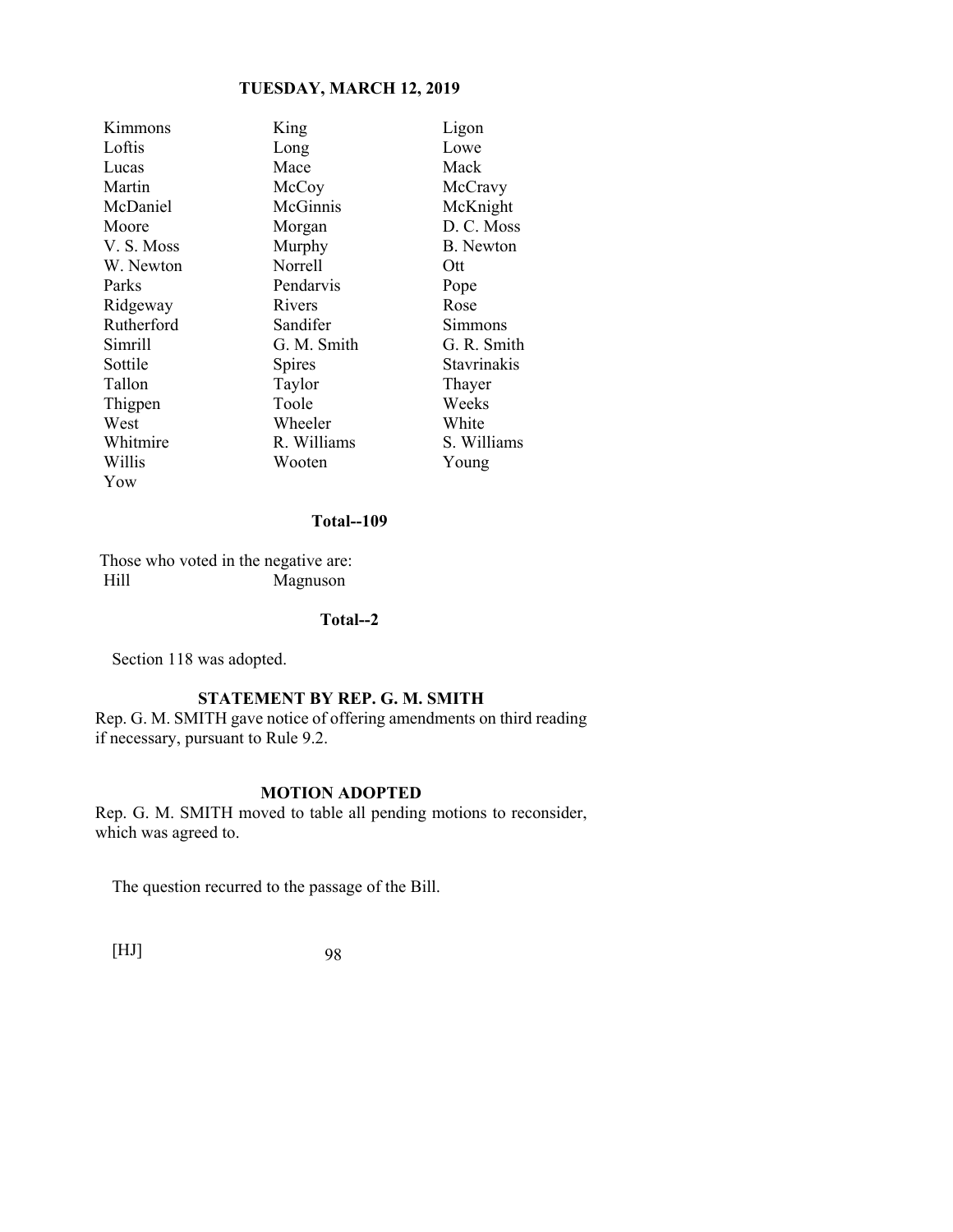| | | |
|---|---|---|
| Kimmons | King | Ligon |
| Loftis | Long | Lowe |
| Lucas | Mace | Mack |
| Martin | McCoy | McCravy |
| McDaniel | McGinnis | McKnight |
| Moore | Morgan | D. C. Moss |
| V. S. Moss | Murphy | B. Newton |
| W. Newton | Norrell | Ott |
| Parks | Pendarvis | Pope |
| Ridgeway | Rivers | Rose |
| Rutherford | Sandifer | Simmons |
| Simrill | G. M. Smith | G. R. Smith |
| Sottile | Spires | Stavrinakis |
| Tallon | Taylor | Thayer |
| Thigpen | Toole | Weeks |
| West | Wheeler | White |
| Whitmire | R. Williams | S. Williams |
| Willis | Wooten | Young |
| Yow | | |

**Total--109**

Those who voted in the negative are:

| | |
|---|---|
| Hill | Magnuson |

**Total--2**

Section 118 was adopted.

### STATEMENT BY REP. G. M. SMITH

Rep. G. M. SMITH gave notice of offering amendments on third reading if necessary, pursuant to Rule 9.2.

### MOTION ADOPTED

Rep. G. M. SMITH moved to table all pending motions to reconsider, which was agreed to.

The question recurred to the passage of the Bill.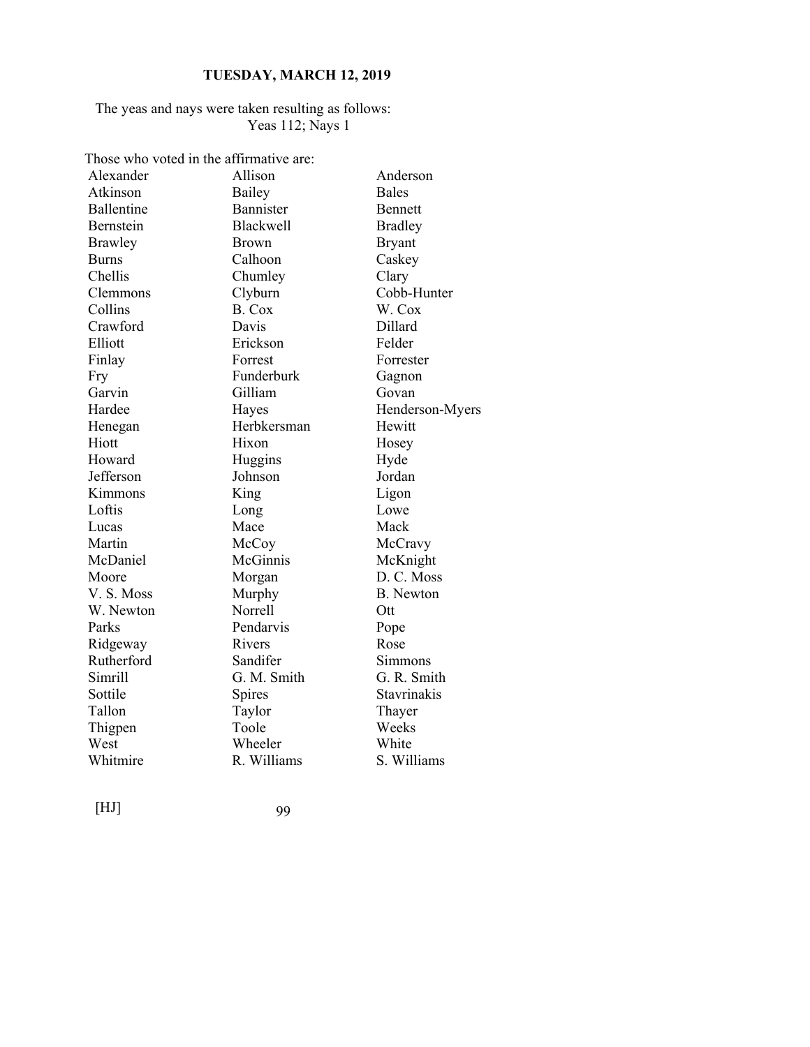The yeas and nays were taken resulting as follows:
Yeas 112; Nays 1

Those who voted in the affirmative are:

| | | |
|---|---|---|
| Alexander | Allison | Anderson |
| Atkinson | Bailey | Bales |
| Ballentine | Bannister | Bennett |
| Bernstein | Blackwell | Bradley |
| Brawley | Brown | Bryant |
| Burns | Calhoon | Caskey |
| Chellis | Chumley | Clary |
| Clemmons | Clyburn | Cobb-Hunter |
| Collins | B. Cox | W. Cox |
| Crawford | Davis | Dillard |
| Elliott | Erickson | Felder |
| Finlay | Forrest | Forrester |
| Fry | Funderburk | Gagnon |
| Garvin | Gilliam | Govan |
| Hardee | Hayes | Henderson-Myers |
| Henegan | Herbkersman | Hewitt |
| Hiott | Hixon | Hosey |
| Howard | Huggins | Hyde |
| Jefferson | Johnson | Jordan |
| Kimmons | King | Ligon |
| Loftis | Long | Lowe |
| Lucas | Mace | Mack |
| Martin | McCoy | McCravy |
| McDaniel | McGinnis | McKnight |
| Moore | Morgan | D. C. Moss |
| V. S. Moss | Murphy | B. Newton |
| W. Newton | Norrell | Ott |
| Parks | Pendarvis | Pope |
| Ridgeway | Rivers | Rose |
| Rutherford | Sandifer | Simmons |
| Simrill | G. M. Smith | G. R. Smith |
| Sottile | Spires | Stavrinakis |
| Tallon | Taylor | Thayer |
| Thigpen | Toole | Weeks |
| West | Wheeler | White |
| Whitmire | R. Williams | S. Williams |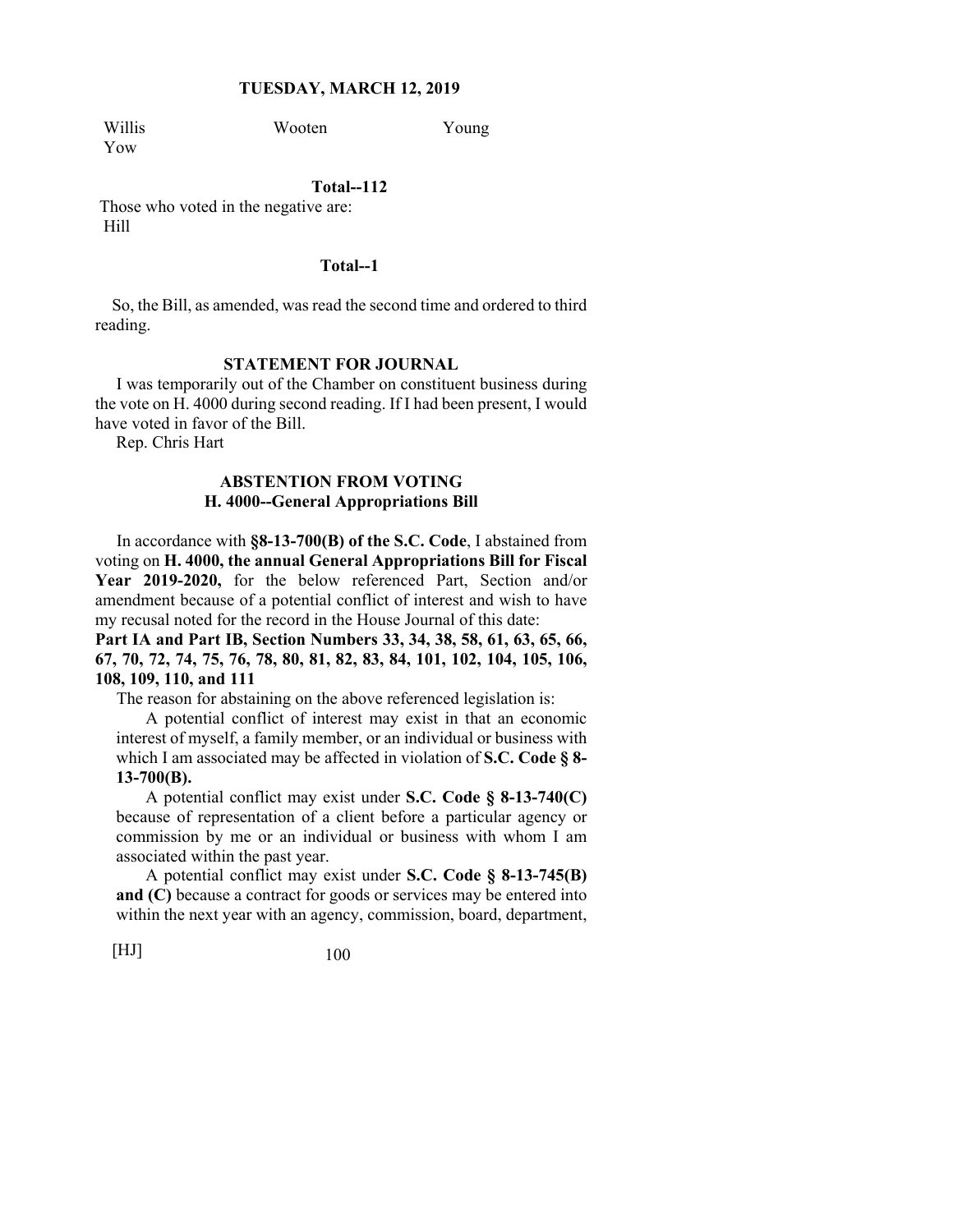| Willis | Wooten | Young |
|---|---|---|
| Yow | | |

**Total--112**

Those who voted in the negative are:
Hill

**Total--1**

So, the Bill, as amended, was read the second time and ordered to third reading.

**STATEMENT FOR JOURNAL**

I was temporarily out of the Chamber on constituent business during the vote on H. 4000 during second reading. If I had been present, I would have voted in favor of the Bill.
Rep. Chris Hart

**ABSTENTION FROM VOTING**
**H. 4000--General Appropriations Bill**

In accordance with **§8-13-700(B) of the S.C. Code**, I abstained from voting on **H. 4000, the annual General Appropriations Bill for Fiscal Year 2019-2020,** for the below referenced Part, Section and/or amendment because of a potential conflict of interest and wish to have my recusal noted for the record in the House Journal of this date:
**Part IA and Part IB, Section Numbers 33, 34, 38, 58, 61, 63, 65, 66, 67, 70, 72, 74, 75, 76, 78, 80, 81, 82, 83, 84, 101, 102, 104, 105, 106, 108, 109, 110, and 111**

The reason for abstaining on the above referenced legislation is:

A potential conflict of interest may exist in that an economic interest of myself, a family member, or an individual or business with which I am associated may be affected in violation of **S.C. Code § 8-13-700(B).**

A potential conflict may exist under **S.C. Code § 8-13-740(C)** because of representation of a client before a particular agency or commission by me or an individual or business with whom I am associated within the past year.

A potential conflict may exist under **S.C. Code § 8-13-745(B) and (C)** because a contract for goods or services may be entered into within the next year with an agency, commission, board, department,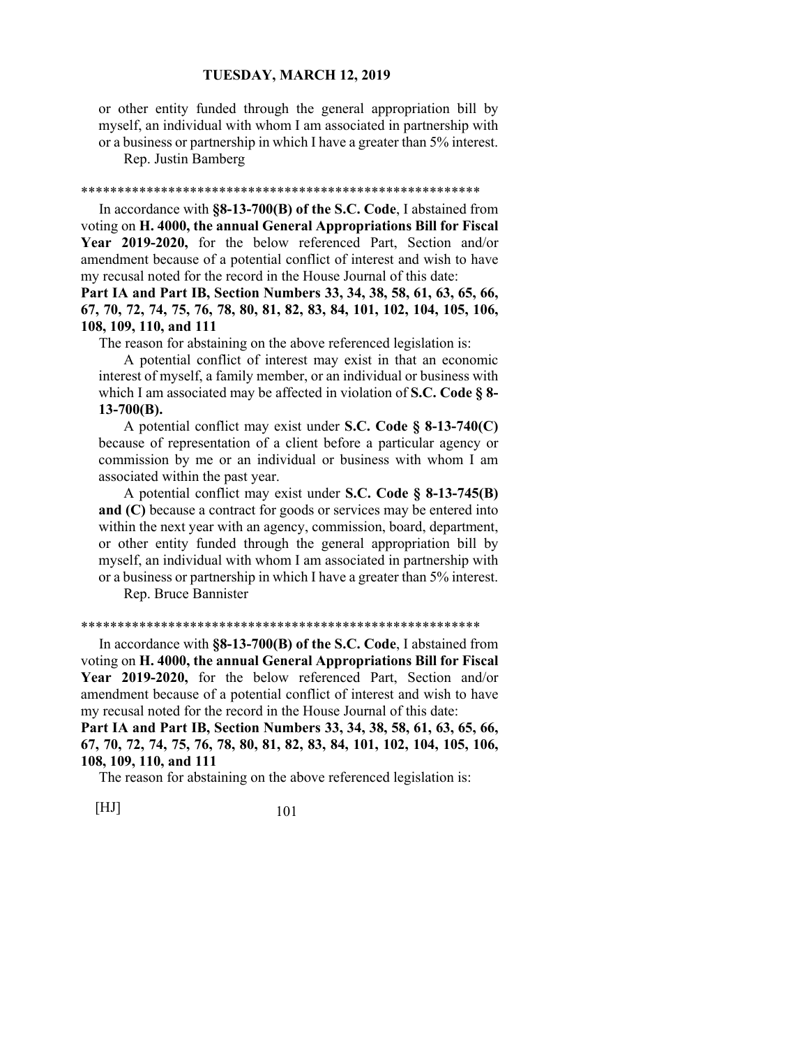or other entity funded through the general appropriation bill by myself, an individual with whom I am associated in partnership with or a business or partnership in which I have a greater than 5% interest.

Rep. Justin Bamberg

*******************************************************

In accordance with **§8-13-700(B) of the S.C. Code**, I abstained from voting on **H. 4000, the annual General Appropriations Bill for Fiscal Year 2019-2020,** for the below referenced Part, Section and/or amendment because of a potential conflict of interest and wish to have my recusal noted for the record in the House Journal of this date:

**Part IA and Part IB, Section Numbers 33, 34, 38, 58, 61, 63, 65, 66, 67, 70, 72, 74, 75, 76, 78, 80, 81, 82, 83, 84, 101, 102, 104, 105, 106, 108, 109, 110, and 111**

The reason for abstaining on the above referenced legislation is:

A potential conflict of interest may exist in that an economic interest of myself, a family member, or an individual or business with which I am associated may be affected in violation of **S.C. Code § 8-13-700(B).**

A potential conflict may exist under **S.C. Code § 8-13-740(C)** because of representation of a client before a particular agency or commission by me or an individual or business with whom I am associated within the past year.

A potential conflict may exist under **S.C. Code § 8-13-745(B) and (C)** because a contract for goods or services may be entered into within the next year with an agency, commission, board, department, or other entity funded through the general appropriation bill by myself, an individual with whom I am associated in partnership with or a business or partnership in which I have a greater than 5% interest.

Rep. Bruce Bannister

*******************************************************

In accordance with **§8-13-700(B) of the S.C. Code**, I abstained from voting on **H. 4000, the annual General Appropriations Bill for Fiscal Year 2019-2020,** for the below referenced Part, Section and/or amendment because of a potential conflict of interest and wish to have my recusal noted for the record in the House Journal of this date:

**Part IA and Part IB, Section Numbers 33, 34, 38, 58, 61, 63, 65, 66, 67, 70, 72, 74, 75, 76, 78, 80, 81, 82, 83, 84, 101, 102, 104, 105, 106, 108, 109, 110, and 111**

The reason for abstaining on the above referenced legislation is: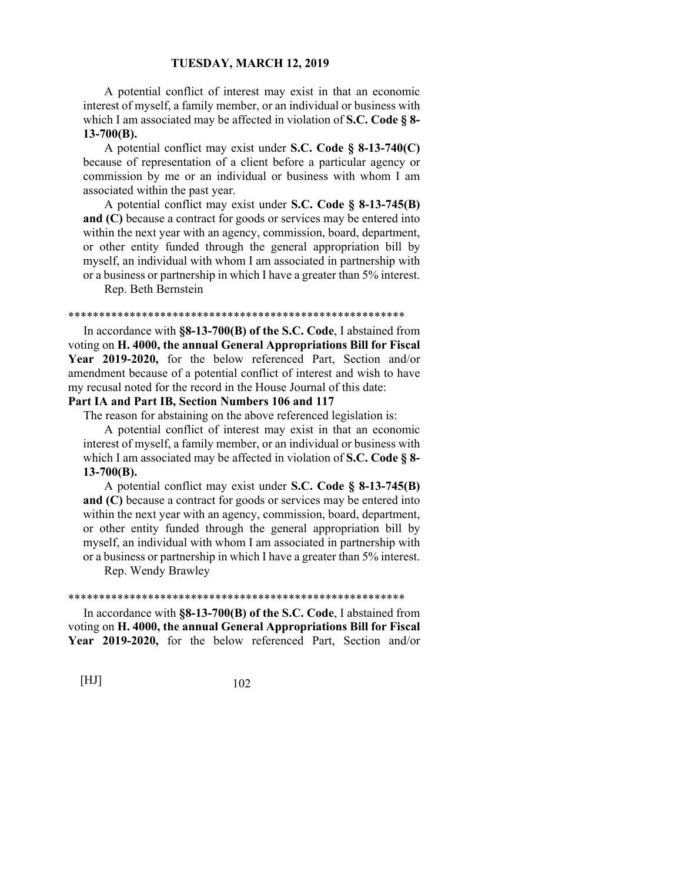A potential conflict of interest may exist in that an economic interest of myself, a family member, or an individual or business with which I am associated may be affected in violation of **S.C. Code § 8-13-700(B).**

A potential conflict may exist under **S.C. Code § 8-13-740(C)** because of representation of a client before a particular agency or commission by me or an individual or business with whom I am associated within the past year.

A potential conflict may exist under **S.C. Code § 8-13-745(B) and (C)** because a contract for goods or services may be entered into within the next year with an agency, commission, board, department, or other entity funded through the general appropriation bill by myself, an individual with whom I am associated in partnership with or a business or partnership in which I have a greater than 5% interest.

Rep. Beth Bernstein

*******************************************************

In accordance with **§8-13-700(B) of the S.C. Code**, I abstained from voting on **H. 4000, the annual General Appropriations Bill for Fiscal Year 2019-2020,** for the below referenced Part, Section and/or amendment because of a potential conflict of interest and wish to have my recusal noted for the record in the House Journal of this date:

**Part IA and Part IB, Section Numbers 106 and 117**

The reason for abstaining on the above referenced legislation is:

A potential conflict of interest may exist in that an economic interest of myself, a family member, or an individual or business with which I am associated may be affected in violation of **S.C. Code § 8-13-700(B).**

A potential conflict may exist under **S.C. Code § 8-13-745(B) and (C)** because a contract for goods or services may be entered into within the next year with an agency, commission, board, department, or other entity funded through the general appropriation bill by myself, an individual with whom I am associated in partnership with or a business or partnership in which I have a greater than 5% interest.

Rep. Wendy Brawley

*******************************************************

In accordance with **§8-13-700(B) of the S.C. Code**, I abstained from voting on **H. 4000, the annual General Appropriations Bill for Fiscal Year 2019-2020,** for the below referenced Part, Section and/or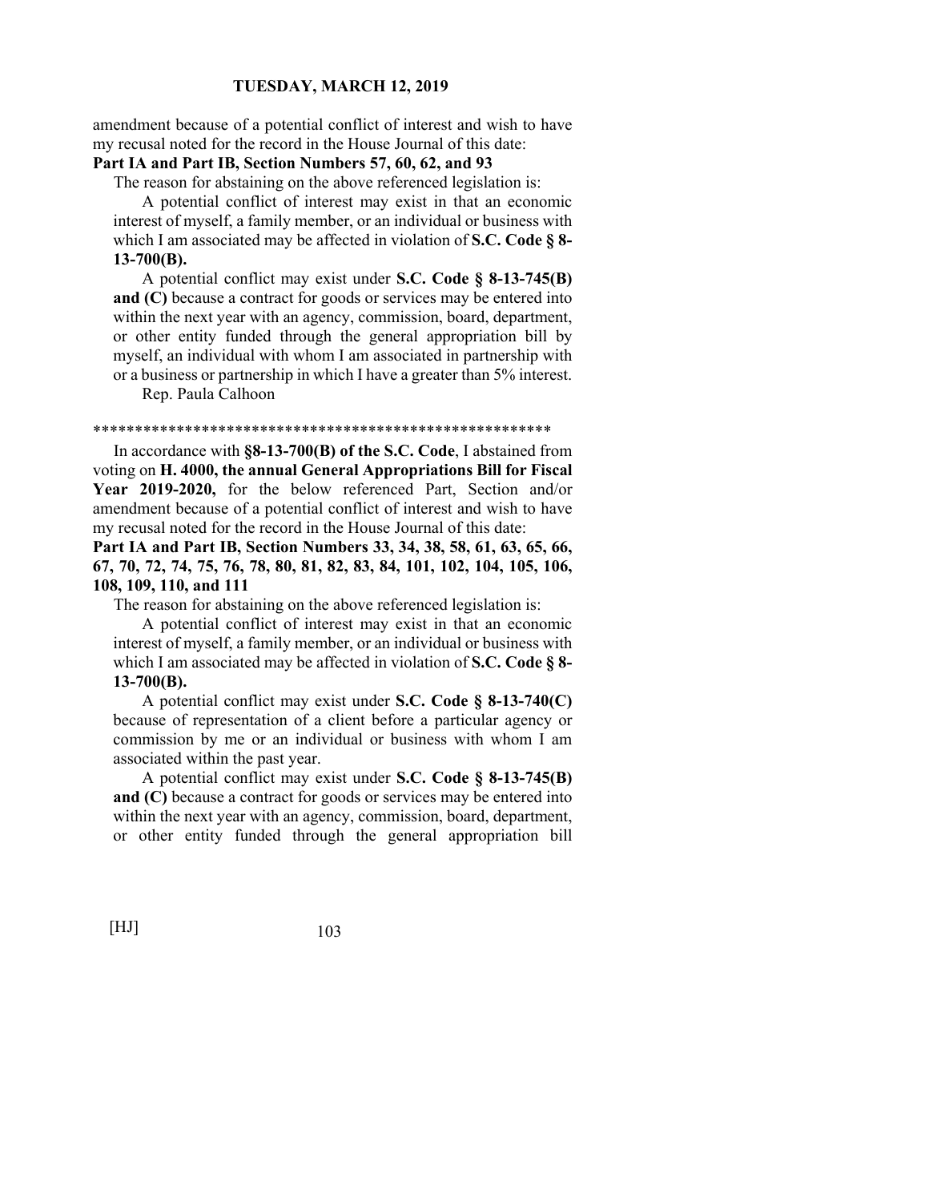amendment because of a potential conflict of interest and wish to have my recusal noted for the record in the House Journal of this date:

**Part IA and Part IB, Section Numbers 57, 60, 62, and 93**

The reason for abstaining on the above referenced legislation is:

A potential conflict of interest may exist in that an economic interest of myself, a family member, or an individual or business with which I am associated may be affected in violation of **S.C. Code § 8-13-700(B).**

A potential conflict may exist under **S.C. Code § 8-13-745(B) and (C)** because a contract for goods or services may be entered into within the next year with an agency, commission, board, department, or other entity funded through the general appropriation bill by myself, an individual with whom I am associated in partnership with or a business or partnership in which I have a greater than 5% interest.

Rep. Paula Calhoon

*******************************************************

In accordance with **§8-13-700(B) of the S.C. Code**, I abstained from voting on **H. 4000, the annual General Appropriations Bill for Fiscal Year 2019-2020,** for the below referenced Part, Section and/or amendment because of a potential conflict of interest and wish to have my recusal noted for the record in the House Journal of this date:

**Part IA and Part IB, Section Numbers 33, 34, 38, 58, 61, 63, 65, 66, 67, 70, 72, 74, 75, 76, 78, 80, 81, 82, 83, 84, 101, 102, 104, 105, 106, 108, 109, 110, and 111**

The reason for abstaining on the above referenced legislation is:

A potential conflict of interest may exist in that an economic interest of myself, a family member, or an individual or business with which I am associated may be affected in violation of **S.C. Code § 8-13-700(B).**

A potential conflict may exist under **S.C. Code § 8-13-740(C)** because of representation of a client before a particular agency or commission by me or an individual or business with whom I am associated within the past year.

A potential conflict may exist under **S.C. Code § 8-13-745(B) and (C)** because a contract for goods or services may be entered into within the next year with an agency, commission, board, department, or other entity funded through the general appropriation bill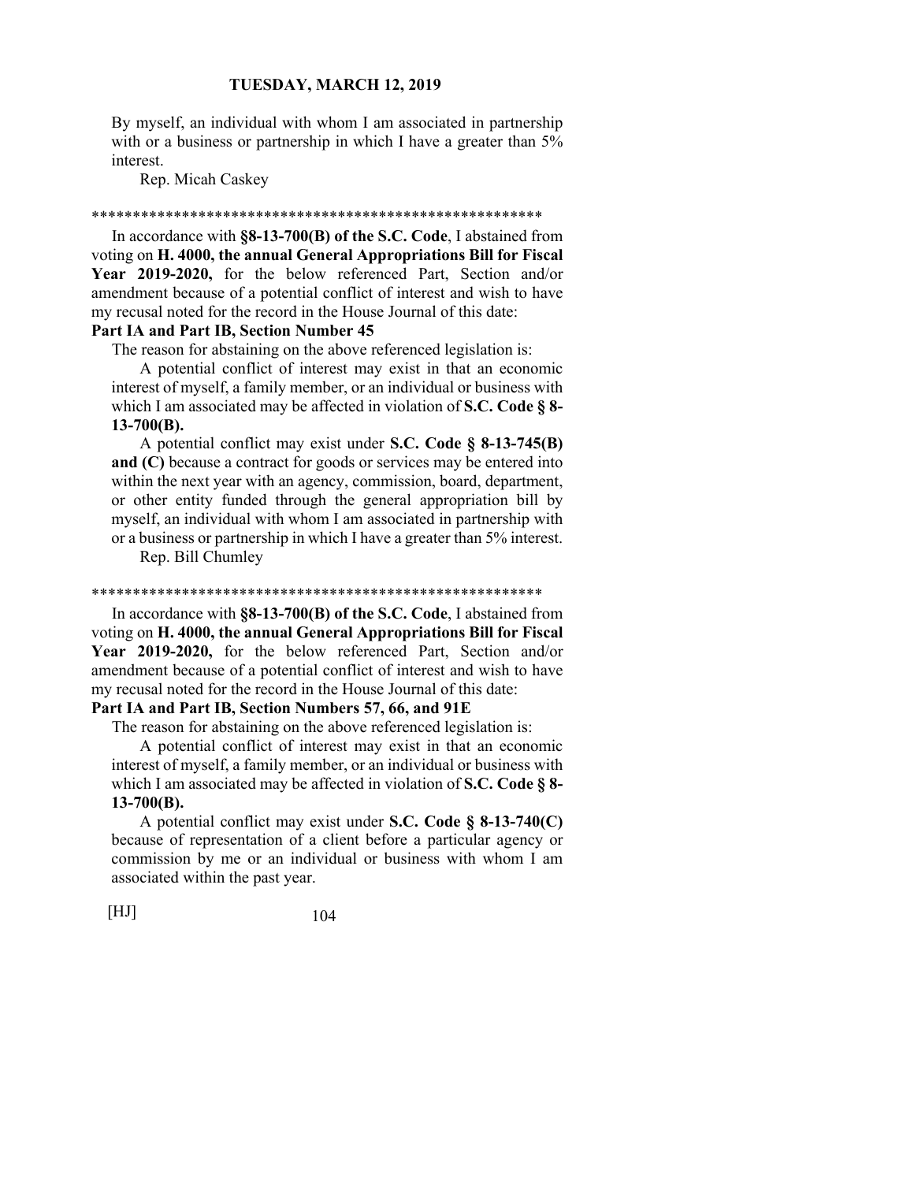By myself, an individual with whom I am associated in partnership with or a business or partnership in which I have a greater than 5% interest.

Rep. Micah Caskey

\*\*\*\*\*\*\*\*\*\*\*\*\*\*\*\*\*\*\*\*\*\*\*\*\*\*\*\*\*\*\*\*\*\*\*\*\*\*\*\*\*\*\*\*\*\*\*\*\*\*\*\*\*\*\*\*\*

In accordance with **§8-13-700(B) of the S.C. Code**, I abstained from voting on **H. 4000, the annual General Appropriations Bill for Fiscal Year 2019-2020,** for the below referenced Part, Section and/or amendment because of a potential conflict of interest and wish to have my recusal noted for the record in the House Journal of this date:

**Part IA and Part IB, Section Number 45**

The reason for abstaining on the above referenced legislation is:

A potential conflict of interest may exist in that an economic interest of myself, a family member, or an individual or business with which I am associated may be affected in violation of **S.C. Code § 8-13-700(B).**

A potential conflict may exist under **S.C. Code § 8-13-745(B) and (C)** because a contract for goods or services may be entered into within the next year with an agency, commission, board, department, or other entity funded through the general appropriation bill by myself, an individual with whom I am associated in partnership with or a business or partnership in which I have a greater than 5% interest.

Rep. Bill Chumley

\*\*\*\*\*\*\*\*\*\*\*\*\*\*\*\*\*\*\*\*\*\*\*\*\*\*\*\*\*\*\*\*\*\*\*\*\*\*\*\*\*\*\*\*\*\*\*\*\*\*\*\*\*\*\*\*\*

In accordance with **§8-13-700(B) of the S.C. Code**, I abstained from voting on **H. 4000, the annual General Appropriations Bill for Fiscal Year 2019-2020,** for the below referenced Part, Section and/or amendment because of a potential conflict of interest and wish to have my recusal noted for the record in the House Journal of this date:

**Part IA and Part IB, Section Numbers 57, 66, and 91E**

The reason for abstaining on the above referenced legislation is:

A potential conflict of interest may exist in that an economic interest of myself, a family member, or an individual or business with which I am associated may be affected in violation of **S.C. Code § 8-13-700(B).**

A potential conflict may exist under **S.C. Code § 8-13-740(C)** because of representation of a client before a particular agency or commission by me or an individual or business with whom I am associated within the past year.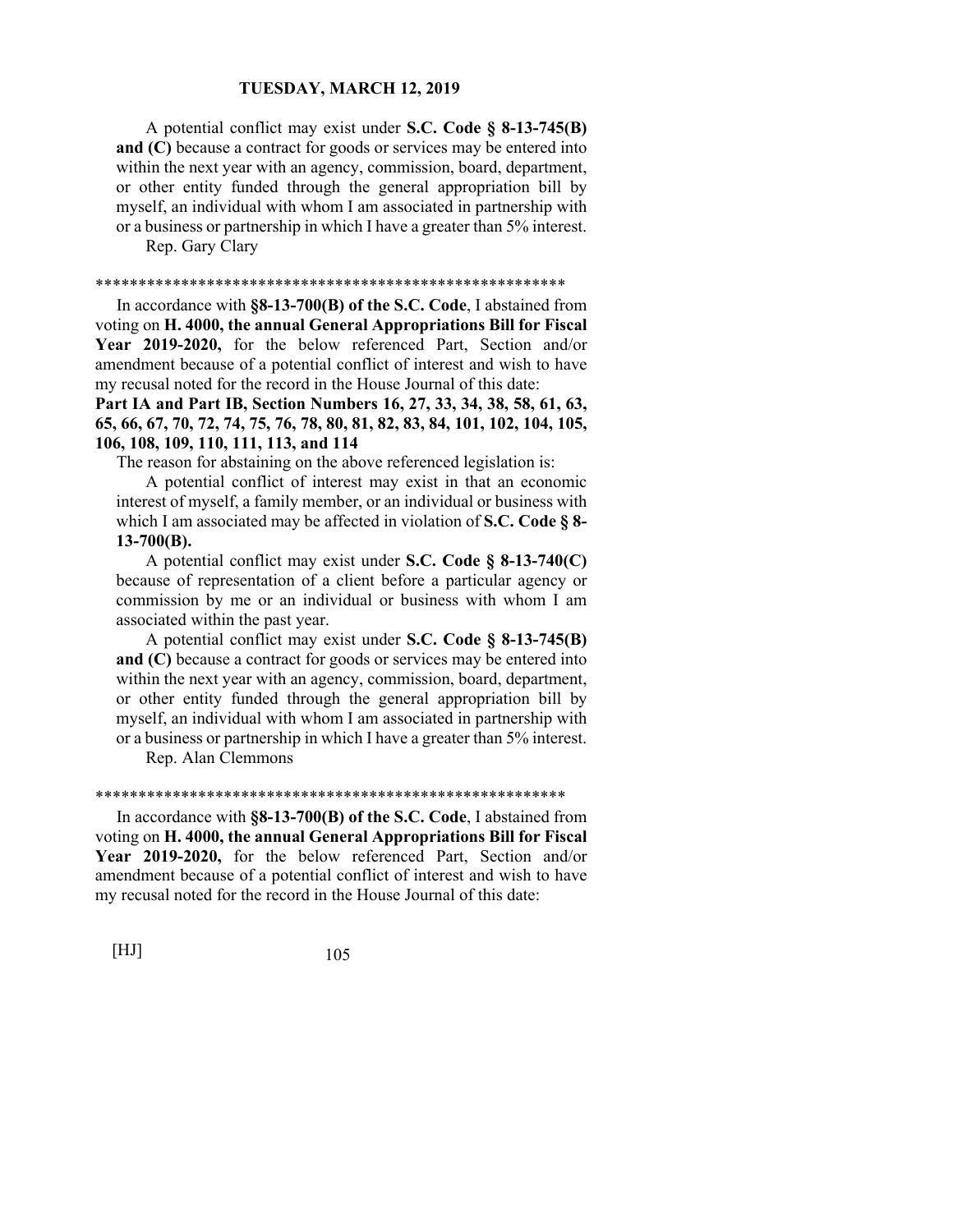A potential conflict may exist under **S.C. Code § 8-13-745(B) and (C)** because a contract for goods or services may be entered into within the next year with an agency, commission, board, department, or other entity funded through the general appropriation bill by myself, an individual with whom I am associated in partnership with or a business or partnership in which I have a greater than 5% interest.

Rep. Gary Clary

*******************************************************

In accordance with **§8-13-700(B) of the S.C. Code**, I abstained from voting on **H. 4000, the annual General Appropriations Bill for Fiscal Year 2019-2020,** for the below referenced Part, Section and/or amendment because of a potential conflict of interest and wish to have my recusal noted for the record in the House Journal of this date:

**Part IA and Part IB, Section Numbers 16, 27, 33, 34, 38, 58, 61, 63, 65, 66, 67, 70, 72, 74, 75, 76, 78, 80, 81, 82, 83, 84, 101, 102, 104, 105, 106, 108, 109, 110, 111, 113, and 114**

The reason for abstaining on the above referenced legislation is:

A potential conflict of interest may exist in that an economic interest of myself, a family member, or an individual or business with which I am associated may be affected in violation of **S.C. Code § 8-13-700(B).**

A potential conflict may exist under **S.C. Code § 8-13-740(C)** because of representation of a client before a particular agency or commission by me or an individual or business with whom I am associated within the past year.

A potential conflict may exist under **S.C. Code § 8-13-745(B) and (C)** because a contract for goods or services may be entered into within the next year with an agency, commission, board, department, or other entity funded through the general appropriation bill by myself, an individual with whom I am associated in partnership with or a business or partnership in which I have a greater than 5% interest.

Rep. Alan Clemmons

*******************************************************

In accordance with **§8-13-700(B) of the S.C. Code**, I abstained from voting on **H. 4000, the annual General Appropriations Bill for Fiscal Year 2019-2020,** for the below referenced Part, Section and/or amendment because of a potential conflict of interest and wish to have my recusal noted for the record in the House Journal of this date: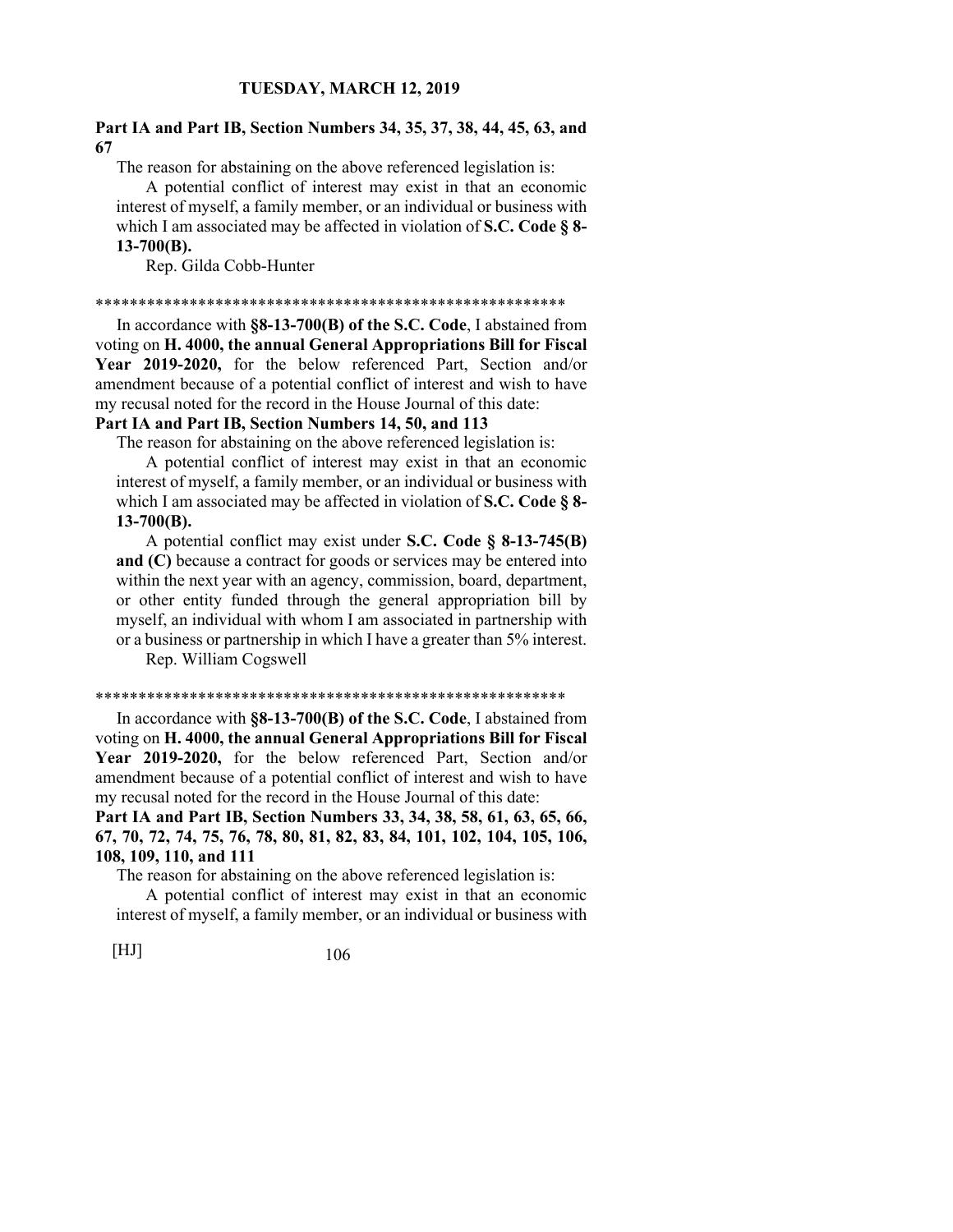**Part IA and Part IB, Section Numbers 34, 35, 37, 38, 44, 45, 63, and 67**

The reason for abstaining on the above referenced legislation is:

A potential conflict of interest may exist in that an economic interest of myself, a family member, or an individual or business with which I am associated may be affected in violation of **S.C. Code § 8-13-700(B).**

Rep. Gilda Cobb-Hunter

*******************************************************

In accordance with **§8-13-700(B) of the S.C. Code**, I abstained from voting on **H. 4000, the annual General Appropriations Bill for Fiscal Year 2019-2020,** for the below referenced Part, Section and/or amendment because of a potential conflict of interest and wish to have my recusal noted for the record in the House Journal of this date:

**Part IA and Part IB, Section Numbers 14, 50, and 113**

The reason for abstaining on the above referenced legislation is:

A potential conflict of interest may exist in that an economic interest of myself, a family member, or an individual or business with which I am associated may be affected in violation of **S.C. Code § 8-13-700(B).**

A potential conflict may exist under **S.C. Code § 8-13-745(B) and (C)** because a contract for goods or services may be entered into within the next year with an agency, commission, board, department, or other entity funded through the general appropriation bill by myself, an individual with whom I am associated in partnership with or a business or partnership in which I have a greater than 5% interest.

Rep. William Cogswell

*******************************************************

In accordance with **§8-13-700(B) of the S.C. Code**, I abstained from voting on **H. 4000, the annual General Appropriations Bill for Fiscal Year 2019-2020,** for the below referenced Part, Section and/or amendment because of a potential conflict of interest and wish to have my recusal noted for the record in the House Journal of this date:

**Part IA and Part IB, Section Numbers 33, 34, 38, 58, 61, 63, 65, 66, 67, 70, 72, 74, 75, 76, 78, 80, 81, 82, 83, 84, 101, 102, 104, 105, 106, 108, 109, 110, and 111**

The reason for abstaining on the above referenced legislation is:

A potential conflict of interest may exist in that an economic interest of myself, a family member, or an individual or business with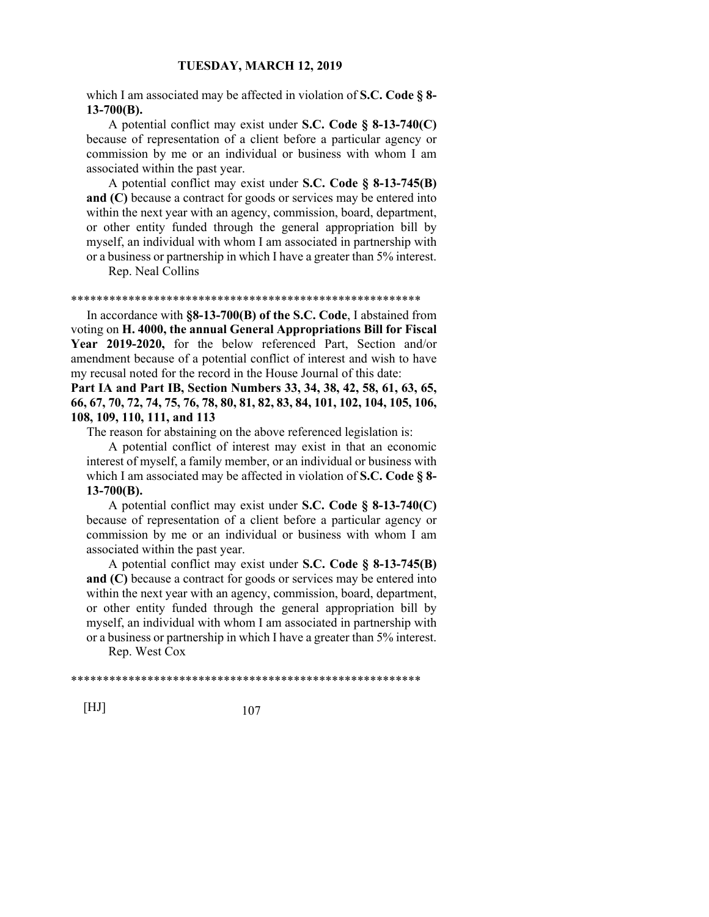which I am associated may be affected in violation of **S.C. Code § 8-13-700(B).**

A potential conflict may exist under **S.C. Code § 8-13-740(C)** because of representation of a client before a particular agency or commission by me or an individual or business with whom I am associated within the past year.

A potential conflict may exist under **S.C. Code § 8-13-745(B) and (C)** because a contract for goods or services may be entered into within the next year with an agency, commission, board, department, or other entity funded through the general appropriation bill by myself, an individual with whom I am associated in partnership with or a business or partnership in which I have a greater than 5% interest.

Rep. Neal Collins

*******************************************************

In accordance with **§8-13-700(B) of the S.C. Code**, I abstained from voting on **H. 4000, the annual General Appropriations Bill for Fiscal Year 2019-2020,** for the below referenced Part, Section and/or amendment because of a potential conflict of interest and wish to have my recusal noted for the record in the House Journal of this date:

**Part IA and Part IB, Section Numbers 33, 34, 38, 42, 58, 61, 63, 65, 66, 67, 70, 72, 74, 75, 76, 78, 80, 81, 82, 83, 84, 101, 102, 104, 105, 106, 108, 109, 110, 111, and 113**

The reason for abstaining on the above referenced legislation is:

A potential conflict of interest may exist in that an economic interest of myself, a family member, or an individual or business with which I am associated may be affected in violation of **S.C. Code § 8-13-700(B).**

A potential conflict may exist under **S.C. Code § 8-13-740(C)** because of representation of a client before a particular agency or commission by me or an individual or business with whom I am associated within the past year.

A potential conflict may exist under **S.C. Code § 8-13-745(B) and (C)** because a contract for goods or services may be entered into within the next year with an agency, commission, board, department, or other entity funded through the general appropriation bill by myself, an individual with whom I am associated in partnership with or a business or partnership in which I have a greater than 5% interest.

Rep. West Cox

*******************************************************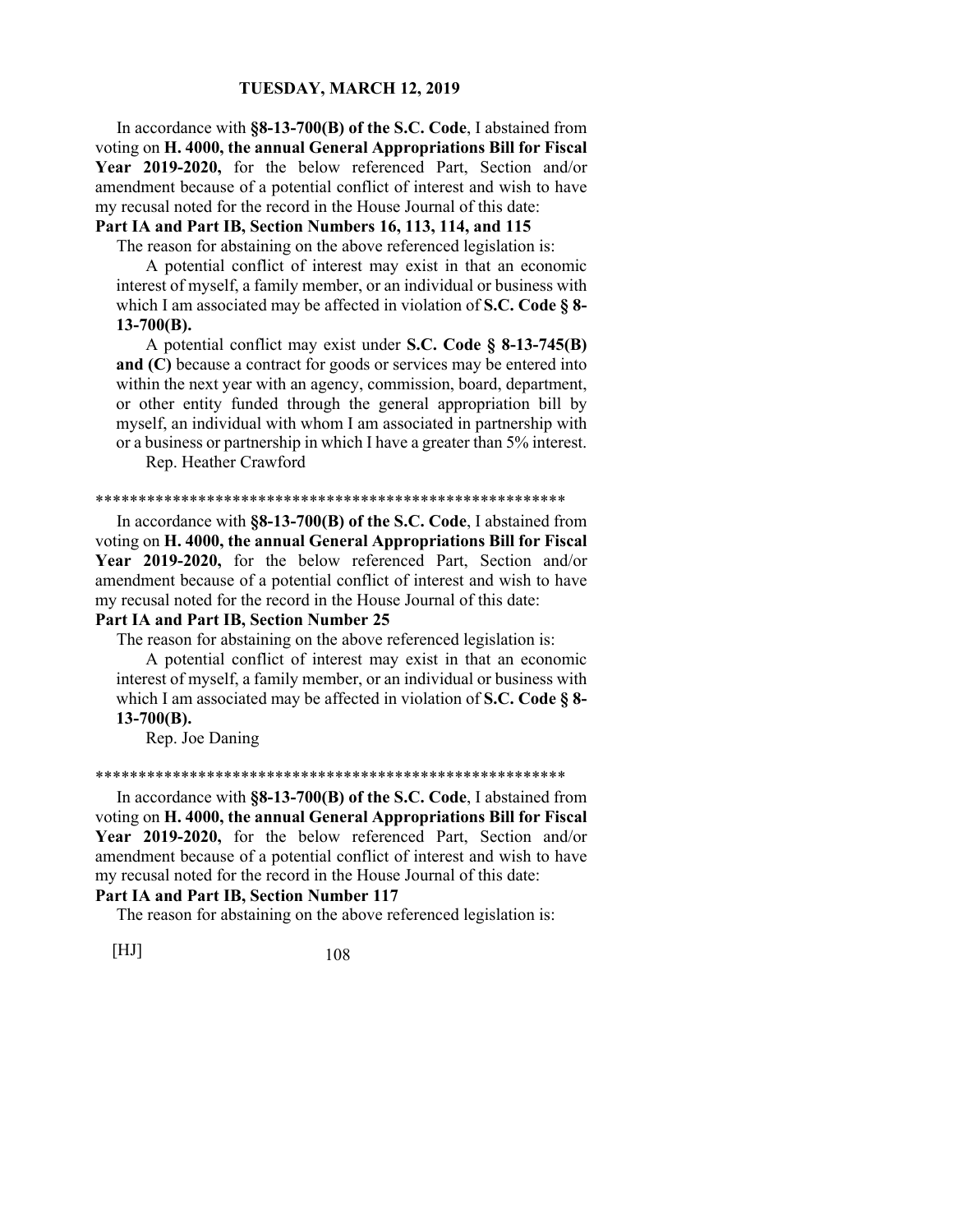In accordance with **§8-13-700(B) of the S.C. Code**, I abstained from voting on **H. 4000, the annual General Appropriations Bill for Fiscal Year 2019-2020,** for the below referenced Part, Section and/or amendment because of a potential conflict of interest and wish to have my recusal noted for the record in the House Journal of this date:

**Part IA and Part IB, Section Numbers 16, 113, 114, and 115**

The reason for abstaining on the above referenced legislation is:

A potential conflict of interest may exist in that an economic interest of myself, a family member, or an individual or business with which I am associated may be affected in violation of **S.C. Code § 8-13-700(B).**

A potential conflict may exist under **S.C. Code § 8-13-745(B) and (C)** because a contract for goods or services may be entered into within the next year with an agency, commission, board, department, or other entity funded through the general appropriation bill by myself, an individual with whom I am associated in partnership with or a business or partnership in which I have a greater than 5% interest.

Rep. Heather Crawford

*******************************************************

In accordance with **§8-13-700(B) of the S.C. Code**, I abstained from voting on **H. 4000, the annual General Appropriations Bill for Fiscal Year 2019-2020,** for the below referenced Part, Section and/or amendment because of a potential conflict of interest and wish to have my recusal noted for the record in the House Journal of this date:

**Part IA and Part IB, Section Number 25**

The reason for abstaining on the above referenced legislation is:

A potential conflict of interest may exist in that an economic interest of myself, a family member, or an individual or business with which I am associated may be affected in violation of **S.C. Code § 8-13-700(B).**

Rep. Joe Daning

*******************************************************

In accordance with **§8-13-700(B) of the S.C. Code**, I abstained from voting on **H. 4000, the annual General Appropriations Bill for Fiscal Year 2019-2020,** for the below referenced Part, Section and/or amendment because of a potential conflict of interest and wish to have my recusal noted for the record in the House Journal of this date:

**Part IA and Part IB, Section Number 117**

The reason for abstaining on the above referenced legislation is: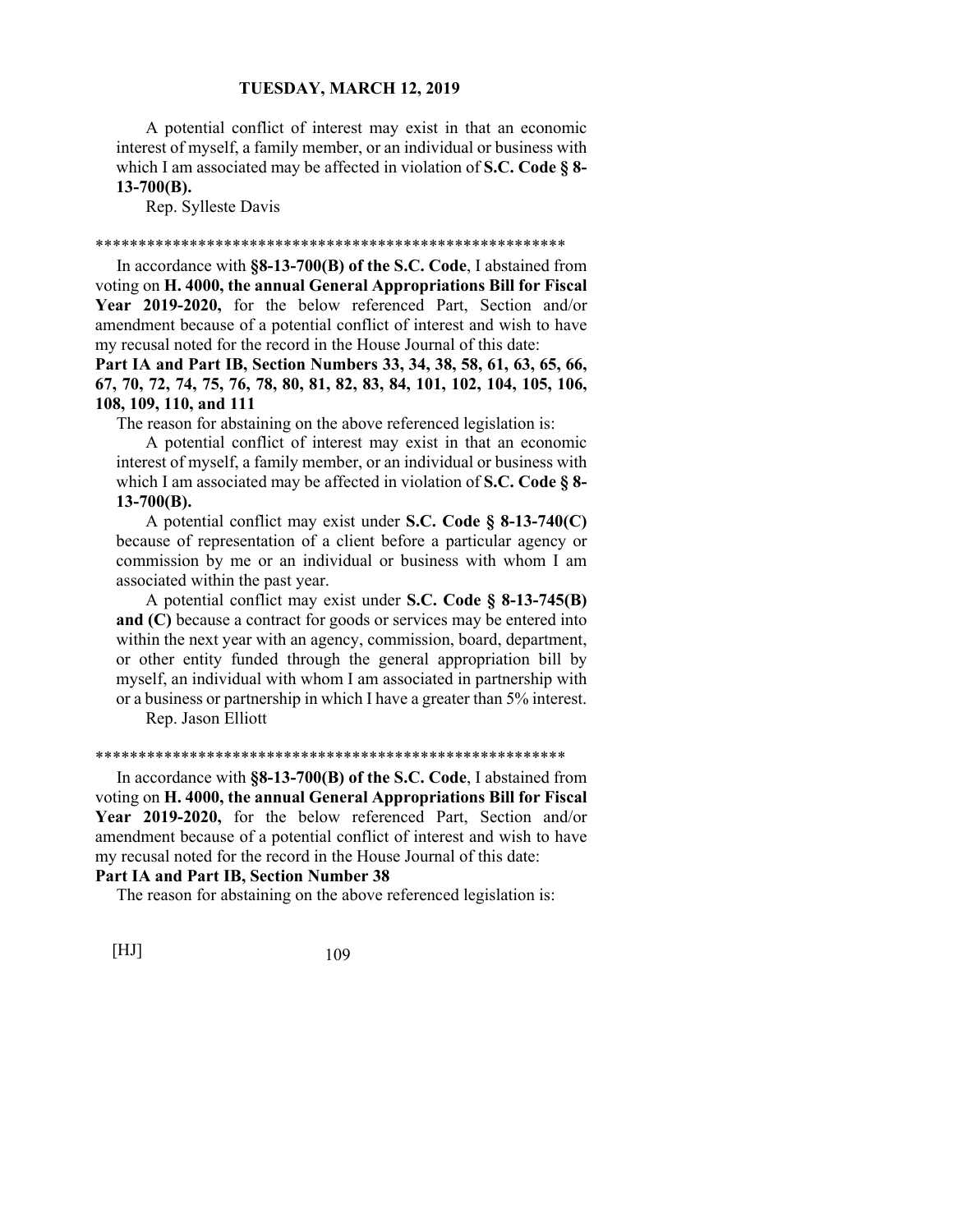A potential conflict of interest may exist in that an economic interest of myself, a family member, or an individual or business with which I am associated may be affected in violation of **S.C. Code § 8-13-700(B).**

Rep. Sylleste Davis

\*\*\*\*\*\*\*\*\*\*\*\*\*\*\*\*\*\*\*\*\*\*\*\*\*\*\*\*\*\*\*\*\*\*\*\*\*\*\*\*\*\*\*\*\*\*\*\*\*\*\*\*\*\*\*\*

In accordance with **§8-13-700(B) of the S.C. Code**, I abstained from voting on **H. 4000, the annual General Appropriations Bill for Fiscal Year 2019-2020,** for the below referenced Part, Section and/or amendment because of a potential conflict of interest and wish to have my recusal noted for the record in the House Journal of this date:

**Part IA and Part IB, Section Numbers 33, 34, 38, 58, 61, 63, 65, 66, 67, 70, 72, 74, 75, 76, 78, 80, 81, 82, 83, 84, 101, 102, 104, 105, 106, 108, 109, 110, and 111**

The reason for abstaining on the above referenced legislation is:

A potential conflict of interest may exist in that an economic interest of myself, a family member, or an individual or business with which I am associated may be affected in violation of **S.C. Code § 8-13-700(B).**

A potential conflict may exist under **S.C. Code § 8-13-740(C)** because of representation of a client before a particular agency or commission by me or an individual or business with whom I am associated within the past year.

A potential conflict may exist under **S.C. Code § 8-13-745(B) and (C)** because a contract for goods or services may be entered into within the next year with an agency, commission, board, department, or other entity funded through the general appropriation bill by myself, an individual with whom I am associated in partnership with or a business or partnership in which I have a greater than 5% interest.

Rep. Jason Elliott

\*\*\*\*\*\*\*\*\*\*\*\*\*\*\*\*\*\*\*\*\*\*\*\*\*\*\*\*\*\*\*\*\*\*\*\*\*\*\*\*\*\*\*\*\*\*\*\*\*\*\*\*\*\*\*\*

In accordance with **§8-13-700(B) of the S.C. Code**, I abstained from voting on **H. 4000, the annual General Appropriations Bill for Fiscal Year 2019-2020,** for the below referenced Part, Section and/or amendment because of a potential conflict of interest and wish to have my recusal noted for the record in the House Journal of this date:

**Part IA and Part IB, Section Number 38**

The reason for abstaining on the above referenced legislation is: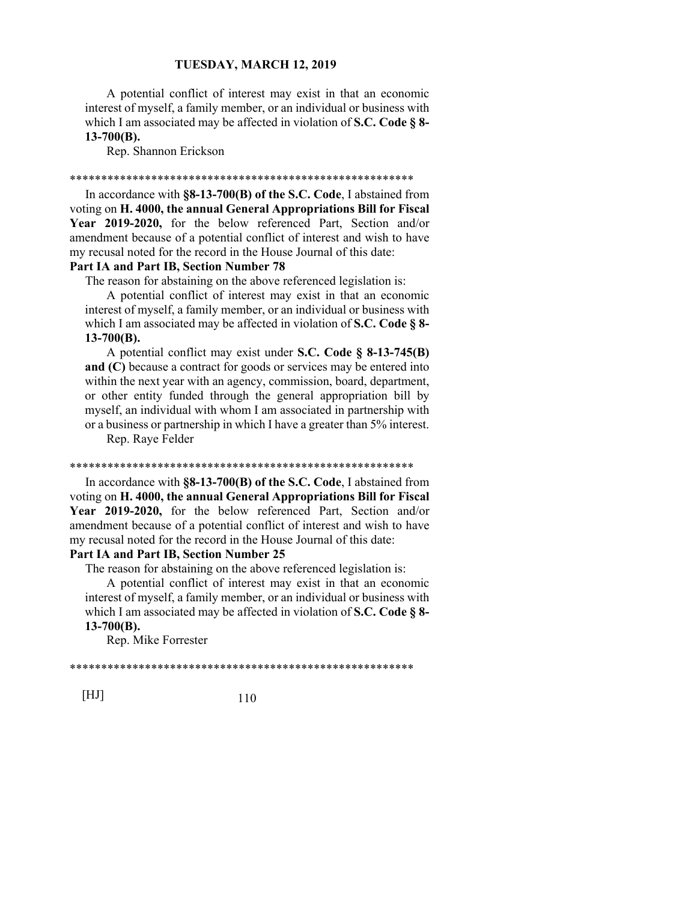A potential conflict of interest may exist in that an economic interest of myself, a family member, or an individual or business with which I am associated may be affected in violation of **S.C. Code § 8-13-700(B).**

Rep. Shannon Erickson

*******************************************************

In accordance with **§8-13-700(B) of the S.C. Code**, I abstained from voting on **H. 4000, the annual General Appropriations Bill for Fiscal Year 2019-2020,** for the below referenced Part, Section and/or amendment because of a potential conflict of interest and wish to have my recusal noted for the record in the House Journal of this date:

**Part IA and Part IB, Section Number 78**

The reason for abstaining on the above referenced legislation is:

A potential conflict of interest may exist in that an economic interest of myself, a family member, or an individual or business with which I am associated may be affected in violation of **S.C. Code § 8-13-700(B).**

A potential conflict may exist under **S.C. Code § 8-13-745(B) and (C)** because a contract for goods or services may be entered into within the next year with an agency, commission, board, department, or other entity funded through the general appropriation bill by myself, an individual with whom I am associated in partnership with or a business or partnership in which I have a greater than 5% interest.

Rep. Raye Felder

*******************************************************

In accordance with **§8-13-700(B) of the S.C. Code**, I abstained from voting on **H. 4000, the annual General Appropriations Bill for Fiscal Year 2019-2020,** for the below referenced Part, Section and/or amendment because of a potential conflict of interest and wish to have my recusal noted for the record in the House Journal of this date:

**Part IA and Part IB, Section Number 25**

The reason for abstaining on the above referenced legislation is:

A potential conflict of interest may exist in that an economic interest of myself, a family member, or an individual or business with which I am associated may be affected in violation of **S.C. Code § 8-13-700(B).**

Rep. Mike Forrester

*******************************************************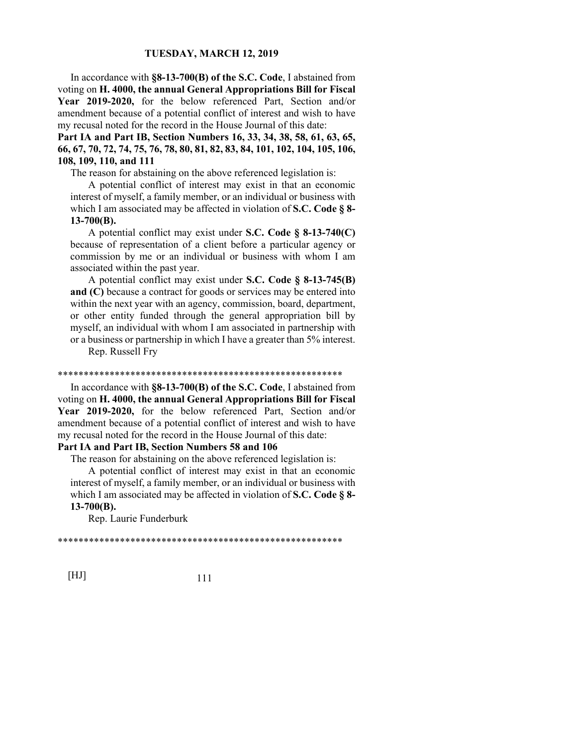In accordance with **§8-13-700(B) of the S.C. Code**, I abstained from voting on **H. 4000, the annual General Appropriations Bill for Fiscal Year 2019-2020,** for the below referenced Part, Section and/or amendment because of a potential conflict of interest and wish to have my recusal noted for the record in the House Journal of this date:

**Part IA and Part IB, Section Numbers 16, 33, 34, 38, 58, 61, 63, 65, 66, 67, 70, 72, 74, 75, 76, 78, 80, 81, 82, 83, 84, 101, 102, 104, 105, 106, 108, 109, 110, and 111**

The reason for abstaining on the above referenced legislation is:

A potential conflict of interest may exist in that an economic interest of myself, a family member, or an individual or business with which I am associated may be affected in violation of **S.C. Code § 8-13-700(B).**

A potential conflict may exist under **S.C. Code § 8-13-740(C)** because of representation of a client before a particular agency or commission by me or an individual or business with whom I am associated within the past year.

A potential conflict may exist under **S.C. Code § 8-13-745(B) and (C)** because a contract for goods or services may be entered into within the next year with an agency, commission, board, department, or other entity funded through the general appropriation bill by myself, an individual with whom I am associated in partnership with or a business or partnership in which I have a greater than 5% interest.

Rep. Russell Fry

*******************************************************

In accordance with **§8-13-700(B) of the S.C. Code**, I abstained from voting on **H. 4000, the annual General Appropriations Bill for Fiscal Year 2019-2020,** for the below referenced Part, Section and/or amendment because of a potential conflict of interest and wish to have my recusal noted for the record in the House Journal of this date:

**Part IA and Part IB, Section Numbers 58 and 106**

The reason for abstaining on the above referenced legislation is:

A potential conflict of interest may exist in that an economic interest of myself, a family member, or an individual or business with which I am associated may be affected in violation of **S.C. Code § 8-13-700(B).**

Rep. Laurie Funderburk

*******************************************************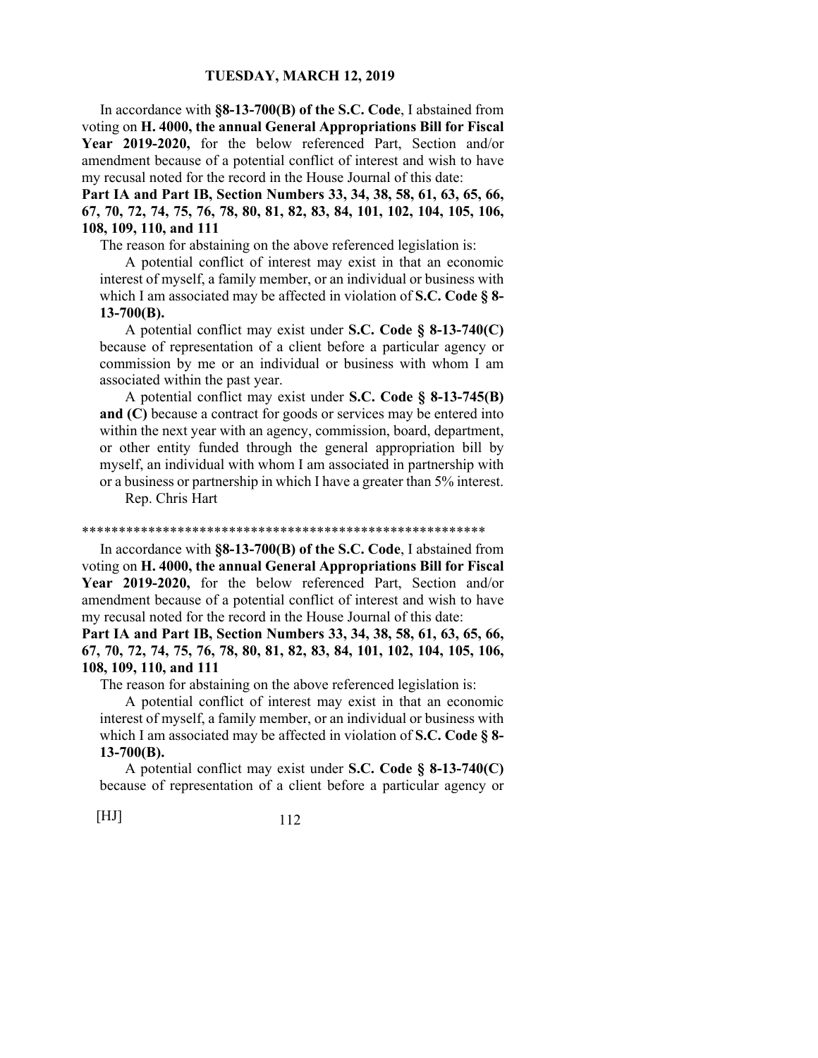In accordance with **§8-13-700(B) of the S.C. Code**, I abstained from voting on **H. 4000, the annual General Appropriations Bill for Fiscal Year 2019-2020,** for the below referenced Part, Section and/or amendment because of a potential conflict of interest and wish to have my recusal noted for the record in the House Journal of this date:

**Part IA and Part IB, Section Numbers 33, 34, 38, 58, 61, 63, 65, 66, 67, 70, 72, 74, 75, 76, 78, 80, 81, 82, 83, 84, 101, 102, 104, 105, 106, 108, 109, 110, and 111**

The reason for abstaining on the above referenced legislation is:

A potential conflict of interest may exist in that an economic interest of myself, a family member, or an individual or business with which I am associated may be affected in violation of **S.C. Code § 8-13-700(B).**

A potential conflict may exist under **S.C. Code § 8-13-740(C)** because of representation of a client before a particular agency or commission by me or an individual or business with whom I am associated within the past year.

A potential conflict may exist under **S.C. Code § 8-13-745(B) and (C)** because a contract for goods or services may be entered into within the next year with an agency, commission, board, department, or other entity funded through the general appropriation bill by myself, an individual with whom I am associated in partnership with or a business or partnership in which I have a greater than 5% interest.

Rep. Chris Hart

*******************************************************

In accordance with **§8-13-700(B) of the S.C. Code**, I abstained from voting on **H. 4000, the annual General Appropriations Bill for Fiscal Year 2019-2020,** for the below referenced Part, Section and/or amendment because of a potential conflict of interest and wish to have my recusal noted for the record in the House Journal of this date:

**Part IA and Part IB, Section Numbers 33, 34, 38, 58, 61, 63, 65, 66, 67, 70, 72, 74, 75, 76, 78, 80, 81, 82, 83, 84, 101, 102, 104, 105, 106, 108, 109, 110, and 111**

The reason for abstaining on the above referenced legislation is:

A potential conflict of interest may exist in that an economic interest of myself, a family member, or an individual or business with which I am associated may be affected in violation of **S.C. Code § 8-13-700(B).**

A potential conflict may exist under **S.C. Code § 8-13-740(C)** because of representation of a client before a particular agency or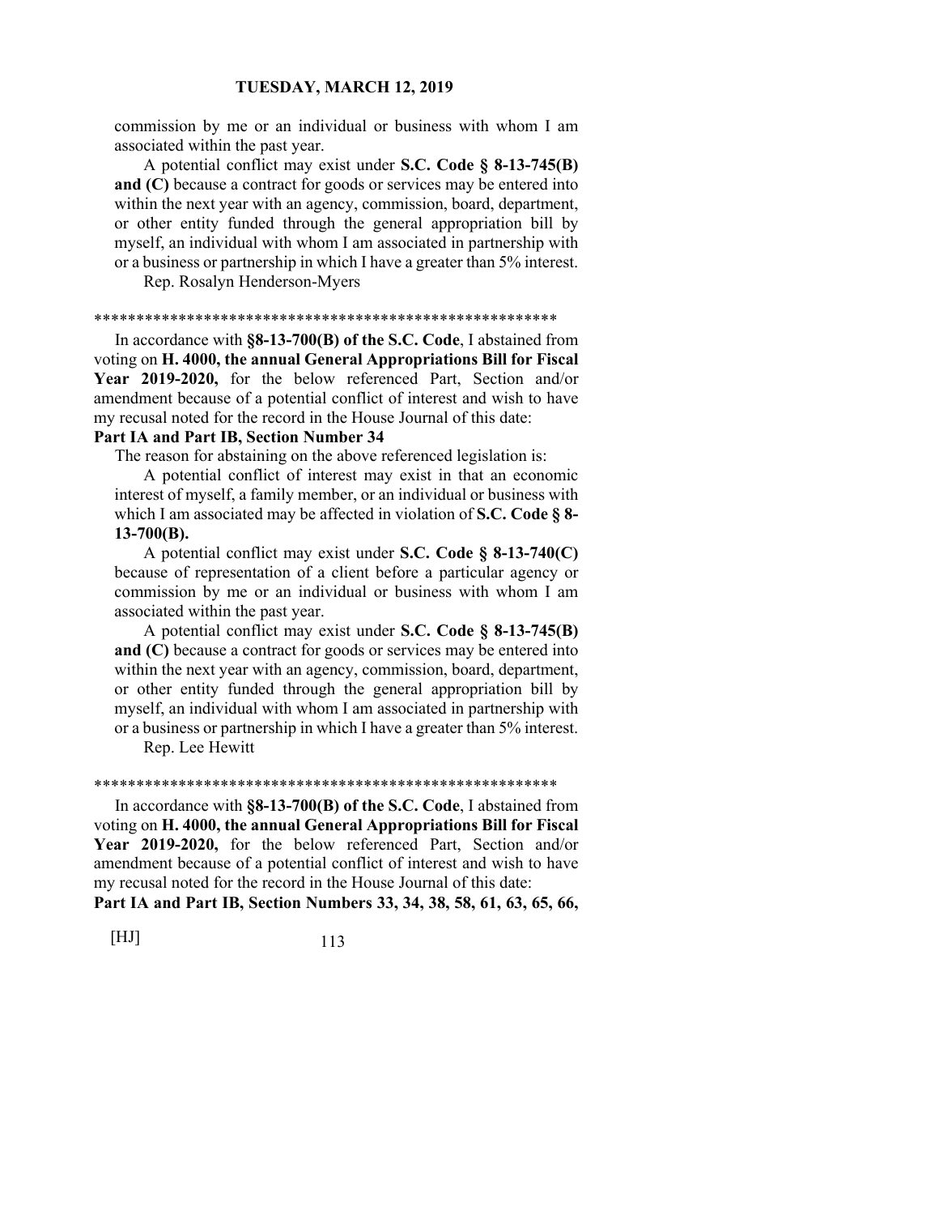commission by me or an individual or business with whom I am associated within the past year.

A potential conflict may exist under **S.C. Code § 8-13-745(B) and (C)** because a contract for goods or services may be entered into within the next year with an agency, commission, board, department, or other entity funded through the general appropriation bill by myself, an individual with whom I am associated in partnership with or a business or partnership in which I have a greater than 5% interest.

Rep. Rosalyn Henderson-Myers

*******************************************************

In accordance with **§8-13-700(B) of the S.C. Code**, I abstained from voting on **H. 4000, the annual General Appropriations Bill for Fiscal Year 2019-2020,** for the below referenced Part, Section and/or amendment because of a potential conflict of interest and wish to have my recusal noted for the record in the House Journal of this date:

**Part IA and Part IB, Section Number 34**

The reason for abstaining on the above referenced legislation is:

A potential conflict of interest may exist in that an economic interest of myself, a family member, or an individual or business with which I am associated may be affected in violation of **S.C. Code § 8-13-700(B).**

A potential conflict may exist under **S.C. Code § 8-13-740(C)** because of representation of a client before a particular agency or commission by me or an individual or business with whom I am associated within the past year.

A potential conflict may exist under **S.C. Code § 8-13-745(B) and (C)** because a contract for goods or services may be entered into within the next year with an agency, commission, board, department, or other entity funded through the general appropriation bill by myself, an individual with whom I am associated in partnership with or a business or partnership in which I have a greater than 5% interest.

Rep. Lee Hewitt

*******************************************************

In accordance with **§8-13-700(B) of the S.C. Code**, I abstained from voting on **H. 4000, the annual General Appropriations Bill for Fiscal Year 2019-2020,** for the below referenced Part, Section and/or amendment because of a potential conflict of interest and wish to have my recusal noted for the record in the House Journal of this date:

**Part IA and Part IB, Section Numbers 33, 34, 38, 58, 61, 63, 65, 66,**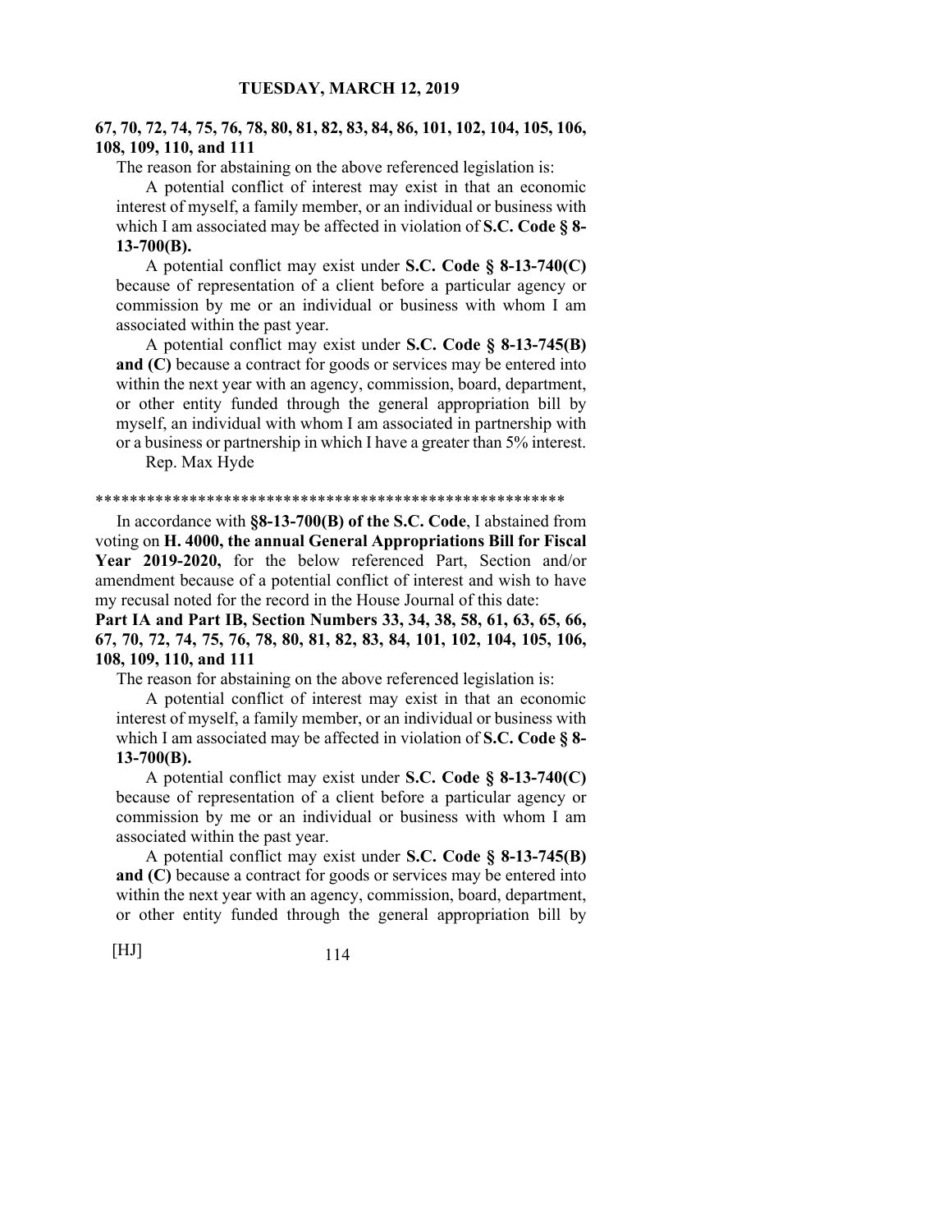**67, 70, 72, 74, 75, 76, 78, 80, 81, 82, 83, 84, 86, 101, 102, 104, 105, 106, 108, 109, 110, and 111**

The reason for abstaining on the above referenced legislation is:

A potential conflict of interest may exist in that an economic interest of myself, a family member, or an individual or business with which I am associated may be affected in violation of **S.C. Code § 8-13-700(B).**

A potential conflict may exist under **S.C. Code § 8-13-740(C)** because of representation of a client before a particular agency or commission by me or an individual or business with whom I am associated within the past year.

A potential conflict may exist under **S.C. Code § 8-13-745(B) and (C)** because a contract for goods or services may be entered into within the next year with an agency, commission, board, department, or other entity funded through the general appropriation bill by myself, an individual with whom I am associated in partnership with or a business or partnership in which I have a greater than 5% interest.

Rep. Max Hyde

*********************************************************

In accordance with **§8-13-700(B) of the S.C. Code**, I abstained from voting on **H. 4000, the annual General Appropriations Bill for Fiscal Year 2019-2020,** for the below referenced Part, Section and/or amendment because of a potential conflict of interest and wish to have my recusal noted for the record in the House Journal of this date:

**Part IA and Part IB, Section Numbers 33, 34, 38, 58, 61, 63, 65, 66, 67, 70, 72, 74, 75, 76, 78, 80, 81, 82, 83, 84, 101, 102, 104, 105, 106, 108, 109, 110, and 111**

The reason for abstaining on the above referenced legislation is:

A potential conflict of interest may exist in that an economic interest of myself, a family member, or an individual or business with which I am associated may be affected in violation of **S.C. Code § 8-13-700(B).**

A potential conflict may exist under **S.C. Code § 8-13-740(C)** because of representation of a client before a particular agency or commission by me or an individual or business with whom I am associated within the past year.

A potential conflict may exist under **S.C. Code § 8-13-745(B) and (C)** because a contract for goods or services may be entered into within the next year with an agency, commission, board, department, or other entity funded through the general appropriation bill by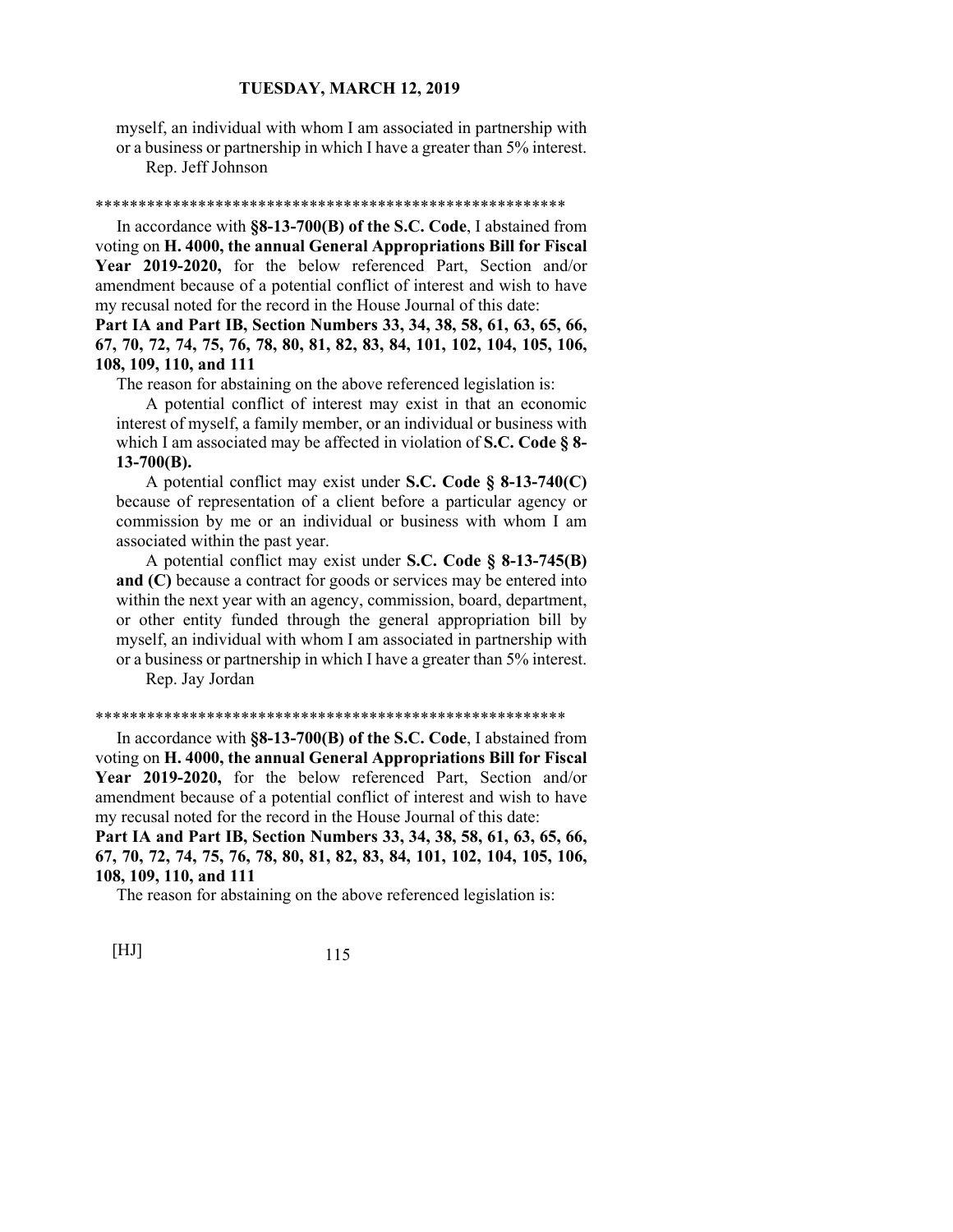myself, an individual with whom I am associated in partnership with or a business or partnership in which I have a greater than 5% interest.

Rep. Jeff Johnson

*******************************************************

In accordance with **§8-13-700(B) of the S.C. Code**, I abstained from voting on **H. 4000, the annual General Appropriations Bill for Fiscal Year 2019-2020,** for the below referenced Part, Section and/or amendment because of a potential conflict of interest and wish to have my recusal noted for the record in the House Journal of this date:

**Part IA and Part IB, Section Numbers 33, 34, 38, 58, 61, 63, 65, 66, 67, 70, 72, 74, 75, 76, 78, 80, 81, 82, 83, 84, 101, 102, 104, 105, 106, 108, 109, 110, and 111**

The reason for abstaining on the above referenced legislation is:

A potential conflict of interest may exist in that an economic interest of myself, a family member, or an individual or business with which I am associated may be affected in violation of **S.C. Code § 8-13-700(B).**

A potential conflict may exist under **S.C. Code § 8-13-740(C)** because of representation of a client before a particular agency or commission by me or an individual or business with whom I am associated within the past year.

A potential conflict may exist under **S.C. Code § 8-13-745(B) and (C)** because a contract for goods or services may be entered into within the next year with an agency, commission, board, department, or other entity funded through the general appropriation bill by myself, an individual with whom I am associated in partnership with or a business or partnership in which I have a greater than 5% interest.

Rep. Jay Jordan

*******************************************************

In accordance with **§8-13-700(B) of the S.C. Code**, I abstained from voting on **H. 4000, the annual General Appropriations Bill for Fiscal Year 2019-2020,** for the below referenced Part, Section and/or amendment because of a potential conflict of interest and wish to have my recusal noted for the record in the House Journal of this date:

**Part IA and Part IB, Section Numbers 33, 34, 38, 58, 61, 63, 65, 66, 67, 70, 72, 74, 75, 76, 78, 80, 81, 82, 83, 84, 101, 102, 104, 105, 106, 108, 109, 110, and 111**

The reason for abstaining on the above referenced legislation is: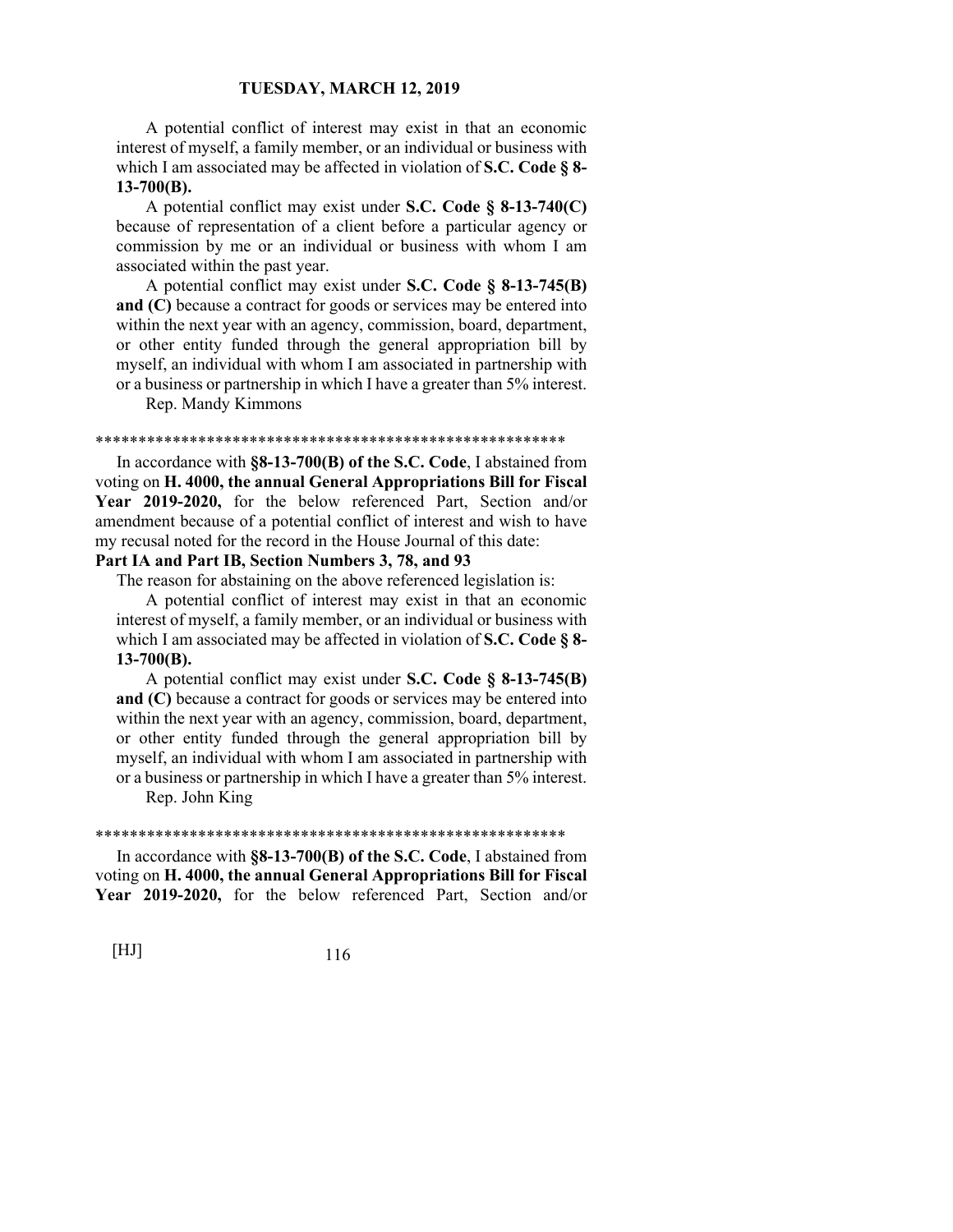A potential conflict of interest may exist in that an economic interest of myself, a family member, or an individual or business with which I am associated may be affected in violation of **S.C. Code § 8-13-700(B).**

A potential conflict may exist under **S.C. Code § 8-13-740(C)** because of representation of a client before a particular agency or commission by me or an individual or business with whom I am associated within the past year.

A potential conflict may exist under **S.C. Code § 8-13-745(B) and (C)** because a contract for goods or services may be entered into within the next year with an agency, commission, board, department, or other entity funded through the general appropriation bill by myself, an individual with whom I am associated in partnership with or a business or partnership in which I have a greater than 5% interest.

Rep. Mandy Kimmons

*******************************************************

In accordance with **§8-13-700(B) of the S.C. Code**, I abstained from voting on **H. 4000, the annual General Appropriations Bill for Fiscal Year 2019-2020,** for the below referenced Part, Section and/or amendment because of a potential conflict of interest and wish to have my recusal noted for the record in the House Journal of this date:

**Part IA and Part IB, Section Numbers 3, 78, and 93**

The reason for abstaining on the above referenced legislation is:

A potential conflict of interest may exist in that an economic interest of myself, a family member, or an individual or business with which I am associated may be affected in violation of **S.C. Code § 8-13-700(B).**

A potential conflict may exist under **S.C. Code § 8-13-745(B) and (C)** because a contract for goods or services may be entered into within the next year with an agency, commission, board, department, or other entity funded through the general appropriation bill by myself, an individual with whom I am associated in partnership with or a business or partnership in which I have a greater than 5% interest.

Rep. John King

*******************************************************

In accordance with **§8-13-700(B) of the S.C. Code**, I abstained from voting on **H. 4000, the annual General Appropriations Bill for Fiscal Year 2019-2020,** for the below referenced Part, Section and/or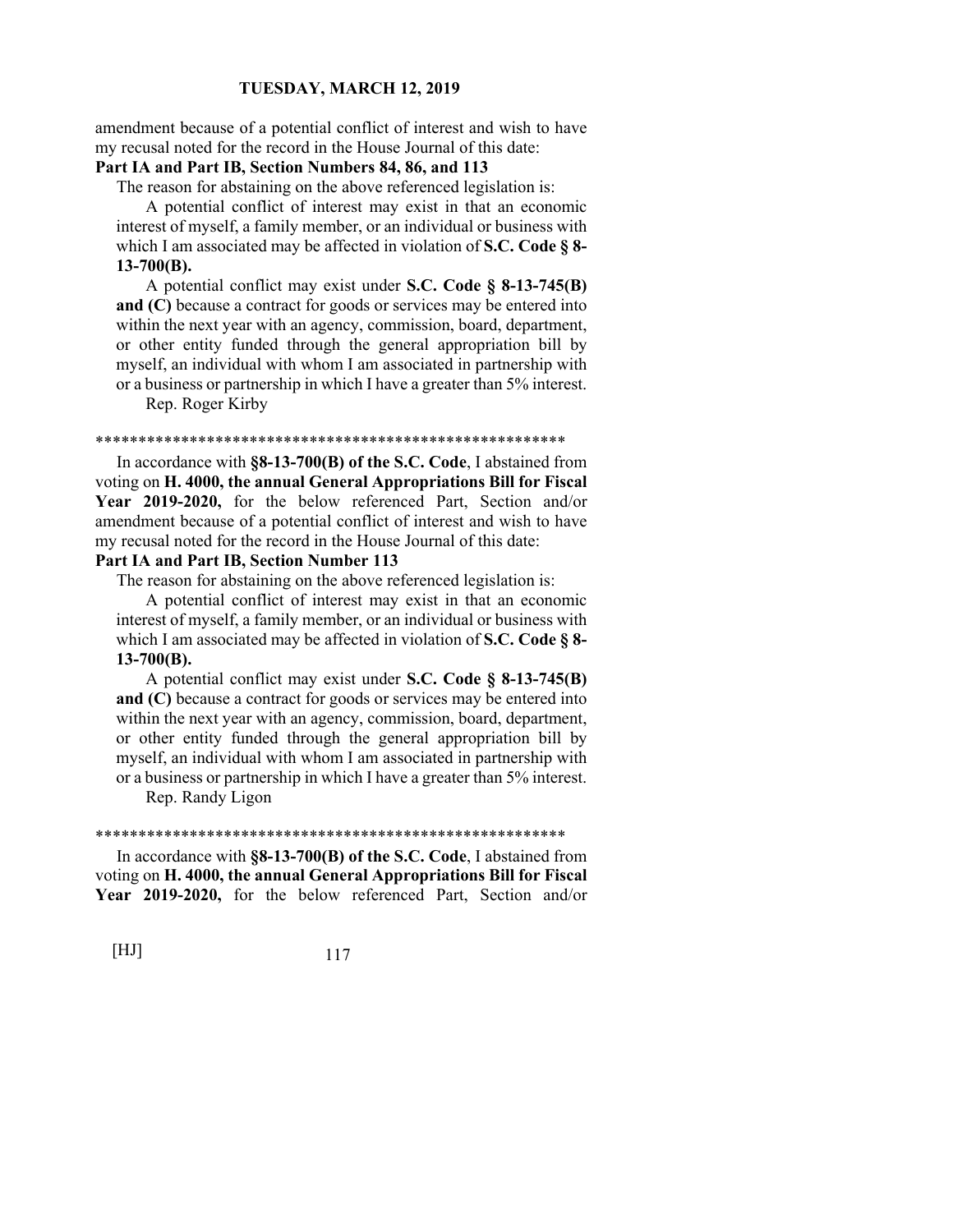amendment because of a potential conflict of interest and wish to have my recusal noted for the record in the House Journal of this date:

**Part IA and Part IB, Section Numbers 84, 86, and 113**

The reason for abstaining on the above referenced legislation is:

A potential conflict of interest may exist in that an economic interest of myself, a family member, or an individual or business with which I am associated may be affected in violation of **S.C. Code § 8-13-700(B).**

A potential conflict may exist under **S.C. Code § 8-13-745(B) and (C)** because a contract for goods or services may be entered into within the next year with an agency, commission, board, department, or other entity funded through the general appropriation bill by myself, an individual with whom I am associated in partnership with or a business or partnership in which I have a greater than 5% interest.

Rep. Roger Kirby

*******************************************************

In accordance with **§8-13-700(B) of the S.C. Code**, I abstained from voting on **H. 4000, the annual General Appropriations Bill for Fiscal Year 2019-2020,** for the below referenced Part, Section and/or amendment because of a potential conflict of interest and wish to have my recusal noted for the record in the House Journal of this date:

**Part IA and Part IB, Section Number 113**

The reason for abstaining on the above referenced legislation is:

A potential conflict of interest may exist in that an economic interest of myself, a family member, or an individual or business with which I am associated may be affected in violation of **S.C. Code § 8-13-700(B).**

A potential conflict may exist under **S.C. Code § 8-13-745(B) and (C)** because a contract for goods or services may be entered into within the next year with an agency, commission, board, department, or other entity funded through the general appropriation bill by myself, an individual with whom I am associated in partnership with or a business or partnership in which I have a greater than 5% interest.

Rep. Randy Ligon

*******************************************************

In accordance with **§8-13-700(B) of the S.C. Code**, I abstained from voting on **H. 4000, the annual General Appropriations Bill for Fiscal Year 2019-2020,** for the below referenced Part, Section and/or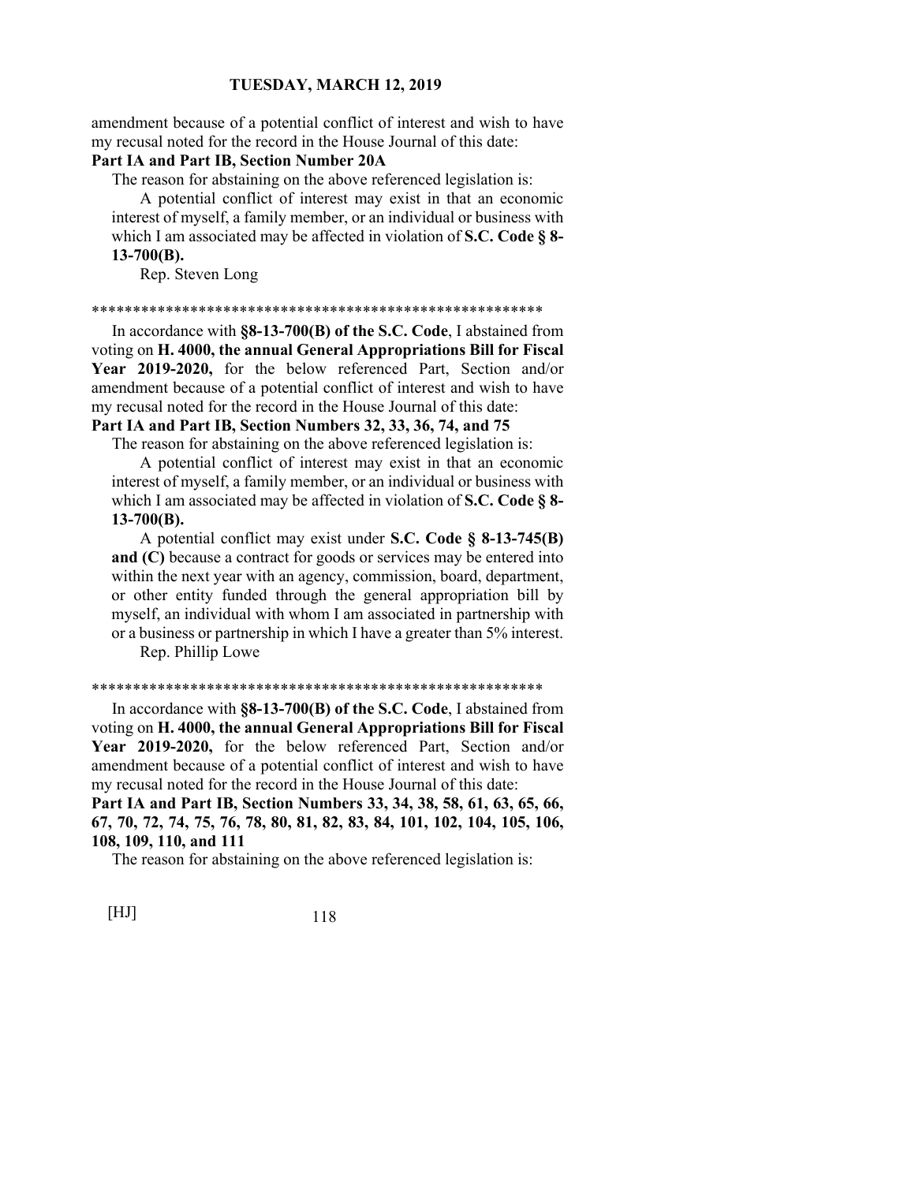amendment because of a potential conflict of interest and wish to have my recusal noted for the record in the House Journal of this date:

**Part IA and Part IB, Section Number 20A**

The reason for abstaining on the above referenced legislation is:

A potential conflict of interest may exist in that an economic interest of myself, a family member, or an individual or business with which I am associated may be affected in violation of **S.C. Code § 8-13-700(B).**

Rep. Steven Long

\*\*\*\*\*\*\*\*\*\*\*\*\*\*\*\*\*\*\*\*\*\*\*\*\*\*\*\*\*\*\*\*\*\*\*\*\*\*\*\*\*\*\*\*\*\*\*\*\*\*\*\*\*\*\*\*

In accordance with **§8-13-700(B) of the S.C. Code**, I abstained from voting on **H. 4000, the annual General Appropriations Bill for Fiscal Year 2019-2020,** for the below referenced Part, Section and/or amendment because of a potential conflict of interest and wish to have my recusal noted for the record in the House Journal of this date:

**Part IA and Part IB, Section Numbers 32, 33, 36, 74, and 75**

The reason for abstaining on the above referenced legislation is:

A potential conflict of interest may exist in that an economic interest of myself, a family member, or an individual or business with which I am associated may be affected in violation of **S.C. Code § 8-13-700(B).**

A potential conflict may exist under **S.C. Code § 8-13-745(B) and (C)** because a contract for goods or services may be entered into within the next year with an agency, commission, board, department, or other entity funded through the general appropriation bill by myself, an individual with whom I am associated in partnership with or a business or partnership in which I have a greater than 5% interest.

Rep. Phillip Lowe

\*\*\*\*\*\*\*\*\*\*\*\*\*\*\*\*\*\*\*\*\*\*\*\*\*\*\*\*\*\*\*\*\*\*\*\*\*\*\*\*\*\*\*\*\*\*\*\*\*\*\*\*\*\*\*\*

In accordance with **§8-13-700(B) of the S.C. Code**, I abstained from voting on **H. 4000, the annual General Appropriations Bill for Fiscal Year 2019-2020,** for the below referenced Part, Section and/or amendment because of a potential conflict of interest and wish to have my recusal noted for the record in the House Journal of this date:

**Part IA and Part IB, Section Numbers 33, 34, 38, 58, 61, 63, 65, 66, 67, 70, 72, 74, 75, 76, 78, 80, 81, 82, 83, 84, 101, 102, 104, 105, 106, 108, 109, 110, and 111**

The reason for abstaining on the above referenced legislation is: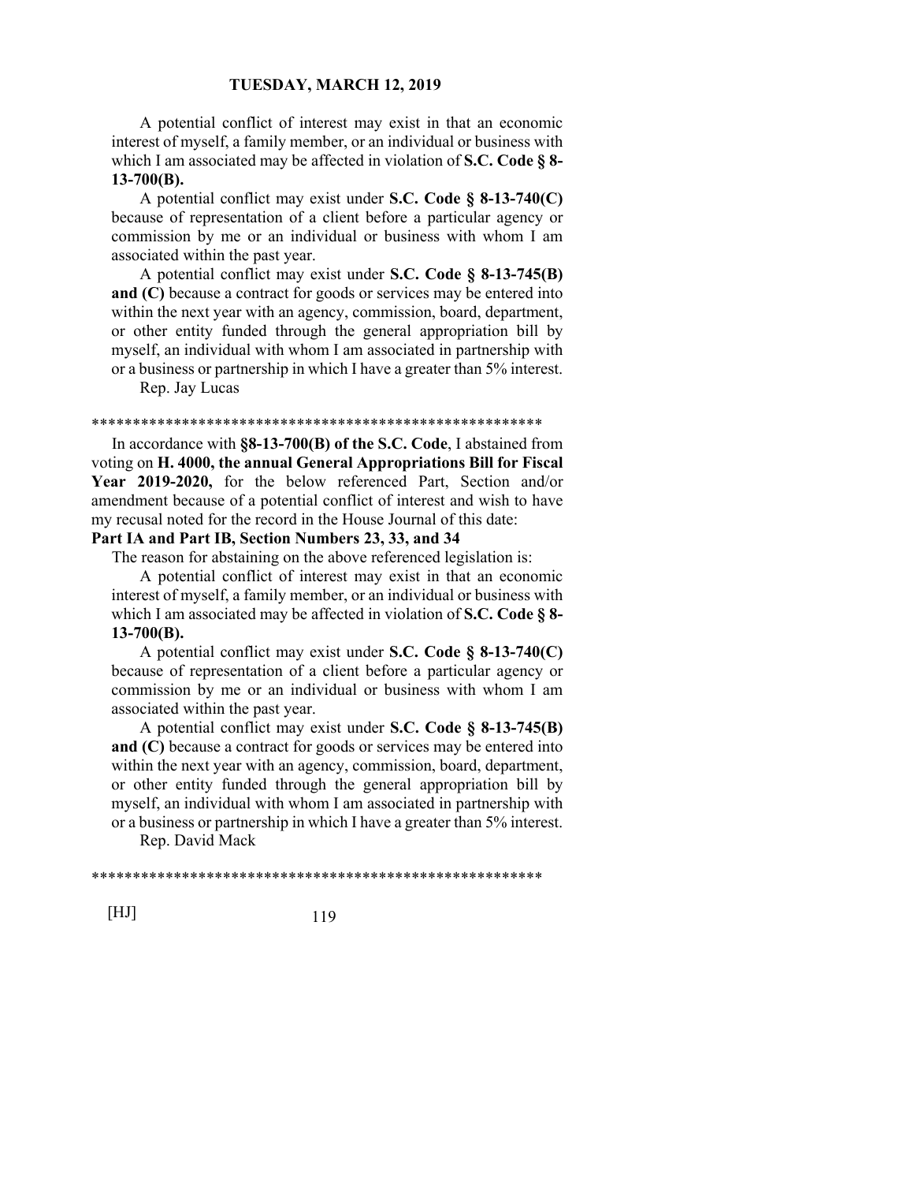A potential conflict of interest may exist in that an economic interest of myself, a family member, or an individual or business with which I am associated may be affected in violation of **S.C. Code § 8-13-700(B).**

A potential conflict may exist under **S.C. Code § 8-13-740(C)** because of representation of a client before a particular agency or commission by me or an individual or business with whom I am associated within the past year.

A potential conflict may exist under **S.C. Code § 8-13-745(B) and (C)** because a contract for goods or services may be entered into within the next year with an agency, commission, board, department, or other entity funded through the general appropriation bill by myself, an individual with whom I am associated in partnership with or a business or partnership in which I have a greater than 5% interest.

Rep. Jay Lucas

*******************************************************

In accordance with **§8-13-700(B) of the S.C. Code**, I abstained from voting on **H. 4000, the annual General Appropriations Bill for Fiscal Year 2019-2020,** for the below referenced Part, Section and/or amendment because of a potential conflict of interest and wish to have my recusal noted for the record in the House Journal of this date:

**Part IA and Part IB, Section Numbers 23, 33, and 34**

The reason for abstaining on the above referenced legislation is:

A potential conflict of interest may exist in that an economic interest of myself, a family member, or an individual or business with which I am associated may be affected in violation of **S.C. Code § 8-13-700(B).**

A potential conflict may exist under **S.C. Code § 8-13-740(C)** because of representation of a client before a particular agency or commission by me or an individual or business with whom I am associated within the past year.

A potential conflict may exist under **S.C. Code § 8-13-745(B) and (C)** because a contract for goods or services may be entered into within the next year with an agency, commission, board, department, or other entity funded through the general appropriation bill by myself, an individual with whom I am associated in partnership with or a business or partnership in which I have a greater than 5% interest.

Rep. David Mack

*******************************************************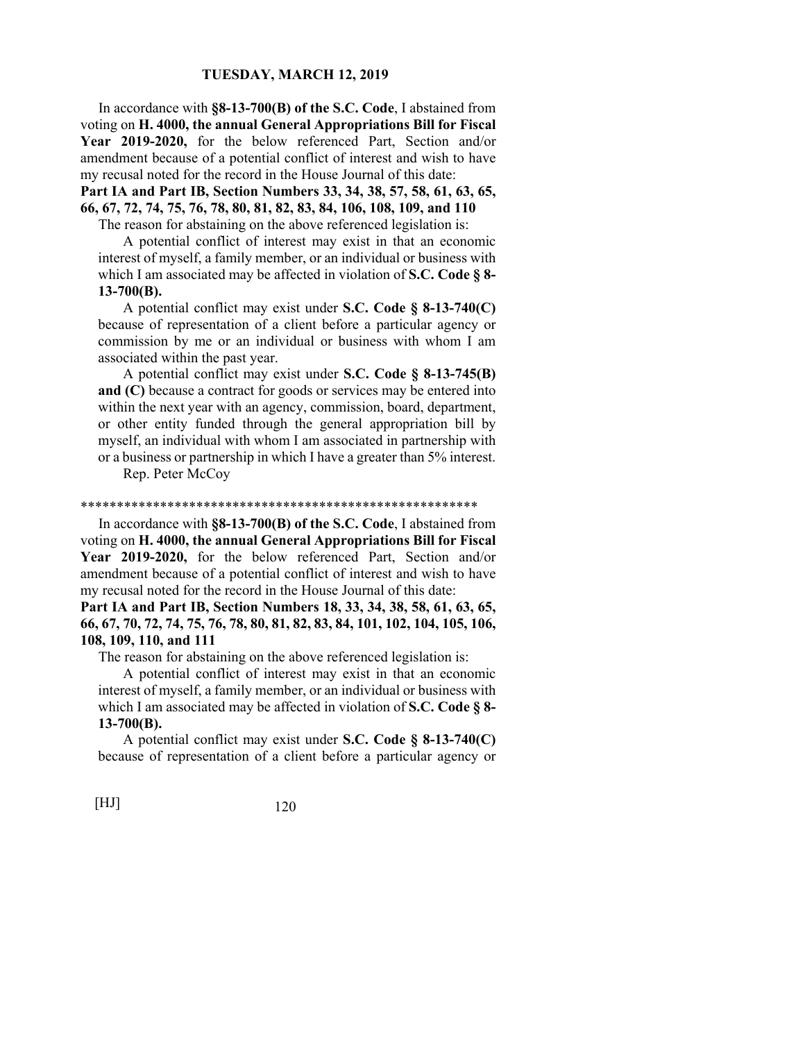In accordance with **§8-13-700(B) of the S.C. Code**, I abstained from voting on **H. 4000, the annual General Appropriations Bill for Fiscal Year 2019-2020,** for the below referenced Part, Section and/or amendment because of a potential conflict of interest and wish to have my recusal noted for the record in the House Journal of this date:

**Part IA and Part IB, Section Numbers 33, 34, 38, 57, 58, 61, 63, 65, 66, 67, 72, 74, 75, 76, 78, 80, 81, 82, 83, 84, 106, 108, 109, and 110**

The reason for abstaining on the above referenced legislation is:

A potential conflict of interest may exist in that an economic interest of myself, a family member, or an individual or business with which I am associated may be affected in violation of **S.C. Code § 8-13-700(B).**

A potential conflict may exist under **S.C. Code § 8-13-740(C)** because of representation of a client before a particular agency or commission by me or an individual or business with whom I am associated within the past year.

A potential conflict may exist under **S.C. Code § 8-13-745(B) and (C)** because a contract for goods or services may be entered into within the next year with an agency, commission, board, department, or other entity funded through the general appropriation bill by myself, an individual with whom I am associated in partnership with or a business or partnership in which I have a greater than 5% interest.

Rep. Peter McCoy

*********************************************************

In accordance with **§8-13-700(B) of the S.C. Code**, I abstained from voting on **H. 4000, the annual General Appropriations Bill for Fiscal Year 2019-2020,** for the below referenced Part, Section and/or amendment because of a potential conflict of interest and wish to have my recusal noted for the record in the House Journal of this date:

**Part IA and Part IB, Section Numbers 18, 33, 34, 38, 58, 61, 63, 65, 66, 67, 70, 72, 74, 75, 76, 78, 80, 81, 82, 83, 84, 101, 102, 104, 105, 106, 108, 109, 110, and 111**

The reason for abstaining on the above referenced legislation is:

A potential conflict of interest may exist in that an economic interest of myself, a family member, or an individual or business with which I am associated may be affected in violation of **S.C. Code § 8-13-700(B).**

A potential conflict may exist under **S.C. Code § 8-13-740(C)** because of representation of a client before a particular agency or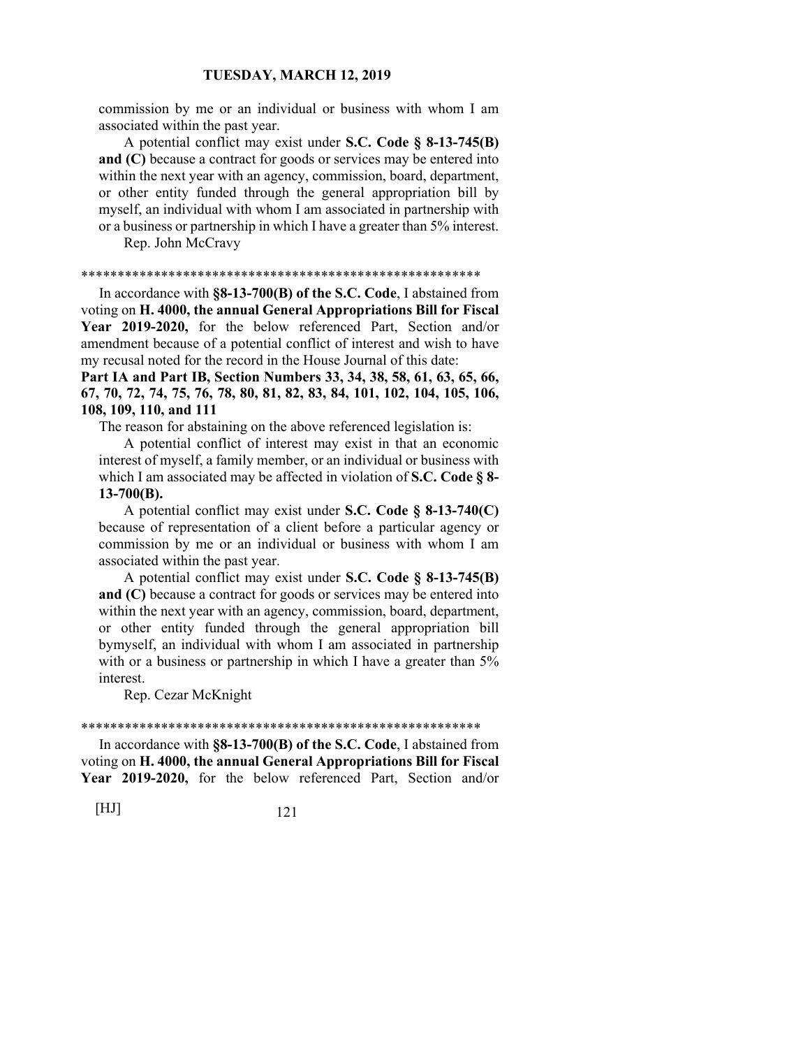commission by me or an individual or business with whom I am associated within the past year.

A potential conflict may exist under **S.C. Code § 8-13-745(B) and (C)** because a contract for goods or services may be entered into within the next year with an agency, commission, board, department, or other entity funded through the general appropriation bill by myself, an individual with whom I am associated in partnership with or a business or partnership in which I have a greater than 5% interest.

Rep. John McCravy

*****************************************************

In accordance with **§8-13-700(B) of the S.C. Code**, I abstained from voting on **H. 4000, the annual General Appropriations Bill for Fiscal Year 2019-2020,** for the below referenced Part, Section and/or amendment because of a potential conflict of interest and wish to have my recusal noted for the record in the House Journal of this date:

**Part IA and Part IB, Section Numbers 33, 34, 38, 58, 61, 63, 65, 66, 67, 70, 72, 74, 75, 76, 78, 80, 81, 82, 83, 84, 101, 102, 104, 105, 106, 108, 109, 110, and 111**

The reason for abstaining on the above referenced legislation is:

A potential conflict of interest may exist in that an economic interest of myself, a family member, or an individual or business with which I am associated may be affected in violation of **S.C. Code § 8-13-700(B).**

A potential conflict may exist under **S.C. Code § 8-13-740(C)** because of representation of a client before a particular agency or commission by me or an individual or business with whom I am associated within the past year.

A potential conflict may exist under **S.C. Code § 8-13-745(B) and (C)** because a contract for goods or services may be entered into within the next year with an agency, commission, board, department, or other entity funded through the general appropriation bill bymyself, an individual with whom I am associated in partnership with or a business or partnership in which I have a greater than 5% interest.

Rep. Cezar McKnight

*****************************************************

In accordance with **§8-13-700(B) of the S.C. Code**, I abstained from voting on **H. 4000, the annual General Appropriations Bill for Fiscal Year 2019-2020,** for the below referenced Part, Section and/or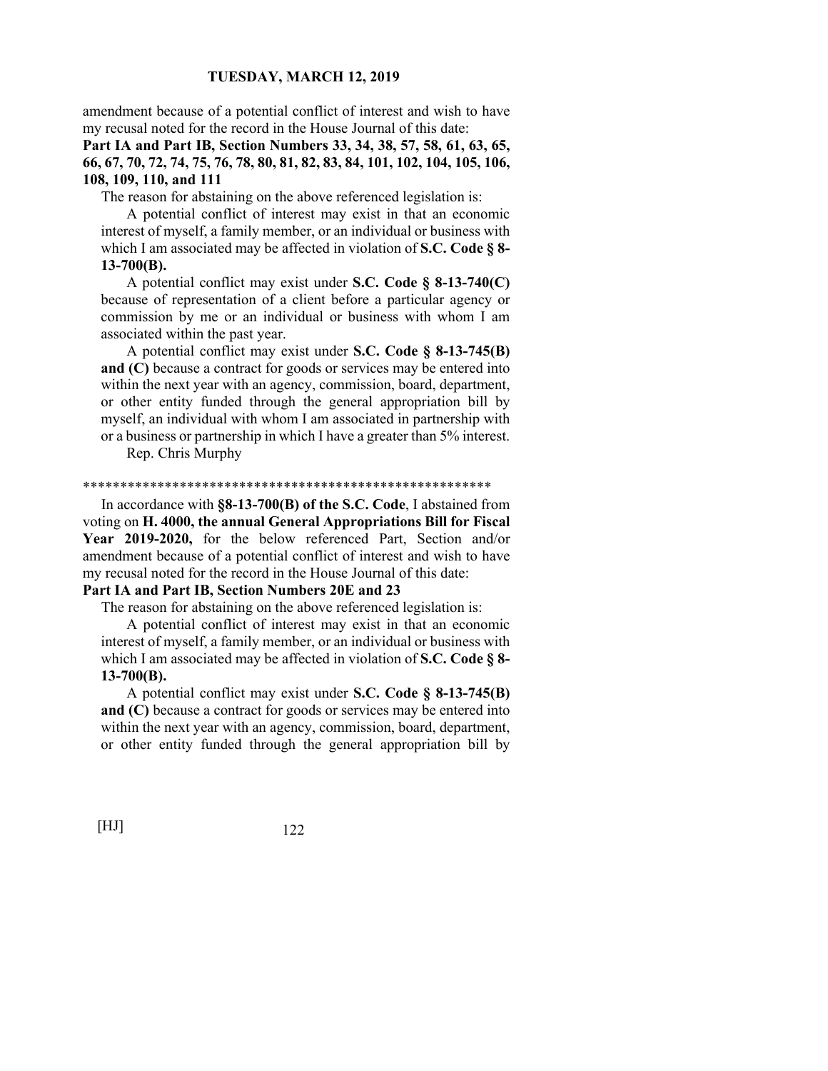amendment because of a potential conflict of interest and wish to have my recusal noted for the record in the House Journal of this date:

**Part IA and Part IB, Section Numbers 33, 34, 38, 57, 58, 61, 63, 65, 66, 67, 70, 72, 74, 75, 76, 78, 80, 81, 82, 83, 84, 101, 102, 104, 105, 106, 108, 109, 110, and 111**

The reason for abstaining on the above referenced legislation is:

A potential conflict of interest may exist in that an economic interest of myself, a family member, or an individual or business with which I am associated may be affected in violation of **S.C. Code § 8-13-700(B).**

A potential conflict may exist under **S.C. Code § 8-13-740(C)** because of representation of a client before a particular agency or commission by me or an individual or business with whom I am associated within the past year.

A potential conflict may exist under **S.C. Code § 8-13-745(B) and (C)** because a contract for goods or services may be entered into within the next year with an agency, commission, board, department, or other entity funded through the general appropriation bill by myself, an individual with whom I am associated in partnership with or a business or partnership in which I have a greater than 5% interest.

Rep. Chris Murphy

*******************************************************

In accordance with **§8-13-700(B) of the S.C. Code**, I abstained from voting on **H. 4000, the annual General Appropriations Bill for Fiscal Year 2019-2020,** for the below referenced Part, Section and/or amendment because of a potential conflict of interest and wish to have my recusal noted for the record in the House Journal of this date:

**Part IA and Part IB, Section Numbers 20E and 23**

The reason for abstaining on the above referenced legislation is:

A potential conflict of interest may exist in that an economic interest of myself, a family member, or an individual or business with which I am associated may be affected in violation of **S.C. Code § 8-13-700(B).**

A potential conflict may exist under **S.C. Code § 8-13-745(B) and (C)** because a contract for goods or services may be entered into within the next year with an agency, commission, board, department, or other entity funded through the general appropriation bill by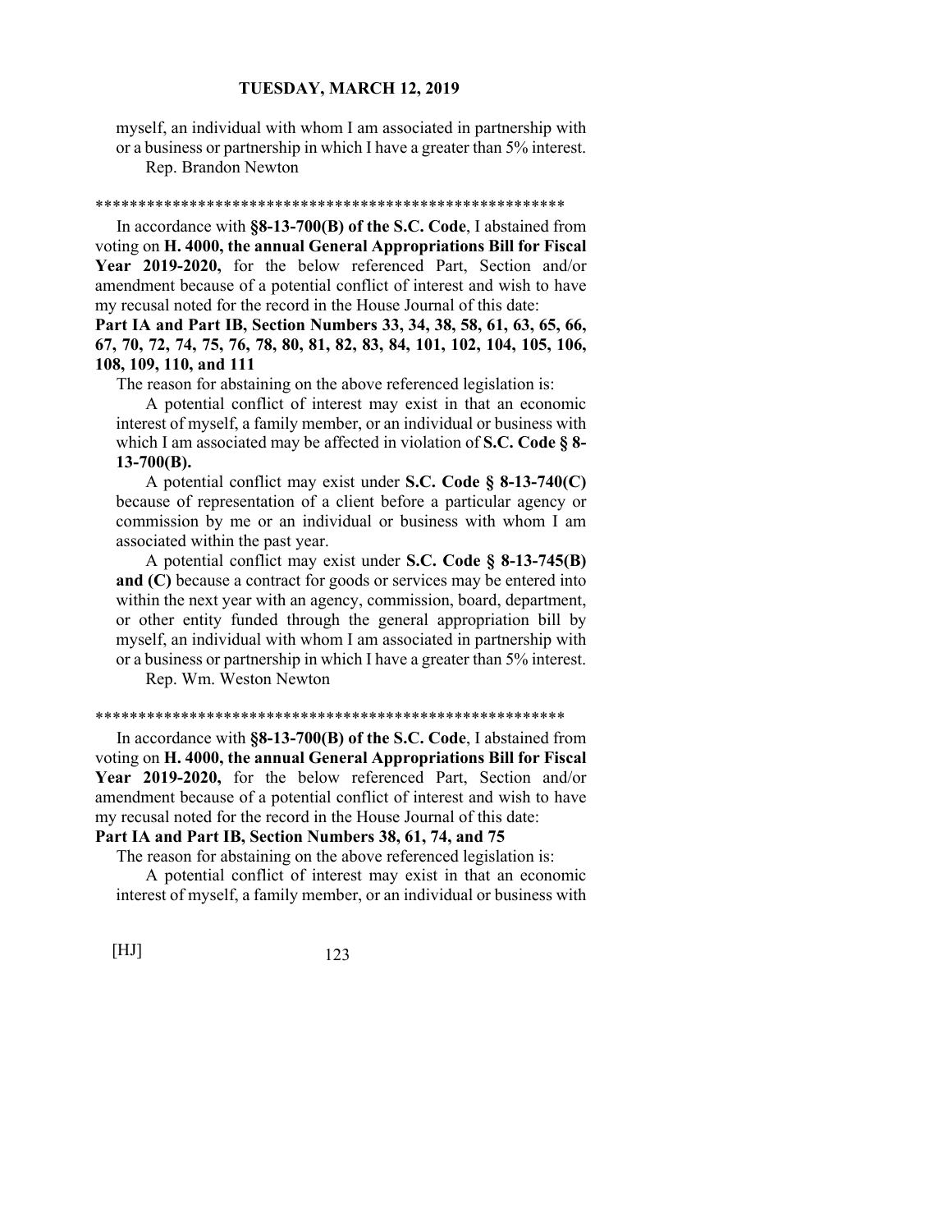myself, an individual with whom I am associated in partnership with or a business or partnership in which I have a greater than 5% interest.

Rep. Brandon Newton

*******************************************************

In accordance with **§8-13-700(B) of the S.C. Code**, I abstained from voting on **H. 4000, the annual General Appropriations Bill for Fiscal Year 2019-2020,** for the below referenced Part, Section and/or amendment because of a potential conflict of interest and wish to have my recusal noted for the record in the House Journal of this date:

**Part IA and Part IB, Section Numbers 33, 34, 38, 58, 61, 63, 65, 66, 67, 70, 72, 74, 75, 76, 78, 80, 81, 82, 83, 84, 101, 102, 104, 105, 106, 108, 109, 110, and 111**

The reason for abstaining on the above referenced legislation is:

A potential conflict of interest may exist in that an economic interest of myself, a family member, or an individual or business with which I am associated may be affected in violation of **S.C. Code § 8-13-700(B).**

A potential conflict may exist under **S.C. Code § 8-13-740(C)** because of representation of a client before a particular agency or commission by me or an individual or business with whom I am associated within the past year.

A potential conflict may exist under **S.C. Code § 8-13-745(B) and (C)** because a contract for goods or services may be entered into within the next year with an agency, commission, board, department, or other entity funded through the general appropriation bill by myself, an individual with whom I am associated in partnership with or a business or partnership in which I have a greater than 5% interest.

Rep. Wm. Weston Newton

*******************************************************

In accordance with **§8-13-700(B) of the S.C. Code**, I abstained from voting on **H. 4000, the annual General Appropriations Bill for Fiscal Year 2019-2020,** for the below referenced Part, Section and/or amendment because of a potential conflict of interest and wish to have my recusal noted for the record in the House Journal of this date:

**Part IA and Part IB, Section Numbers 38, 61, 74, and 75**

The reason for abstaining on the above referenced legislation is:

A potential conflict of interest may exist in that an economic interest of myself, a family member, or an individual or business with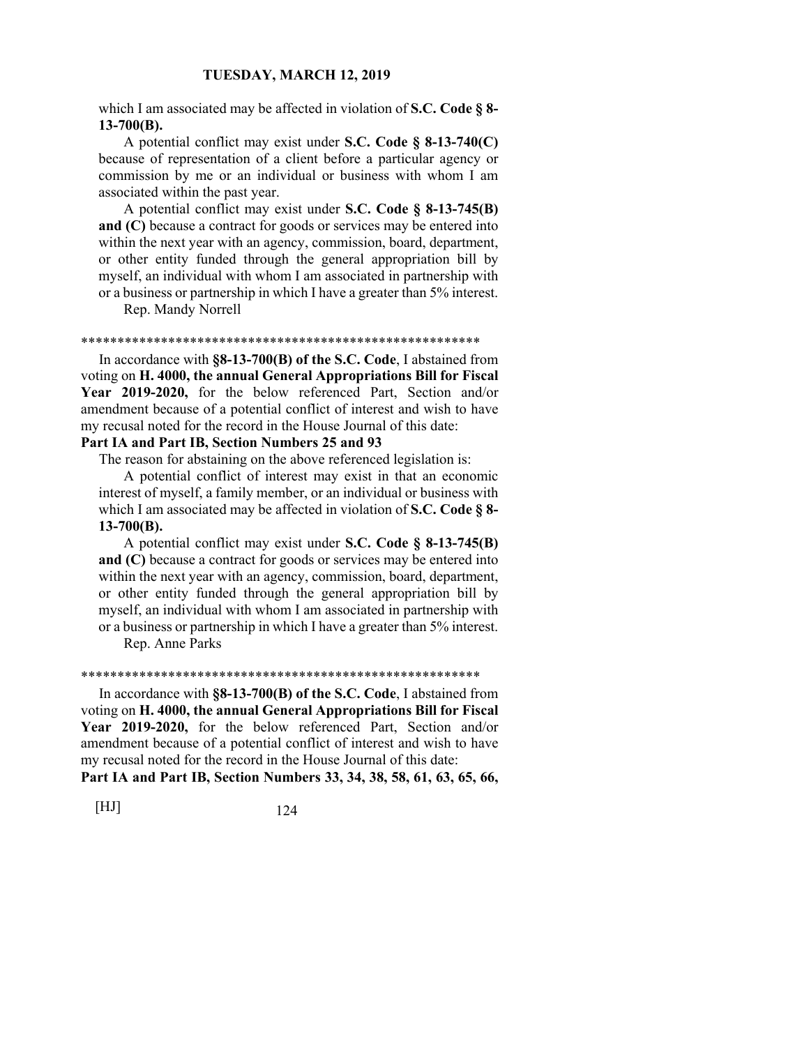which I am associated may be affected in violation of **S.C. Code § 8-13-700(B).**

A potential conflict may exist under **S.C. Code § 8-13-740(C)** because of representation of a client before a particular agency or commission by me or an individual or business with whom I am associated within the past year.

A potential conflict may exist under **S.C. Code § 8-13-745(B) and (C)** because a contract for goods or services may be entered into within the next year with an agency, commission, board, department, or other entity funded through the general appropriation bill by myself, an individual with whom I am associated in partnership with or a business or partnership in which I have a greater than 5% interest.

Rep. Mandy Norrell

*******************************************************

In accordance with **§8-13-700(B) of the S.C. Code**, I abstained from voting on **H. 4000, the annual General Appropriations Bill for Fiscal Year 2019-2020,** for the below referenced Part, Section and/or amendment because of a potential conflict of interest and wish to have my recusal noted for the record in the House Journal of this date:

**Part IA and Part IB, Section Numbers 25 and 93**

The reason for abstaining on the above referenced legislation is:

A potential conflict of interest may exist in that an economic interest of myself, a family member, or an individual or business with which I am associated may be affected in violation of **S.C. Code § 8-13-700(B).**

A potential conflict may exist under **S.C. Code § 8-13-745(B) and (C)** because a contract for goods or services may be entered into within the next year with an agency, commission, board, department, or other entity funded through the general appropriation bill by myself, an individual with whom I am associated in partnership with or a business or partnership in which I have a greater than 5% interest.

Rep. Anne Parks

*******************************************************

In accordance with **§8-13-700(B) of the S.C. Code**, I abstained from voting on **H. 4000, the annual General Appropriations Bill for Fiscal Year 2019-2020,** for the below referenced Part, Section and/or amendment because of a potential conflict of interest and wish to have my recusal noted for the record in the House Journal of this date:

**Part IA and Part IB, Section Numbers 33, 34, 38, 58, 61, 63, 65, 66,**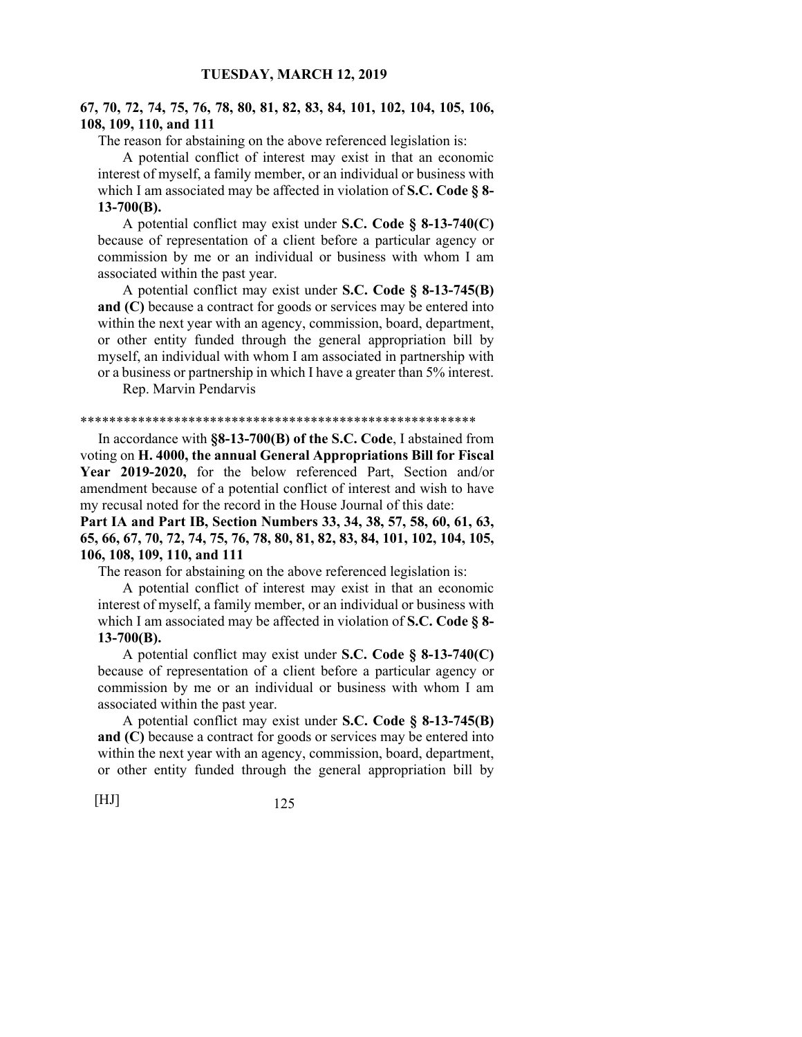**67, 70, 72, 74, 75, 76, 78, 80, 81, 82, 83, 84, 101, 102, 104, 105, 106, 108, 109, 110, and 111**

The reason for abstaining on the above referenced legislation is:

A potential conflict of interest may exist in that an economic interest of myself, a family member, or an individual or business with which I am associated may be affected in violation of **S.C. Code § 8-13-700(B).**

A potential conflict may exist under **S.C. Code § 8-13-740(C)** because of representation of a client before a particular agency or commission by me or an individual or business with whom I am associated within the past year.

A potential conflict may exist under **S.C. Code § 8-13-745(B) and (C)** because a contract for goods or services may be entered into within the next year with an agency, commission, board, department, or other entity funded through the general appropriation bill by myself, an individual with whom I am associated in partnership with or a business or partnership in which I have a greater than 5% interest.

Rep. Marvin Pendarvis

*******************************************************

In accordance with **§8-13-700(B) of the S.C. Code**, I abstained from voting on **H. 4000, the annual General Appropriations Bill for Fiscal Year 2019-2020,** for the below referenced Part, Section and/or amendment because of a potential conflict of interest and wish to have my recusal noted for the record in the House Journal of this date:

**Part IA and Part IB, Section Numbers 33, 34, 38, 57, 58, 60, 61, 63, 65, 66, 67, 70, 72, 74, 75, 76, 78, 80, 81, 82, 83, 84, 101, 102, 104, 105, 106, 108, 109, 110, and 111**

The reason for abstaining on the above referenced legislation is:

A potential conflict of interest may exist in that an economic interest of myself, a family member, or an individual or business with which I am associated may be affected in violation of **S.C. Code § 8-13-700(B).**

A potential conflict may exist under **S.C. Code § 8-13-740(C)** because of representation of a client before a particular agency or commission by me or an individual or business with whom I am associated within the past year.

A potential conflict may exist under **S.C. Code § 8-13-745(B) and (C)** because a contract for goods or services may be entered into within the next year with an agency, commission, board, department, or other entity funded through the general appropriation bill by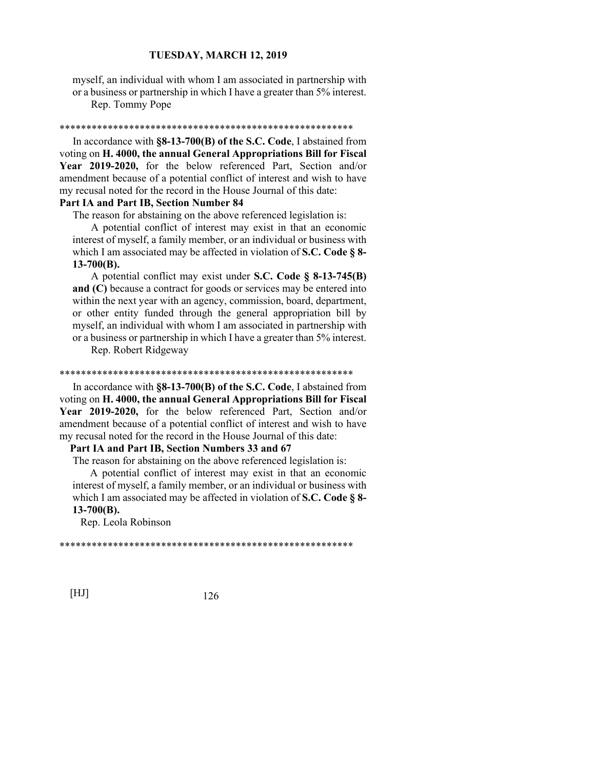myself, an individual with whom I am associated in partnership with or a business or partnership in which I have a greater than 5% interest.

Rep. Tommy Pope

*******************************************************

In accordance with **§8-13-700(B) of the S.C. Code**, I abstained from voting on **H. 4000, the annual General Appropriations Bill for Fiscal Year 2019-2020,** for the below referenced Part, Section and/or amendment because of a potential conflict of interest and wish to have my recusal noted for the record in the House Journal of this date:

**Part IA and Part IB, Section Number 84**

The reason for abstaining on the above referenced legislation is:

A potential conflict of interest may exist in that an economic interest of myself, a family member, or an individual or business with which I am associated may be affected in violation of **S.C. Code § 8-13-700(B).**

A potential conflict may exist under **S.C. Code § 8-13-745(B) and (C)** because a contract for goods or services may be entered into within the next year with an agency, commission, board, department, or other entity funded through the general appropriation bill by myself, an individual with whom I am associated in partnership with or a business or partnership in which I have a greater than 5% interest.

Rep. Robert Ridgeway

*******************************************************

In accordance with **§8-13-700(B) of the S.C. Code**, I abstained from voting on **H. 4000, the annual General Appropriations Bill for Fiscal Year 2019-2020,** for the below referenced Part, Section and/or amendment because of a potential conflict of interest and wish to have my recusal noted for the record in the House Journal of this date:

**Part IA and Part IB, Section Numbers 33 and 67**

The reason for abstaining on the above referenced legislation is:

A potential conflict of interest may exist in that an economic interest of myself, a family member, or an individual or business with which I am associated may be affected in violation of **S.C. Code § 8-13-700(B).**

Rep. Leola Robinson

*******************************************************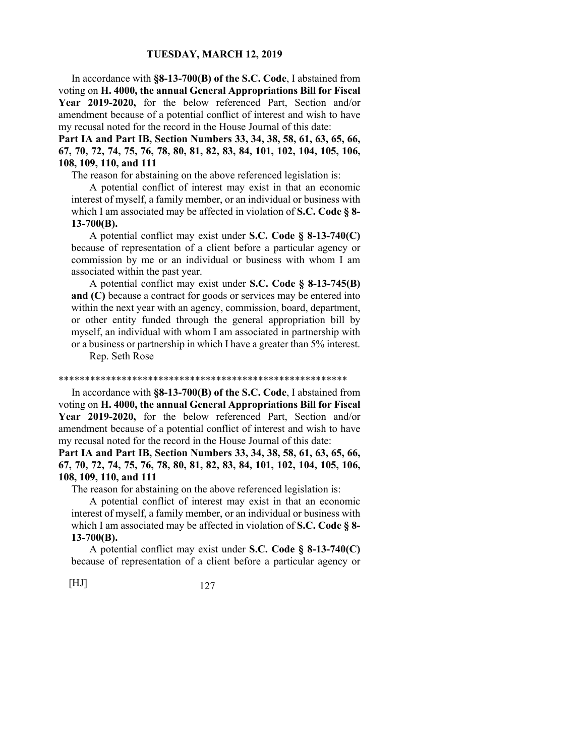In accordance with **§8-13-700(B) of the S.C. Code**, I abstained from voting on **H. 4000, the annual General Appropriations Bill for Fiscal Year 2019-2020,** for the below referenced Part, Section and/or amendment because of a potential conflict of interest and wish to have my recusal noted for the record in the House Journal of this date:

**Part IA and Part IB, Section Numbers 33, 34, 38, 58, 61, 63, 65, 66, 67, 70, 72, 74, 75, 76, 78, 80, 81, 82, 83, 84, 101, 102, 104, 105, 106, 108, 109, 110, and 111**

The reason for abstaining on the above referenced legislation is:

A potential conflict of interest may exist in that an economic interest of myself, a family member, or an individual or business with which I am associated may be affected in violation of **S.C. Code § 8-13-700(B).**

A potential conflict may exist under **S.C. Code § 8-13-740(C)** because of representation of a client before a particular agency or commission by me or an individual or business with whom I am associated within the past year.

A potential conflict may exist under **S.C. Code § 8-13-745(B) and (C)** because a contract for goods or services may be entered into within the next year with an agency, commission, board, department, or other entity funded through the general appropriation bill by myself, an individual with whom I am associated in partnership with or a business or partnership in which I have a greater than 5% interest.

Rep. Seth Rose

*******************************************************

In accordance with **§8-13-700(B) of the S.C. Code**, I abstained from voting on **H. 4000, the annual General Appropriations Bill for Fiscal Year 2019-2020,** for the below referenced Part, Section and/or amendment because of a potential conflict of interest and wish to have my recusal noted for the record in the House Journal of this date:

**Part IA and Part IB, Section Numbers 33, 34, 38, 58, 61, 63, 65, 66, 67, 70, 72, 74, 75, 76, 78, 80, 81, 82, 83, 84, 101, 102, 104, 105, 106, 108, 109, 110, and 111**

The reason for abstaining on the above referenced legislation is:

A potential conflict of interest may exist in that an economic interest of myself, a family member, or an individual or business with which I am associated may be affected in violation of **S.C. Code § 8-13-700(B).**

A potential conflict may exist under **S.C. Code § 8-13-740(C)** because of representation of a client before a particular agency or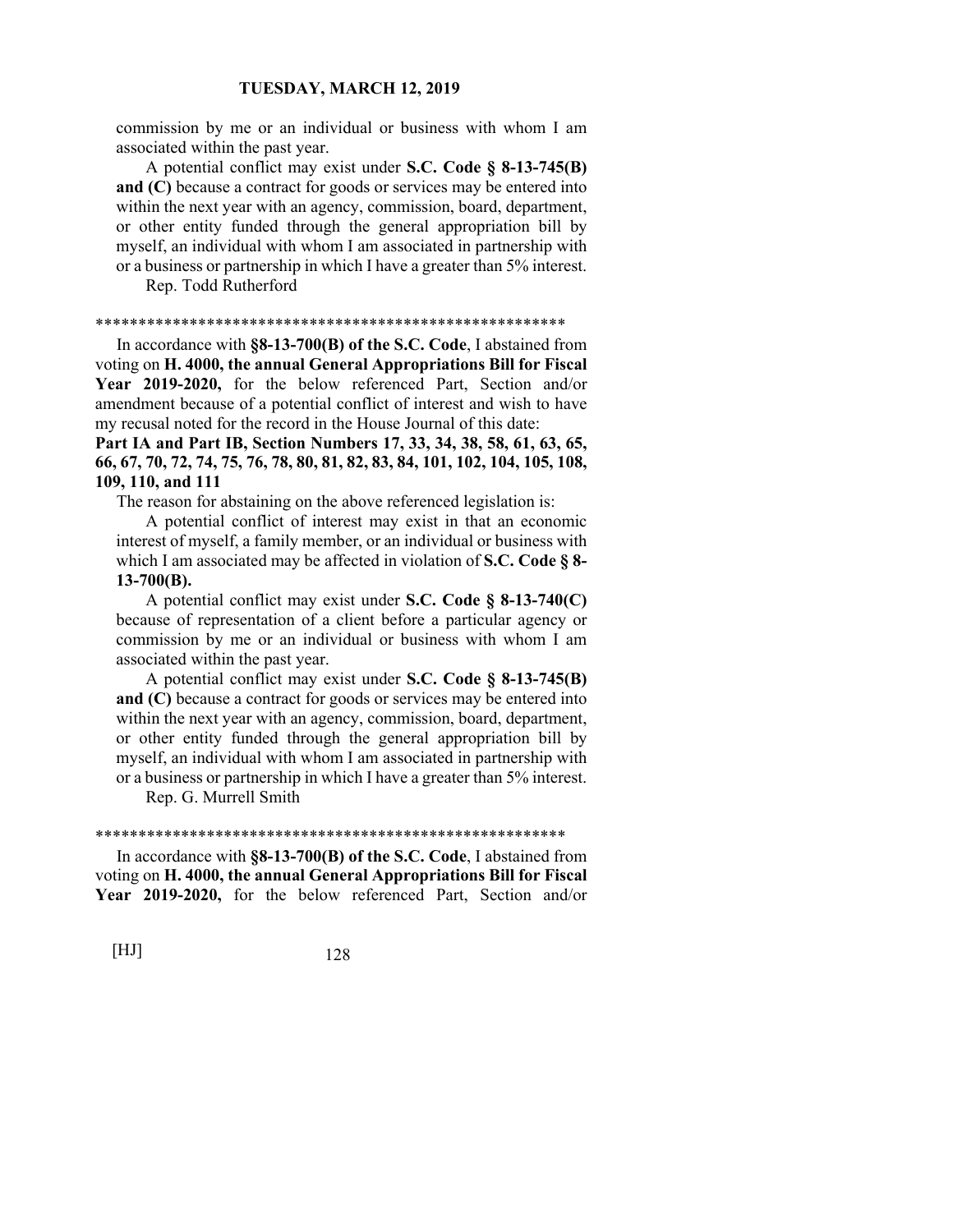commission by me or an individual or business with whom I am associated within the past year.

A potential conflict may exist under **S.C. Code § 8-13-745(B) and (C)** because a contract for goods or services may be entered into within the next year with an agency, commission, board, department, or other entity funded through the general appropriation bill by myself, an individual with whom I am associated in partnership with or a business or partnership in which I have a greater than 5% interest.

Rep. Todd Rutherford

*******************************************************

In accordance with **§8-13-700(B) of the S.C. Code**, I abstained from voting on **H. 4000, the annual General Appropriations Bill for Fiscal Year 2019-2020,** for the below referenced Part, Section and/or amendment because of a potential conflict of interest and wish to have my recusal noted for the record in the House Journal of this date:

**Part IA and Part IB, Section Numbers 17, 33, 34, 38, 58, 61, 63, 65, 66, 67, 70, 72, 74, 75, 76, 78, 80, 81, 82, 83, 84, 101, 102, 104, 105, 108, 109, 110, and 111**

The reason for abstaining on the above referenced legislation is:

A potential conflict of interest may exist in that an economic interest of myself, a family member, or an individual or business with which I am associated may be affected in violation of **S.C. Code § 8-13-700(B).**

A potential conflict may exist under **S.C. Code § 8-13-740(C)** because of representation of a client before a particular agency or commission by me or an individual or business with whom I am associated within the past year.

A potential conflict may exist under **S.C. Code § 8-13-745(B) and (C)** because a contract for goods or services may be entered into within the next year with an agency, commission, board, department, or other entity funded through the general appropriation bill by myself, an individual with whom I am associated in partnership with or a business or partnership in which I have a greater than 5% interest.

Rep. G. Murrell Smith

*******************************************************

In accordance with **§8-13-700(B) of the S.C. Code**, I abstained from voting on **H. 4000, the annual General Appropriations Bill for Fiscal Year 2019-2020,** for the below referenced Part, Section and/or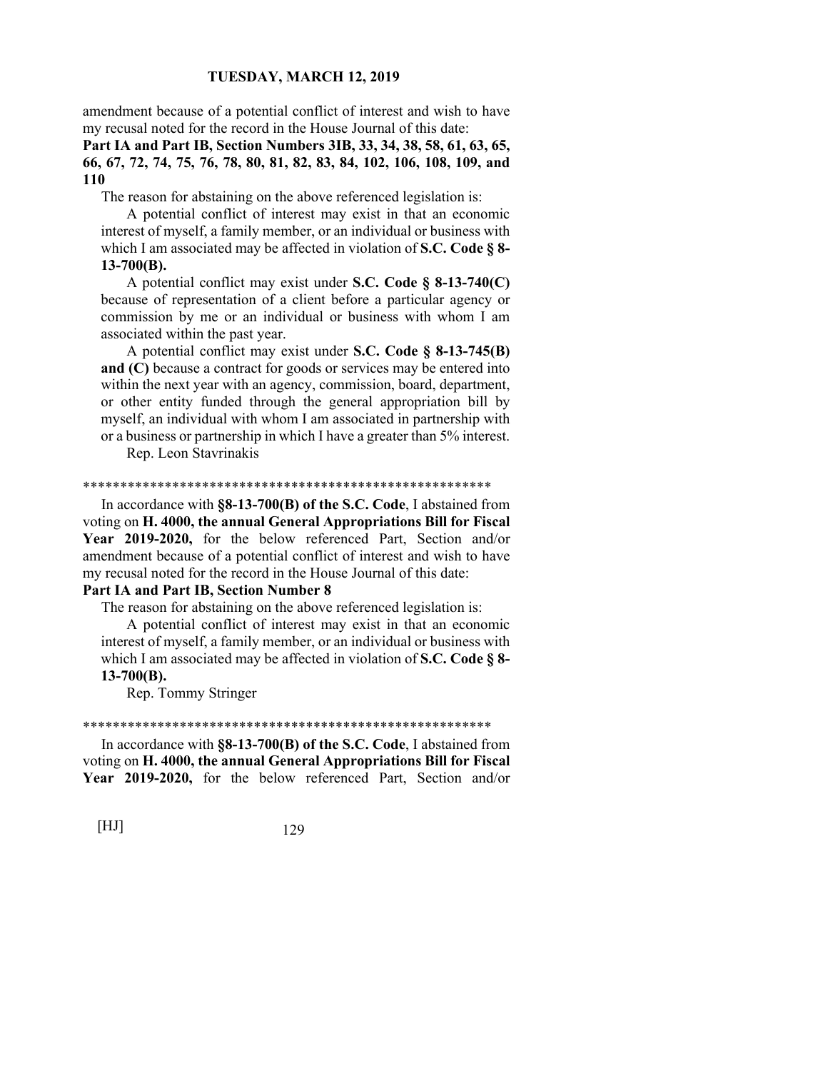amendment because of a potential conflict of interest and wish to have my recusal noted for the record in the House Journal of this date:

**Part IA and Part IB, Section Numbers 3IB, 33, 34, 38, 58, 61, 63, 65, 66, 67, 72, 74, 75, 76, 78, 80, 81, 82, 83, 84, 102, 106, 108, 109, and 110**

The reason for abstaining on the above referenced legislation is:

A potential conflict of interest may exist in that an economic interest of myself, a family member, or an individual or business with which I am associated may be affected in violation of **S.C. Code § 8-13-700(B).**

A potential conflict may exist under **S.C. Code § 8-13-740(C)** because of representation of a client before a particular agency or commission by me or an individual or business with whom I am associated within the past year.

A potential conflict may exist under **S.C. Code § 8-13-745(B) and (C)** because a contract for goods or services may be entered into within the next year with an agency, commission, board, department, or other entity funded through the general appropriation bill by myself, an individual with whom I am associated in partnership with or a business or partnership in which I have a greater than 5% interest.

Rep. Leon Stavrinakis

*********************************************************

In accordance with **§8-13-700(B) of the S.C. Code**, I abstained from voting on **H. 4000, the annual General Appropriations Bill for Fiscal Year 2019-2020,** for the below referenced Part, Section and/or amendment because of a potential conflict of interest and wish to have my recusal noted for the record in the House Journal of this date:

**Part IA and Part IB, Section Number 8**

The reason for abstaining on the above referenced legislation is:

A potential conflict of interest may exist in that an economic interest of myself, a family member, or an individual or business with which I am associated may be affected in violation of **S.C. Code § 8-13-700(B).**

Rep. Tommy Stringer

*********************************************************

In accordance with **§8-13-700(B) of the S.C. Code**, I abstained from voting on **H. 4000, the annual General Appropriations Bill for Fiscal Year 2019-2020,** for the below referenced Part, Section and/or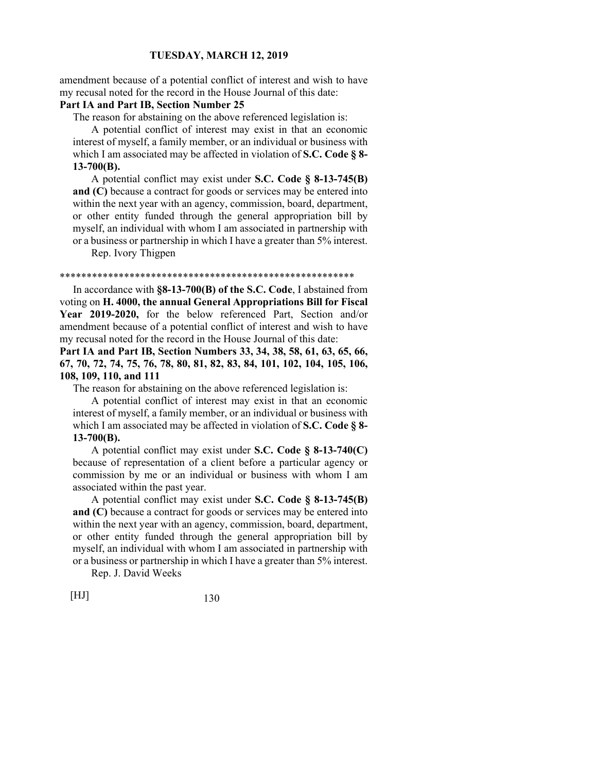amendment because of a potential conflict of interest and wish to have my recusal noted for the record in the House Journal of this date:

**Part IA and Part IB, Section Number 25**

The reason for abstaining on the above referenced legislation is:

A potential conflict of interest may exist in that an economic interest of myself, a family member, or an individual or business with which I am associated may be affected in violation of **S.C. Code § 8-13-700(B).**

A potential conflict may exist under **S.C. Code § 8-13-745(B) and (C)** because a contract for goods or services may be entered into within the next year with an agency, commission, board, department, or other entity funded through the general appropriation bill by myself, an individual with whom I am associated in partnership with or a business or partnership in which I have a greater than 5% interest.

Rep. Ivory Thigpen

*******************************************************

In accordance with **§8-13-700(B) of the S.C. Code**, I abstained from voting on **H. 4000, the annual General Appropriations Bill for Fiscal Year 2019-2020,** for the below referenced Part, Section and/or amendment because of a potential conflict of interest and wish to have my recusal noted for the record in the House Journal of this date:

**Part IA and Part IB, Section Numbers 33, 34, 38, 58, 61, 63, 65, 66, 67, 70, 72, 74, 75, 76, 78, 80, 81, 82, 83, 84, 101, 102, 104, 105, 106, 108, 109, 110, and 111**

The reason for abstaining on the above referenced legislation is:

A potential conflict of interest may exist in that an economic interest of myself, a family member, or an individual or business with which I am associated may be affected in violation of **S.C. Code § 8-13-700(B).**

A potential conflict may exist under **S.C. Code § 8-13-740(C)** because of representation of a client before a particular agency or commission by me or an individual or business with whom I am associated within the past year.

A potential conflict may exist under **S.C. Code § 8-13-745(B) and (C)** because a contract for goods or services may be entered into within the next year with an agency, commission, board, department, or other entity funded through the general appropriation bill by myself, an individual with whom I am associated in partnership with or a business or partnership in which I have a greater than 5% interest.

Rep. J. David Weeks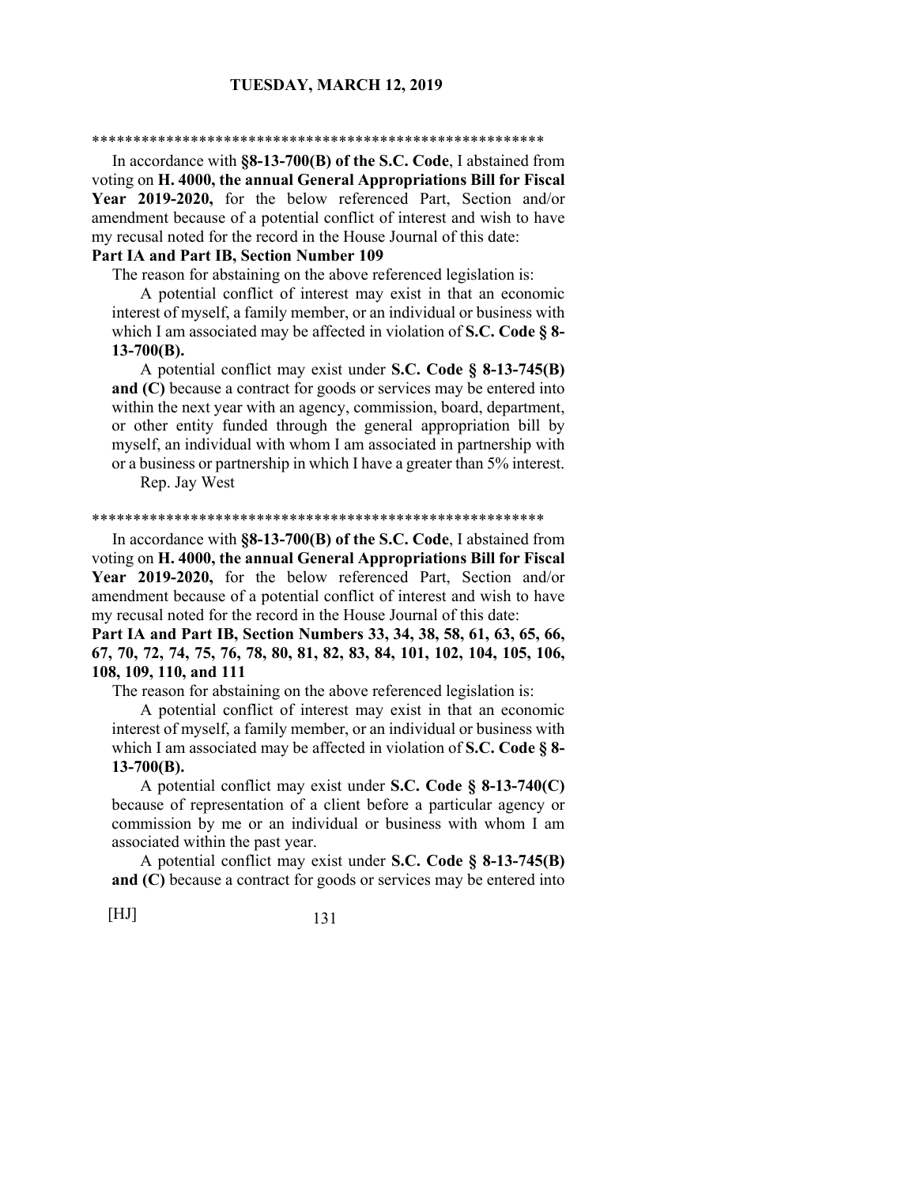\*\*\*\*\*\*\*\*\*\*\*\*\*\*\*\*\*\*\*\*\*\*\*\*\*\*\*\*\*\*\*\*\*\*\*\*\*\*\*\*\*\*\*\*\*\*\*\*\*\*\*\*\*\*\*\*

In accordance with **§8-13-700(B) of the S.C. Code**, I abstained from voting on **H. 4000, the annual General Appropriations Bill for Fiscal Year 2019-2020,** for the below referenced Part, Section and/or amendment because of a potential conflict of interest and wish to have my recusal noted for the record in the House Journal of this date:

**Part IA and Part IB, Section Number 109**

The reason for abstaining on the above referenced legislation is:

A potential conflict of interest may exist in that an economic interest of myself, a family member, or an individual or business with which I am associated may be affected in violation of **S.C. Code § 8-13-700(B).**

A potential conflict may exist under **S.C. Code § 8-13-745(B) and (C)** because a contract for goods or services may be entered into within the next year with an agency, commission, board, department, or other entity funded through the general appropriation bill by myself, an individual with whom I am associated in partnership with or a business or partnership in which I have a greater than 5% interest.

Rep. Jay West

\*\*\*\*\*\*\*\*\*\*\*\*\*\*\*\*\*\*\*\*\*\*\*\*\*\*\*\*\*\*\*\*\*\*\*\*\*\*\*\*\*\*\*\*\*\*\*\*\*\*\*\*\*\*\*\*

In accordance with **§8-13-700(B) of the S.C. Code**, I abstained from voting on **H. 4000, the annual General Appropriations Bill for Fiscal Year 2019-2020,** for the below referenced Part, Section and/or amendment because of a potential conflict of interest and wish to have my recusal noted for the record in the House Journal of this date:

**Part IA and Part IB, Section Numbers 33, 34, 38, 58, 61, 63, 65, 66, 67, 70, 72, 74, 75, 76, 78, 80, 81, 82, 83, 84, 101, 102, 104, 105, 106, 108, 109, 110, and 111**

The reason for abstaining on the above referenced legislation is:

A potential conflict of interest may exist in that an economic interest of myself, a family member, or an individual or business with which I am associated may be affected in violation of **S.C. Code § 8-13-700(B).**

A potential conflict may exist under **S.C. Code § 8-13-740(C)** because of representation of a client before a particular agency or commission by me or an individual or business with whom I am associated within the past year.

A potential conflict may exist under **S.C. Code § 8-13-745(B) and (C)** because a contract for goods or services may be entered into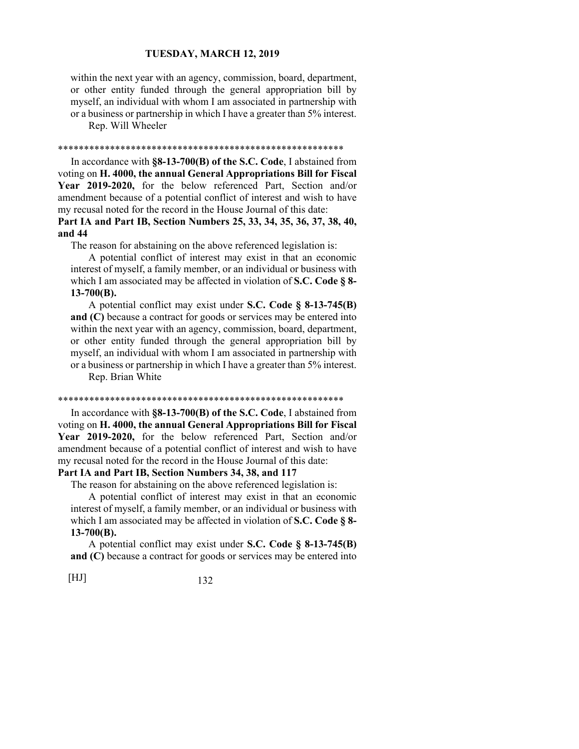within the next year with an agency, commission, board, department, or other entity funded through the general appropriation bill by myself, an individual with whom I am associated in partnership with or a business or partnership in which I have a greater than 5% interest.

Rep. Will Wheeler

*******************************************************

In accordance with **§8-13-700(B) of the S.C. Code**, I abstained from voting on **H. 4000, the annual General Appropriations Bill for Fiscal Year 2019-2020,** for the below referenced Part, Section and/or amendment because of a potential conflict of interest and wish to have my recusal noted for the record in the House Journal of this date:

**Part IA and Part IB, Section Numbers 25, 33, 34, 35, 36, 37, 38, 40, and 44**

The reason for abstaining on the above referenced legislation is:

A potential conflict of interest may exist in that an economic interest of myself, a family member, or an individual or business with which I am associated may be affected in violation of **S.C. Code § 8-13-700(B).**

A potential conflict may exist under **S.C. Code § 8-13-745(B) and (C)** because a contract for goods or services may be entered into within the next year with an agency, commission, board, department, or other entity funded through the general appropriation bill by myself, an individual with whom I am associated in partnership with or a business or partnership in which I have a greater than 5% interest.

Rep. Brian White

*******************************************************

In accordance with **§8-13-700(B) of the S.C. Code**, I abstained from voting on **H. 4000, the annual General Appropriations Bill for Fiscal Year 2019-2020,** for the below referenced Part, Section and/or amendment because of a potential conflict of interest and wish to have my recusal noted for the record in the House Journal of this date:

**Part IA and Part IB, Section Numbers 34, 38, and 117**

The reason for abstaining on the above referenced legislation is:

A potential conflict of interest may exist in that an economic interest of myself, a family member, or an individual or business with which I am associated may be affected in violation of **S.C. Code § 8-13-700(B).**

A potential conflict may exist under **S.C. Code § 8-13-745(B) and (C)** because a contract for goods or services may be entered into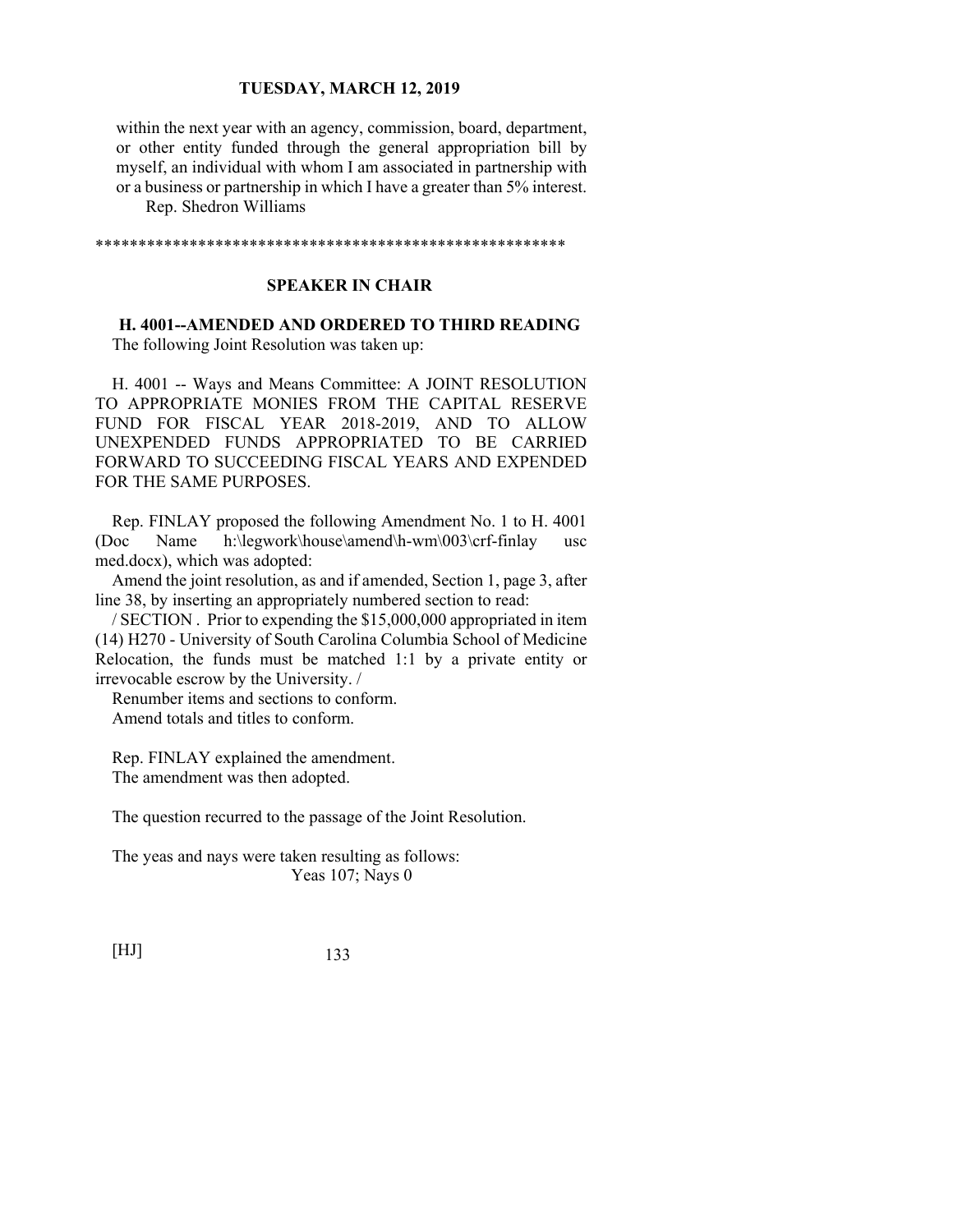within the next year with an agency, commission, board, department, or other entity funded through the general appropriation bill by myself, an individual with whom I am associated in partnership with or a business or partnership in which I have a greater than 5% interest.
Rep. Shedron Williams

*******************************************************

**SPEAKER IN CHAIR**

**H. 4001--AMENDED AND ORDERED TO THIRD READING**

The following Joint Resolution was taken up:

H. 4001 -- Ways and Means Committee: A JOINT RESOLUTION TO APPROPRIATE MONIES FROM THE CAPITAL RESERVE FUND FOR FISCAL YEAR 2018-2019, AND TO ALLOW UNEXPENDED FUNDS APPROPRIATED TO BE CARRIED FORWARD TO SUCCEEDING FISCAL YEARS AND EXPENDED FOR THE SAME PURPOSES.

Rep. FINLAY proposed the following Amendment No. 1 to H. 4001 (Doc Name h:\legwork\house\amend\h-wm\003\crf-finlay usc med.docx), which was adopted:

Amend the joint resolution, as and if amended, Section 1, page 3, after line 38, by inserting an appropriately numbered section to read:

/ SECTION . Prior to expending the $15,000,000 appropriated in item (14) H270 - University of South Carolina Columbia School of Medicine Relocation, the funds must be matched 1:1 by a private entity or irrevocable escrow by the University. /

Renumber items and sections to conform.
Amend totals and titles to conform.

Rep. FINLAY explained the amendment.
The amendment was then adopted.

The question recurred to the passage of the Joint Resolution.

The yeas and nays were taken resulting as follows:
Yeas 107; Nays 0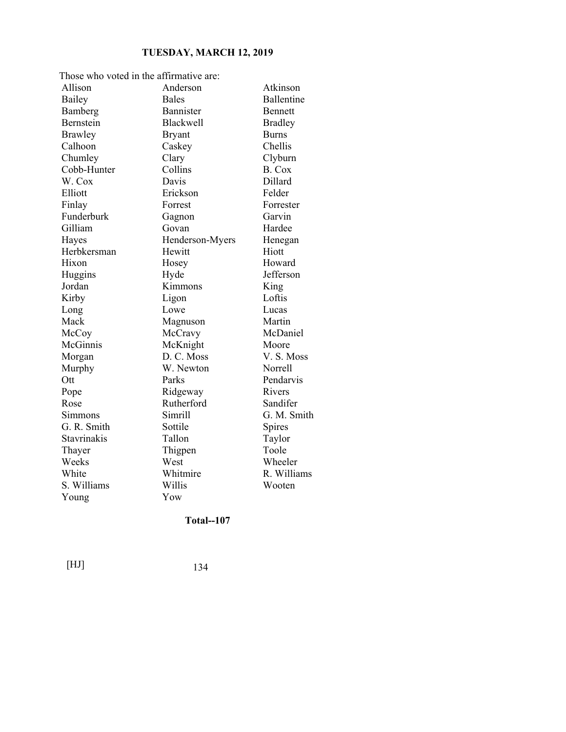**TUESDAY, MARCH 12, 2019**

Those who voted in the affirmative are:

| | | |
|---|---|---|
| Allison | Anderson | Atkinson |
| Bailey | Bales | Ballentine |
| Bamberg | Bannister | Bennett |
| Bernstein | Blackwell | Bradley |
| Brawley | Bryant | Burns |
| Calhoon | Caskey | Chellis |
| Chumley | Clary | Clyburn |
| Cobb-Hunter | Collins | B. Cox |
| W. Cox | Davis | Dillard |
| Elliott | Erickson | Felder |
| Finlay | Forrest | Forrester |
| Funderburk | Gagnon | Garvin |
| Gilliam | Govan | Hardee |
| Hayes | Henderson-Myers | Henegan |
| Herbkersman | Hewitt | Hiott |
| Hixon | Hosey | Howard |
| Huggins | Hyde | Jefferson |
| Jordan | Kimmons | King |
| Kirby | Ligon | Loftis |
| Long | Lowe | Lucas |
| Mack | Magnuson | Martin |
| McCoy | McCravy | McDaniel |
| McGinnis | McKnight | Moore |
| Morgan | D. C. Moss | V. S. Moss |
| Murphy | W. Newton | Norrell |
| Ott | Parks | Pendarvis |
| Pope | Ridgeway | Rivers |
| Rose | Rutherford | Sandifer |
| Simmons | Simrill | G. M. Smith |
| G. R. Smith | Sottile | Spires |
| Stavrinakis | Tallon | Taylor |
| Thayer | Thigpen | Toole |
| Weeks | West | Wheeler |
| White | Whitmire | R. Williams |
| S. Williams | Willis | Wooten |
| Young | Yow | |

**Total--107**

[HJ]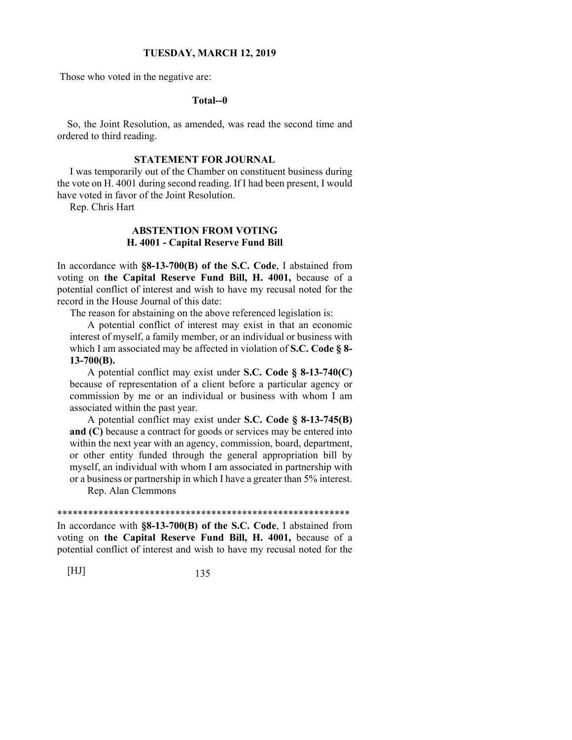Those who voted in the negative are:

**Total--0**

So, the Joint Resolution, as amended, was read the second time and ordered to third reading.

### STATEMENT FOR JOURNAL

I was temporarily out of the Chamber on constituent business during the vote on H. 4001 during second reading. If I had been present, I would have voted in favor of the Joint Resolution.

Rep. Chris Hart

### ABSTENTION FROM VOTING
### H. 4001 - Capital Reserve Fund Bill

In accordance with **§8-13-700(B) of the S.C. Code**, I abstained from voting on **the Capital Reserve Fund Bill, H. 4001,** because of a potential conflict of interest and wish to have my recusal noted for the record in the House Journal of this date:

The reason for abstaining on the above referenced legislation is:

A potential conflict of interest may exist in that an economic interest of myself, a family member, or an individual or business with which I am associated may be affected in violation of **S.C. Code § 8-13-700(B).**

A potential conflict may exist under **S.C. Code § 8-13-740(C)** because of representation of a client before a particular agency or commission by me or an individual or business with whom I am associated within the past year.

A potential conflict may exist under **S.C. Code § 8-13-745(B) and (C)** because a contract for goods or services may be entered into within the next year with an agency, commission, board, department, or other entity funded through the general appropriation bill by myself, an individual with whom I am associated in partnership with or a business or partnership in which I have a greater than 5% interest.

Rep. Alan Clemmons

*******************************************************

In accordance with **§8-13-700(B) of the S.C. Code**, I abstained from voting on **the Capital Reserve Fund Bill, H. 4001,** because of a potential conflict of interest and wish to have my recusal noted for the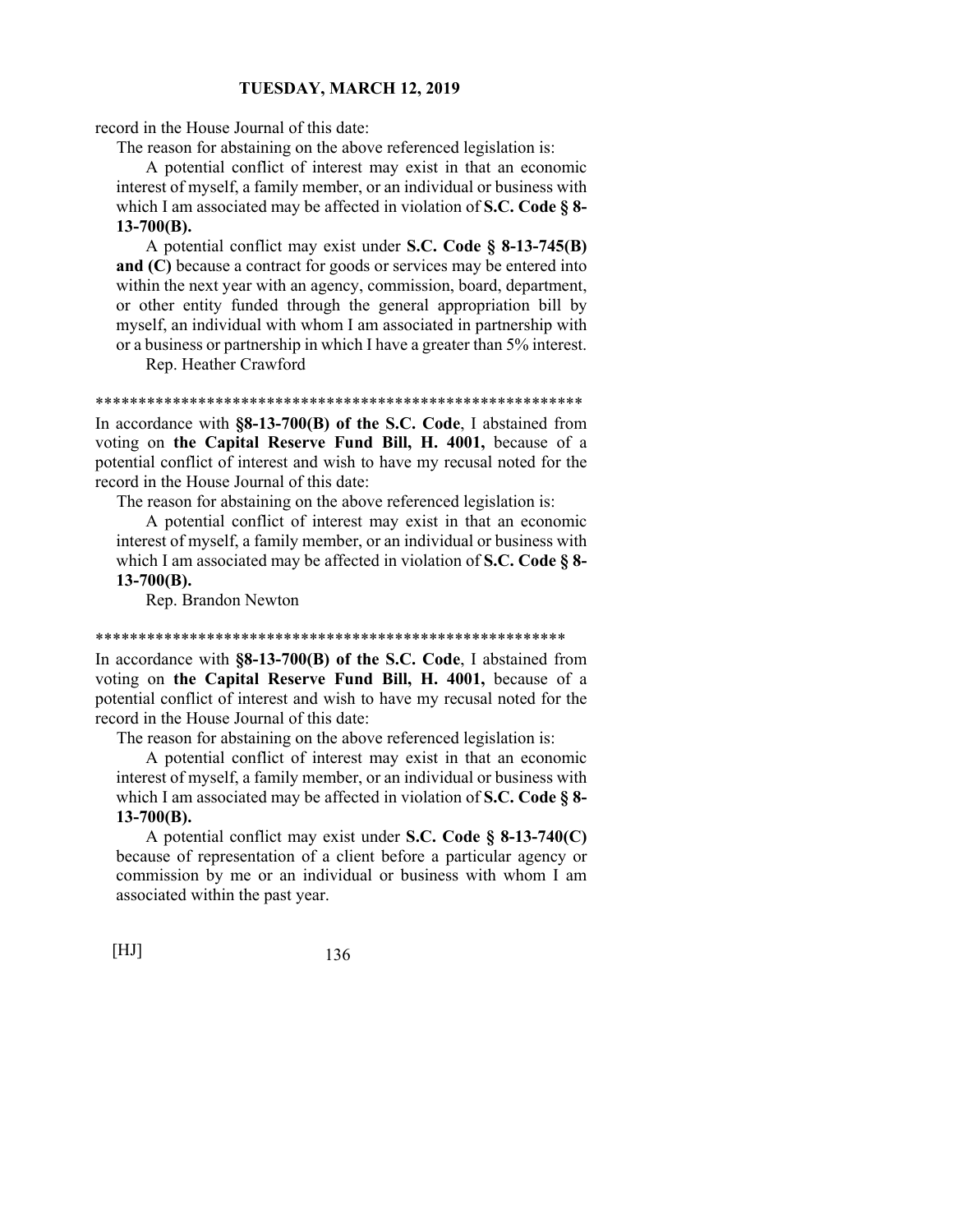record in the House Journal of this date:

The reason for abstaining on the above referenced legislation is:

A potential conflict of interest may exist in that an economic interest of myself, a family member, or an individual or business with which I am associated may be affected in violation of **S.C. Code § 8-13-700(B).**

A potential conflict may exist under **S.C. Code § 8-13-745(B) and (C)** because a contract for goods or services may be entered into within the next year with an agency, commission, board, department, or other entity funded through the general appropriation bill by myself, an individual with whom I am associated in partnership with or a business or partnership in which I have a greater than 5% interest.

Rep. Heather Crawford

*********************************************************

In accordance with **§8-13-700(B) of the S.C. Code**, I abstained from voting on **the Capital Reserve Fund Bill, H. 4001,** because of a potential conflict of interest and wish to have my recusal noted for the record in the House Journal of this date:

The reason for abstaining on the above referenced legislation is:

A potential conflict of interest may exist in that an economic interest of myself, a family member, or an individual or business with which I am associated may be affected in violation of **S.C. Code § 8-13-700(B).**

Rep. Brandon Newton

********************************************************

In accordance with **§8-13-700(B) of the S.C. Code**, I abstained from voting on **the Capital Reserve Fund Bill, H. 4001,** because of a potential conflict of interest and wish to have my recusal noted for the record in the House Journal of this date:

The reason for abstaining on the above referenced legislation is:

A potential conflict of interest may exist in that an economic interest of myself, a family member, or an individual or business with which I am associated may be affected in violation of **S.C. Code § 8-13-700(B).**

A potential conflict may exist under **S.C. Code § 8-13-740(C)** because of representation of a client before a particular agency or commission by me or an individual or business with whom I am associated within the past year.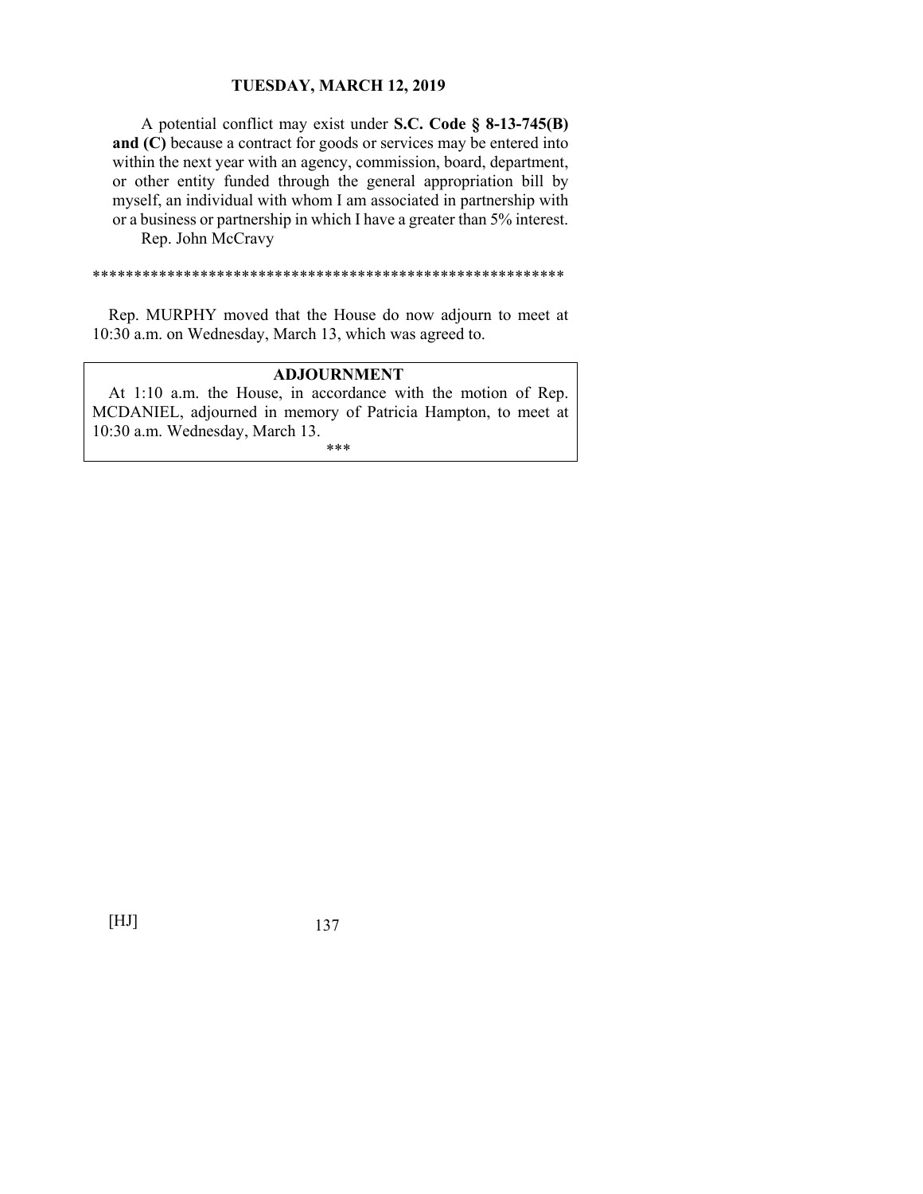A potential conflict may exist under **S.C. Code § 8-13-745(B) and (C)** because a contract for goods or services may be entered into within the next year with an agency, commission, board, department, or other entity funded through the general appropriation bill by myself, an individual with whom I am associated in partnership with or a business or partnership in which I have a greater than 5% interest.

Rep. John McCravy

\*\*\*\*\*\*\*\*\*\*\*\*\*\*\*\*\*\*\*\*\*\*\*\*\*\*\*\*\*\*\*\*\*\*\*\*\*\*\*\*\*\*\*\*\*\*\*\*\*\*\*\*\*\*\*\*\*

Rep. MURPHY moved that the House do now adjourn to meet at 10:30 a.m. on Wednesday, March 13, which was agreed to.

## ADJOURNMENT

At 1:10 a.m. the House, in accordance with the motion of Rep. MCDANIEL, adjourned in memory of Patricia Hampton, to meet at 10:30 a.m. Wednesday, March 13.

\*\*\*